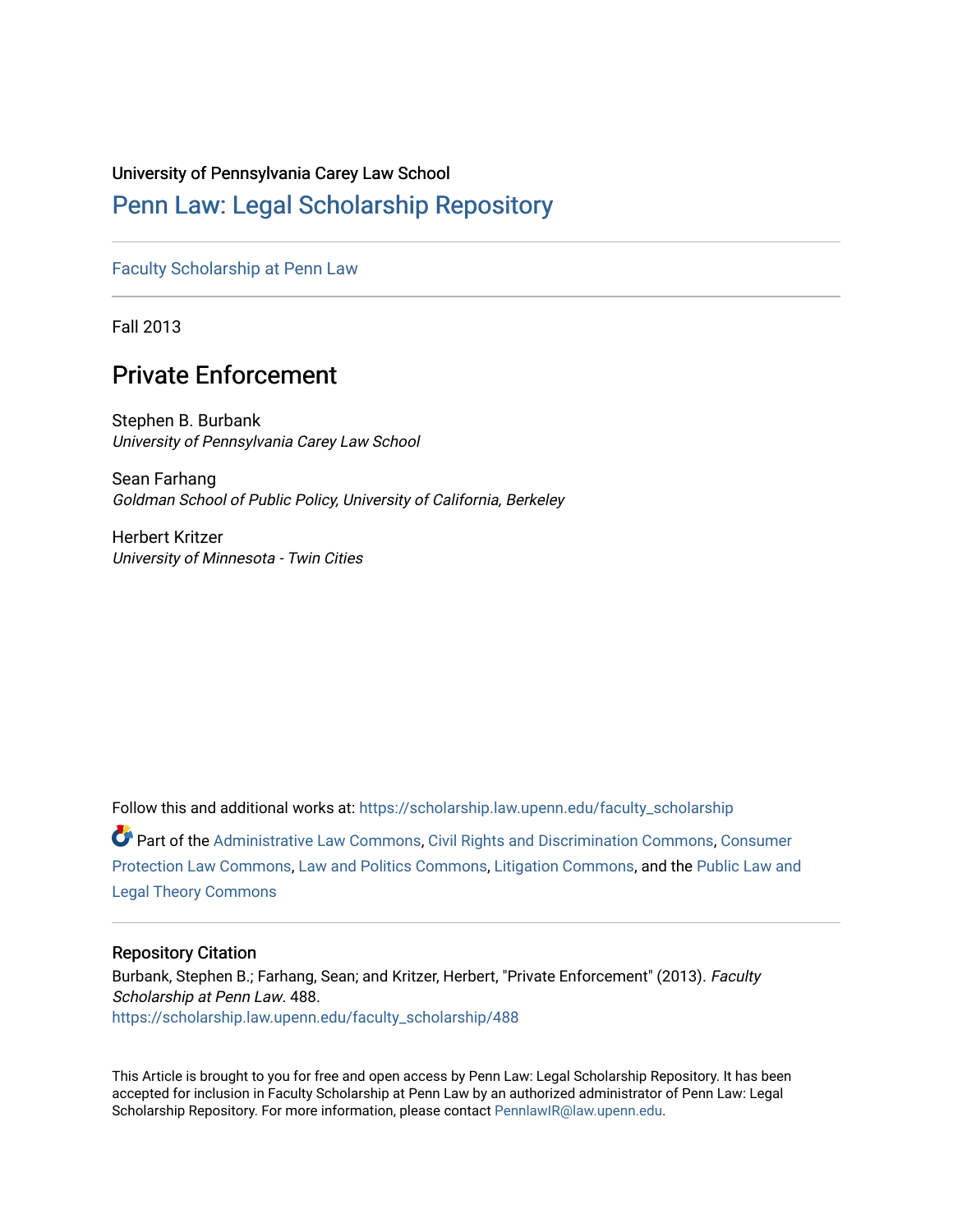University of Pennsylvania Carey Law School

# Penn Law: Legal Scholarship Repository

Faculty Scholarship at Penn Law

Fall 2013

## Private Enforcement

Stephen B. Burbank
*University of Pennsylvania Carey Law School*

Sean Farhang
*Goldman School of Public Policy, University of California, Berkeley*

Herbert Kritzer
*University of Minnesota - Twin Cities*

Follow this and additional works at: https://scholarship.law.upenn.edu/faculty_scholarship

Part of the Administrative Law Commons, Civil Rights and Discrimination Commons, Consumer Protection Law Commons, Law and Politics Commons, Litigation Commons, and the Public Law and Legal Theory Commons

### Repository Citation

Burbank, Stephen B.; Farhang, Sean; and Kritzer, Herbert, "Private Enforcement" (2013). *Faculty Scholarship at Penn Law*. 488.
https://scholarship.law.upenn.edu/faculty_scholarship/488

This Article is brought to you for free and open access by Penn Law: Legal Scholarship Repository. It has been accepted for inclusion in Faculty Scholarship at Penn Law by an authorized administrator of Penn Law: Legal Scholarship Repository. For more information, please contact PennlawIR@law.upenn.edu.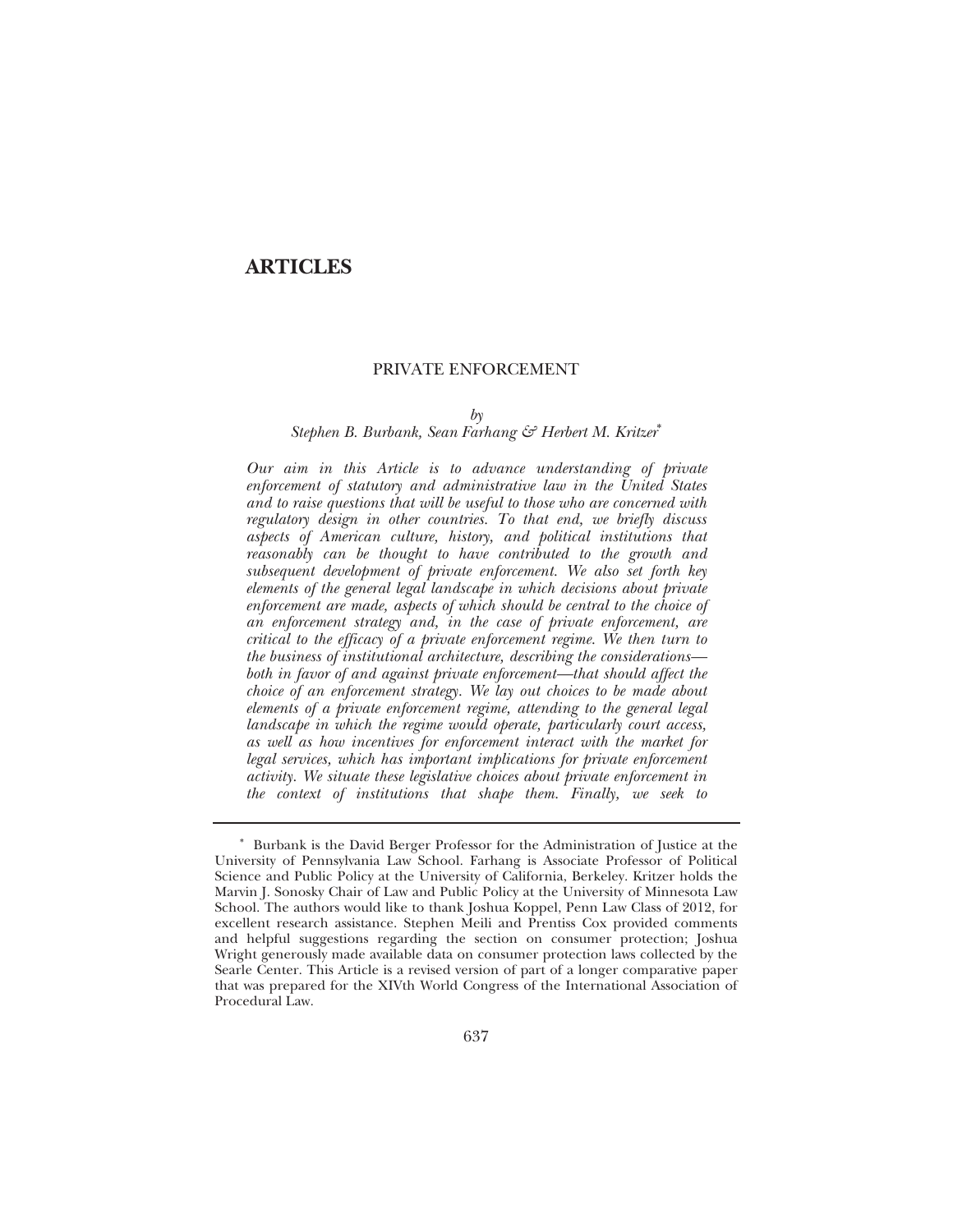# ARTICLES

## PRIVATE ENFORCEMENT

*by*
*Stephen B. Burbank, Sean Farhang & Herbert M. Kritzer*[*]

*Our aim in this Article is to advance understanding of private enforcement of statutory and administrative law in the United States and to raise questions that will be useful to those who are concerned with regulatory design in other countries. To that end, we briefly discuss aspects of American culture, history, and political institutions that reasonably can be thought to have contributed to the growth and subsequent development of private enforcement. We also set forth key elements of the general legal landscape in which decisions about private enforcement are made, aspects of which should be central to the choice of an enforcement strategy and, in the case of private enforcement, are critical to the efficacy of a private enforcement regime. We then turn to the business of institutional architecture, describing the considerations—both in favor of and against private enforcement—that should affect the choice of an enforcement strategy. We lay out choices to be made about elements of a private enforcement regime, attending to the general legal landscape in which the regime would operate, particularly court access, as well as how incentives for enforcement interact with the market for legal services, which has important implications for private enforcement activity. We situate these legislative choices about private enforcement in the context of institutions that shape them. Finally, we seek to*

---

[*] Burbank is the David Berger Professor for the Administration of Justice at the University of Pennsylvania Law School. Farhang is Associate Professor of Political Science and Public Policy at the University of California, Berkeley. Kritzer holds the Marvin J. Sonosky Chair of Law and Public Policy at the University of Minnesota Law School. The authors would like to thank Joshua Koppel, Penn Law Class of 2012, for excellent research assistance. Stephen Meili and Prentiss Cox provided comments and helpful suggestions regarding the section on consumer protection; Joshua Wright generously made available data on consumer protection laws collected by the Searle Center. This Article is a revised version of part of a longer comparative paper that was prepared for the XIVth World Congress of the International Association of Procedural Law.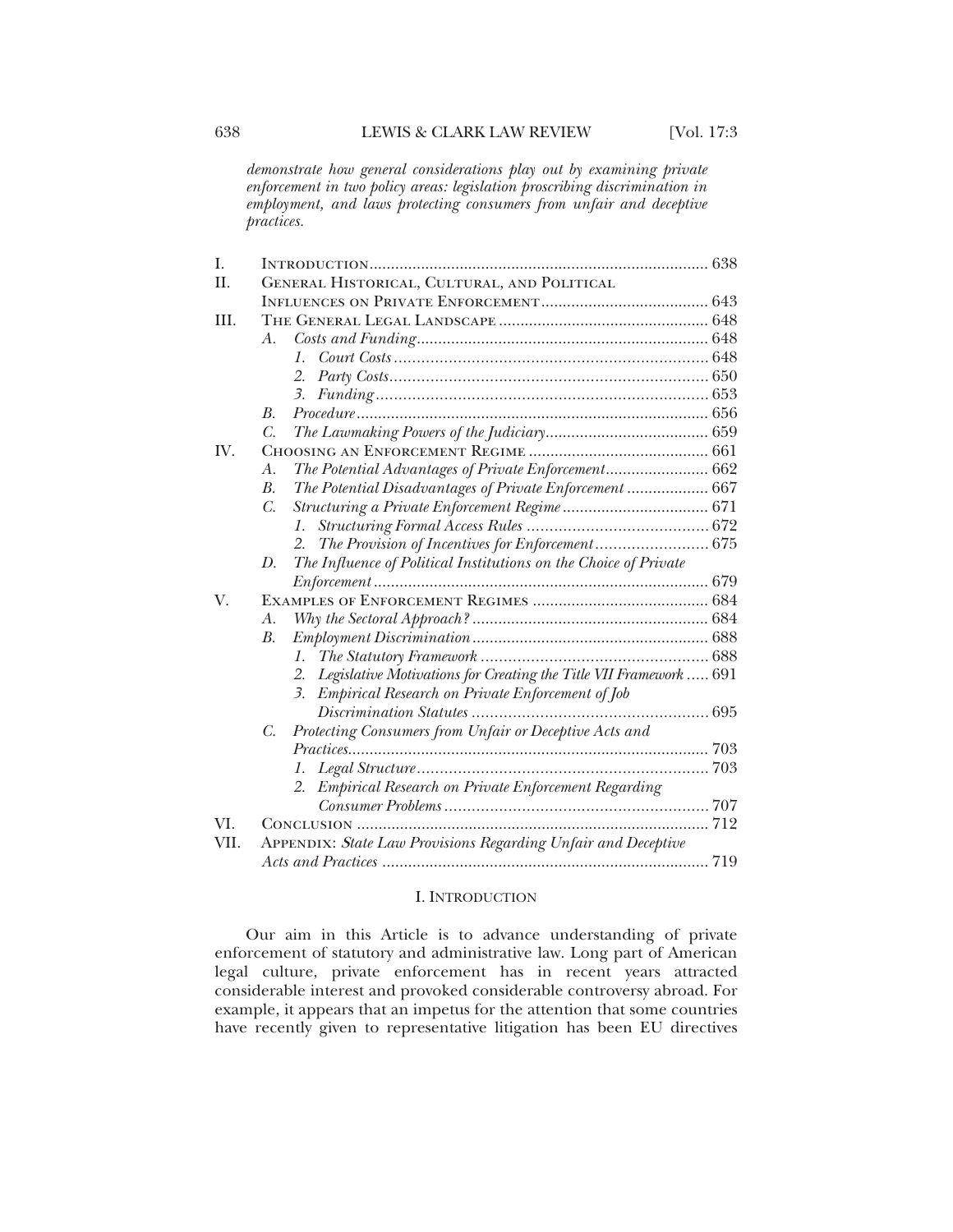*demonstrate how general considerations play out by examining private enforcement in two policy areas: legislation proscribing discrimination in employment, and laws protecting consumers from unfair and deceptive practices.*

| | | |
|---|---|---|
| I. | Introduction | 638 |
| II. | General Historical, Cultural, and Political Influences on Private Enforcement | 643 |
| III. | The General Legal Landscape | 648 |
| | A. *Costs and Funding* | 648 |
| | 1. *Court Costs* | 648 |
| | 2. *Party Costs* | 650 |
| | 3. *Funding* | 653 |
| | B. *Procedure* | 656 |
| | C. *The Lawmaking Powers of the Judiciary* | 659 |
| IV. | Choosing an Enforcement Regime | 661 |
| | A. *The Potential Advantages of Private Enforcement* | 662 |
| | B. *The Potential Disadvantages of Private Enforcement* | 667 |
| | C. *Structuring a Private Enforcement Regime* | 671 |
| | 1. *Structuring Formal Access Rules* | 672 |
| | 2. *The Provision of Incentives for Enforcement* | 675 |
| | D. *The Influence of Political Institutions on the Choice of Private Enforcement* | 679 |
| V. | Examples of Enforcement Regimes | 684 |
| | A. *Why the Sectoral Approach?* | 684 |
| | B. *Employment Discrimination* | 688 |
| | 1. *The Statutory Framework* | 688 |
| | 2. *Legislative Motivations for Creating the Title VII Framework* | 691 |
| | 3. *Empirical Research on Private Enforcement of Job Discrimination Statutes* | 695 |
| | C. *Protecting Consumers from Unfair or Deceptive Acts and Practices* | 703 |
| | 1. *Legal Structure* | 703 |
| | 2. *Empirical Research on Private Enforcement Regarding Consumer Problems* | 707 |
| VI. | Conclusion | 712 |
| VII. | Appendix: *State Law Provisions Regarding Unfair and Deceptive Acts and Practices* | 719 |

## I. Introduction

Our aim in this Article is to advance understanding of private enforcement of statutory and administrative law. Long part of American legal culture, private enforcement has in recent years attracted considerable interest and provoked considerable controversy abroad. For example, it appears that an impetus for the attention that some countries have recently given to representative litigation has been EU directives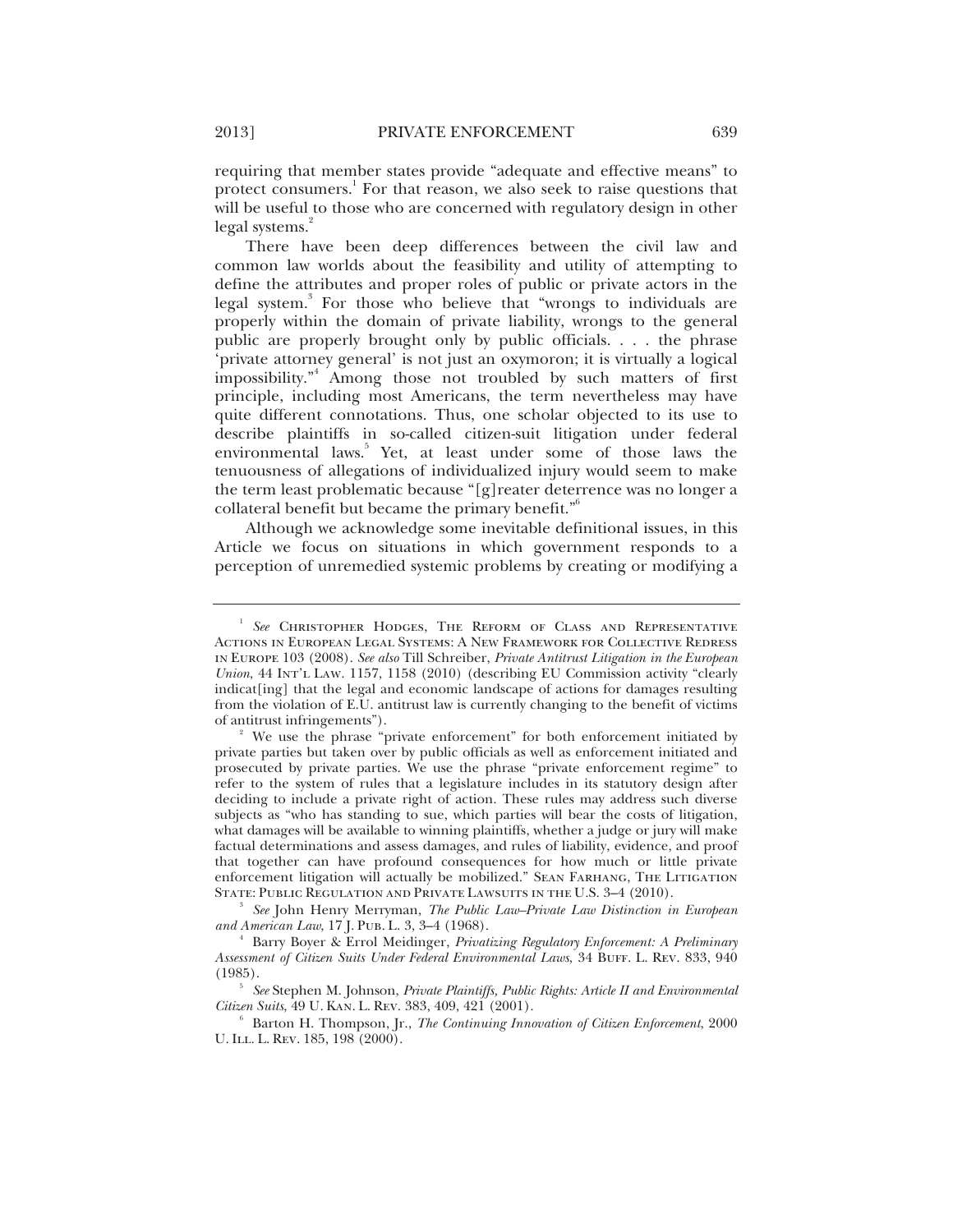requiring that member states provide "adequate and effective means" to protect consumers.[1] For that reason, we also seek to raise questions that will be useful to those who are concerned with regulatory design in other legal systems.[2]

There have been deep differences between the civil law and common law worlds about the feasibility and utility of attempting to define the attributes and proper roles of public or private actors in the legal system.[3] For those who believe that "wrongs to individuals are properly within the domain of private liability, wrongs to the general public are properly brought only by public officials. . . . the phrase 'private attorney general' is not just an oxymoron; it is virtually a logical impossibility."[4] Among those not troubled by such matters of first principle, including most Americans, the term nevertheless may have quite different connotations. Thus, one scholar objected to its use to describe plaintiffs in so-called citizen-suit litigation under federal environmental laws.[5] Yet, at least under some of those laws the tenuousness of allegations of individualized injury would seem to make the term least problematic because "[g]reater deterrence was no longer a collateral benefit but became the primary benefit."[6]

Although we acknowledge some inevitable definitional issues, in this Article we focus on situations in which government responds to a perception of unremedied systemic problems by creating or modifying a

---

[1] *See* Christopher Hodges, The Reform of Class and Representative Actions in European Legal Systems: A New Framework for Collective Redress in Europe 103 (2008). *See also* Till Schreiber, *Private Antitrust Litigation in the European Union*, 44 Int'l Law. 1157, 1158 (2010) (describing EU Commission activity "clearly indicat[ing] that the legal and economic landscape of actions for damages resulting from the violation of E.U. antitrust law is currently changing to the benefit of victims of antitrust infringements").

[2] We use the phrase "private enforcement" for both enforcement initiated by private parties but taken over by public officials as well as enforcement initiated and prosecuted by private parties. We use the phrase "private enforcement regime" to refer to the system of rules that a legislature includes in its statutory design after deciding to include a private right of action. These rules may address such diverse subjects as "who has standing to sue, which parties will bear the costs of litigation, what damages will be available to winning plaintiffs, whether a judge or jury will make factual determinations and assess damages, and rules of liability, evidence, and proof that together can have profound consequences for how much or little private enforcement litigation will actually be mobilized." Sean Farhang, The Litigation State: Public Regulation and Private Lawsuits in the U.S. 3–4 (2010).

[3] *See* John Henry Merryman, *The Public Law–Private Law Distinction in European and American Law*, 17 J. Pub. L. 3, 3–4 (1968).

[4] Barry Boyer & Errol Meidinger, *Privatizing Regulatory Enforcement: A Preliminary Assessment of Citizen Suits Under Federal Environmental Laws*, 34 Buff. L. Rev. 833, 940 (1985).

[5] *See* Stephen M. Johnson, *Private Plaintiffs, Public Rights: Article II and Environmental Citizen Suits*, 49 U. Kan. L. Rev. 383, 409, 421 (2001).

[6] Barton H. Thompson, Jr., *The Continuing Innovation of Citizen Enforcement*, 2000 U. Ill. L. Rev. 185, 198 (2000).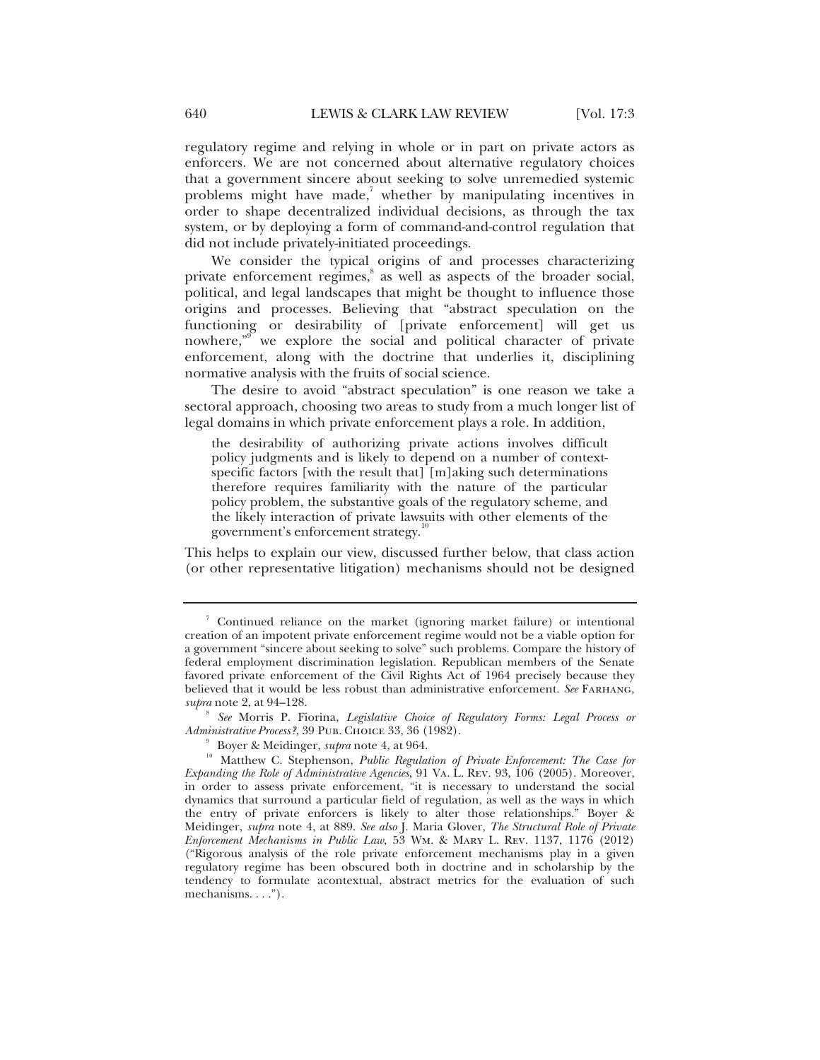regulatory regime and relying in whole or in part on private actors as enforcers. We are not concerned about alternative regulatory choices that a government sincere about seeking to solve unremedied systemic problems might have made,[7] whether by manipulating incentives in order to shape decentralized individual decisions, as through the tax system, or by deploying a form of command-and-control regulation that did not include privately-initiated proceedings.

We consider the typical origins of and processes characterizing private enforcement regimes,[8] as well as aspects of the broader social, political, and legal landscapes that might be thought to influence those origins and processes. Believing that "abstract speculation on the functioning or desirability of [private enforcement] will get us nowhere,"[9] we explore the social and political character of private enforcement, along with the doctrine that underlies it, disciplining normative analysis with the fruits of social science.

The desire to avoid "abstract speculation" is one reason we take a sectoral approach, choosing two areas to study from a much longer list of legal domains in which private enforcement plays a role. In addition,

> the desirability of authorizing private actions involves difficult policy judgments and is likely to depend on a number of context-specific factors [with the result that] [m]aking such determinations therefore requires familiarity with the nature of the particular policy problem, the substantive goals of the regulatory scheme, and the likely interaction of private lawsuits with other elements of the government's enforcement strategy.[10]

This helps to explain our view, discussed further below, that class action (or other representative litigation) mechanisms should not be designed

---

[7] Continued reliance on the market (ignoring market failure) or intentional creation of an impotent private enforcement regime would not be a viable option for a government "sincere about seeking to solve" such problems. Compare the history of federal employment discrimination legislation. Republican members of the Senate favored private enforcement of the Civil Rights Act of 1964 precisely because they believed that it would be less robust than administrative enforcement. *See* FARHANG, *supra* note 2, at 94–128.

[8] *See* Morris P. Fiorina, *Legislative Choice of Regulatory Forms: Legal Process or Administrative Process?*, 39 PUB. CHOICE 33, 36 (1982).

[9] Boyer & Meidinger, *supra* note 4, at 964.

[10] Matthew C. Stephenson, *Public Regulation of Private Enforcement: The Case for Expanding the Role of Administrative Agencies*, 91 VA. L. REV. 93, 106 (2005). Moreover, in order to assess private enforcement, "it is necessary to understand the social dynamics that surround a particular field of regulation, as well as the ways in which the entry of private enforcers is likely to alter those relationships." Boyer & Meidinger, *supra* note 4, at 889. *See also* J. Maria Glover, *The Structural Role of Private Enforcement Mechanisms in Public Law*, 53 WM. & MARY L. REV. 1137, 1176 (2012) ("Rigorous analysis of the role private enforcement mechanisms play in a given regulatory regime has been obscured both in doctrine and in scholarship by the tendency to formulate acontextual, abstract metrics for the evaluation of such mechanisms. . . .").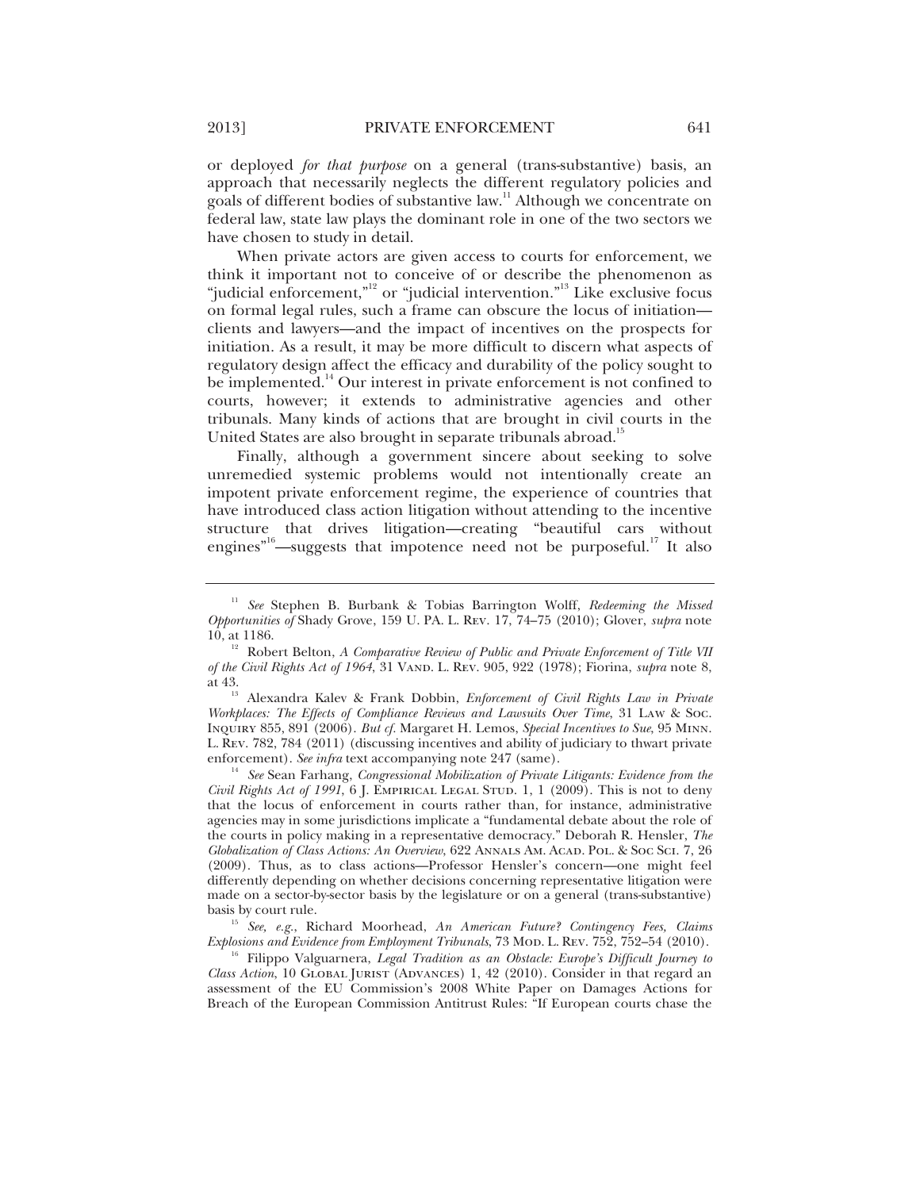or deployed *for that purpose* on a general (trans-substantive) basis, an approach that necessarily neglects the different regulatory policies and goals of different bodies of substantive law.[11] Although we concentrate on federal law, state law plays the dominant role in one of the two sectors we have chosen to study in detail.

When private actors are given access to courts for enforcement, we think it important not to conceive of or describe the phenomenon as "judicial enforcement,"[12] or "judicial intervention."[13] Like exclusive focus on formal legal rules, such a frame can obscure the locus of initiation—clients and lawyers—and the impact of incentives on the prospects for initiation. As a result, it may be more difficult to discern what aspects of regulatory design affect the efficacy and durability of the policy sought to be implemented.[14] Our interest in private enforcement is not confined to courts, however; it extends to administrative agencies and other tribunals. Many kinds of actions that are brought in civil courts in the United States are also brought in separate tribunals abroad.[15]

Finally, although a government sincere about seeking to solve unremedied systemic problems would not intentionally create an impotent private enforcement regime, the experience of countries that have introduced class action litigation without attending to the incentive structure that drives litigation—creating "beautiful cars without engines"[16]—suggests that impotence need not be purposeful.[17] It also

---

[11] *See* Stephen B. Burbank & Tobias Barrington Wolff, *Redeeming the Missed Opportunities of* Shady Grove, 159 U. PA. L. REV. 17, 74–75 (2010); Glover, *supra* note 10, at 1186.

[12] Robert Belton, *A Comparative Review of Public and Private Enforcement of Title VII of the Civil Rights Act of 1964*, 31 VAND. L. REV. 905, 922 (1978); Fiorina, *supra* note 8, at 43.

[13] Alexandra Kalev & Frank Dobbin, *Enforcement of Civil Rights Law in Private Workplaces: The Effects of Compliance Reviews and Lawsuits Over Time*, 31 LAW & SOC. INQUIRY 855, 891 (2006). *But cf.* Margaret H. Lemos, *Special Incentives to Sue*, 95 MINN. L. REV. 782, 784 (2011) (discussing incentives and ability of judiciary to thwart private enforcement). *See infra* text accompanying note 247 (same).

[14] *See* Sean Farhang, *Congressional Mobilization of Private Litigants: Evidence from the Civil Rights Act of 1991*, 6 J. EMPIRICAL LEGAL STUD. 1, 1 (2009). This is not to deny that the locus of enforcement in courts rather than, for instance, administrative agencies may in some jurisdictions implicate a "fundamental debate about the role of the courts in policy making in a representative democracy." Deborah R. Hensler, *The Globalization of Class Actions: An Overview*, 622 ANNALS AM. ACAD. POL. & SOC SCI. 7, 26 (2009). Thus, as to class actions—Professor Hensler's concern—one might feel differently depending on whether decisions concerning representative litigation were made on a sector-by-sector basis by the legislature or on a general (trans-substantive) basis by court rule.

[15] *See, e.g.*, Richard Moorhead, *An American Future? Contingency Fees, Claims Explosions and Evidence from Employment Tribunals*, 73 MOD. L. REV. 752, 752–54 (2010).

[16] Filippo Valguarnera, *Legal Tradition as an Obstacle: Europe's Difficult Journey to Class Action*, 10 GLOBAL JURIST (ADVANCES) 1, 42 (2010). Consider in that regard an assessment of the EU Commission's 2008 White Paper on Damages Actions for Breach of the European Commission Antitrust Rules: "If European courts chase the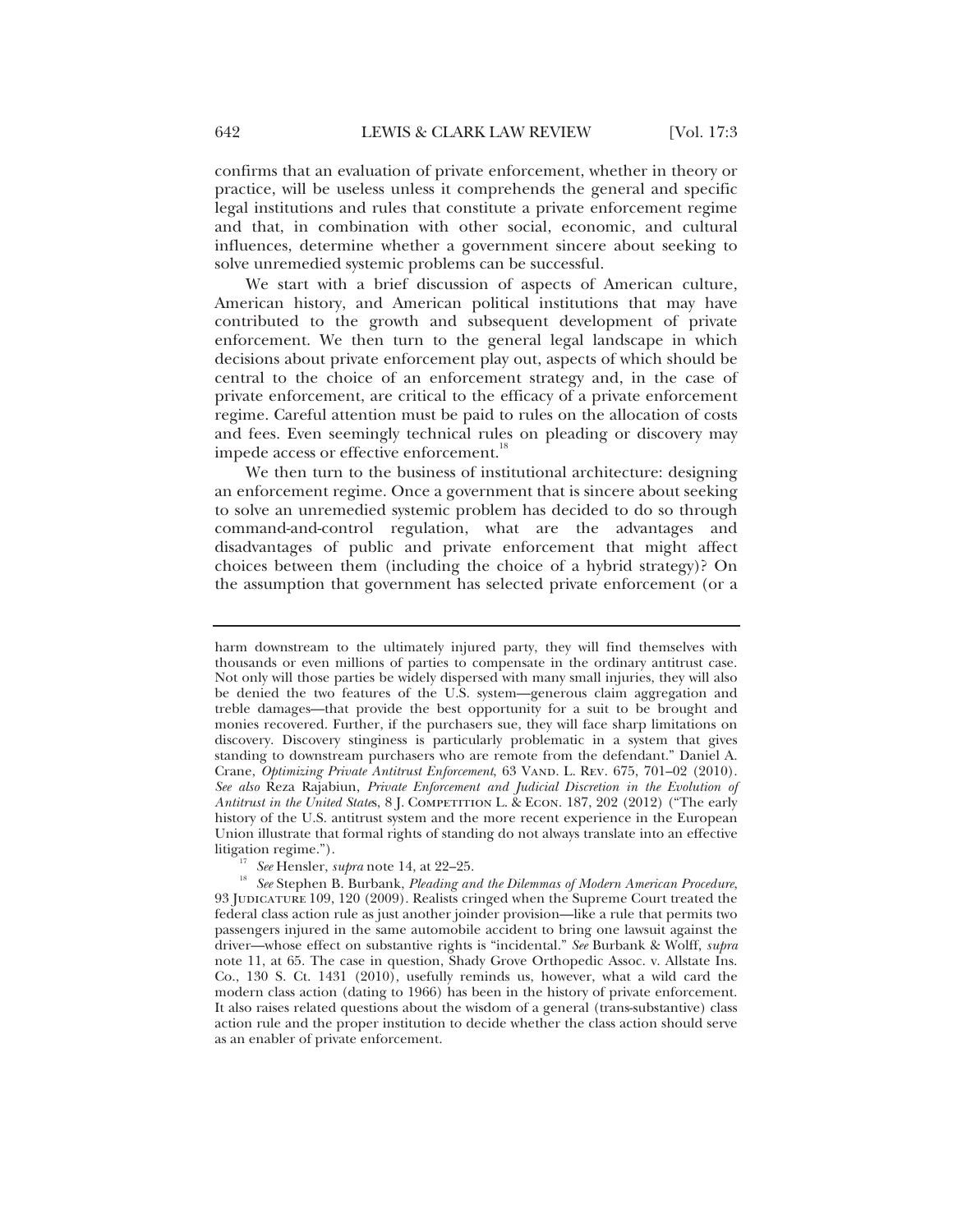confirms that an evaluation of private enforcement, whether in theory or practice, will be useless unless it comprehends the general and specific legal institutions and rules that constitute a private enforcement regime and that, in combination with other social, economic, and cultural influences, determine whether a government sincere about seeking to solve unremedied systemic problems can be successful.

We start with a brief discussion of aspects of American culture, American history, and American political institutions that may have contributed to the growth and subsequent development of private enforcement. We then turn to the general legal landscape in which decisions about private enforcement play out, aspects of which should be central to the choice of an enforcement strategy and, in the case of private enforcement, are critical to the efficacy of a private enforcement regime. Careful attention must be paid to rules on the allocation of costs and fees. Even seemingly technical rules on pleading or discovery may impede access or effective enforcement.[18]

We then turn to the business of institutional architecture: designing an enforcement regime. Once a government that is sincere about seeking to solve an unremedied systemic problem has decided to do so through command-and-control regulation, what are the advantages and disadvantages of public and private enforcement that might affect choices between them (including the choice of a hybrid strategy)? On the assumption that government has selected private enforcement (or a

---

harm downstream to the ultimately injured party, they will find themselves with thousands or even millions of parties to compensate in the ordinary antitrust case. Not only will those parties be widely dispersed with many small injuries, they will also be denied the two features of the U.S. system—generous claim aggregation and treble damages—that provide the best opportunity for a suit to be brought and monies recovered. Further, if the purchasers sue, they will face sharp limitations on discovery. Discovery stinginess is particularly problematic in a system that gives standing to downstream purchasers who are remote from the defendant." Daniel A. Crane, *Optimizing Private Antitrust Enforcement*, 63 VAND. L. REV. 675, 701–02 (2010). *See also* Reza Rajabiun, *Private Enforcement and Judicial Discretion in the Evolution of Antitrust in the United States*, 8 J. COMPETITION L. & ECON. 187, 202 (2012) ("The early history of the U.S. antitrust system and the more recent experience in the European Union illustrate that formal rights of standing do not always translate into an effective litigation regime.").

[17] *See* Hensler, *supra* note 14, at 22–25.

[18] *See* Stephen B. Burbank, *Pleading and the Dilemmas of Modern American Procedure*, 93 JUDICATURE 109, 120 (2009). Realists cringed when the Supreme Court treated the federal class action rule as just another joinder provision—like a rule that permits two passengers injured in the same automobile accident to bring one lawsuit against the driver—whose effect on substantive rights is "incidental." *See* Burbank & Wolff, *supra* note 11, at 65. The case in question, Shady Grove Orthopedic Assoc. v. Allstate Ins. Co., 130 S. Ct. 1431 (2010), usefully reminds us, however, what a wild card the modern class action (dating to 1966) has been in the history of private enforcement. It also raises related questions about the wisdom of a general (trans-substantive) class action rule and the proper institution to decide whether the class action should serve as an enabler of private enforcement.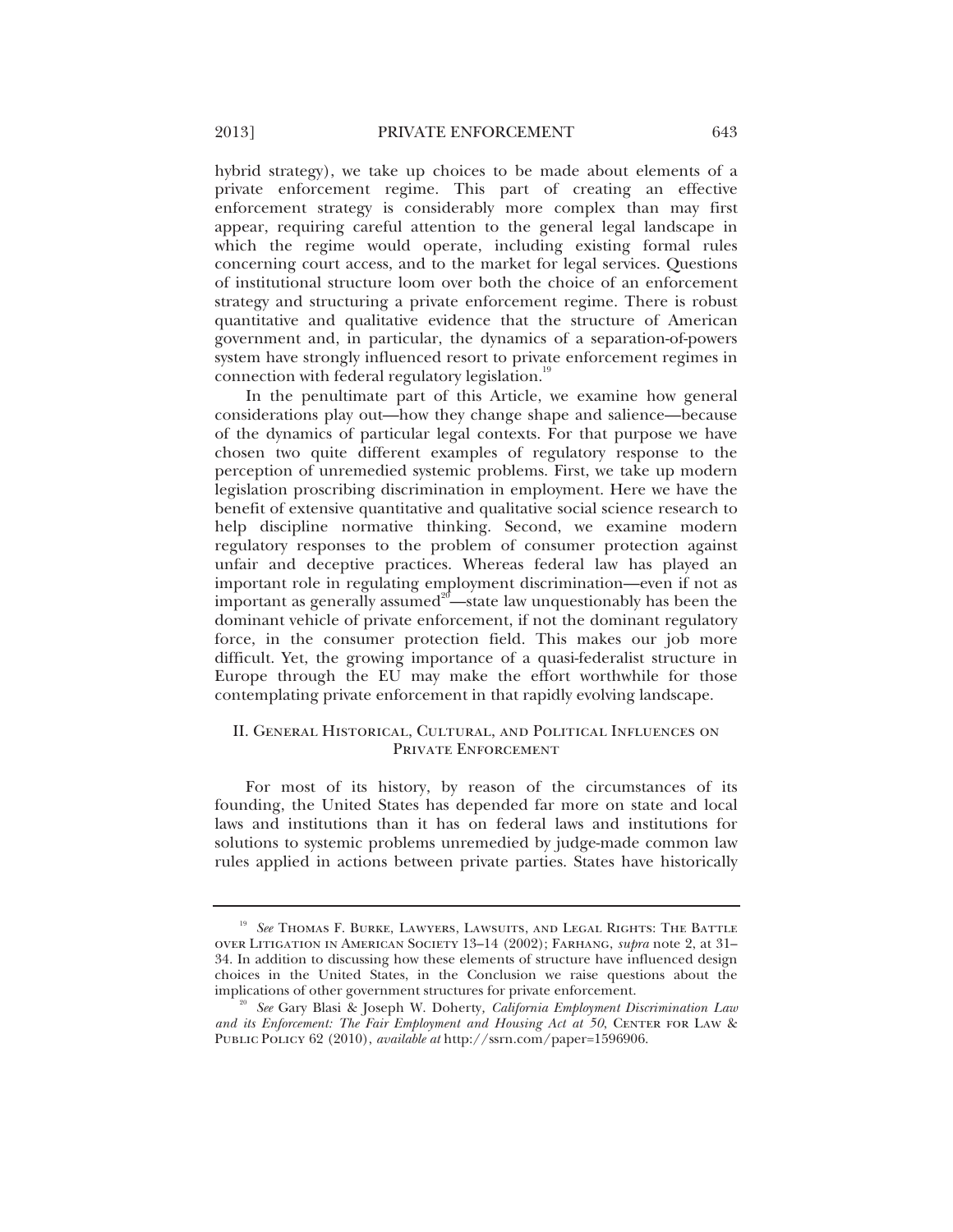hybrid strategy), we take up choices to be made about elements of a private enforcement regime. This part of creating an effective enforcement strategy is considerably more complex than may first appear, requiring careful attention to the general legal landscape in which the regime would operate, including existing formal rules concerning court access, and to the market for legal services. Questions of institutional structure loom over both the choice of an enforcement strategy and structuring a private enforcement regime. There is robust quantitative and qualitative evidence that the structure of American government and, in particular, the dynamics of a separation-of-powers system have strongly influenced resort to private enforcement regimes in connection with federal regulatory legislation.[19]

In the penultimate part of this Article, we examine how general considerations play out—how they change shape and salience—because of the dynamics of particular legal contexts. For that purpose we have chosen two quite different examples of regulatory response to the perception of unremedied systemic problems. First, we take up modern legislation proscribing discrimination in employment. Here we have the benefit of extensive quantitative and qualitative social science research to help discipline normative thinking. Second, we examine modern regulatory responses to the problem of consumer protection against unfair and deceptive practices. Whereas federal law has played an important role in regulating employment discrimination—even if not as important as generally assumed[20]—state law unquestionably has been the dominant vehicle of private enforcement, if not the dominant regulatory force, in the consumer protection field. This makes our job more difficult. Yet, the growing importance of a quasi-federalist structure in Europe through the EU may make the effort worthwhile for those contemplating private enforcement in that rapidly evolving landscape.

## II. General Historical, Cultural, and Political Influences on Private Enforcement

For most of its history, by reason of the circumstances of its founding, the United States has depended far more on state and local laws and institutions than it has on federal laws and institutions for solutions to systemic problems unremedied by judge-made common law rules applied in actions between private parties. States have historically

---

[19] *See* Thomas F. Burke, Lawyers, Lawsuits, and Legal Rights: The Battle over Litigation in American Society 13–14 (2002); Farhang, *supra* note 2, at 31–34. In addition to discussing how these elements of structure have influenced design choices in the United States, in the Conclusion we raise questions about the implications of other government structures for private enforcement.

[20] *See* Gary Blasi & Joseph W. Doherty, *California Employment Discrimination Law and its Enforcement: The Fair Employment and Housing Act at 50*, Center for Law & Public Policy 62 (2010), *available at* http://ssrn.com/paper=1596906.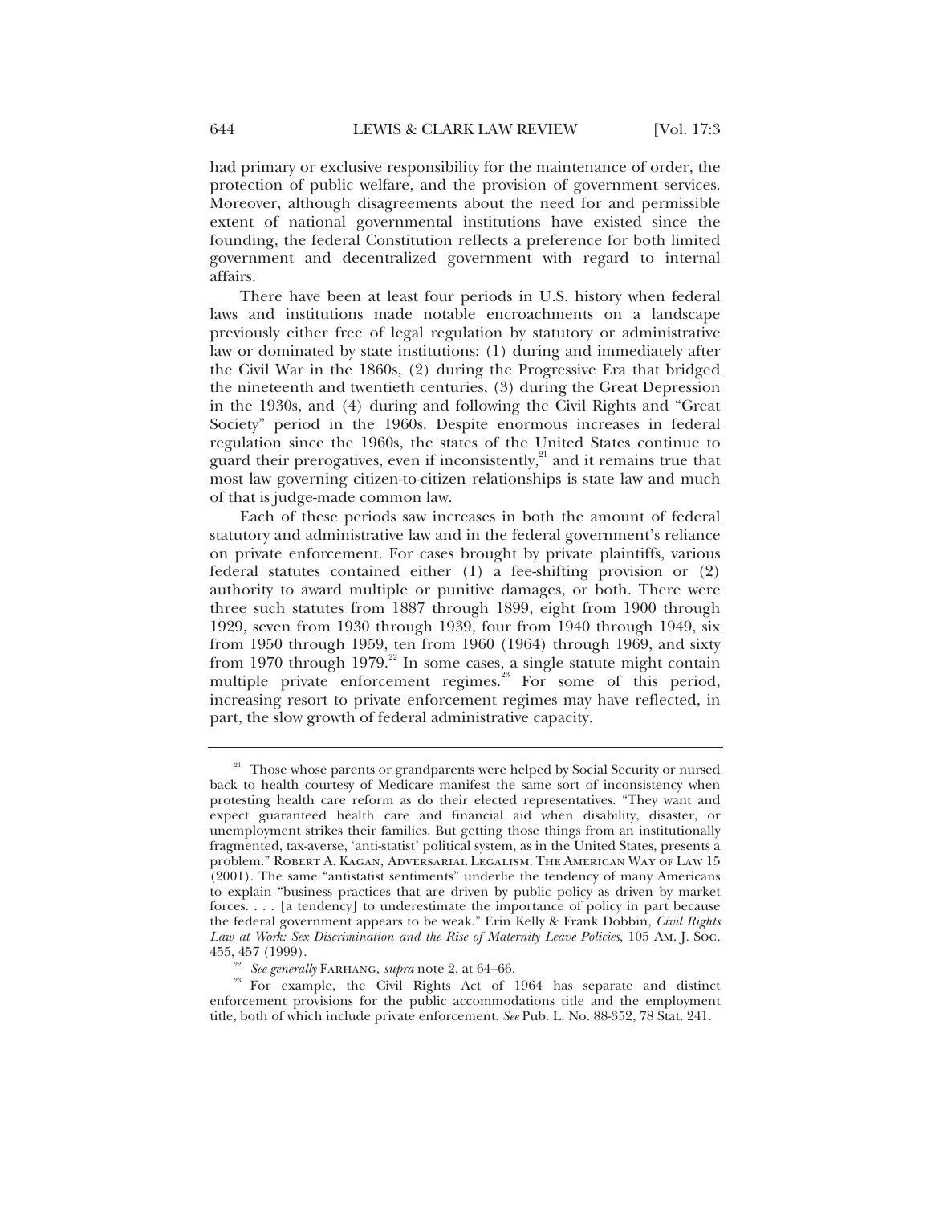had primary or exclusive responsibility for the maintenance of order, the protection of public welfare, and the provision of government services. Moreover, although disagreements about the need for and permissible extent of national governmental institutions have existed since the founding, the federal Constitution reflects a preference for both limited government and decentralized government with regard to internal affairs.

There have been at least four periods in U.S. history when federal laws and institutions made notable encroachments on a landscape previously either free of legal regulation by statutory or administrative law or dominated by state institutions: (1) during and immediately after the Civil War in the 1860s, (2) during the Progressive Era that bridged the nineteenth and twentieth centuries, (3) during the Great Depression in the 1930s, and (4) during and following the Civil Rights and "Great Society" period in the 1960s. Despite enormous increases in federal regulation since the 1960s, the states of the United States continue to guard their prerogatives, even if inconsistently,[21] and it remains true that most law governing citizen-to-citizen relationships is state law and much of that is judge-made common law.

Each of these periods saw increases in both the amount of federal statutory and administrative law and in the federal government's reliance on private enforcement. For cases brought by private plaintiffs, various federal statutes contained either (1) a fee-shifting provision or (2) authority to award multiple or punitive damages, or both. There were three such statutes from 1887 through 1899, eight from 1900 through 1929, seven from 1930 through 1939, four from 1940 through 1949, six from 1950 through 1959, ten from 1960 (1964) through 1969, and sixty from 1970 through 1979.[22] In some cases, a single statute might contain multiple private enforcement regimes.[23] For some of this period, increasing resort to private enforcement regimes may have reflected, in part, the slow growth of federal administrative capacity.

---

[21] Those whose parents or grandparents were helped by Social Security or nursed back to health courtesy of Medicare manifest the same sort of inconsistency when protesting health care reform as do their elected representatives. "They want and expect guaranteed health care and financial aid when disability, disaster, or unemployment strikes their families. But getting those things from an institutionally fragmented, tax-averse, 'anti-statist' political system, as in the United States, presents a problem." ROBERT A. KAGAN, ADVERSARIAL LEGALISM: THE AMERICAN WAY OF LAW 15 (2001). The same "antistatist sentiments" underlie the tendency of many Americans to explain "business practices that are driven by public policy as driven by market forces. . . . [a tendency] to underestimate the importance of policy in part because the federal government appears to be weak." Erin Kelly & Frank Dobbin, *Civil Rights Law at Work: Sex Discrimination and the Rise of Maternity Leave Policies*, 105 AM. J. SOC. 455, 457 (1999).

[22] *See generally* FARHANG, *supra* note 2, at 64–66.

[23] For example, the Civil Rights Act of 1964 has separate and distinct enforcement provisions for the public accommodations title and the employment title, both of which include private enforcement. *See* Pub. L. No. 88-352, 78 Stat. 241.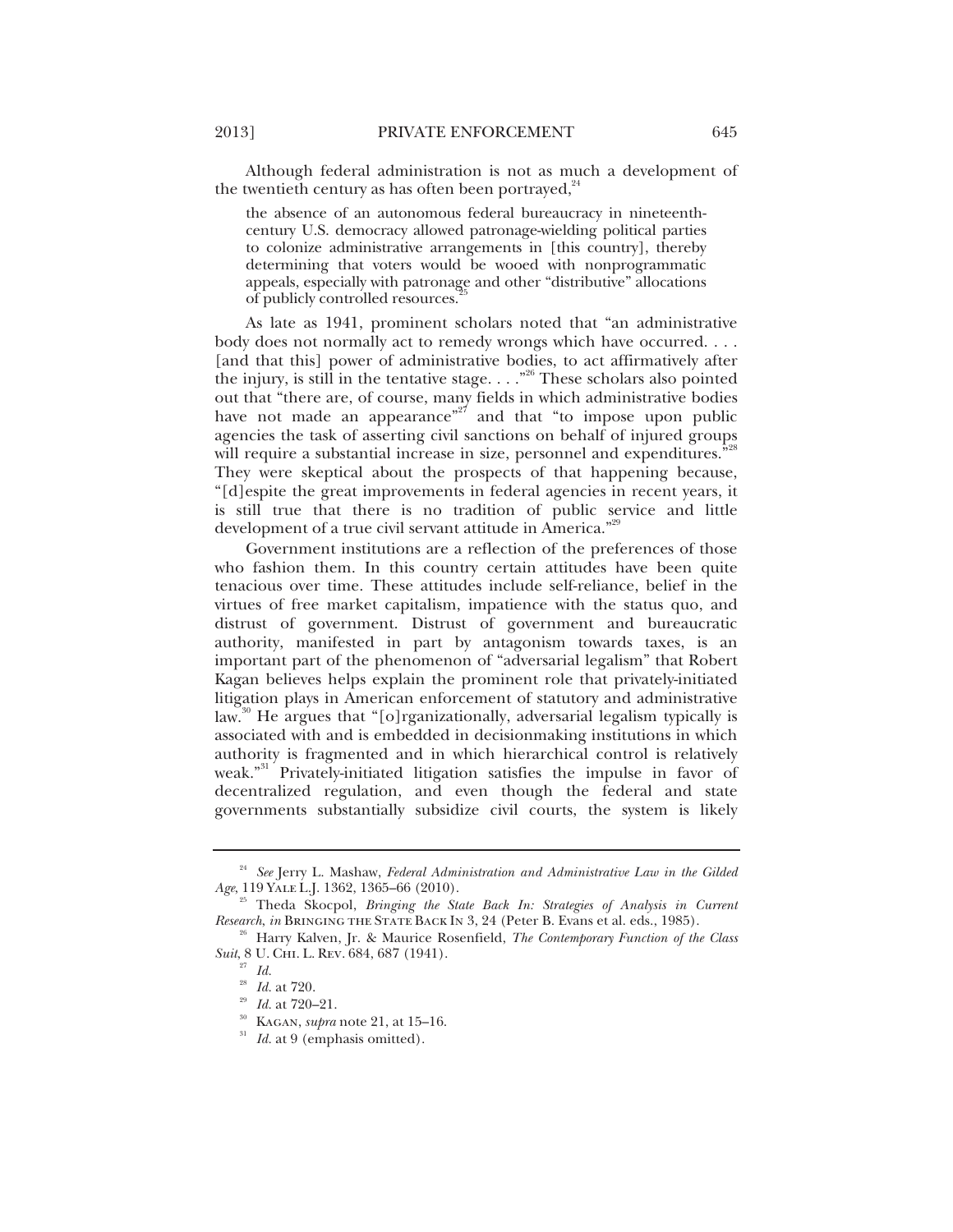Although federal administration is not as much a development of the twentieth century as has often been portrayed,[24]

> the absence of an autonomous federal bureaucracy in nineteenth-century U.S. democracy allowed patronage-wielding political parties to colonize administrative arrangements in [this country], thereby determining that voters would be wooed with nonprogrammatic appeals, especially with patronage and other "distributive" allocations of publicly controlled resources.[25]

As late as 1941, prominent scholars noted that "an administrative body does not normally act to remedy wrongs which have occurred. . . . [and that this] power of administrative bodies, to act affirmatively after the injury, is still in the tentative stage. . . ."[26] These scholars also pointed out that "there are, of course, many fields in which administrative bodies have not made an appearance"[27] and that "to impose upon public agencies the task of asserting civil sanctions on behalf of injured groups will require a substantial increase in size, personnel and expenditures."[28] They were skeptical about the prospects of that happening because, "[d]espite the great improvements in federal agencies in recent years, it is still true that there is no tradition of public service and little development of a true civil servant attitude in America."[29]

Government institutions are a reflection of the preferences of those who fashion them. In this country certain attitudes have been quite tenacious over time. These attitudes include self-reliance, belief in the virtues of free market capitalism, impatience with the status quo, and distrust of government. Distrust of government and bureaucratic authority, manifested in part by antagonism towards taxes, is an important part of the phenomenon of "adversarial legalism" that Robert Kagan believes helps explain the prominent role that privately-initiated litigation plays in American enforcement of statutory and administrative law.[30] He argues that "[o]rganizationally, adversarial legalism typically is associated with and is embedded in decisionmaking institutions in which authority is fragmented and in which hierarchical control is relatively weak."[31] Privately-initiated litigation satisfies the impulse in favor of decentralized regulation, and even though the federal and state governments substantially subsidize civil courts, the system is likely

---

[24] *See* Jerry L. Mashaw, *Federal Administration and Administrative Law in the Gilded Age*, 119 YALE L.J. 1362, 1365–66 (2010).

[25] Theda Skocpol, *Bringing the State Back In: Strategies of Analysis in Current Research*, *in* BRINGING THE STATE BACK IN 3, 24 (Peter B. Evans et al. eds., 1985).

[26] Harry Kalven, Jr. & Maurice Rosenfield, *The Contemporary Function of the Class Suit*, 8 U. CHI. L. REV. 684, 687 (1941).

[27] *Id.*

[28] *Id.* at 720.

[29] *Id.* at 720–21.

[30] KAGAN, *supra* note 21, at 15–16.

[31] *Id.* at 9 (emphasis omitted).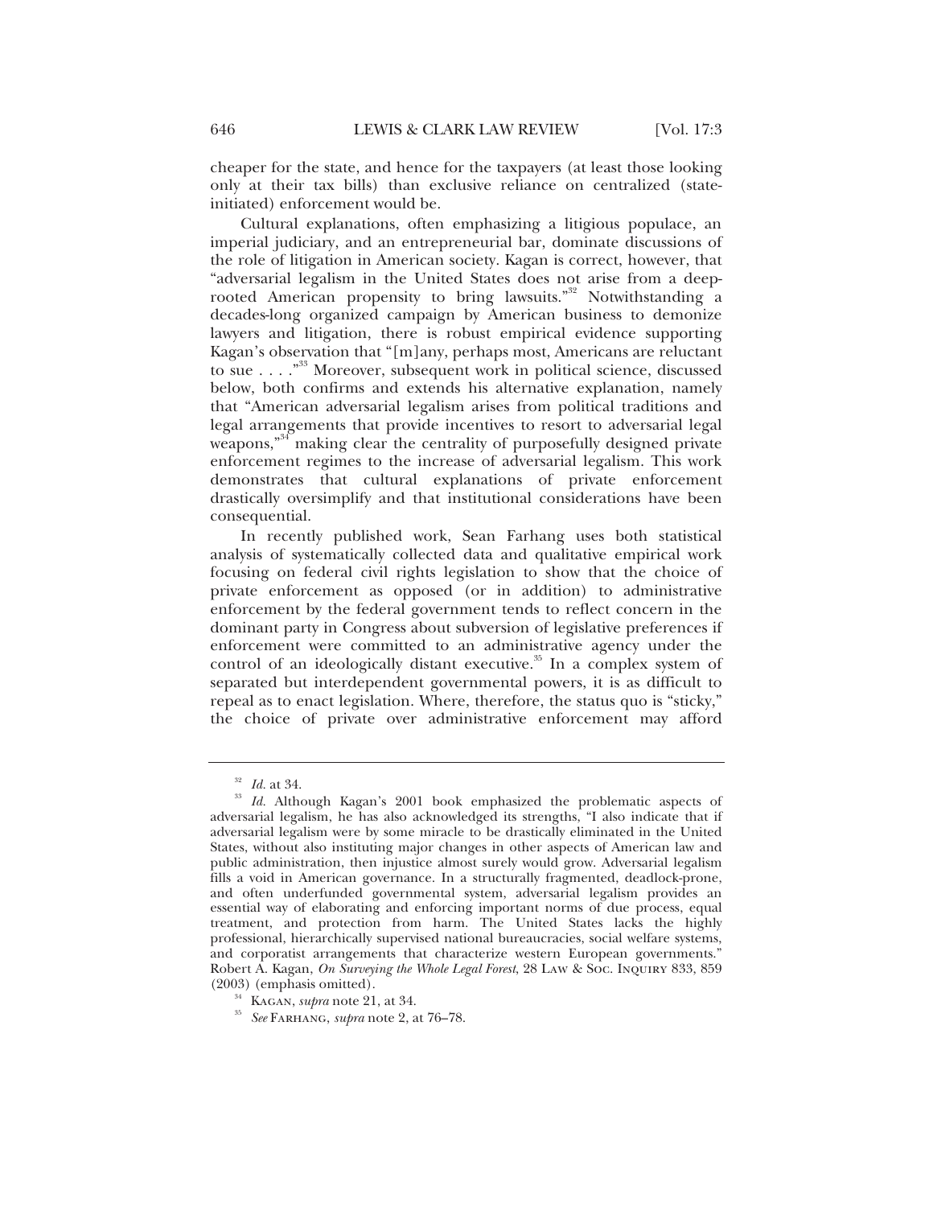cheaper for the state, and hence for the taxpayers (at least those looking only at their tax bills) than exclusive reliance on centralized (state-initiated) enforcement would be.

Cultural explanations, often emphasizing a litigious populace, an imperial judiciary, and an entrepreneurial bar, dominate discussions of the role of litigation in American society. Kagan is correct, however, that "adversarial legalism in the United States does not arise from a deep-rooted American propensity to bring lawsuits."[32] Notwithstanding a decades-long organized campaign by American business to demonize lawyers and litigation, there is robust empirical evidence supporting Kagan's observation that "[m]any, perhaps most, Americans are reluctant to sue . . . ."[33] Moreover, subsequent work in political science, discussed below, both confirms and extends his alternative explanation, namely that "American adversarial legalism arises from political traditions and legal arrangements that provide incentives to resort to adversarial legal weapons,"[34] making clear the centrality of purposefully designed private enforcement regimes to the increase of adversarial legalism. This work demonstrates that cultural explanations of private enforcement drastically oversimplify and that institutional considerations have been consequential.

In recently published work, Sean Farhang uses both statistical analysis of systematically collected data and qualitative empirical work focusing on federal civil rights legislation to show that the choice of private enforcement as opposed (or in addition) to administrative enforcement by the federal government tends to reflect concern in the dominant party in Congress about subversion of legislative preferences if enforcement were committed to an administrative agency under the control of an ideologically distant executive.[35] In a complex system of separated but interdependent governmental powers, it is as difficult to repeal as to enact legislation. Where, therefore, the status quo is "sticky," the choice of private over administrative enforcement may afford

---

[32] *Id.* at 34.

[33] *Id.* Although Kagan's 2001 book emphasized the problematic aspects of adversarial legalism, he has also acknowledged its strengths, "I also indicate that if adversarial legalism were by some miracle to be drastically eliminated in the United States, without also instituting major changes in other aspects of American law and public administration, then injustice almost surely would grow. Adversarial legalism fills a void in American governance. In a structurally fragmented, deadlock-prone, and often underfunded governmental system, adversarial legalism provides an essential way of elaborating and enforcing important norms of due process, equal treatment, and protection from harm. The United States lacks the highly professional, hierarchically supervised national bureaucracies, social welfare systems, and corporatist arrangements that characterize western European governments." Robert A. Kagan, *On Surveying the Whole Legal Forest*, 28 LAW & SOC. INQUIRY 833, 859 (2003) (emphasis omitted).

[34] KAGAN, *supra* note 21, at 34.

[35] *See* FARHANG, *supra* note 2, at 76–78.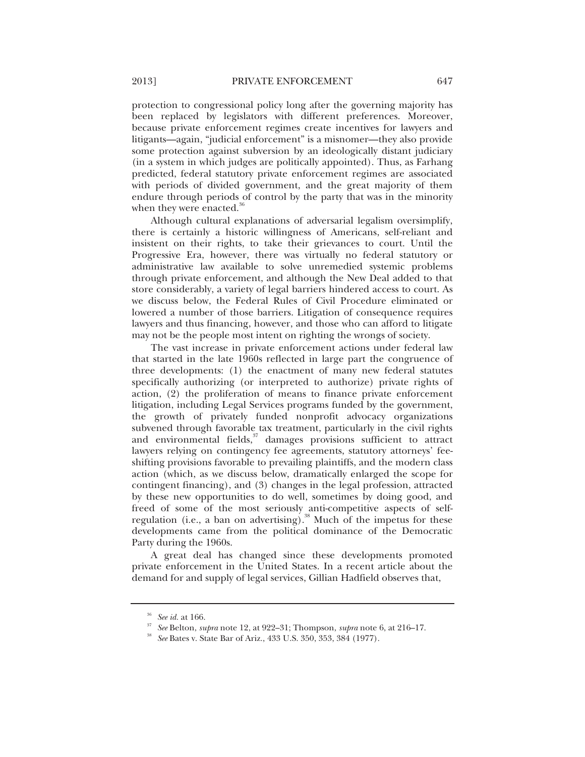protection to congressional policy long after the governing majority has been replaced by legislators with different preferences. Moreover, because private enforcement regimes create incentives for lawyers and litigants—again, "judicial enforcement" is a misnomer—they also provide some protection against subversion by an ideologically distant judiciary (in a system in which judges are politically appointed). Thus, as Farhang predicted, federal statutory private enforcement regimes are associated with periods of divided government, and the great majority of them endure through periods of control by the party that was in the minority when they were enacted.[36]

Although cultural explanations of adversarial legalism oversimplify, there is certainly a historic willingness of Americans, self-reliant and insistent on their rights, to take their grievances to court. Until the Progressive Era, however, there was virtually no federal statutory or administrative law available to solve unremedied systemic problems through private enforcement, and although the New Deal added to that store considerably, a variety of legal barriers hindered access to court. As we discuss below, the Federal Rules of Civil Procedure eliminated or lowered a number of those barriers. Litigation of consequence requires lawyers and thus financing, however, and those who can afford to litigate may not be the people most intent on righting the wrongs of society.

The vast increase in private enforcement actions under federal law that started in the late 1960s reflected in large part the congruence of three developments: (1) the enactment of many new federal statutes specifically authorizing (or interpreted to authorize) private rights of action, (2) the proliferation of means to finance private enforcement litigation, including Legal Services programs funded by the government, the growth of privately funded nonprofit advocacy organizations subvened through favorable tax treatment, particularly in the civil rights and environmental fields,[37] damages provisions sufficient to attract lawyers relying on contingency fee agreements, statutory attorneys' fee-shifting provisions favorable to prevailing plaintiffs, and the modern class action (which, as we discuss below, dramatically enlarged the scope for contingent financing), and (3) changes in the legal profession, attracted by these new opportunities to do well, sometimes by doing good, and freed of some of the most seriously anti-competitive aspects of self-regulation (i.e., a ban on advertising).[38] Much of the impetus for these developments came from the political dominance of the Democratic Party during the 1960s.

A great deal has changed since these developments promoted private enforcement in the United States. In a recent article about the demand for and supply of legal services, Gillian Hadfield observes that,

---

[36] *See id.* at 166.

[37] *See* Belton, *supra* note 12, at 922–31; Thompson, *supra* note 6, at 216–17.

[38] *See* Bates v. State Bar of Ariz., 433 U.S. 350, 353, 384 (1977).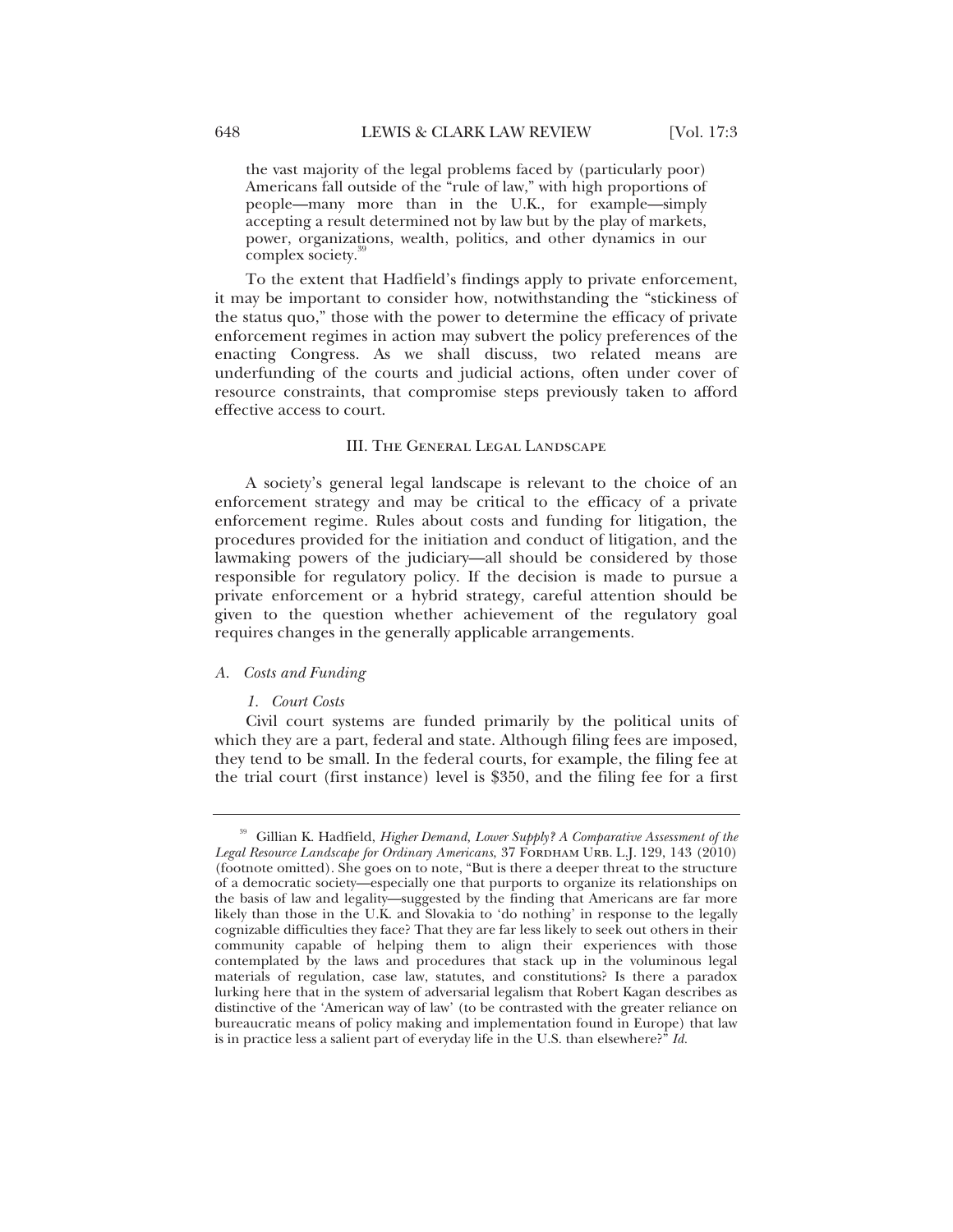the vast majority of the legal problems faced by (particularly poor) Americans fall outside of the "rule of law," with high proportions of people—many more than in the U.K., for example—simply accepting a result determined not by law but by the play of markets, power, organizations, wealth, politics, and other dynamics in our complex society.[39]

To the extent that Hadfield's findings apply to private enforcement, it may be important to consider how, notwithstanding the "stickiness of the status quo," those with the power to determine the efficacy of private enforcement regimes in action may subvert the policy preferences of the enacting Congress. As we shall discuss, two related means are underfunding of the courts and judicial actions, often under cover of resource constraints, that compromise steps previously taken to afford effective access to court.

## III. The General Legal Landscape

A society's general legal landscape is relevant to the choice of an enforcement strategy and may be critical to the efficacy of a private enforcement regime. Rules about costs and funding for litigation, the procedures provided for the initiation and conduct of litigation, and the lawmaking powers of the judiciary—all should be considered by those responsible for regulatory policy. If the decision is made to pursue a private enforcement or a hybrid strategy, careful attention should be given to the question whether achievement of the regulatory goal requires changes in the generally applicable arrangements.

### *A. Costs and Funding*

#### *1. Court Costs*

Civil court systems are funded primarily by the political units of which they are a part, federal and state. Although filing fees are imposed, they tend to be small. In the federal courts, for example, the filing fee at the trial court (first instance) level is $350, and the filing fee for a first

---

[39] Gillian K. Hadfield, *Higher Demand, Lower Supply? A Comparative Assessment of the Legal Resource Landscape for Ordinary Americans*, 37 Fordham Urb. L.J. 129, 143 (2010) (footnote omitted). She goes on to note, "But is there a deeper threat to the structure of a democratic society—especially one that purports to organize its relationships on the basis of law and legality—suggested by the finding that Americans are far more likely than those in the U.K. and Slovakia to 'do nothing' in response to the legally cognizable difficulties they face? That they are far less likely to seek out others in their community capable of helping them to align their experiences with those contemplated by the laws and procedures that stack up in the voluminous legal materials of regulation, case law, statutes, and constitutions? Is there a paradox lurking here that in the system of adversarial legalism that Robert Kagan describes as distinctive of the 'American way of law' (to be contrasted with the greater reliance on bureaucratic means of policy making and implementation found in Europe) that law is in practice less a salient part of everyday life in the U.S. than elsewhere?" *Id.*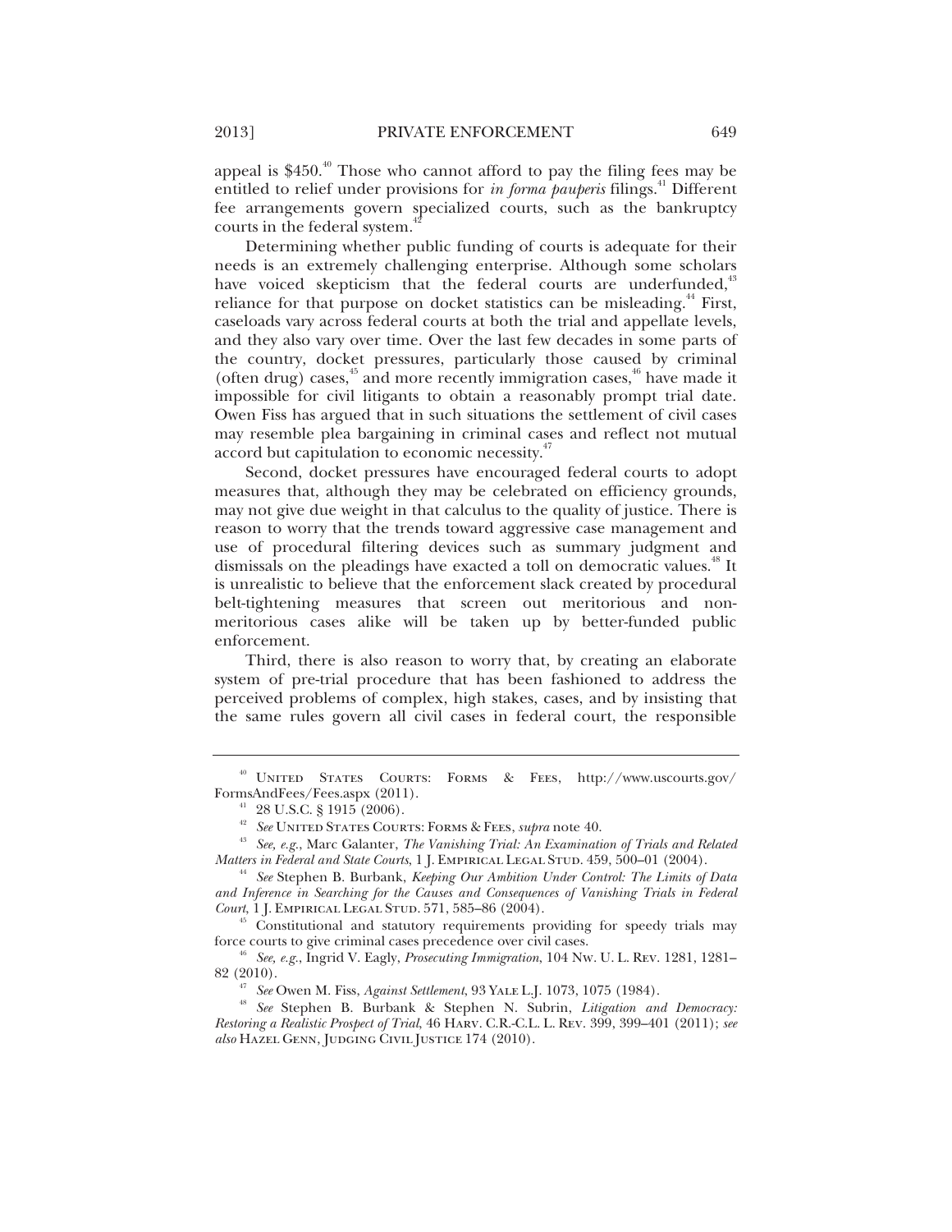appeal is $450.[40] Those who cannot afford to pay the filing fees may be entitled to relief under provisions for *in forma pauperis* filings.[41] Different fee arrangements govern specialized courts, such as the bankruptcy courts in the federal system.[42]

Determining whether public funding of courts is adequate for their needs is an extremely challenging enterprise. Although some scholars have voiced skepticism that the federal courts are underfunded,[43] reliance for that purpose on docket statistics can be misleading.[44] First, caseloads vary across federal courts at both the trial and appellate levels, and they also vary over time. Over the last few decades in some parts of the country, docket pressures, particularly those caused by criminal (often drug) cases,[45] and more recently immigration cases,[46] have made it impossible for civil litigants to obtain a reasonably prompt trial date. Owen Fiss has argued that in such situations the settlement of civil cases may resemble plea bargaining in criminal cases and reflect not mutual accord but capitulation to economic necessity.[47]

Second, docket pressures have encouraged federal courts to adopt measures that, although they may be celebrated on efficiency grounds, may not give due weight in that calculus to the quality of justice. There is reason to worry that the trends toward aggressive case management and use of procedural filtering devices such as summary judgment and dismissals on the pleadings have exacted a toll on democratic values.[48] It is unrealistic to believe that the enforcement slack created by procedural belt-tightening measures that screen out meritorious and non-meritorious cases alike will be taken up by better-funded public enforcement.

Third, there is also reason to worry that, by creating an elaborate system of pre-trial procedure that has been fashioned to address the perceived problems of complex, high stakes, cases, and by insisting that the same rules govern all civil cases in federal court, the responsible

---

[40] United States Courts: Forms & Fees, http://www.uscourts.gov/FormsAndFees/Fees.aspx (2011).

[41] 28 U.S.C. § 1915 (2006).

[42] *See* United States Courts: Forms & Fees, *supra* note 40.

[43] *See, e.g.*, Marc Galanter, *The Vanishing Trial: An Examination of Trials and Related Matters in Federal and State Courts*, 1 J. Empirical Legal Stud. 459, 500–01 (2004).

[44] *See* Stephen B. Burbank, *Keeping Our Ambition Under Control: The Limits of Data and Inference in Searching for the Causes and Consequences of Vanishing Trials in Federal Court*, 1 J. Empirical Legal Stud. 571, 585–86 (2004).

[45] Constitutional and statutory requirements providing for speedy trials may force courts to give criminal cases precedence over civil cases.

[46] *See, e.g.*, Ingrid V. Eagly, *Prosecuting Immigration*, 104 Nw. U. L. Rev. 1281, 1281–82 (2010).

[47] *See* Owen M. Fiss, *Against Settlement*, 93 Yale L.J. 1073, 1075 (1984).

[48] *See* Stephen B. Burbank & Stephen N. Subrin, *Litigation and Democracy: Restoring a Realistic Prospect of Trial*, 46 Harv. C.R.-C.L. L. Rev. 399, 399–401 (2011); *see also* Hazel Genn, Judging Civil Justice 174 (2010).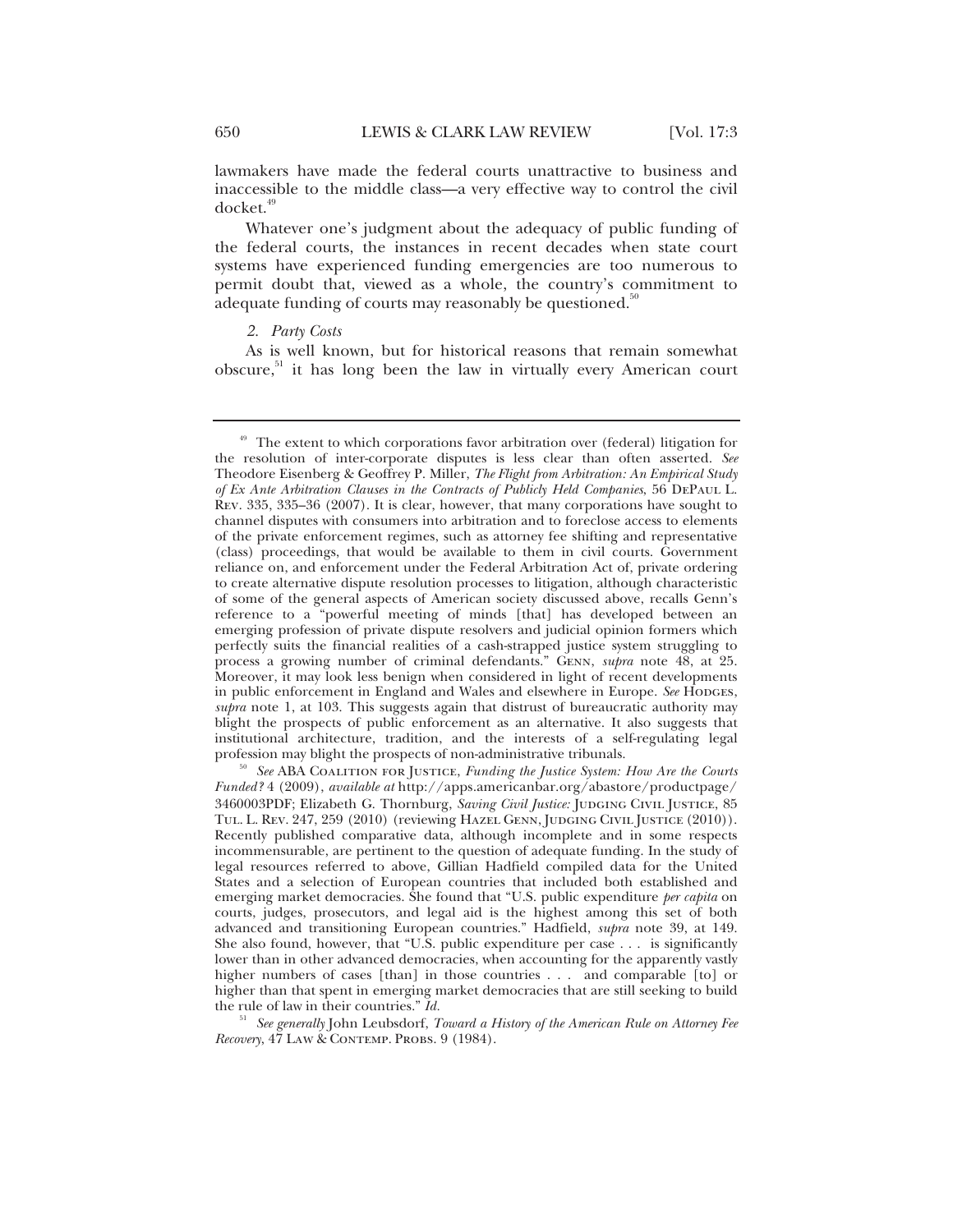lawmakers have made the federal courts unattractive to business and inaccessible to the middle class—a very effective way to control the civil docket.[49]

Whatever one's judgment about the adequacy of public funding of the federal courts, the instances in recent decades when state court systems have experienced funding emergencies are too numerous to permit doubt that, viewed as a whole, the country's commitment to adequate funding of courts may reasonably be questioned.[50]

*2. Party Costs*

As is well known, but for historical reasons that remain somewhat obscure,[51] it has long been the law in virtually every American court

---

[49] The extent to which corporations favor arbitration over (federal) litigation for the resolution of inter-corporate disputes is less clear than often asserted. *See* Theodore Eisenberg & Geoffrey P. Miller, *The Flight from Arbitration: An Empirical Study of Ex Ante Arbitration Clauses in the Contracts of Publicly Held Companies*, 56 DePaul L. Rev. 335, 335–36 (2007). It is clear, however, that many corporations have sought to channel disputes with consumers into arbitration and to foreclose access to elements of the private enforcement regimes, such as attorney fee shifting and representative (class) proceedings, that would be available to them in civil courts. Government reliance on, and enforcement under the Federal Arbitration Act of, private ordering to create alternative dispute resolution processes to litigation, although characteristic of some of the general aspects of American society discussed above, recalls Genn's reference to a "powerful meeting of minds [that] has developed between an emerging profession of private dispute resolvers and judicial opinion formers which perfectly suits the financial realities of a cash-strapped justice system struggling to process a growing number of criminal defendants." Genn, *supra* note 48, at 25. Moreover, it may look less benign when considered in light of recent developments in public enforcement in England and Wales and elsewhere in Europe. *See* Hodges, *supra* note 1, at 103. This suggests again that distrust of bureaucratic authority may blight the prospects of public enforcement as an alternative. It also suggests that institutional architecture, tradition, and the interests of a self-regulating legal profession may blight the prospects of non-administrative tribunals.

[50] *See* ABA Coalition for Justice, *Funding the Justice System: How Are the Courts Funded?* 4 (2009), *available at* http://apps.americanbar.org/abastore/productpage/3460003PDF; Elizabeth G. Thornburg, *Saving Civil Justice:* Judging Civil Justice, 85 Tul. L. Rev. 247, 259 (2010) (reviewing Hazel Genn, Judging Civil Justice (2010)). Recently published comparative data, although incomplete and in some respects incommensurable, are pertinent to the question of adequate funding. In the study of legal resources referred to above, Gillian Hadfield compiled data for the United States and a selection of European countries that included both established and emerging market democracies. She found that "U.S. public expenditure *per capita* on courts, judges, prosecutors, and legal aid is the highest among this set of both advanced and transitioning European countries." Hadfield, *supra* note 39, at 149. She also found, however, that "U.S. public expenditure per case . . . is significantly lower than in other advanced democracies, when accounting for the apparently vastly higher numbers of cases [than] in those countries . . . and comparable [to] or higher than that spent in emerging market democracies that are still seeking to build the rule of law in their countries." *Id.*

[51] *See generally* John Leubsdorf, *Toward a History of the American Rule on Attorney Fee Recovery*, 47 Law & Contemp. Probs. 9 (1984).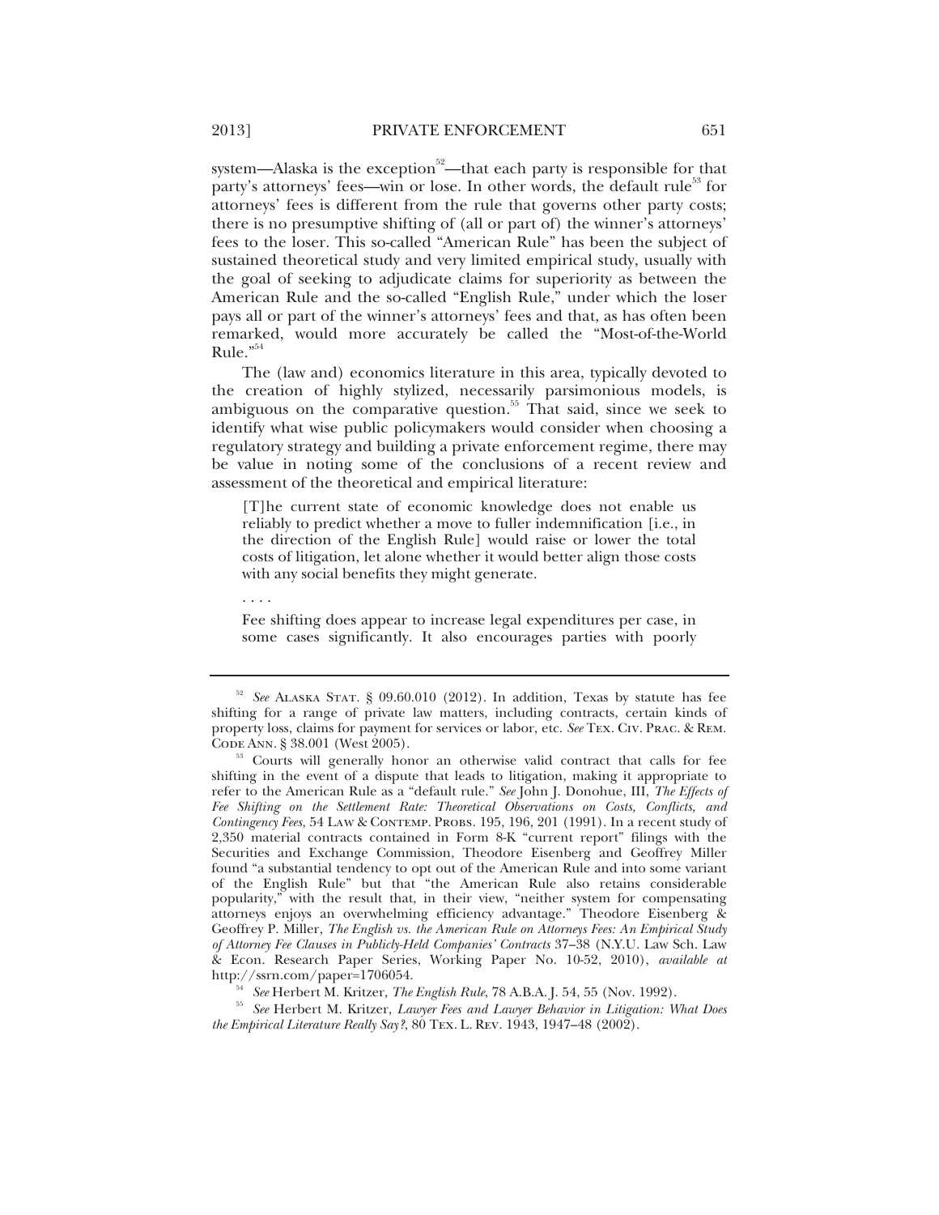system—Alaska is the exception[52]—that each party is responsible for that party's attorneys' fees—win or lose. In other words, the default rule[53] for attorneys' fees is different from the rule that governs other party costs; there is no presumptive shifting of (all or part of) the winner's attorneys' fees to the loser. This so-called "American Rule" has been the subject of sustained theoretical study and very limited empirical study, usually with the goal of seeking to adjudicate claims for superiority as between the American Rule and the so-called "English Rule," under which the loser pays all or part of the winner's attorneys' fees and that, as has often been remarked, would more accurately be called the "Most-of-the-World Rule."[54]

The (law and) economics literature in this area, typically devoted to the creation of highly stylized, necessarily parsimonious models, is ambiguous on the comparative question.[55] That said, since we seek to identify what wise public policymakers would consider when choosing a regulatory strategy and building a private enforcement regime, there may be value in noting some of the conclusions of a recent review and assessment of the theoretical and empirical literature:

> [T]he current state of economic knowledge does not enable us reliably to predict whether a move to fuller indemnification [i.e., in the direction of the English Rule] would raise or lower the total costs of litigation, let alone whether it would better align those costs with any social benefits they might generate.
>
> . . . .
>
> Fee shifting does appear to increase legal expenditures per case, in some cases significantly. It also encourages parties with poorly

---

[52] *See* ALASKA STAT. § 09.60.010 (2012). In addition, Texas by statute has fee shifting for a range of private law matters, including contracts, certain kinds of property loss, claims for payment for services or labor, etc. *See* TEX. CIV. PRAC. & REM. CODE ANN. § 38.001 (West 2005).

[53] Courts will generally honor an otherwise valid contract that calls for fee shifting in the event of a dispute that leads to litigation, making it appropriate to refer to the American Rule as a "default rule." *See* John J. Donohue, III, *The Effects of Fee Shifting on the Settlement Rate: Theoretical Observations on Costs, Conflicts, and Contingency Fees*, 54 LAW & CONTEMP. PROBS. 195, 196, 201 (1991). In a recent study of 2,350 material contracts contained in Form 8-K "current report" filings with the Securities and Exchange Commission, Theodore Eisenberg and Geoffrey Miller found "a substantial tendency to opt out of the American Rule and into some variant of the English Rule" but that "the American Rule also retains considerable popularity," with the result that, in their view, "neither system for compensating attorneys enjoys an overwhelming efficiency advantage." Theodore Eisenberg & Geoffrey P. Miller, *The English vs. the American Rule on Attorneys Fees: An Empirical Study of Attorney Fee Clauses in Publicly-Held Companies' Contracts* 37–38 (N.Y.U. Law Sch. Law & Econ. Research Paper Series, Working Paper No. 10-52, 2010), *available at* http://ssrn.com/paper=1706054.

[54] *See* Herbert M. Kritzer, *The English Rule*, 78 A.B.A. J. 54, 55 (Nov. 1992).

[55] *See* Herbert M. Kritzer, *Lawyer Fees and Lawyer Behavior in Litigation: What Does the Empirical Literature Really Say?*, 80 TEX. L. REV. 1943, 1947–48 (2002).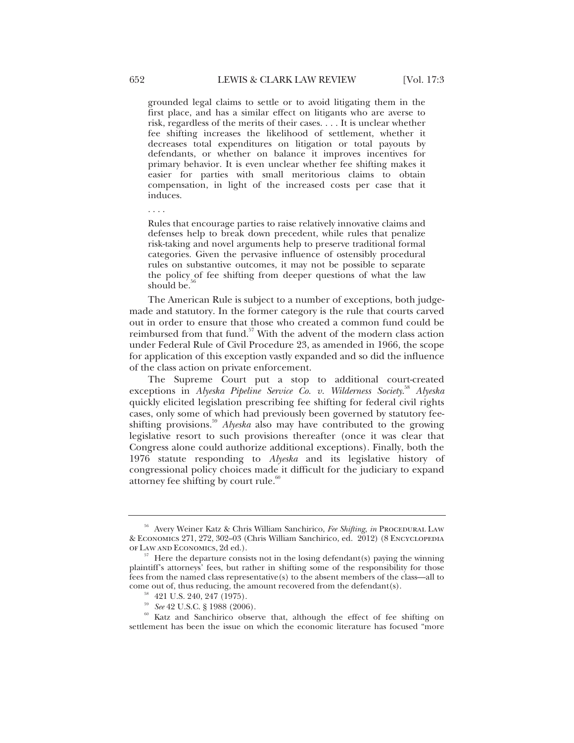> grounded legal claims to settle or to avoid litigating them in the first place, and has a similar effect on litigants who are averse to risk, regardless of the merits of their cases. . . . It is unclear whether fee shifting increases the likelihood of settlement, whether it decreases total expenditures on litigation or total payouts by defendants, or whether on balance it improves incentives for primary behavior. It is even unclear whether fee shifting makes it easier for parties with small meritorious claims to obtain compensation, in light of the increased costs per case that it induces.
>
> . . . .
>
> Rules that encourage parties to raise relatively innovative claims and defenses help to break down precedent, while rules that penalize risk-taking and novel arguments help to preserve traditional formal categories. Given the pervasive influence of ostensibly procedural rules on substantive outcomes, it may not be possible to separate the policy of fee shifting from deeper questions of what the law should be.[56]

The American Rule is subject to a number of exceptions, both judge-made and statutory. In the former category is the rule that courts carved out in order to ensure that those who created a common fund could be reimbursed from that fund.[57] With the advent of the modern class action under Federal Rule of Civil Procedure 23, as amended in 1966, the scope for application of this exception vastly expanded and so did the influence of the class action on private enforcement.

The Supreme Court put a stop to additional court-created exceptions in *Alyeska Pipeline Service Co. v. Wilderness Society*.[58] *Alyeska* quickly elicited legislation prescribing fee shifting for federal civil rights cases, only some of which had previously been governed by statutory fee-shifting provisions.[59] *Alyeska* also may have contributed to the growing legislative resort to such provisions thereafter (once it was clear that Congress alone could authorize additional exceptions). Finally, both the 1976 statute responding to *Alyeska* and its legislative history of congressional policy choices made it difficult for the judiciary to expand attorney fee shifting by court rule.[60]

---

[56] Avery Weiner Katz & Chris William Sanchirico, *Fee Shifting*, *in* PROCEDURAL LAW & ECONOMICS 271, 272, 302–03 (Chris William Sanchirico, ed. 2012) (8 ENCYCLOPEDIA OF LAW AND ECONOMICS, 2d ed.).

[57] Here the departure consists not in the losing defendant(s) paying the winning plaintiff's attorneys' fees, but rather in shifting some of the responsibility for those fees from the named class representative(s) to the absent members of the class—all to come out of, thus reducing, the amount recovered from the defendant(s).

[58] 421 U.S. 240, 247 (1975).

[59] *See* 42 U.S.C. § 1988 (2006).

[60] Katz and Sanchirico observe that, although the effect of fee shifting on settlement has been the issue on which the economic literature has focused "more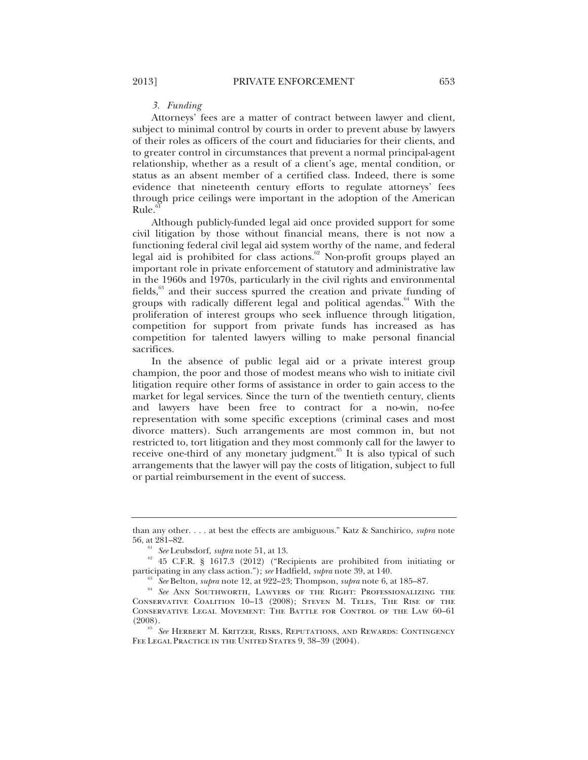### 3. *Funding*

Attorneys' fees are a matter of contract between lawyer and client, subject to minimal control by courts in order to prevent abuse by lawyers of their roles as officers of the court and fiduciaries for their clients, and to greater control in circumstances that prevent a normal principal-agent relationship, whether as a result of a client's age, mental condition, or status as an absent member of a certified class. Indeed, there is some evidence that nineteenth century efforts to regulate attorneys' fees through price ceilings were important in the adoption of the American Rule.[61]

Although publicly-funded legal aid once provided support for some civil litigation by those without financial means, there is not now a functioning federal civil legal aid system worthy of the name, and federal legal aid is prohibited for class actions.[62] Non-profit groups played an important role in private enforcement of statutory and administrative law in the 1960s and 1970s, particularly in the civil rights and environmental fields,[63] and their success spurred the creation and private funding of groups with radically different legal and political agendas.[64] With the proliferation of interest groups who seek influence through litigation, competition for support from private funds has increased as has competition for talented lawyers willing to make personal financial sacrifices.

In the absence of public legal aid or a private interest group champion, the poor and those of modest means who wish to initiate civil litigation require other forms of assistance in order to gain access to the market for legal services. Since the turn of the twentieth century, clients and lawyers have been free to contract for a no-win, no-fee representation with some specific exceptions (criminal cases and most divorce matters). Such arrangements are most common in, but not restricted to, tort litigation and they most commonly call for the lawyer to receive one-third of any monetary judgment.[65] It is also typical of such arrangements that the lawyer will pay the costs of litigation, subject to full or partial reimbursement in the event of success.

---

than any other. . . . at best the effects are ambiguous." Katz & Sanchirico, *supra* note 56, at 281–82.

[61] *See* Leubsdorf, *supra* note 51, at 13.

[62] 45 C.F.R. § 1617.3 (2012) ("Recipients are prohibited from initiating or participating in any class action."); *see* Hadfield, *supra* note 39, at 140.

[63] *See* Belton, *supra* note 12, at 922–23; Thompson, *supra* note 6, at 185–87.

[64] *See* Ann Southworth, Lawyers of the Right: Professionalizing the Conservative Coalition 10–13 (2008); Steven M. Teles, The Rise of the Conservative Legal Movement: The Battle for Control of the Law 60–61 (2008).

[65] *See* Herbert M. Kritzer, Risks, Reputations, and Rewards: Contingency Fee Legal Practice in the United States 9, 38–39 (2004).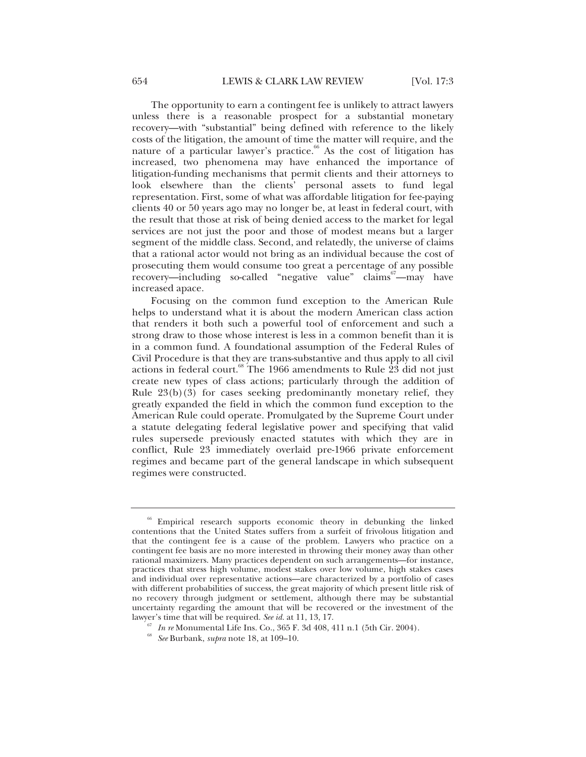The opportunity to earn a contingent fee is unlikely to attract lawyers unless there is a reasonable prospect for a substantial monetary recovery—with "substantial" being defined with reference to the likely costs of the litigation, the amount of time the matter will require, and the nature of a particular lawyer's practice.[66] As the cost of litigation has increased, two phenomena may have enhanced the importance of litigation-funding mechanisms that permit clients and their attorneys to look elsewhere than the clients' personal assets to fund legal representation. First, some of what was affordable litigation for fee-paying clients 40 or 50 years ago may no longer be, at least in federal court, with the result that those at risk of being denied access to the market for legal services are not just the poor and those of modest means but a larger segment of the middle class. Second, and relatedly, the universe of claims that a rational actor would not bring as an individual because the cost of prosecuting them would consume too great a percentage of any possible recovery—including so-called "negative value" claims[67]—may have increased apace.

Focusing on the common fund exception to the American Rule helps to understand what it is about the modern American class action that renders it both such a powerful tool of enforcement and such a strong draw to those whose interest is less in a common benefit than it is in a common fund. A foundational assumption of the Federal Rules of Civil Procedure is that they are trans-substantive and thus apply to all civil actions in federal court.[68] The 1966 amendments to Rule 23 did not just create new types of class actions; particularly through the addition of Rule 23(b)(3) for cases seeking predominantly monetary relief, they greatly expanded the field in which the common fund exception to the American Rule could operate. Promulgated by the Supreme Court under a statute delegating federal legislative power and specifying that valid rules supersede previously enacted statutes with which they are in conflict, Rule 23 immediately overlaid pre-1966 private enforcement regimes and became part of the general landscape in which subsequent regimes were constructed.

---

[66] Empirical research supports economic theory in debunking the linked contentions that the United States suffers from a surfeit of frivolous litigation and that the contingent fee is a cause of the problem. Lawyers who practice on a contingent fee basis are no more interested in throwing their money away than other rational maximizers. Many practices dependent on such arrangements—for instance, practices that stress high volume, modest stakes over low volume, high stakes cases and individual over representative actions—are characterized by a portfolio of cases with different probabilities of success, the great majority of which present little risk of no recovery through judgment or settlement, although there may be substantial uncertainty regarding the amount that will be recovered or the investment of the lawyer's time that will be required. *See id.* at 11, 13, 17.

[67] *In re* Monumental Life Ins. Co., 365 F. 3d 408, 411 n.1 (5th Cir. 2004).

[68] *See* Burbank, *supra* note 18, at 109–10.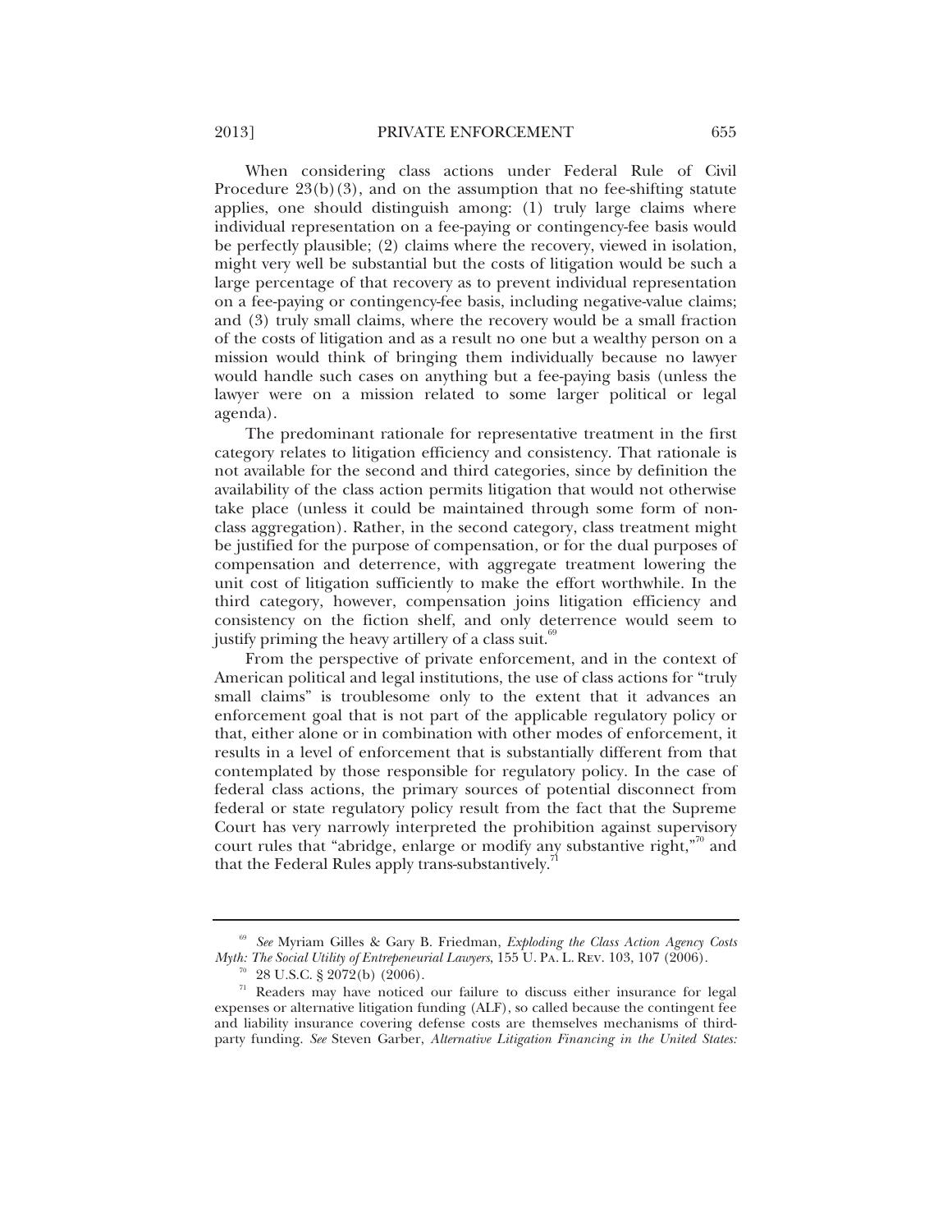When considering class actions under Federal Rule of Civil Procedure 23(b)(3), and on the assumption that no fee-shifting statute applies, one should distinguish among: (1) truly large claims where individual representation on a fee-paying or contingency-fee basis would be perfectly plausible; (2) claims where the recovery, viewed in isolation, might very well be substantial but the costs of litigation would be such a large percentage of that recovery as to prevent individual representation on a fee-paying or contingency-fee basis, including negative-value claims; and (3) truly small claims, where the recovery would be a small fraction of the costs of litigation and as a result no one but a wealthy person on a mission would think of bringing them individually because no lawyer would handle such cases on anything but a fee-paying basis (unless the lawyer were on a mission related to some larger political or legal agenda).

The predominant rationale for representative treatment in the first category relates to litigation efficiency and consistency. That rationale is not available for the second and third categories, since by definition the availability of the class action permits litigation that would not otherwise take place (unless it could be maintained through some form of non-class aggregation). Rather, in the second category, class treatment might be justified for the purpose of compensation, or for the dual purposes of compensation and deterrence, with aggregate treatment lowering the unit cost of litigation sufficiently to make the effort worthwhile. In the third category, however, compensation joins litigation efficiency and consistency on the fiction shelf, and only deterrence would seem to justify priming the heavy artillery of a class suit.[69]

From the perspective of private enforcement, and in the context of American political and legal institutions, the use of class actions for "truly small claims" is troublesome only to the extent that it advances an enforcement goal that is not part of the applicable regulatory policy or that, either alone or in combination with other modes of enforcement, it results in a level of enforcement that is substantially different from that contemplated by those responsible for regulatory policy. In the case of federal class actions, the primary sources of potential disconnect from federal or state regulatory policy result from the fact that the Supreme Court has very narrowly interpreted the prohibition against supervisory court rules that "abridge, enlarge or modify any substantive right,"[70] and that the Federal Rules apply trans-substantively.[71]

---

[69] *See* Myriam Gilles & Gary B. Friedman, *Exploding the Class Action Agency Costs Myth: The Social Utility of Entrepeneurial Lawyers*, 155 U. PA. L. REV. 103, 107 (2006).

[70] 28 U.S.C. § 2072(b) (2006).

[71] Readers may have noticed our failure to discuss either insurance for legal expenses or alternative litigation funding (ALF), so called because the contingent fee and liability insurance covering defense costs are themselves mechanisms of third-party funding. *See* Steven Garber, *Alternative Litigation Financing in the United States:*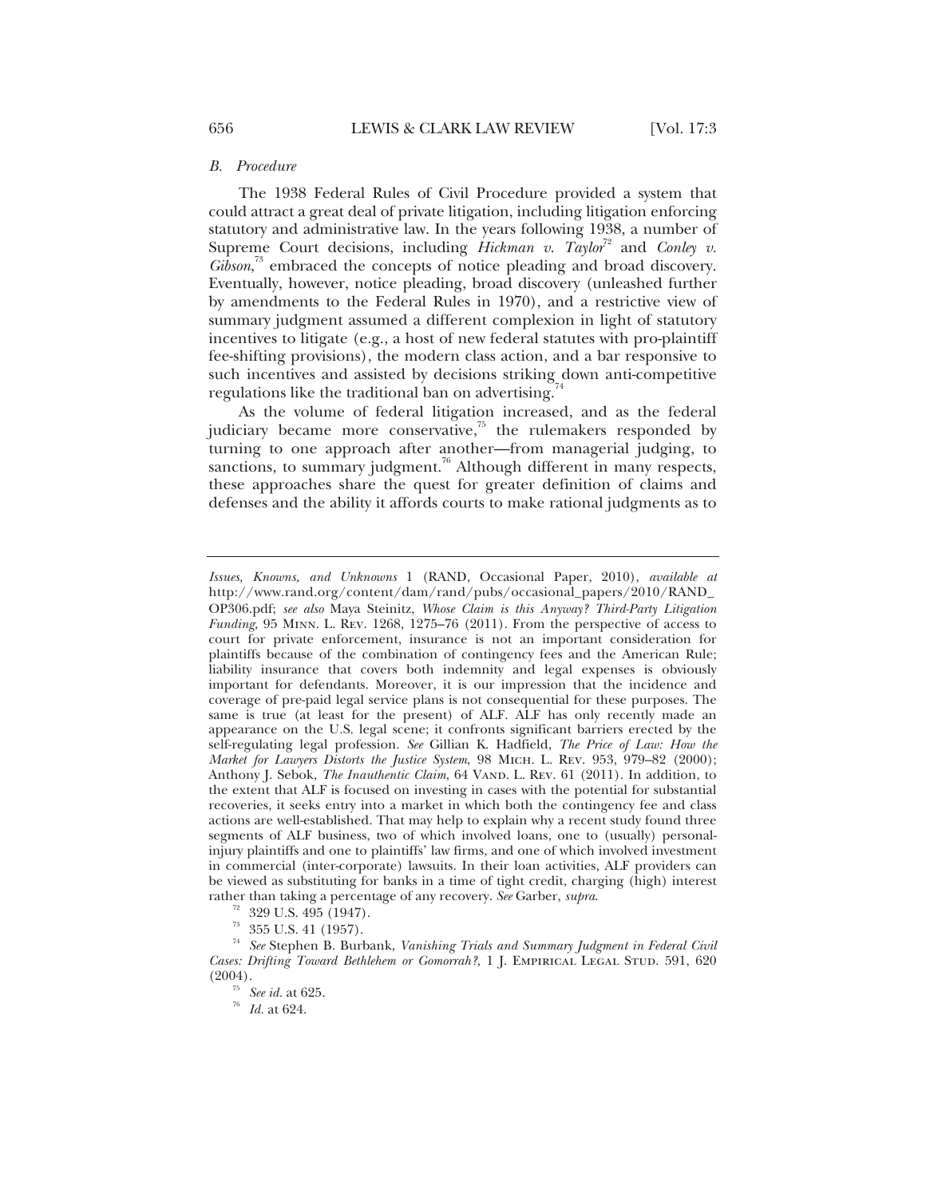### *B. Procedure*

The 1938 Federal Rules of Civil Procedure provided a system that could attract a great deal of private litigation, including litigation enforcing statutory and administrative law. In the years following 1938, a number of Supreme Court decisions, including *Hickman v. Taylor*[72] and *Conley v. Gibson*,[73] embraced the concepts of notice pleading and broad discovery. Eventually, however, notice pleading, broad discovery (unleashed further by amendments to the Federal Rules in 1970), and a restrictive view of summary judgment assumed a different complexion in light of statutory incentives to litigate (e.g., a host of new federal statutes with pro-plaintiff fee-shifting provisions), the modern class action, and a bar responsive to such incentives and assisted by decisions striking down anti-competitive regulations like the traditional ban on advertising.[74]

As the volume of federal litigation increased, and as the federal judiciary became more conservative,[75] the rulemakers responded by turning to one approach after another—from managerial judging, to sanctions, to summary judgment.[76] Although different in many respects, these approaches share the quest for greater definition of claims and defenses and the ability it affords courts to make rational judgments as to

---

*Issues, Knowns, and Unknowns* 1 (RAND, Occasional Paper, 2010), *available at* http://www.rand.org/content/dam/rand/pubs/occasional_papers/2010/RAND_OP306.pdf; *see also* Maya Steinitz, *Whose Claim is this Anyway? Third-Party Litigation Funding*, 95 MINN. L. REV. 1268, 1275–76 (2011). From the perspective of access to court for private enforcement, insurance is not an important consideration for plaintiffs because of the combination of contingency fees and the American Rule; liability insurance that covers both indemnity and legal expenses is obviously important for defendants. Moreover, it is our impression that the incidence and coverage of pre-paid legal service plans is not consequential for these purposes. The same is true (at least for the present) of ALF. ALF has only recently made an appearance on the U.S. legal scene; it confronts significant barriers erected by the self-regulating legal profession. *See* Gillian K. Hadfield, *The Price of Law: How the Market for Lawyers Distorts the Justice System*, 98 MICH. L. REV. 953, 979–82 (2000); Anthony J. Sebok, *The Inauthentic Claim*, 64 VAND. L. REV. 61 (2011). In addition, to the extent that ALF is focused on investing in cases with the potential for substantial recoveries, it seeks entry into a market in which both the contingency fee and class actions are well-established. That may help to explain why a recent study found three segments of ALF business, two of which involved loans, one to (usually) personal-injury plaintiffs and one to plaintiffs' law firms, and one of which involved investment in commercial (inter-corporate) lawsuits. In their loan activities, ALF providers can be viewed as substituting for banks in a time of tight credit, charging (high) interest rather than taking a percentage of any recovery. *See* Garber, *supra*.

[72] 329 U.S. 495 (1947).

[73] 355 U.S. 41 (1957).

[74] *See* Stephen B. Burbank, *Vanishing Trials and Summary Judgment in Federal Civil Cases: Drifting Toward Bethlehem or Gomorrah?*, 1 J. EMPIRICAL LEGAL STUD. 591, 620 (2004).

[75] *See id.* at 625.

[76] *Id.* at 624.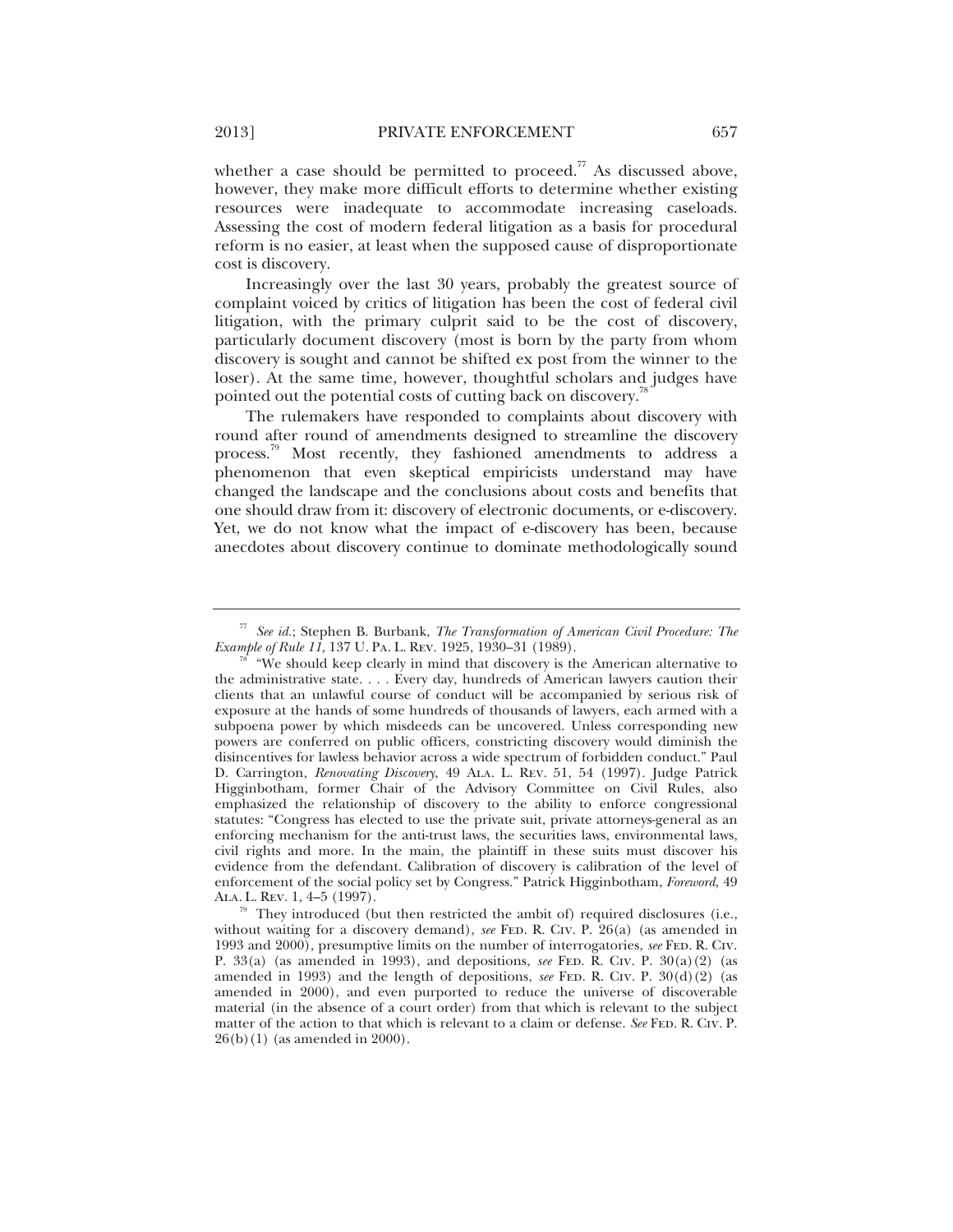whether a case should be permitted to proceed.[77] As discussed above, however, they make more difficult efforts to determine whether existing resources were inadequate to accommodate increasing caseloads. Assessing the cost of modern federal litigation as a basis for procedural reform is no easier, at least when the supposed cause of disproportionate cost is discovery.

Increasingly over the last 30 years, probably the greatest source of complaint voiced by critics of litigation has been the cost of federal civil litigation, with the primary culprit said to be the cost of discovery, particularly document discovery (most is born by the party from whom discovery is sought and cannot be shifted ex post from the winner to the loser). At the same time, however, thoughtful scholars and judges have pointed out the potential costs of cutting back on discovery.[78]

The rulemakers have responded to complaints about discovery with round after round of amendments designed to streamline the discovery process.[79] Most recently, they fashioned amendments to address a phenomenon that even skeptical empiricists understand may have changed the landscape and the conclusions about costs and benefits that one should draw from it: discovery of electronic documents, or e-discovery. Yet, we do not know what the impact of e-discovery has been, because anecdotes about discovery continue to dominate methodologically sound

---

[77] *See id.*; Stephen B. Burbank, *The Transformation of American Civil Procedure: The Example of Rule 11*, 137 U. PA. L. REV. 1925, 1930–31 (1989).

[78] "We should keep clearly in mind that discovery is the American alternative to the administrative state. . . . Every day, hundreds of American lawyers caution their clients that an unlawful course of conduct will be accompanied by serious risk of exposure at the hands of some hundreds of thousands of lawyers, each armed with a subpoena power by which misdeeds can be uncovered. Unless corresponding new powers are conferred on public officers, constricting discovery would diminish the disincentives for lawless behavior across a wide spectrum of forbidden conduct." Paul D. Carrington, *Renovating Discovery*, 49 ALA. L. REV. 51, 54 (1997). Judge Patrick Higginbotham, former Chair of the Advisory Committee on Civil Rules, also emphasized the relationship of discovery to the ability to enforce congressional statutes: "Congress has elected to use the private suit, private attorneys-general as an enforcing mechanism for the anti-trust laws, the securities laws, environmental laws, civil rights and more. In the main, the plaintiff in these suits must discover his evidence from the defendant. Calibration of discovery is calibration of the level of enforcement of the social policy set by Congress." Patrick Higginbotham, *Foreword*, 49 ALA. L. REV. 1, 4–5 (1997).

[79] They introduced (but then restricted the ambit of) required disclosures (i.e., without waiting for a discovery demand), *see* FED. R. CIV. P. 26(a) (as amended in 1993 and 2000), presumptive limits on the number of interrogatories, *see* FED. R. CIV. P. 33(a) (as amended in 1993), and depositions, *see* FED. R. CIV. P. 30(a)(2) (as amended in 1993) and the length of depositions, *see* FED. R. CIV. P. 30(d)(2) (as amended in 2000), and even purported to reduce the universe of discoverable material (in the absence of a court order) from that which is relevant to the subject matter of the action to that which is relevant to a claim or defense. *See* FED. R. CIV. P. 26(b)(1) (as amended in 2000).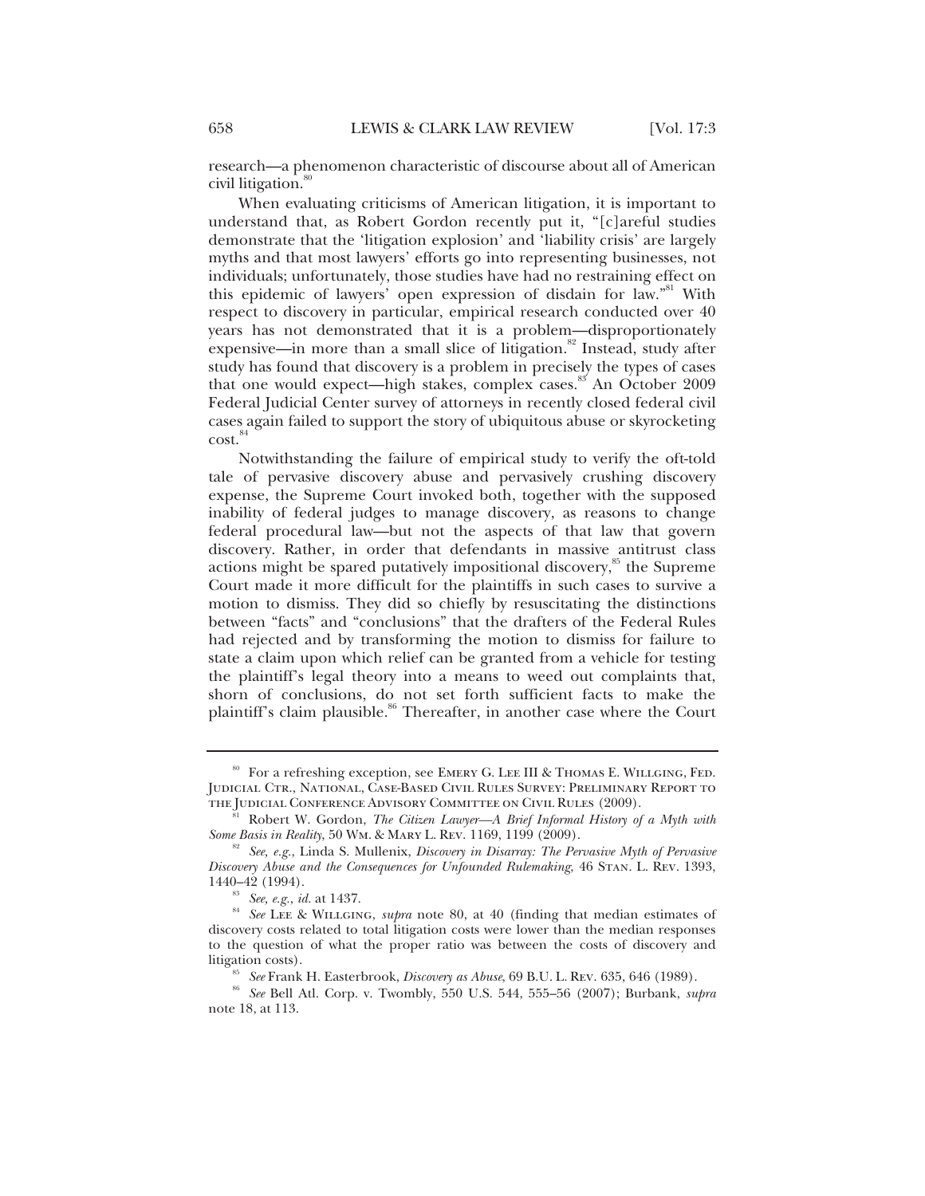research—a phenomenon characteristic of discourse about all of American civil litigation.[80]

When evaluating criticisms of American litigation, it is important to understand that, as Robert Gordon recently put it, "[c]areful studies demonstrate that the 'litigation explosion' and 'liability crisis' are largely myths and that most lawyers' efforts go into representing businesses, not individuals; unfortunately, those studies have had no restraining effect on this epidemic of lawyers' open expression of disdain for law."[81] With respect to discovery in particular, empirical research conducted over 40 years has not demonstrated that it is a problem—disproportionately expensive—in more than a small slice of litigation.[82] Instead, study after study has found that discovery is a problem in precisely the types of cases that one would expect—high stakes, complex cases.[83] An October 2009 Federal Judicial Center survey of attorneys in recently closed federal civil cases again failed to support the story of ubiquitous abuse or skyrocketing cost.[84]

Notwithstanding the failure of empirical study to verify the oft-told tale of pervasive discovery abuse and pervasively crushing discovery expense, the Supreme Court invoked both, together with the supposed inability of federal judges to manage discovery, as reasons to change federal procedural law—but not the aspects of that law that govern discovery. Rather, in order that defendants in massive antitrust class actions might be spared putatively impositional discovery,[85] the Supreme Court made it more difficult for the plaintiffs in such cases to survive a motion to dismiss. They did so chiefly by resuscitating the distinctions between "facts" and "conclusions" that the drafters of the Federal Rules had rejected and by transforming the motion to dismiss for failure to state a claim upon which relief can be granted from a vehicle for testing the plaintiff's legal theory into a means to weed out complaints that, shorn of conclusions, do not set forth sufficient facts to make the plaintiff's claim plausible.[86] Thereafter, in another case where the Court

---

[80] For a refreshing exception, see EMERY G. LEE III & THOMAS E. WILLGING, FED. JUDICIAL CTR., NATIONAL, CASE-BASED CIVIL RULES SURVEY: PRELIMINARY REPORT TO THE JUDICIAL CONFERENCE ADVISORY COMMITTEE ON CIVIL RULES (2009).

[81] Robert W. Gordon, *The Citizen Lawyer—A Brief Informal History of a Myth with Some Basis in Reality*, 50 WM. & MARY L. REV. 1169, 1199 (2009).

[82] *See, e.g.*, Linda S. Mullenix, *Discovery in Disarray: The Pervasive Myth of Pervasive Discovery Abuse and the Consequences for Unfounded Rulemaking*, 46 STAN. L. REV. 1393, 1440–42 (1994).

[83] *See, e.g.*, *id.* at 1437.

[84] *See* LEE & WILLGING, *supra* note 80, at 40 (finding that median estimates of discovery costs related to total litigation costs were lower than the median responses to the question of what the proper ratio was between the costs of discovery and litigation costs).

[85] *See* Frank H. Easterbrook, *Discovery as Abuse*, 69 B.U. L. REV. 635, 646 (1989).

[86] *See* Bell Atl. Corp. v. Twombly, 550 U.S. 544, 555–56 (2007); Burbank, *supra* note 18, at 113.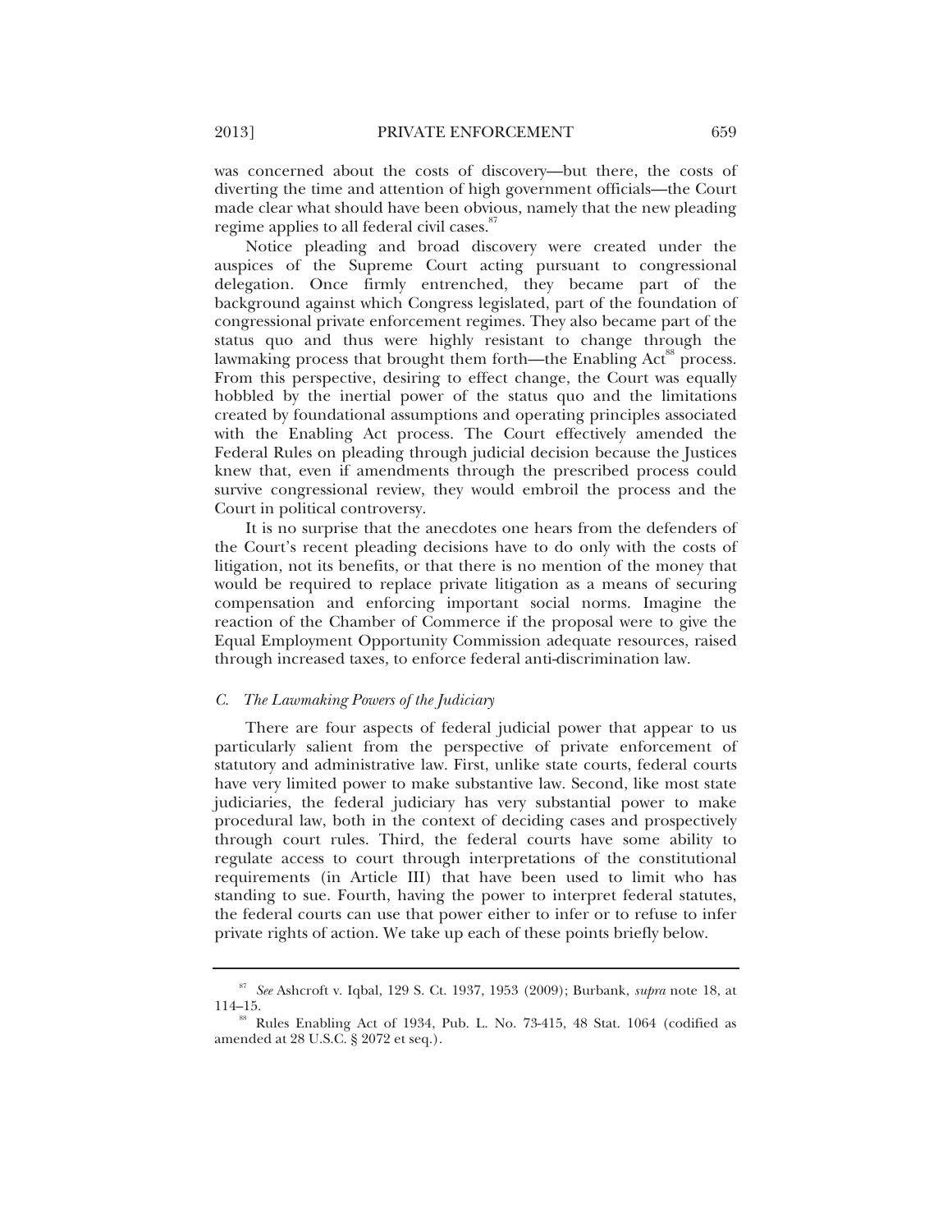was concerned about the costs of discovery—but there, the costs of diverting the time and attention of high government officials—the Court made clear what should have been obvious, namely that the new pleading regime applies to all federal civil cases.[87]

Notice pleading and broad discovery were created under the auspices of the Supreme Court acting pursuant to congressional delegation. Once firmly entrenched, they became part of the background against which Congress legislated, part of the foundation of congressional private enforcement regimes. They also became part of the status quo and thus were highly resistant to change through the lawmaking process that brought them forth—the Enabling Act[88] process. From this perspective, desiring to effect change, the Court was equally hobbled by the inertial power of the status quo and the limitations created by foundational assumptions and operating principles associated with the Enabling Act process. The Court effectively amended the Federal Rules on pleading through judicial decision because the Justices knew that, even if amendments through the prescribed process could survive congressional review, they would embroil the process and the Court in political controversy.

It is no surprise that the anecdotes one hears from the defenders of the Court's recent pleading decisions have to do only with the costs of litigation, not its benefits, or that there is no mention of the money that would be required to replace private litigation as a means of securing compensation and enforcing important social norms. Imagine the reaction of the Chamber of Commerce if the proposal were to give the Equal Employment Opportunity Commission adequate resources, raised through increased taxes, to enforce federal anti-discrimination law.

### *C. The Lawmaking Powers of the Judiciary*

There are four aspects of federal judicial power that appear to us particularly salient from the perspective of private enforcement of statutory and administrative law. First, unlike state courts, federal courts have very limited power to make substantive law. Second, like most state judiciaries, the federal judiciary has very substantial power to make procedural law, both in the context of deciding cases and prospectively through court rules. Third, the federal courts have some ability to regulate access to court through interpretations of the constitutional requirements (in Article III) that have been used to limit who has standing to sue. Fourth, having the power to interpret federal statutes, the federal courts can use that power either to infer or to refuse to infer private rights of action. We take up each of these points briefly below.

---

[87] *See* Ashcroft v. Iqbal, 129 S. Ct. 1937, 1953 (2009); Burbank, *supra* note 18, at 114–15.

[88] Rules Enabling Act of 1934, Pub. L. No. 73-415, 48 Stat. 1064 (codified as amended at 28 U.S.C. § 2072 et seq.).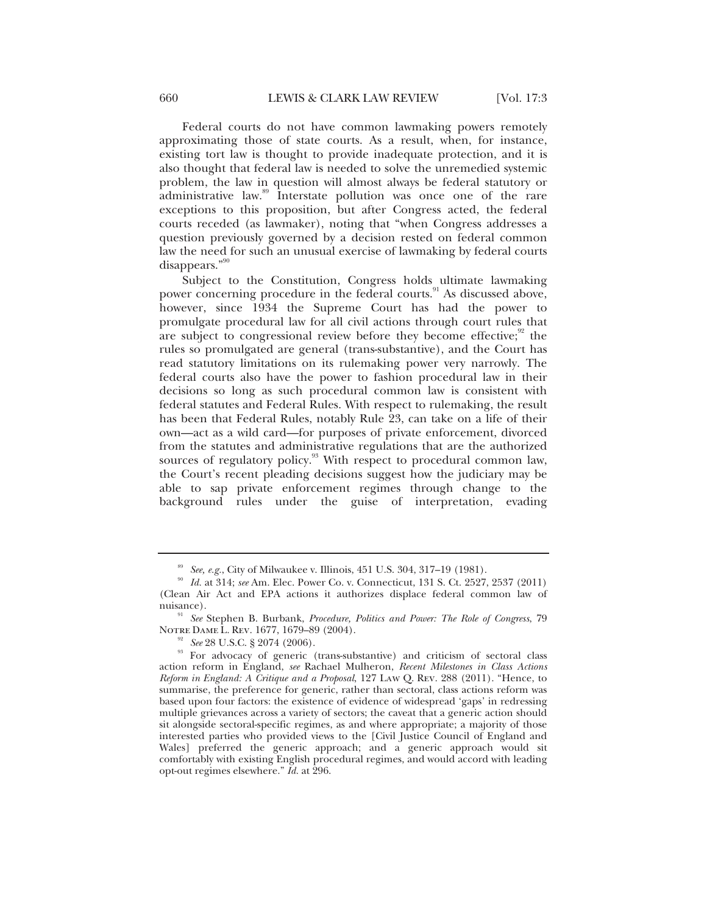Federal courts do not have common lawmaking powers remotely approximating those of state courts. As a result, when, for instance, existing tort law is thought to provide inadequate protection, and it is also thought that federal law is needed to solve the unremedied systemic problem, the law in question will almost always be federal statutory or administrative law.[89] Interstate pollution was once one of the rare exceptions to this proposition, but after Congress acted, the federal courts receded (as lawmaker), noting that "when Congress addresses a question previously governed by a decision rested on federal common law the need for such an unusual exercise of lawmaking by federal courts disappears."[90]

Subject to the Constitution, Congress holds ultimate lawmaking power concerning procedure in the federal courts.[91] As discussed above, however, since 1934 the Supreme Court has had the power to promulgate procedural law for all civil actions through court rules that are subject to congressional review before they become effective;[92] the rules so promulgated are general (trans-substantive), and the Court has read statutory limitations on its rulemaking power very narrowly. The federal courts also have the power to fashion procedural law in their decisions so long as such procedural common law is consistent with federal statutes and Federal Rules. With respect to rulemaking, the result has been that Federal Rules, notably Rule 23, can take on a life of their own—act as a wild card—for purposes of private enforcement, divorced from the statutes and administrative regulations that are the authorized sources of regulatory policy.[93] With respect to procedural common law, the Court's recent pleading decisions suggest how the judiciary may be able to sap private enforcement regimes through change to the background rules under the guise of interpretation, evading

---

[89] *See, e.g.*, City of Milwaukee v. Illinois, 451 U.S. 304, 317–19 (1981).

[90] *Id.* at 314; *see* Am. Elec. Power Co. v. Connecticut, 131 S. Ct. 2527, 2537 (2011) (Clean Air Act and EPA actions it authorizes displace federal common law of nuisance).

[91] *See* Stephen B. Burbank, *Procedure, Politics and Power: The Role of Congress,* 79 NOTRE DAME L. REV. 1677, 1679–89 (2004).

[92] *See* 28 U.S.C. § 2074 (2006).

[93] For advocacy of generic (trans-substantive) and criticism of sectoral class action reform in England, *see* Rachael Mulheron, *Recent Milestones in Class Actions Reform in England: A Critique and a Proposal*, 127 LAW Q. REV. 288 (2011). "Hence, to summarise, the preference for generic, rather than sectoral, class actions reform was based upon four factors: the existence of evidence of widespread 'gaps' in redressing multiple grievances across a variety of sectors; the caveat that a generic action should sit alongside sectoral-specific regimes, as and where appropriate; a majority of those interested parties who provided views to the [Civil Justice Council of England and Wales] preferred the generic approach; and a generic approach would sit comfortably with existing English procedural regimes, and would accord with leading opt-out regimes elsewhere." *Id.* at 296.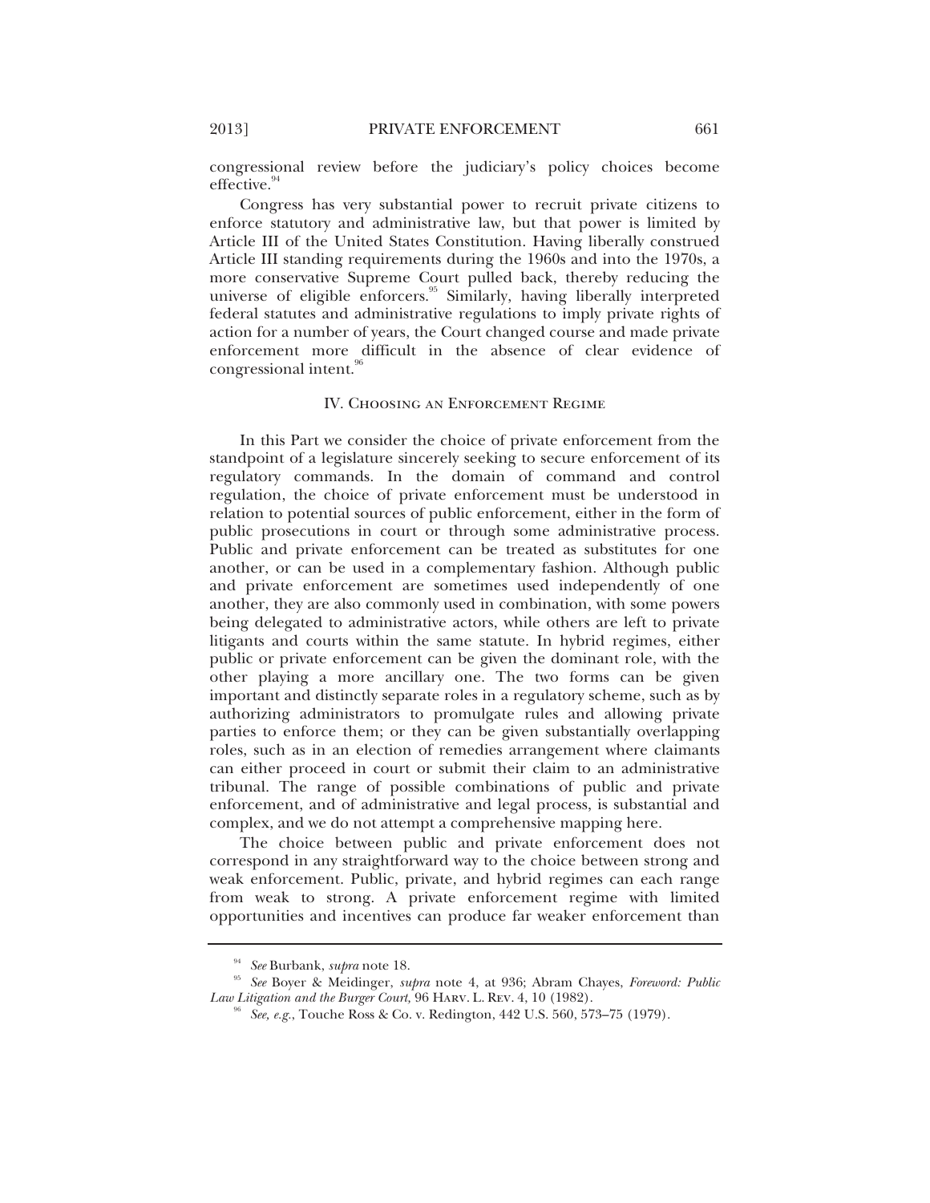congressional review before the judiciary's policy choices become effective.[94]

Congress has very substantial power to recruit private citizens to enforce statutory and administrative law, but that power is limited by Article III of the United States Constitution. Having liberally construed Article III standing requirements during the 1960s and into the 1970s, a more conservative Supreme Court pulled back, thereby reducing the universe of eligible enforcers.[95] Similarly, having liberally interpreted federal statutes and administrative regulations to imply private rights of action for a number of years, the Court changed course and made private enforcement more difficult in the absence of clear evidence of congressional intent.[96]

## IV. Choosing an Enforcement Regime

In this Part we consider the choice of private enforcement from the standpoint of a legislature sincerely seeking to secure enforcement of its regulatory commands. In the domain of command and control regulation, the choice of private enforcement must be understood in relation to potential sources of public enforcement, either in the form of public prosecutions in court or through some administrative process. Public and private enforcement can be treated as substitutes for one another, or can be used in a complementary fashion. Although public and private enforcement are sometimes used independently of one another, they are also commonly used in combination, with some powers being delegated to administrative actors, while others are left to private litigants and courts within the same statute. In hybrid regimes, either public or private enforcement can be given the dominant role, with the other playing a more ancillary one. The two forms can be given important and distinctly separate roles in a regulatory scheme, such as by authorizing administrators to promulgate rules and allowing private parties to enforce them; or they can be given substantially overlapping roles, such as in an election of remedies arrangement where claimants can either proceed in court or submit their claim to an administrative tribunal. The range of possible combinations of public and private enforcement, and of administrative and legal process, is substantial and complex, and we do not attempt a comprehensive mapping here.

The choice between public and private enforcement does not correspond in any straightforward way to the choice between strong and weak enforcement. Public, private, and hybrid regimes can each range from weak to strong. A private enforcement regime with limited opportunities and incentives can produce far weaker enforcement than

---

[94] *See* Burbank, *supra* note 18.

[95] *See* Boyer & Meidinger, *supra* note 4, at 936; Abram Chayes, *Foreword: Public Law Litigation and the Burger Court,* 96 Harv. L. Rev. 4, 10 (1982).

[96] *See, e.g.*, Touche Ross & Co. v. Redington, 442 U.S. 560, 573–75 (1979).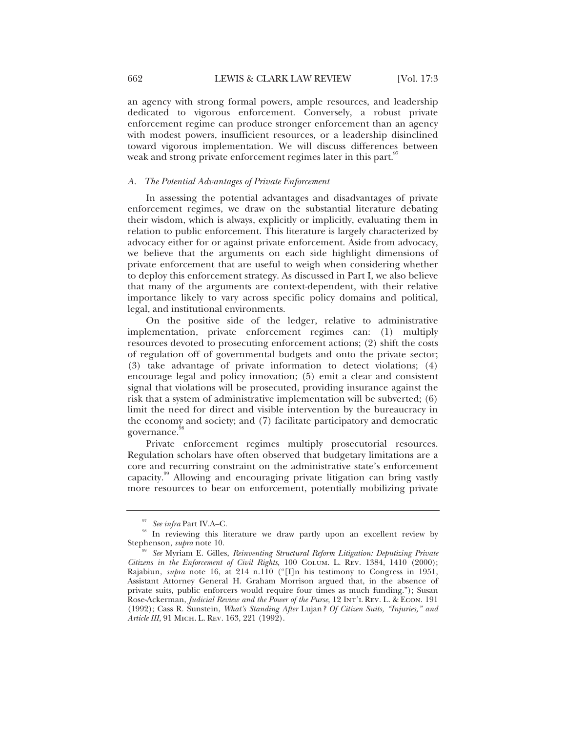an agency with strong formal powers, ample resources, and leadership dedicated to vigorous enforcement. Conversely, a robust private enforcement regime can produce stronger enforcement than an agency with modest powers, insufficient resources, or a leadership disinclined toward vigorous implementation. We will discuss differences between weak and strong private enforcement regimes later in this part.[97]

### A. *The Potential Advantages of Private Enforcement*

In assessing the potential advantages and disadvantages of private enforcement regimes, we draw on the substantial literature debating their wisdom, which is always, explicitly or implicitly, evaluating them in relation to public enforcement. This literature is largely characterized by advocacy either for or against private enforcement. Aside from advocacy, we believe that the arguments on each side highlight dimensions of private enforcement that are useful to weigh when considering whether to deploy this enforcement strategy. As discussed in Part I, we also believe that many of the arguments are context-dependent, with their relative importance likely to vary across specific policy domains and political, legal, and institutional environments.

On the positive side of the ledger, relative to administrative implementation, private enforcement regimes can: (1) multiply resources devoted to prosecuting enforcement actions; (2) shift the costs of regulation off of governmental budgets and onto the private sector; (3) take advantage of private information to detect violations; (4) encourage legal and policy innovation; (5) emit a clear and consistent signal that violations will be prosecuted, providing insurance against the risk that a system of administrative implementation will be subverted; (6) limit the need for direct and visible intervention by the bureaucracy in the economy and society; and (7) facilitate participatory and democratic governance.[98]

Private enforcement regimes multiply prosecutorial resources. Regulation scholars have often observed that budgetary limitations are a core and recurring constraint on the administrative state's enforcement capacity.[99] Allowing and encouraging private litigation can bring vastly more resources to bear on enforcement, potentially mobilizing private

---

[97] *See infra* Part IV.A–C.

[98] In reviewing this literature we draw partly upon an excellent review by Stephenson, *supra* note 10.

[99] *See* Myriam E. Gilles, *Reinventing Structural Reform Litigation: Deputizing Private Citizens in the Enforcement of Civil Rights*, 100 COLUM. L. REV. 1384, 1410 (2000); Rajabiun, *supra* note 16, at 214 n.110 ("[I]n his testimony to Congress in 1951, Assistant Attorney General H. Graham Morrison argued that, in the absence of private suits, public enforcers would require four times as much funding."); Susan Rose-Ackerman, *Judicial Review and the Power of the Purse*, 12 INT'L REV. L. & ECON. 191 (1992); Cass R. Sunstein, *What's Standing After* Lujan*? Of Citizen Suits, "Injuries," and Article III*, 91 MICH. L. REV. 163, 221 (1992).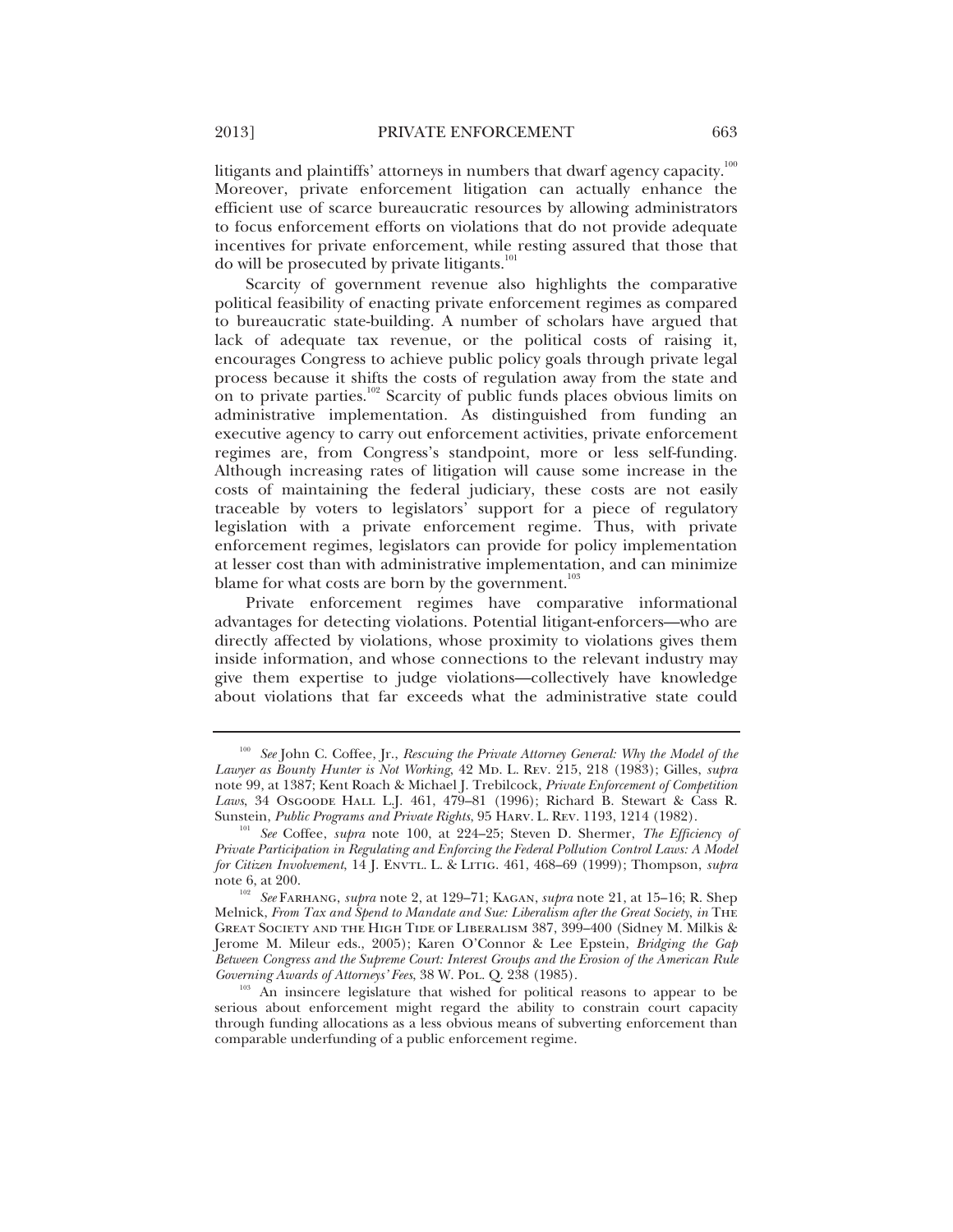litigants and plaintiffs' attorneys in numbers that dwarf agency capacity.[100] Moreover, private enforcement litigation can actually enhance the efficient use of scarce bureaucratic resources by allowing administrators to focus enforcement efforts on violations that do not provide adequate incentives for private enforcement, while resting assured that those that do will be prosecuted by private litigants.[101]

Scarcity of government revenue also highlights the comparative political feasibility of enacting private enforcement regimes as compared to bureaucratic state-building. A number of scholars have argued that lack of adequate tax revenue, or the political costs of raising it, encourages Congress to achieve public policy goals through private legal process because it shifts the costs of regulation away from the state and on to private parties.[102] Scarcity of public funds places obvious limits on administrative implementation. As distinguished from funding an executive agency to carry out enforcement activities, private enforcement regimes are, from Congress's standpoint, more or less self-funding. Although increasing rates of litigation will cause some increase in the costs of maintaining the federal judiciary, these costs are not easily traceable by voters to legislators' support for a piece of regulatory legislation with a private enforcement regime. Thus, with private enforcement regimes, legislators can provide for policy implementation at lesser cost than with administrative implementation, and can minimize blame for what costs are born by the government.[103]

Private enforcement regimes have comparative informational advantages for detecting violations. Potential litigant-enforcers—who are directly affected by violations, whose proximity to violations gives them inside information, and whose connections to the relevant industry may give them expertise to judge violations—collectively have knowledge about violations that far exceeds what the administrative state could

---

[100] *See* John C. Coffee, Jr., *Rescuing the Private Attorney General: Why the Model of the Lawyer as Bounty Hunter is Not Working*, 42 MD. L. REV. 215, 218 (1983); Gilles, *supra* note 99, at 1387; Kent Roach & Michael J. Trebilcock, *Private Enforcement of Competition Laws*, 34 OSGOODE HALL L.J. 461, 479–81 (1996); Richard B. Stewart & Cass R. Sunstein, *Public Programs and Private Rights*, 95 HARV. L. REV. 1193, 1214 (1982).

[101] *See* Coffee, *supra* note 100, at 224–25; Steven D. Shermer, *The Efficiency of Private Participation in Regulating and Enforcing the Federal Pollution Control Laws: A Model for Citizen Involvement*, 14 J. ENVTL. L. & LITIG. 461, 468–69 (1999); Thompson, *supra* note 6, at 200.

[102] *See* FARHANG, *supra* note 2, at 129–71; KAGAN, *supra* note 21, at 15–16; R. Shep Melnick, *From Tax and Spend to Mandate and Sue: Liberalism after the Great Society*, *in* THE GREAT SOCIETY AND THE HIGH TIDE OF LIBERALISM 387, 399–400 (Sidney M. Milkis & Jerome M. Mileur eds., 2005); Karen O'Connor & Lee Epstein, *Bridging the Gap Between Congress and the Supreme Court: Interest Groups and the Erosion of the American Rule Governing Awards of Attorneys' Fees*, 38 W. POL. Q. 238 (1985).

[103] An insincere legislature that wished for political reasons to appear to be serious about enforcement might regard the ability to constrain court capacity through funding allocations as a less obvious means of subverting enforcement than comparable underfunding of a public enforcement regime.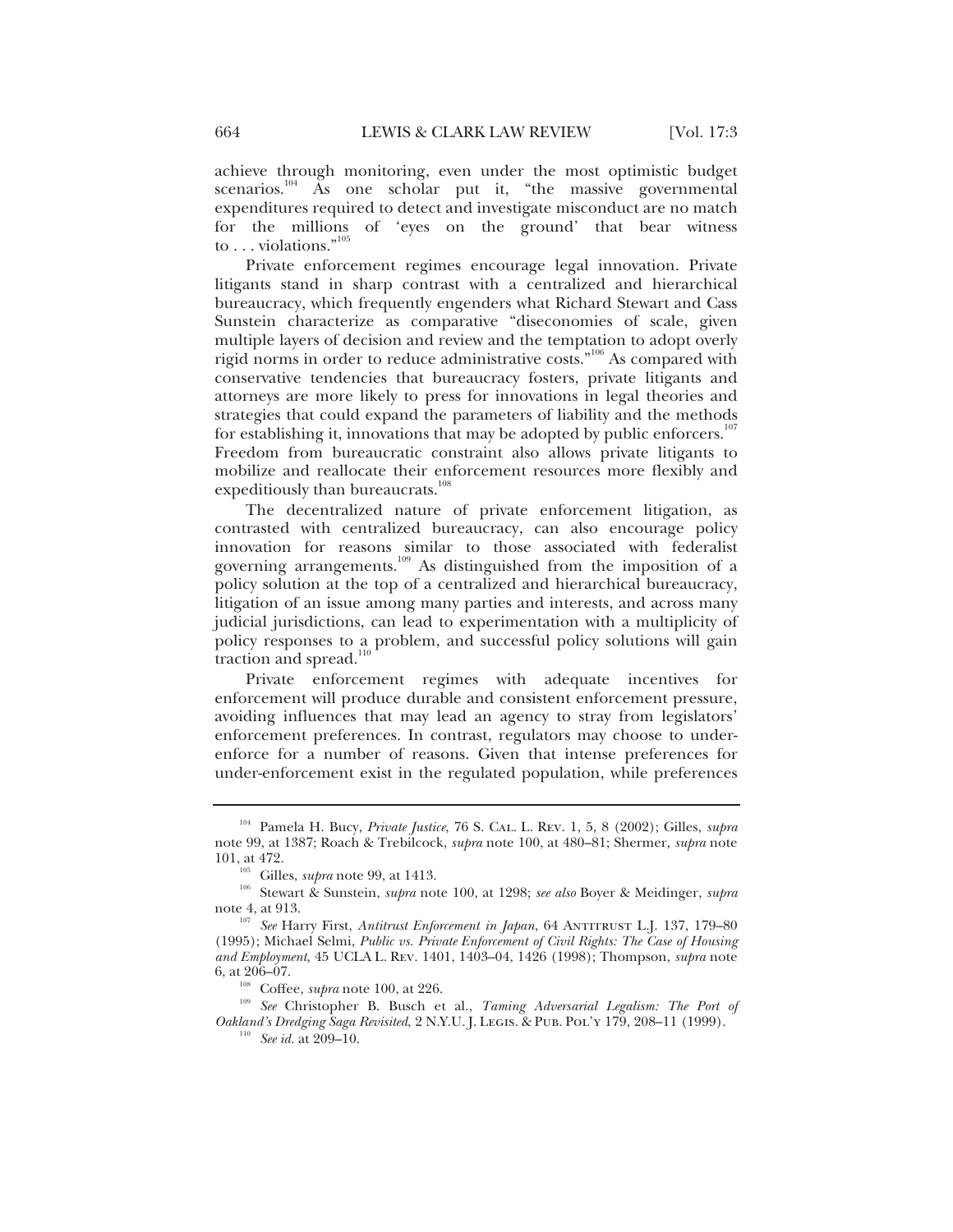achieve through monitoring, even under the most optimistic budget scenarios.[104] As one scholar put it, "the massive governmental expenditures required to detect and investigate misconduct are no match for the millions of 'eyes on the ground' that bear witness to . . . violations."[105]

Private enforcement regimes encourage legal innovation. Private litigants stand in sharp contrast with a centralized and hierarchical bureaucracy, which frequently engenders what Richard Stewart and Cass Sunstein characterize as comparative "diseconomies of scale, given multiple layers of decision and review and the temptation to adopt overly rigid norms in order to reduce administrative costs."[106] As compared with conservative tendencies that bureaucracy fosters, private litigants and attorneys are more likely to press for innovations in legal theories and strategies that could expand the parameters of liability and the methods for establishing it, innovations that may be adopted by public enforcers.[107] Freedom from bureaucratic constraint also allows private litigants to mobilize and reallocate their enforcement resources more flexibly and expeditiously than bureaucrats.[108]

The decentralized nature of private enforcement litigation, as contrasted with centralized bureaucracy, can also encourage policy innovation for reasons similar to those associated with federalist governing arrangements.[109] As distinguished from the imposition of a policy solution at the top of a centralized and hierarchical bureaucracy, litigation of an issue among many parties and interests, and across many judicial jurisdictions, can lead to experimentation with a multiplicity of policy responses to a problem, and successful policy solutions will gain traction and spread.[110]

Private enforcement regimes with adequate incentives for enforcement will produce durable and consistent enforcement pressure, avoiding influences that may lead an agency to stray from legislators' enforcement preferences. In contrast, regulators may choose to under-enforce for a number of reasons. Given that intense preferences for under-enforcement exist in the regulated population, while preferences

---

[104] Pamela H. Bucy, *Private Justice*, 76 S. Cal. L. Rev. 1, 5, 8 (2002); Gilles, *supra* note 99, at 1387; Roach & Trebilcock, *supra* note 100, at 480–81; Shermer, *supra* note 101, at 472.

[105] Gilles, *supra* note 99, at 1413.

[106] Stewart & Sunstein, *supra* note 100, at 1298; *see also* Boyer & Meidinger, *supra* note 4, at 913.

[107] *See* Harry First, *Antitrust Enforcement in Japan*, 64 Antitrust L.J. 137, 179–80 (1995); Michael Selmi, *Public vs. Private Enforcement of Civil Rights: The Case of Housing and Employment*, 45 UCLA L. Rev. 1401, 1403–04, 1426 (1998); Thompson, *supra* note 6, at 206–07.

[108] Coffee, *supra* note 100, at 226.

[109] *See* Christopher B. Busch et al., *Taming Adversarial Legalism: The Port of Oakland's Dredging Saga Revisited*, 2 N.Y.U. J. Legis. & Pub. Pol'y 179, 208–11 (1999).

[110] *See id.* at 209–10.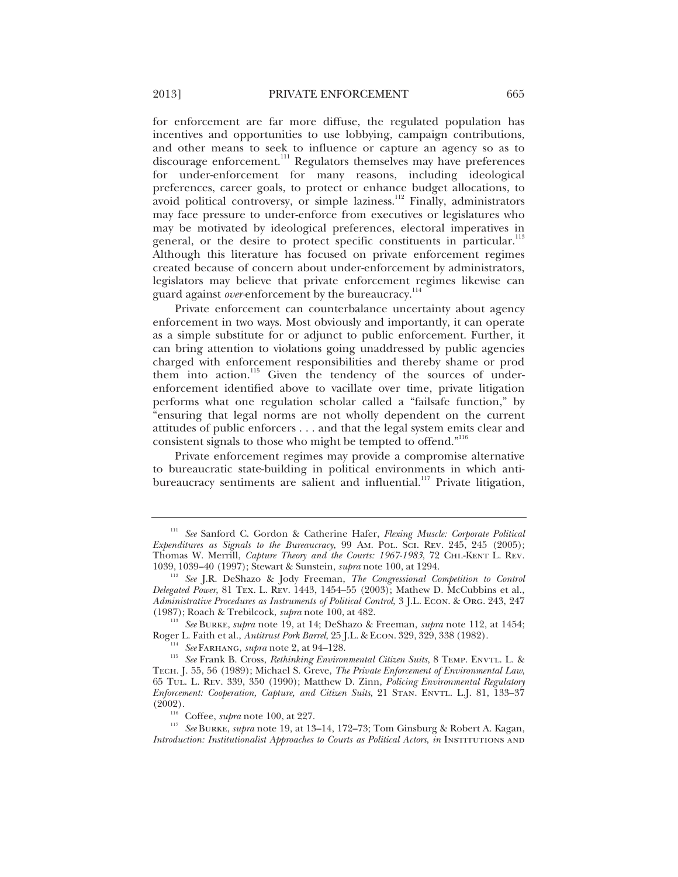for enforcement are far more diffuse, the regulated population has incentives and opportunities to use lobbying, campaign contributions, and other means to seek to influence or capture an agency so as to discourage enforcement.[111] Regulators themselves may have preferences for under-enforcement for many reasons, including ideological preferences, career goals, to protect or enhance budget allocations, to avoid political controversy, or simple laziness.[112] Finally, administrators may face pressure to under-enforce from executives or legislatures who may be motivated by ideological preferences, electoral imperatives in general, or the desire to protect specific constituents in particular.[113] Although this literature has focused on private enforcement regimes created because of concern about under-enforcement by administrators, legislators may believe that private enforcement regimes likewise can guard against *over*-enforcement by the bureaucracy.[114]

Private enforcement can counterbalance uncertainty about agency enforcement in two ways. Most obviously and importantly, it can operate as a simple substitute for or adjunct to public enforcement. Further, it can bring attention to violations going unaddressed by public agencies charged with enforcement responsibilities and thereby shame or prod them into action.[115] Given the tendency of the sources of under-enforcement identified above to vacillate over time, private litigation performs what one regulation scholar called a "failsafe function," by "ensuring that legal norms are not wholly dependent on the current attitudes of public enforcers . . . and that the legal system emits clear and consistent signals to those who might be tempted to offend."[116]

Private enforcement regimes may provide a compromise alternative to bureaucratic state-building in political environments in which anti-bureaucracy sentiments are salient and influential.[117] Private litigation,

---

[111] *See* Sanford C. Gordon & Catherine Hafer, *Flexing Muscle: Corporate Political Expenditures as Signals to the Bureaucracy*, 99 AM. POL. SCI. REV. 245, 245 (2005); Thomas W. Merrill, *Capture Theory and the Courts: 1967-1983*, 72 CHI.-KENT L. REV. 1039, 1039–40 (1997); Stewart & Sunstein, *supra* note 100, at 1294.

[112] *See* J.R. DeShazo & Jody Freeman, *The Congressional Competition to Control Delegated Power*, 81 TEX. L. REV. 1443, 1454–55 (2003); Mathew D. McCubbins et al., *Administrative Procedures as Instruments of Political Control*, 3 J.L. ECON. & ORG. 243, 247 (1987); Roach & Trebilcock, *supra* note 100, at 482.

[113] *See* BURKE, *supra* note 19, at 14; DeShazo & Freeman, *supra* note 112, at 1454; Roger L. Faith et al., *Antitrust Pork Barrel*, 25 J.L. & ECON. 329, 329, 338 (1982).

[114] *See* FARHANG, *supra* note 2, at 94–128.

[115] *See* Frank B. Cross, *Rethinking Environmental Citizen Suits*, 8 TEMP. ENVTL. L. & TECH. J. 55, 56 (1989); Michael S. Greve, *The Private Enforcement of Environmental Law*, 65 TUL. L. REV. 339, 350 (1990); Matthew D. Zinn, *Policing Environmental Regulatory Enforcement: Cooperation, Capture, and Citizen Suits*, 21 STAN. ENVTL. L.J. 81, 133–37 (2002).

[116] Coffee, *supra* note 100, at 227.

[117] *See* BURKE, *supra* note 19, at 13–14, 172–73; Tom Ginsburg & Robert A. Kagan, *Introduction: Institutionalist Approaches to Courts as Political Actors*, *in* INSTITUTIONS AND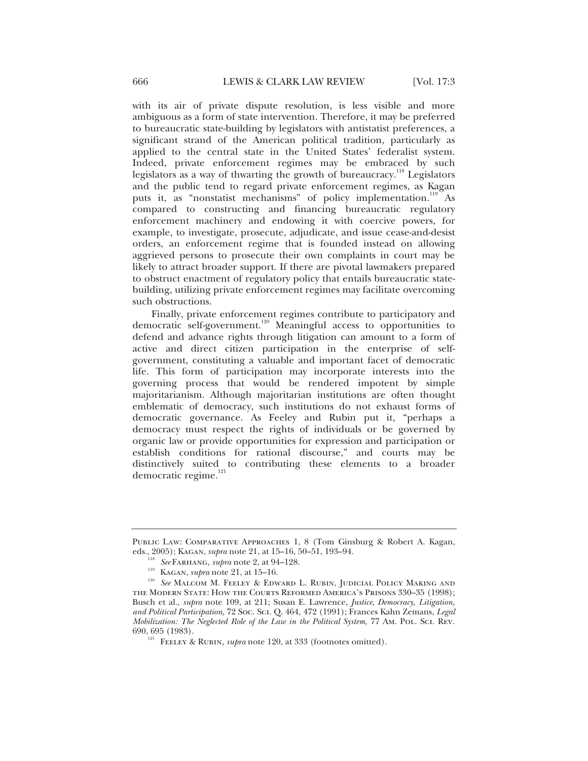with its air of private dispute resolution, is less visible and more ambiguous as a form of state intervention. Therefore, it may be preferred to bureaucratic state-building by legislators with antistatist preferences, a significant strand of the American political tradition, particularly as applied to the central state in the United States' federalist system. Indeed, private enforcement regimes may be embraced by such legislators as a way of thwarting the growth of bureaucracy.[118] Legislators and the public tend to regard private enforcement regimes, as Kagan puts it, as "nonstatist mechanisms" of policy implementation.[119] As compared to constructing and financing bureaucratic regulatory enforcement machinery and endowing it with coercive powers, for example, to investigate, prosecute, adjudicate, and issue cease-and-desist orders, an enforcement regime that is founded instead on allowing aggrieved persons to prosecute their own complaints in court may be likely to attract broader support. If there are pivotal lawmakers prepared to obstruct enactment of regulatory policy that entails bureaucratic state-building, utilizing private enforcement regimes may facilitate overcoming such obstructions.

Finally, private enforcement regimes contribute to participatory and democratic self-government.[120] Meaningful access to opportunities to defend and advance rights through litigation can amount to a form of active and direct citizen participation in the enterprise of self-government, constituting a valuable and important facet of democratic life. This form of participation may incorporate interests into the governing process that would be rendered impotent by simple majoritarianism. Although majoritarian institutions are often thought emblematic of democracy, such institutions do not exhaust forms of democratic governance. As Feeley and Rubin put it, "perhaps a democracy must respect the rights of individuals or be governed by organic law or provide opportunities for expression and participation or establish conditions for rational discourse," and courts may be distinctively suited to contributing these elements to a broader democratic regime.[121]

---

PUBLIC LAW: COMPARATIVE APPROACHES 1, 8 (Tom Ginsburg & Robert A. Kagan, eds., 2005); KAGAN, *supra* note 21, at 15–16, 50–51, 193–94.

[118] *See* FARHANG, *supra* note 2, at 94–128.

[119] KAGAN, *supra* note 21, at 15–16.

[120] *See* MALCOM M. FEELEY & EDWARD L. RUBIN, JUDICIAL POLICY MAKING AND THE MODERN STATE: HOW THE COURTS REFORMED AMERICA'S PRISONS 330–35 (1998); Busch et al., *supra* note 109, at 211; Susan E. Lawrence, *Justice, Democracy, Litigation, and Political Participation*, 72 SOC. SCI. Q. 464, 472 (1991); Frances Kahn Zemans, *Legal Mobilization: The Neglected Role of the Law in the Political System*, 77 AM. POL. SCI. REV. 690, 695 (1983).

[121] FEELEY & RUBIN, *supra* note 120, at 333 (footnotes omitted).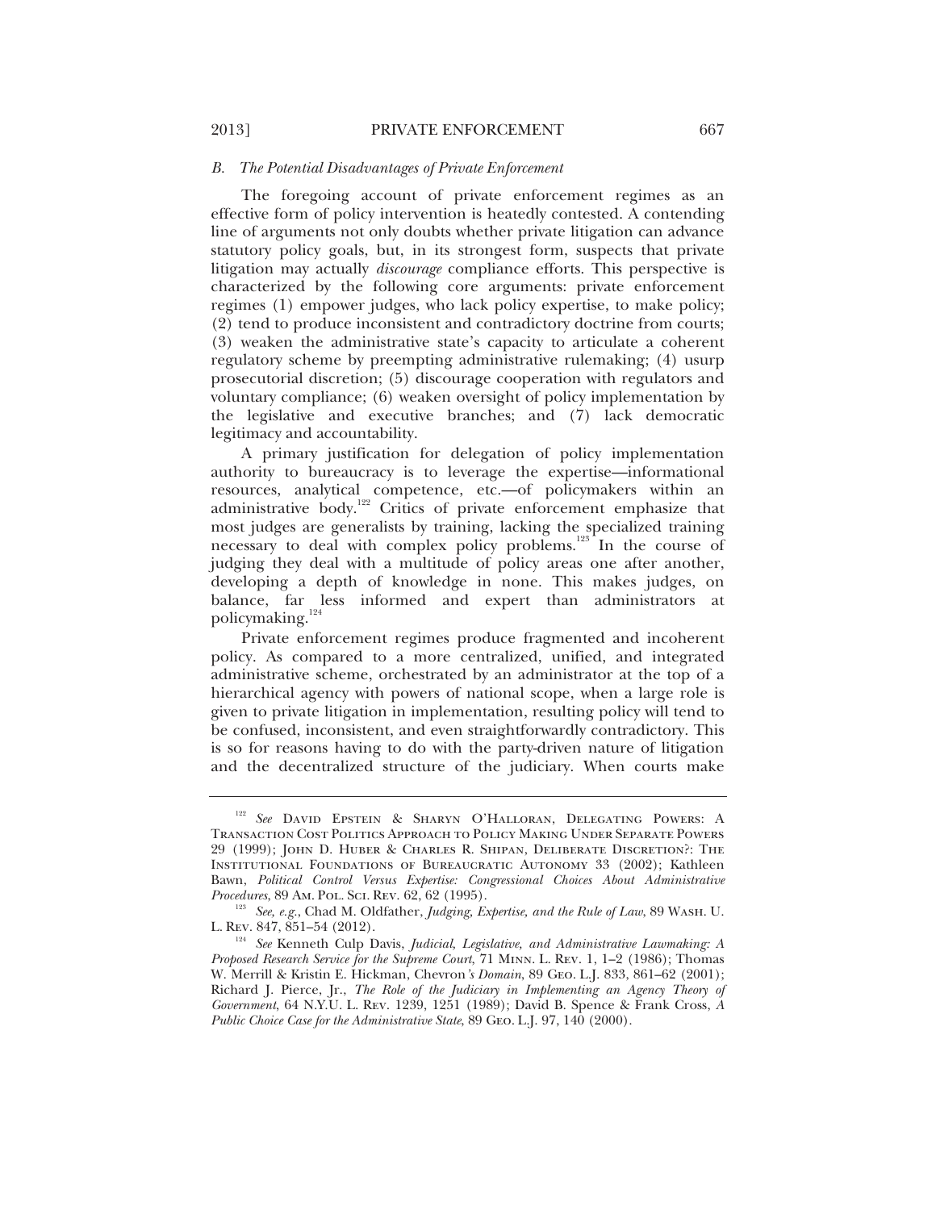### *B. The Potential Disadvantages of Private Enforcement*

The foregoing account of private enforcement regimes as an effective form of policy intervention is heatedly contested. A contending line of arguments not only doubts whether private litigation can advance statutory policy goals, but, in its strongest form, suspects that private litigation may actually *discourage* compliance efforts. This perspective is characterized by the following core arguments: private enforcement regimes (1) empower judges, who lack policy expertise, to make policy; (2) tend to produce inconsistent and contradictory doctrine from courts; (3) weaken the administrative state's capacity to articulate a coherent regulatory scheme by preempting administrative rulemaking; (4) usurp prosecutorial discretion; (5) discourage cooperation with regulators and voluntary compliance; (6) weaken oversight of policy implementation by the legislative and executive branches; and (7) lack democratic legitimacy and accountability.

A primary justification for delegation of policy implementation authority to bureaucracy is to leverage the expertise—informational resources, analytical competence, etc.—of policymakers within an administrative body.[122] Critics of private enforcement emphasize that most judges are generalists by training, lacking the specialized training necessary to deal with complex policy problems.[123] In the course of judging they deal with a multitude of policy areas one after another, developing a depth of knowledge in none. This makes judges, on balance, far less informed and expert than administrators at policymaking.[124]

Private enforcement regimes produce fragmented and incoherent policy. As compared to a more centralized, unified, and integrated administrative scheme, orchestrated by an administrator at the top of a hierarchical agency with powers of national scope, when a large role is given to private litigation in implementation, resulting policy will tend to be confused, inconsistent, and even straightforwardly contradictory. This is so for reasons having to do with the party-driven nature of litigation and the decentralized structure of the judiciary. When courts make

---

[122] *See* DAVID EPSTEIN & SHARYN O'HALLORAN, DELEGATING POWERS: A TRANSACTION COST POLITICS APPROACH TO POLICY MAKING UNDER SEPARATE POWERS 29 (1999); JOHN D. HUBER & CHARLES R. SHIPAN, DELIBERATE DISCRETION?: THE INSTITUTIONAL FOUNDATIONS OF BUREAUCRATIC AUTONOMY 33 (2002); Kathleen Bawn, *Political Control Versus Expertise: Congressional Choices About Administrative Procedures*, 89 AM. POL. SCI. REV. 62, 62 (1995).

[123] *See, e.g.*, Chad M. Oldfather, *Judging, Expertise, and the Rule of Law*, 89 WASH. U. L. REV. 847, 851–54 (2012).

[124] *See* Kenneth Culp Davis, *Judicial, Legislative, and Administrative Lawmaking: A Proposed Research Service for the Supreme Court*, 71 MINN. L. REV. 1, 1–2 (1986); Thomas W. Merrill & Kristin E. Hickman, Chevron*'s Domain*, 89 GEO. L.J. 833, 861–62 (2001); Richard J. Pierce, Jr., *The Role of the Judiciary in Implementing an Agency Theory of Government*, 64 N.Y.U. L. REV. 1239, 1251 (1989); David B. Spence & Frank Cross, *A Public Choice Case for the Administrative State*, 89 GEO. L.J. 97, 140 (2000).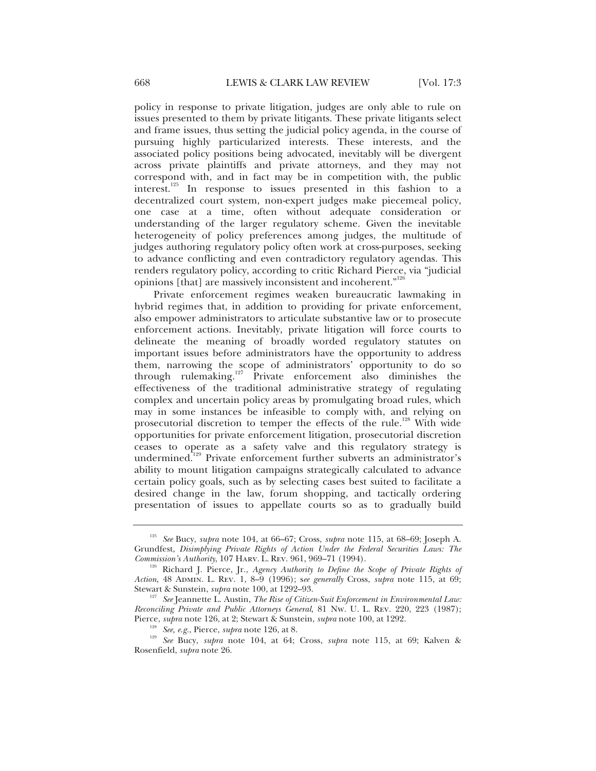policy in response to private litigation, judges are only able to rule on issues presented to them by private litigants. These private litigants select and frame issues, thus setting the judicial policy agenda, in the course of pursuing highly particularized interests. These interests, and the associated policy positions being advocated, inevitably will be divergent across private plaintiffs and private attorneys, and they may not correspond with, and in fact may be in competition with, the public interest.[125] In response to issues presented in this fashion to a decentralized court system, non-expert judges make piecemeal policy, one case at a time, often without adequate consideration or understanding of the larger regulatory scheme. Given the inevitable heterogeneity of policy preferences among judges, the multitude of judges authoring regulatory policy often work at cross-purposes, seeking to advance conflicting and even contradictory regulatory agendas. This renders regulatory policy, according to critic Richard Pierce, via "judicial opinions [that] are massively inconsistent and incoherent."[126]

Private enforcement regimes weaken bureaucratic lawmaking in hybrid regimes that, in addition to providing for private enforcement, also empower administrators to articulate substantive law or to prosecute enforcement actions. Inevitably, private litigation will force courts to delineate the meaning of broadly worded regulatory statutes on important issues before administrators have the opportunity to address them, narrowing the scope of administrators' opportunity to do so through rulemaking.[127] Private enforcement also diminishes the effectiveness of the traditional administrative strategy of regulating complex and uncertain policy areas by promulgating broad rules, which may in some instances be infeasible to comply with, and relying on prosecutorial discretion to temper the effects of the rule.[128] With wide opportunities for private enforcement litigation, prosecutorial discretion ceases to operate as a safety valve and this regulatory strategy is undermined.[129] Private enforcement further subverts an administrator's ability to mount litigation campaigns strategically calculated to advance certain policy goals, such as by selecting cases best suited to facilitate a desired change in the law, forum shopping, and tactically ordering presentation of issues to appellate courts so as to gradually build

---

[125] *See* Bucy, *supra* note 104, at 66–67; Cross, *supra* note 115, at 68–69; Joseph A. Grundfest, *Disimplying Private Rights of Action Under the Federal Securities Laws: The Commission's Authority*, 107 HARV. L. REV. 961, 969–71 (1994).

[126] Richard J. Pierce, Jr., *Agency Authority to Define the Scope of Private Rights of Action*, 48 ADMIN. L. REV. 1, 8–9 (1996); *see generally* Cross, *supra* note 115, at 69; Stewart & Sunstein, *supra* note 100, at 1292–93.

[127] *See* Jeannette L. Austin, *The Rise of Citizen-Suit Enforcement in Environmental Law: Reconciling Private and Public Attorneys General*, 81 NW. U. L. REV. 220, 223 (1987); Pierce, *supra* note 126, at 2; Stewart & Sunstein, *supra* note 100, at 1292.

[128] *See, e.g.*, Pierce, *supra* note 126, at 8.

[129] *See* Bucy, *supra* note 104, at 64; Cross, *supra* note 115, at 69; Kalven & Rosenfield, *supra* note 26.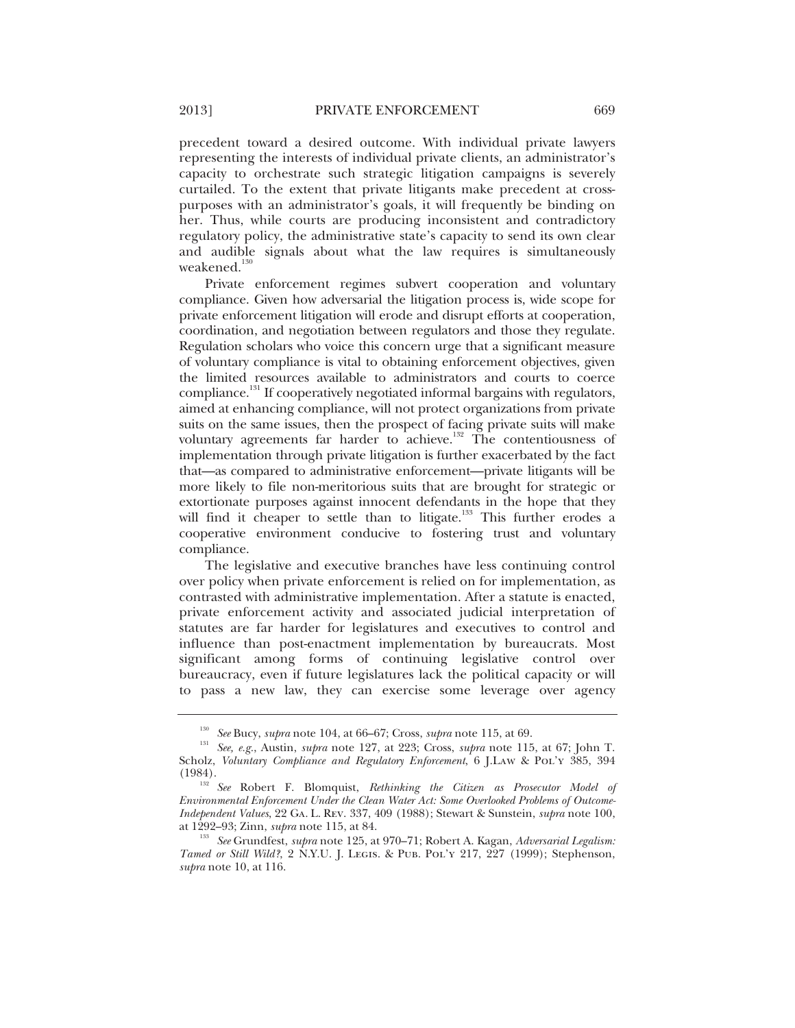precedent toward a desired outcome. With individual private lawyers representing the interests of individual private clients, an administrator's capacity to orchestrate such strategic litigation campaigns is severely curtailed. To the extent that private litigants make precedent at cross-purposes with an administrator's goals, it will frequently be binding on her. Thus, while courts are producing inconsistent and contradictory regulatory policy, the administrative state's capacity to send its own clear and audible signals about what the law requires is simultaneously weakened.[130]

Private enforcement regimes subvert cooperation and voluntary compliance. Given how adversarial the litigation process is, wide scope for private enforcement litigation will erode and disrupt efforts at cooperation, coordination, and negotiation between regulators and those they regulate. Regulation scholars who voice this concern urge that a significant measure of voluntary compliance is vital to obtaining enforcement objectives, given the limited resources available to administrators and courts to coerce compliance.[131] If cooperatively negotiated informal bargains with regulators, aimed at enhancing compliance, will not protect organizations from private suits on the same issues, then the prospect of facing private suits will make voluntary agreements far harder to achieve.[132] The contentiousness of implementation through private litigation is further exacerbated by the fact that—as compared to administrative enforcement—private litigants will be more likely to file non-meritorious suits that are brought for strategic or extortionate purposes against innocent defendants in the hope that they will find it cheaper to settle than to litigate.[133] This further erodes a cooperative environment conducive to fostering trust and voluntary compliance.

The legislative and executive branches have less continuing control over policy when private enforcement is relied on for implementation, as contrasted with administrative implementation. After a statute is enacted, private enforcement activity and associated judicial interpretation of statutes are far harder for legislatures and executives to control and influence than post-enactment implementation by bureaucrats. Most significant among forms of continuing legislative control over bureaucracy, even if future legislatures lack the political capacity or will to pass a new law, they can exercise some leverage over agency

---

[130] *See* Bucy, *supra* note 104, at 66–67; Cross, *supra* note 115, at 69.

[131] *See, e.g.*, Austin, *supra* note 127, at 223; Cross, *supra* note 115, at 67; John T. Scholz, *Voluntary Compliance and Regulatory Enforcement*, 6 J.LAW & POL'Y 385, 394 (1984).

[132] *See* Robert F. Blomquist, *Rethinking the Citizen as Prosecutor Model of Environmental Enforcement Under the Clean Water Act: Some Overlooked Problems of Outcome-Independent Values*, 22 GA. L. REV. 337, 409 (1988); Stewart & Sunstein, *supra* note 100, at 1292–93; Zinn, *supra* note 115, at 84.

[133] *See* Grundfest, *supra* note 125, at 970–71; Robert A. Kagan, *Adversarial Legalism: Tamed or Still Wild?*, 2 N.Y.U. J. LEGIS. & PUB. POL'Y 217, 227 (1999); Stephenson, *supra* note 10, at 116.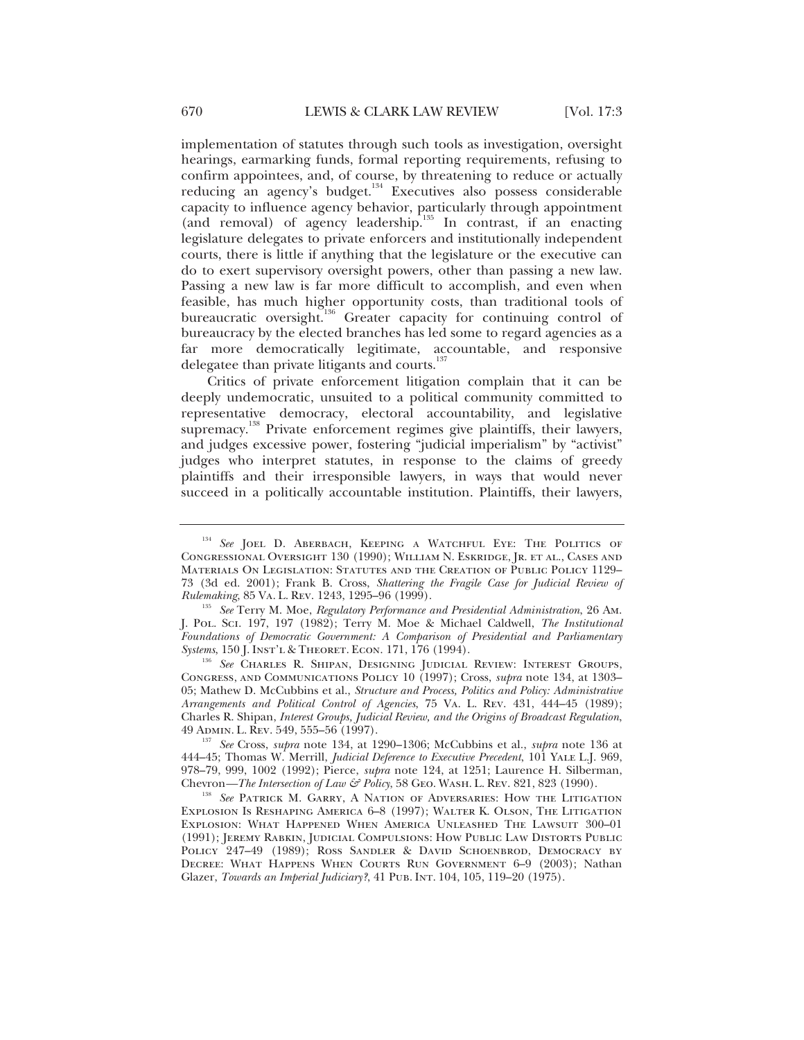implementation of statutes through such tools as investigation, oversight hearings, earmarking funds, formal reporting requirements, refusing to confirm appointees, and, of course, by threatening to reduce or actually reducing an agency's budget.[134] Executives also possess considerable capacity to influence agency behavior, particularly through appointment (and removal) of agency leadership.[135] In contrast, if an enacting legislature delegates to private enforcers and institutionally independent courts, there is little if anything that the legislature or the executive can do to exert supervisory oversight powers, other than passing a new law. Passing a new law is far more difficult to accomplish, and even when feasible, has much higher opportunity costs, than traditional tools of bureaucratic oversight.[136] Greater capacity for continuing control of bureaucracy by the elected branches has led some to regard agencies as a far more democratically legitimate, accountable, and responsive delegatee than private litigants and courts.[137]

Critics of private enforcement litigation complain that it can be deeply undemocratic, unsuited to a political community committed to representative democracy, electoral accountability, and legislative supremacy.[138] Private enforcement regimes give plaintiffs, their lawyers, and judges excessive power, fostering "judicial imperialism" by "activist" judges who interpret statutes, in response to the claims of greedy plaintiffs and their irresponsible lawyers, in ways that would never succeed in a politically accountable institution. Plaintiffs, their lawyers,

---

[134] *See* Joel D. Aberbach, Keeping a Watchful Eye: The Politics of Congressional Oversight 130 (1990); William N. Eskridge, Jr. et al., Cases and Materials On Legislation: Statutes and the Creation of Public Policy 1129–73 (3d ed. 2001); Frank B. Cross, *Shattering the Fragile Case for Judicial Review of Rulemaking*, 85 Va. L. Rev. 1243, 1295–96 (1999).

[135] *See* Terry M. Moe, *Regulatory Performance and Presidential Administration*, 26 Am. J. Pol. Sci. 197, 197 (1982); Terry M. Moe & Michael Caldwell, *The Institutional Foundations of Democratic Government: A Comparison of Presidential and Parliamentary Systems*, 150 J. Inst'l & Theoret. Econ. 171, 176 (1994).

[136] *See* Charles R. Shipan, Designing Judicial Review: Interest Groups, Congress, and Communications Policy 10 (1997); Cross, *supra* note 134, at 1303–05; Mathew D. McCubbins et al., *Structure and Process, Politics and Policy: Administrative Arrangements and Political Control of Agencies*, 75 Va. L. Rev. 431, 444–45 (1989); Charles R. Shipan, *Interest Groups, Judicial Review, and the Origins of Broadcast Regulation*, 49 Admin. L. Rev. 549, 555–56 (1997).

[137] *See* Cross, *supra* note 134, at 1290–1306; McCubbins et al., *supra* note 136 at 444–45; Thomas W. Merrill, *Judicial Deference to Executive Precedent*, 101 Yale L.J. 969, 978–79, 999, 1002 (1992); Pierce, *supra* note 124, at 1251; Laurence H. Silberman, Chevron—*The Intersection of Law & Policy*, 58 Geo. Wash. L. Rev. 821, 823 (1990).

[138] *See* Patrick M. Garry, A Nation of Adversaries: How the Litigation Explosion Is Reshaping America 6–8 (1997); Walter K. Olson, The Litigation Explosion: What Happened When America Unleashed The Lawsuit 300–01 (1991); Jeremy Rabkin, Judicial Compulsions: How Public Law Distorts Public Policy 247–49 (1989); Ross Sandler & David Schoenbrod, Democracy by Decree: What Happens When Courts Run Government 6–9 (2003); Nathan Glazer, *Towards an Imperial Judiciary?*, 41 Pub. Int. 104, 105, 119–20 (1975).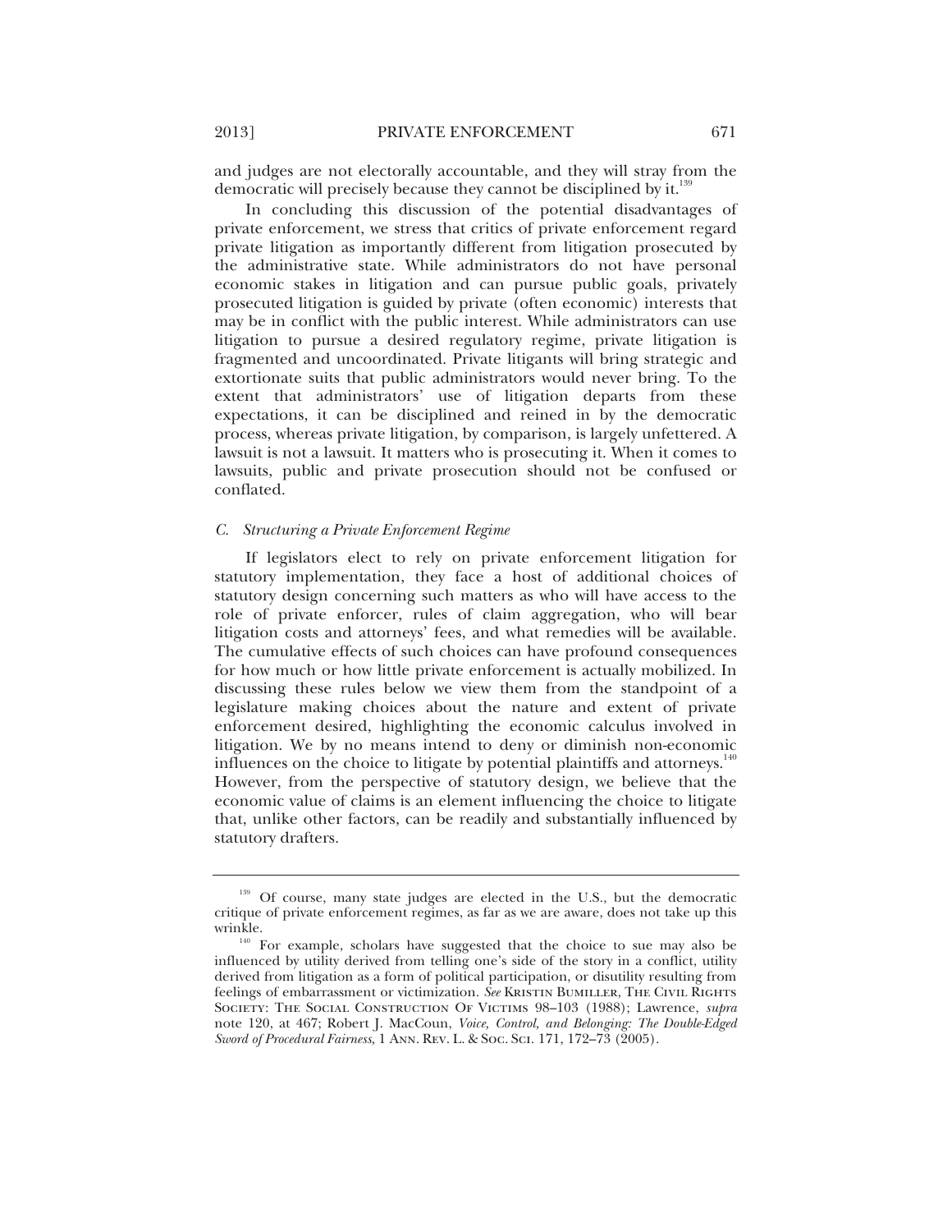and judges are not electorally accountable, and they will stray from the democratic will precisely because they cannot be disciplined by it.[139]

In concluding this discussion of the potential disadvantages of private enforcement, we stress that critics of private enforcement regard private litigation as importantly different from litigation prosecuted by the administrative state. While administrators do not have personal economic stakes in litigation and can pursue public goals, privately prosecuted litigation is guided by private (often economic) interests that may be in conflict with the public interest. While administrators can use litigation to pursue a desired regulatory regime, private litigation is fragmented and uncoordinated. Private litigants will bring strategic and extortionate suits that public administrators would never bring. To the extent that administrators' use of litigation departs from these expectations, it can be disciplined and reined in by the democratic process, whereas private litigation, by comparison, is largely unfettered. A lawsuit is not a lawsuit. It matters who is prosecuting it. When it comes to lawsuits, public and private prosecution should not be confused or conflated.

### *C. Structuring a Private Enforcement Regime*

If legislators elect to rely on private enforcement litigation for statutory implementation, they face a host of additional choices of statutory design concerning such matters as who will have access to the role of private enforcer, rules of claim aggregation, who will bear litigation costs and attorneys' fees, and what remedies will be available. The cumulative effects of such choices can have profound consequences for how much or how little private enforcement is actually mobilized. In discussing these rules below we view them from the standpoint of a legislature making choices about the nature and extent of private enforcement desired, highlighting the economic calculus involved in litigation. We by no means intend to deny or diminish non-economic influences on the choice to litigate by potential plaintiffs and attorneys.[140] However, from the perspective of statutory design, we believe that the economic value of claims is an element influencing the choice to litigate that, unlike other factors, can be readily and substantially influenced by statutory drafters.

---

[139] Of course, many state judges are elected in the U.S., but the democratic critique of private enforcement regimes, as far as we are aware, does not take up this wrinkle.

[140] For example, scholars have suggested that the choice to sue may also be influenced by utility derived from telling one's side of the story in a conflict, utility derived from litigation as a form of political participation, or disutility resulting from feelings of embarrassment or victimization. *See* KRISTIN BUMILLER, THE CIVIL RIGHTS SOCIETY: THE SOCIAL CONSTRUCTION OF VICTIMS 98–103 (1988); Lawrence, *supra* note 120, at 467; Robert J. MacCoun, *Voice, Control, and Belonging: The Double-Edged Sword of Procedural Fairness*, 1 ANN. REV. L. & SOC. SCI. 171, 172–73 (2005).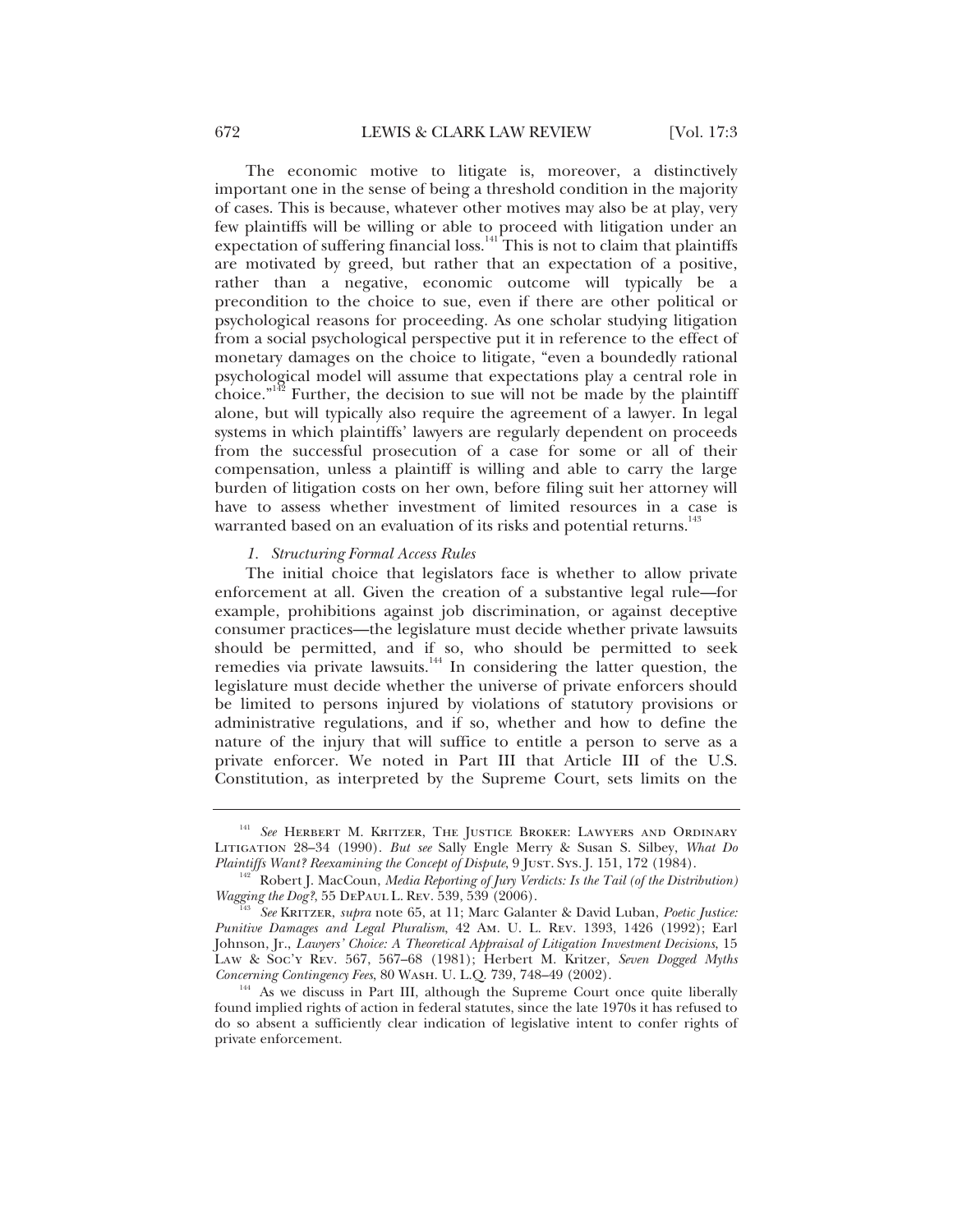The economic motive to litigate is, moreover, a distinctively important one in the sense of being a threshold condition in the majority of cases. This is because, whatever other motives may also be at play, very few plaintiffs will be willing or able to proceed with litigation under an expectation of suffering financial loss.[141] This is not to claim that plaintiffs are motivated by greed, but rather that an expectation of a positive, rather than a negative, economic outcome will typically be a precondition to the choice to sue, even if there are other political or psychological reasons for proceeding. As one scholar studying litigation from a social psychological perspective put it in reference to the effect of monetary damages on the choice to litigate, "even a boundedly rational psychological model will assume that expectations play a central role in choice."[142] Further, the decision to sue will not be made by the plaintiff alone, but will typically also require the agreement of a lawyer. In legal systems in which plaintiffs' lawyers are regularly dependent on proceeds from the successful prosecution of a case for some or all of their compensation, unless a plaintiff is willing and able to carry the large burden of litigation costs on her own, before filing suit her attorney will have to assess whether investment of limited resources in a case is warranted based on an evaluation of its risks and potential returns.[143]

*1. Structuring Formal Access Rules*

The initial choice that legislators face is whether to allow private enforcement at all. Given the creation of a substantive legal rule—for example, prohibitions against job discrimination, or against deceptive consumer practices—the legislature must decide whether private lawsuits should be permitted, and if so, who should be permitted to seek remedies via private lawsuits.[144] In considering the latter question, the legislature must decide whether the universe of private enforcers should be limited to persons injured by violations of statutory provisions or administrative regulations, and if so, whether and how to define the nature of the injury that will suffice to entitle a person to serve as a private enforcer. We noted in Part III that Article III of the U.S. Constitution, as interpreted by the Supreme Court, sets limits on the

---

[141] *See* Herbert M. Kritzer, The Justice Broker: Lawyers and Ordinary Litigation 28–34 (1990). *But see* Sally Engle Merry & Susan S. Silbey, *What Do Plaintiffs Want? Reexamining the Concept of Dispute*, 9 Just. Sys. J. 151, 172 (1984).

[142] Robert J. MacCoun, *Media Reporting of Jury Verdicts: Is the Tail (of the Distribution) Wagging the Dog?*, 55 DePaul L. Rev. 539, 539 (2006).

[143] *See* Kritzer, *supra* note 65, at 11; Marc Galanter & David Luban, *Poetic Justice: Punitive Damages and Legal Pluralism*, 42 Am. U. L. Rev. 1393, 1426 (1992); Earl Johnson, Jr., *Lawyers' Choice: A Theoretical Appraisal of Litigation Investment Decisions*, 15 Law & Soc'y Rev. 567, 567–68 (1981); Herbert M. Kritzer, *Seven Dogged Myths Concerning Contingency Fees*, 80 Wash. U. L.Q. 739, 748–49 (2002).

[144] As we discuss in Part III, although the Supreme Court once quite liberally found implied rights of action in federal statutes, since the late 1970s it has refused to do so absent a sufficiently clear indication of legislative intent to confer rights of private enforcement.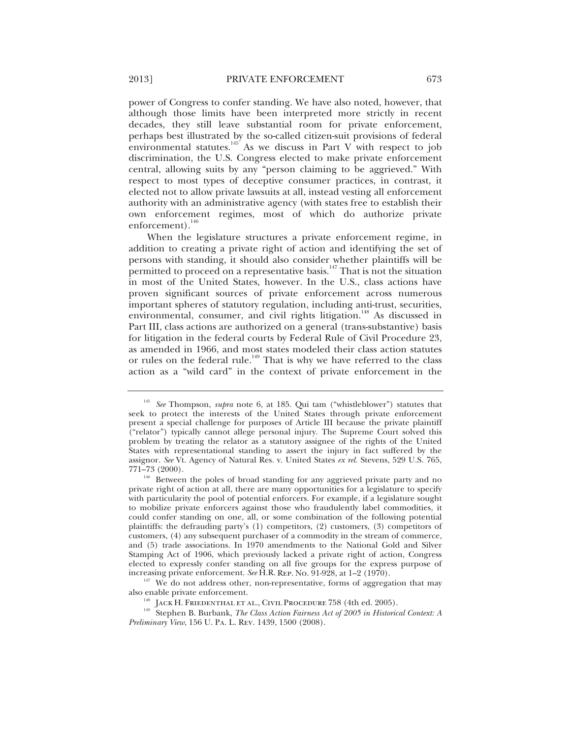power of Congress to confer standing. We have also noted, however, that although those limits have been interpreted more strictly in recent decades, they still leave substantial room for private enforcement, perhaps best illustrated by the so-called citizen-suit provisions of federal environmental statutes.[145] As we discuss in Part V with respect to job discrimination, the U.S. Congress elected to make private enforcement central, allowing suits by any "person claiming to be aggrieved." With respect to most types of deceptive consumer practices, in contrast, it elected not to allow private lawsuits at all, instead vesting all enforcement authority with an administrative agency (with states free to establish their own enforcement regimes, most of which do authorize private enforcement).[146]

When the legislature structures a private enforcement regime, in addition to creating a private right of action and identifying the set of persons with standing, it should also consider whether plaintiffs will be permitted to proceed on a representative basis.[147] That is not the situation in most of the United States, however. In the U.S., class actions have proven significant sources of private enforcement across numerous important spheres of statutory regulation, including anti-trust, securities, environmental, consumer, and civil rights litigation.[148] As discussed in Part III, class actions are authorized on a general (trans-substantive) basis for litigation in the federal courts by Federal Rule of Civil Procedure 23, as amended in 1966, and most states modeled their class action statutes or rules on the federal rule.[149] That is why we have referred to the class action as a "wild card" in the context of private enforcement in the

---

[145] *See* Thompson, *supra* note 6, at 185. Qui tam ("whistleblower") statutes that seek to protect the interests of the United States through private enforcement present a special challenge for purposes of Article III because the private plaintiff ("relator") typically cannot allege personal injury. The Supreme Court solved this problem by treating the relator as a statutory assignee of the rights of the United States with representational standing to assert the injury in fact suffered by the assignor. *See* Vt. Agency of Natural Res. v. United States *ex rel.* Stevens, 529 U.S. 765, 771–73 (2000).

[146] Between the poles of broad standing for any aggrieved private party and no private right of action at all, there are many opportunities for a legislature to specify with particularity the pool of potential enforcers. For example, if a legislature sought to mobilize private enforcers against those who fraudulently label commodities, it could confer standing on one, all, or some combination of the following potential plaintiffs: the defrauding party's (1) competitors, (2) customers, (3) competitors of customers, (4) any subsequent purchaser of a commodity in the stream of commerce, and (5) trade associations. In 1970 amendments to the National Gold and Silver Stamping Act of 1906, which previously lacked a private right of action, Congress elected to expressly confer standing on all five groups for the express purpose of increasing private enforcement. *See* H.R. REP. No. 91-928, at 1–2 (1970).

[147] We do not address other, non-representative, forms of aggregation that may also enable private enforcement.

[148] JACK H. FRIEDENTHAL ET AL., CIVIL PROCEDURE 758 (4th ed. 2005).

[149] Stephen B. Burbank, *The Class Action Fairness Act of 2005 in Historical Context: A Preliminary View*, 156 U. PA. L. REV. 1439, 1500 (2008).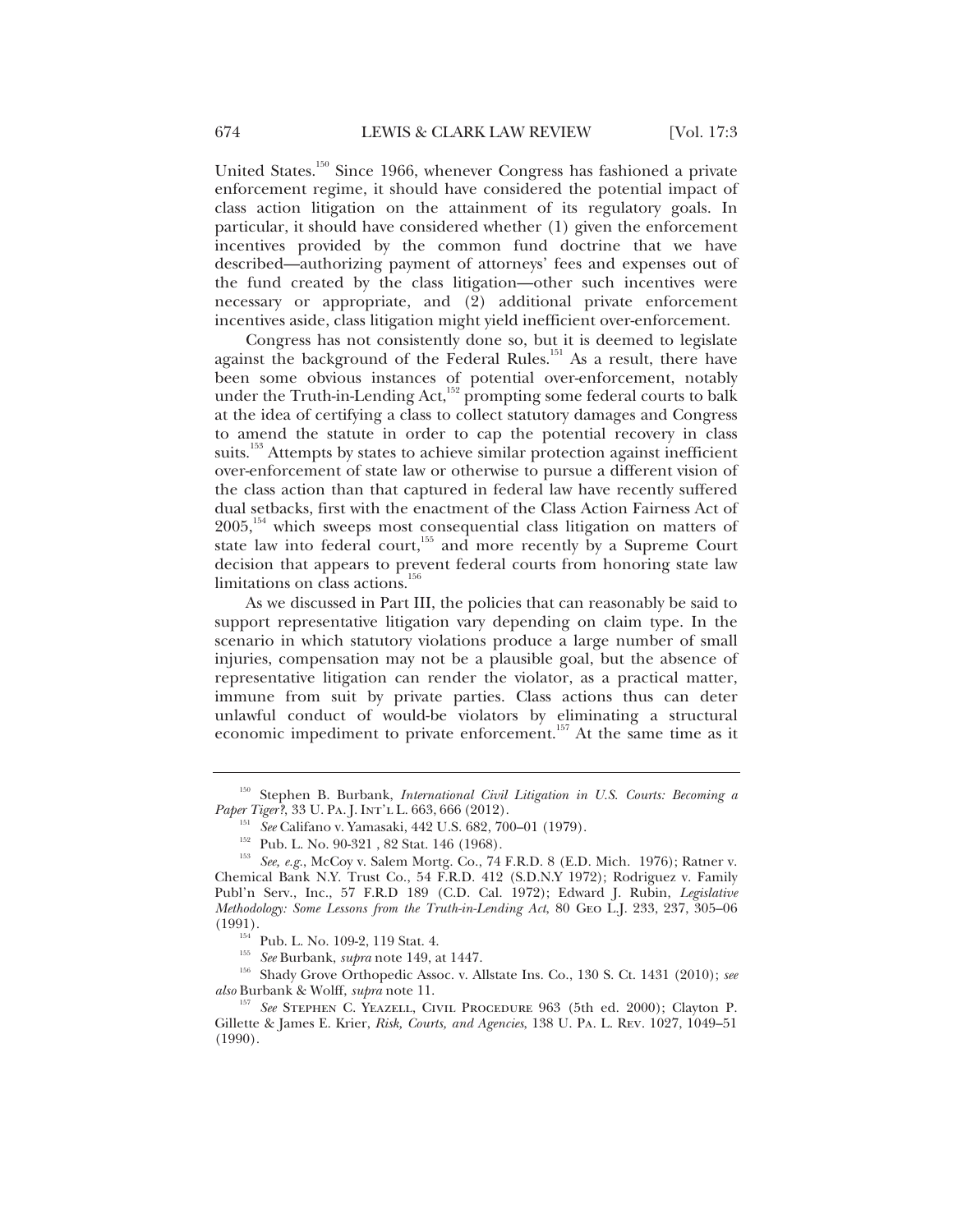United States.[150] Since 1966, whenever Congress has fashioned a private enforcement regime, it should have considered the potential impact of class action litigation on the attainment of its regulatory goals. In particular, it should have considered whether (1) given the enforcement incentives provided by the common fund doctrine that we have described—authorizing payment of attorneys' fees and expenses out of the fund created by the class litigation—other such incentives were necessary or appropriate, and (2) additional private enforcement incentives aside, class litigation might yield inefficient over-enforcement.

Congress has not consistently done so, but it is deemed to legislate against the background of the Federal Rules.[151] As a result, there have been some obvious instances of potential over-enforcement, notably under the Truth-in-Lending Act,[152] prompting some federal courts to balk at the idea of certifying a class to collect statutory damages and Congress to amend the statute in order to cap the potential recovery in class suits.[153] Attempts by states to achieve similar protection against inefficient over-enforcement of state law or otherwise to pursue a different vision of the class action than that captured in federal law have recently suffered dual setbacks, first with the enactment of the Class Action Fairness Act of 2005,[154] which sweeps most consequential class litigation on matters of state law into federal court,[155] and more recently by a Supreme Court decision that appears to prevent federal courts from honoring state law limitations on class actions.[156]

As we discussed in Part III, the policies that can reasonably be said to support representative litigation vary depending on claim type. In the scenario in which statutory violations produce a large number of small injuries, compensation may not be a plausible goal, but the absence of representative litigation can render the violator, as a practical matter, immune from suit by private parties. Class actions thus can deter unlawful conduct of would-be violators by eliminating a structural economic impediment to private enforcement.[157] At the same time as it

---

[150] Stephen B. Burbank, *International Civil Litigation in U.S. Courts: Becoming a Paper Tiger?*, 33 U. PA. J. INT'L L. 663, 666 (2012).

[151] *See* Califano v. Yamasaki, 442 U.S. 682, 700–01 (1979).

[152] Pub. L. No. 90-321 , 82 Stat. 146 (1968).

[153] *See, e.g.*, McCoy v. Salem Mortg. Co., 74 F.R.D. 8 (E.D. Mich. 1976); Ratner v. Chemical Bank N.Y. Trust Co., 54 F.R.D. 412 (S.D.N.Y 1972); Rodriguez v. Family Publ'n Serv., Inc., 57 F.R.D 189 (C.D. Cal. 1972); Edward J. Rubin, *Legislative Methodology: Some Lessons from the Truth-in-Lending Act*, 80 GEO L.J. 233, 237, 305–06 (1991).

[154] Pub. L. No. 109-2, 119 Stat. 4.

[155] *See* Burbank, *supra* note 149, at 1447.

[156] Shady Grove Orthopedic Assoc. v. Allstate Ins. Co., 130 S. Ct. 1431 (2010); *see also* Burbank & Wolff, *supra* note 11.

[157] *See* STEPHEN C. YEAZELL, CIVIL PROCEDURE 963 (5th ed. 2000); Clayton P. Gillette & James E. Krier, *Risk, Courts, and Agencies*, 138 U. PA. L. REV. 1027, 1049–51 (1990).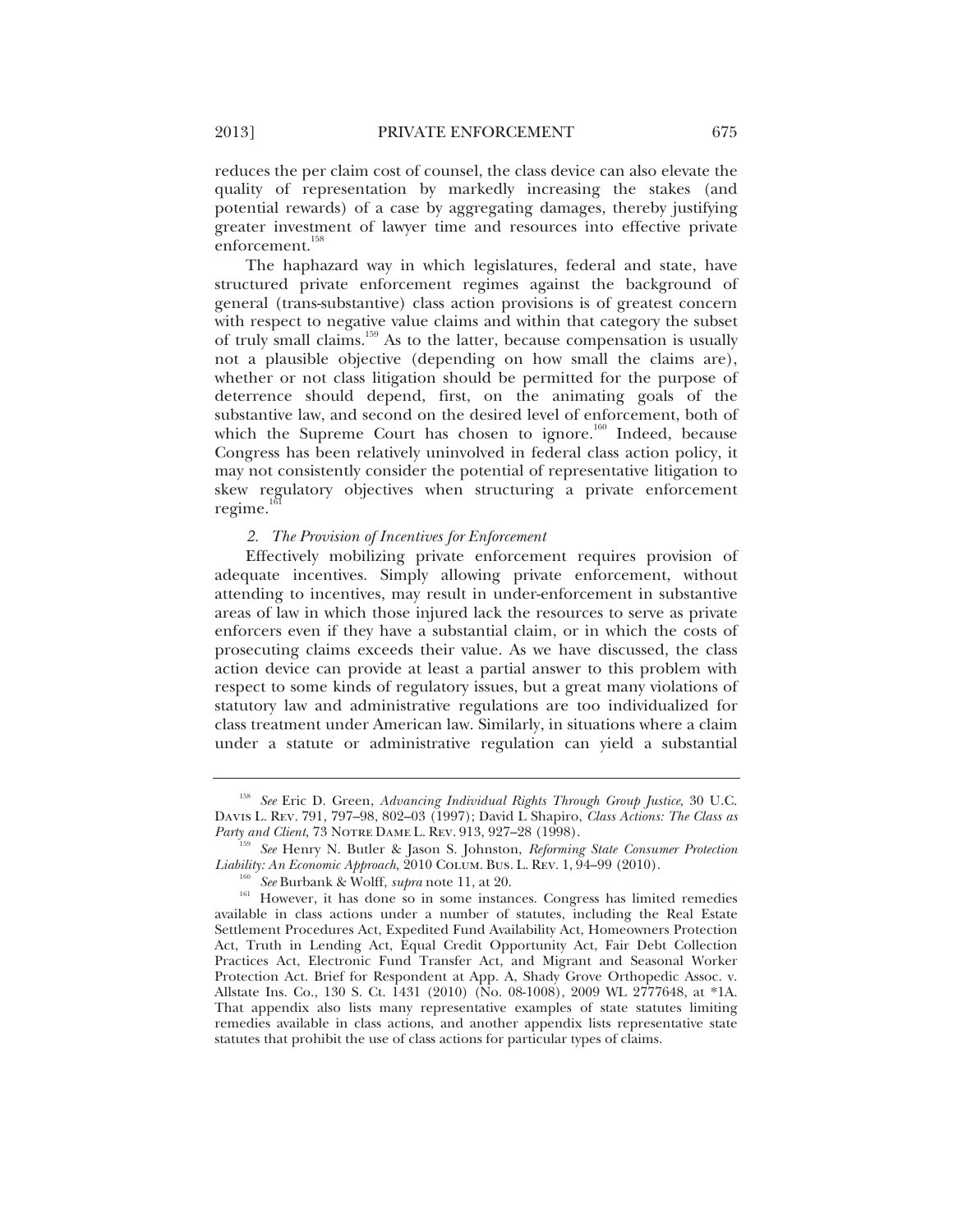reduces the per claim cost of counsel, the class device can also elevate the quality of representation by markedly increasing the stakes (and potential rewards) of a case by aggregating damages, thereby justifying greater investment of lawyer time and resources into effective private enforcement.[158]

The haphazard way in which legislatures, federal and state, have structured private enforcement regimes against the background of general (trans-substantive) class action provisions is of greatest concern with respect to negative value claims and within that category the subset of truly small claims.[159] As to the latter, because compensation is usually not a plausible objective (depending on how small the claims are), whether or not class litigation should be permitted for the purpose of deterrence should depend, first, on the animating goals of the substantive law, and second on the desired level of enforcement, both of which the Supreme Court has chosen to ignore.[160] Indeed, because Congress has been relatively uninvolved in federal class action policy, it may not consistently consider the potential of representative litigation to skew regulatory objectives when structuring a private enforcement regime.[161]

### *2. The Provision of Incentives for Enforcement*

Effectively mobilizing private enforcement requires provision of adequate incentives. Simply allowing private enforcement, without attending to incentives, may result in under-enforcement in substantive areas of law in which those injured lack the resources to serve as private enforcers even if they have a substantial claim, or in which the costs of prosecuting claims exceeds their value. As we have discussed, the class action device can provide at least a partial answer to this problem with respect to some kinds of regulatory issues, but a great many violations of statutory law and administrative regulations are too individualized for class treatment under American law. Similarly, in situations where a claim under a statute or administrative regulation can yield a substantial

---

[158] *See* Eric D. Green, *Advancing Individual Rights Through Group Justice*, 30 U.C. DAVIS L. REV. 791, 797–98, 802–03 (1997); David L Shapiro, *Class Actions: The Class as Party and Client*, 73 NOTRE DAME L. REV. 913, 927–28 (1998).

[159] *See* Henry N. Butler & Jason S. Johnston, *Reforming State Consumer Protection Liability: An Economic Approach*, 2010 COLUM. BUS. L. REV. 1, 94–99 (2010).

[160] *See* Burbank & Wolff, *supra* note 11, at 20.

[161] However, it has done so in some instances. Congress has limited remedies available in class actions under a number of statutes, including the Real Estate Settlement Procedures Act, Expedited Fund Availability Act, Homeowners Protection Act, Truth in Lending Act, Equal Credit Opportunity Act, Fair Debt Collection Practices Act, Electronic Fund Transfer Act, and Migrant and Seasonal Worker Protection Act. Brief for Respondent at App. A, Shady Grove Orthopedic Assoc. v. Allstate Ins. Co., 130 S. Ct. 1431 (2010) (No. 08-1008), 2009 WL 2777648, at *1A. That appendix also lists many representative examples of state statutes limiting remedies available in class actions, and another appendix lists representative state statutes that prohibit the use of class actions for particular types of claims.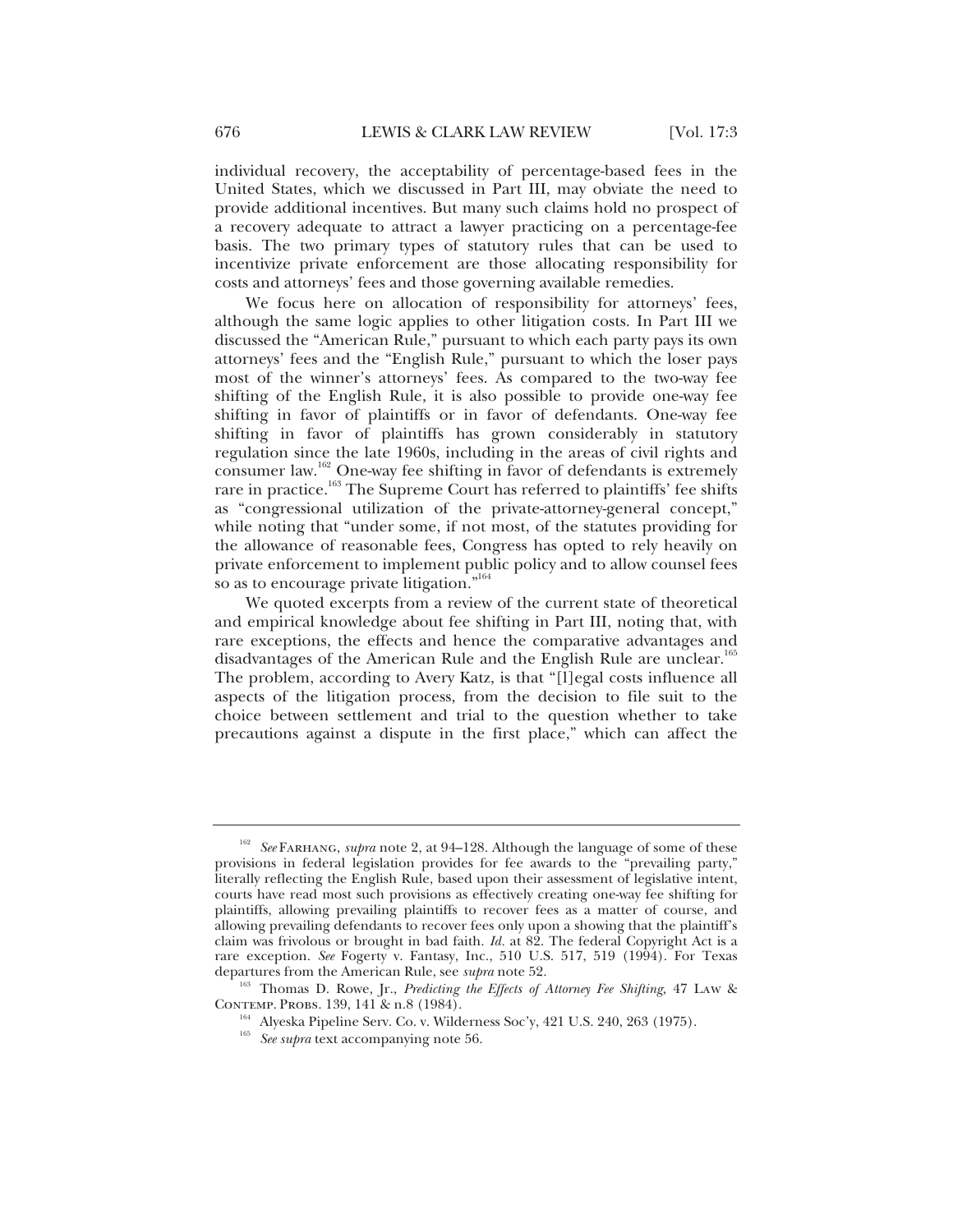individual recovery, the acceptability of percentage-based fees in the United States, which we discussed in Part III, may obviate the need to provide additional incentives. But many such claims hold no prospect of a recovery adequate to attract a lawyer practicing on a percentage-fee basis. The two primary types of statutory rules that can be used to incentivize private enforcement are those allocating responsibility for costs and attorneys' fees and those governing available remedies.

We focus here on allocation of responsibility for attorneys' fees, although the same logic applies to other litigation costs. In Part III we discussed the "American Rule," pursuant to which each party pays its own attorneys' fees and the "English Rule," pursuant to which the loser pays most of the winner's attorneys' fees. As compared to the two-way fee shifting of the English Rule, it is also possible to provide one-way fee shifting in favor of plaintiffs or in favor of defendants. One-way fee shifting in favor of plaintiffs has grown considerably in statutory regulation since the late 1960s, including in the areas of civil rights and consumer law.[162] One-way fee shifting in favor of defendants is extremely rare in practice.[163] The Supreme Court has referred to plaintiffs' fee shifts as "congressional utilization of the private-attorney-general concept," while noting that "under some, if not most, of the statutes providing for the allowance of reasonable fees, Congress has opted to rely heavily on private enforcement to implement public policy and to allow counsel fees so as to encourage private litigation."[164]

We quoted excerpts from a review of the current state of theoretical and empirical knowledge about fee shifting in Part III, noting that, with rare exceptions, the effects and hence the comparative advantages and disadvantages of the American Rule and the English Rule are unclear.[165] The problem, according to Avery Katz, is that "[l]egal costs influence all aspects of the litigation process, from the decision to file suit to the choice between settlement and trial to the question whether to take precautions against a dispute in the first place," which can affect the

---

[162] *See* FARHANG, *supra* note 2, at 94–128. Although the language of some of these provisions in federal legislation provides for fee awards to the "prevailing party," literally reflecting the English Rule, based upon their assessment of legislative intent, courts have read most such provisions as effectively creating one-way fee shifting for plaintiffs, allowing prevailing plaintiffs to recover fees as a matter of course, and allowing prevailing defendants to recover fees only upon a showing that the plaintiff's claim was frivolous or brought in bad faith. *Id.* at 82. The federal Copyright Act is a rare exception. *See* Fogerty v. Fantasy, Inc., 510 U.S. 517, 519 (1994). For Texas departures from the American Rule, see *supra* note 52.

[163] Thomas D. Rowe, Jr., *Predicting the Effects of Attorney Fee Shifting*, 47 LAW & CONTEMP. PROBS. 139, 141 & n.8 (1984).

[164] Alyeska Pipeline Serv. Co. v. Wilderness Soc'y, 421 U.S. 240, 263 (1975).

[165] *See supra* text accompanying note 56.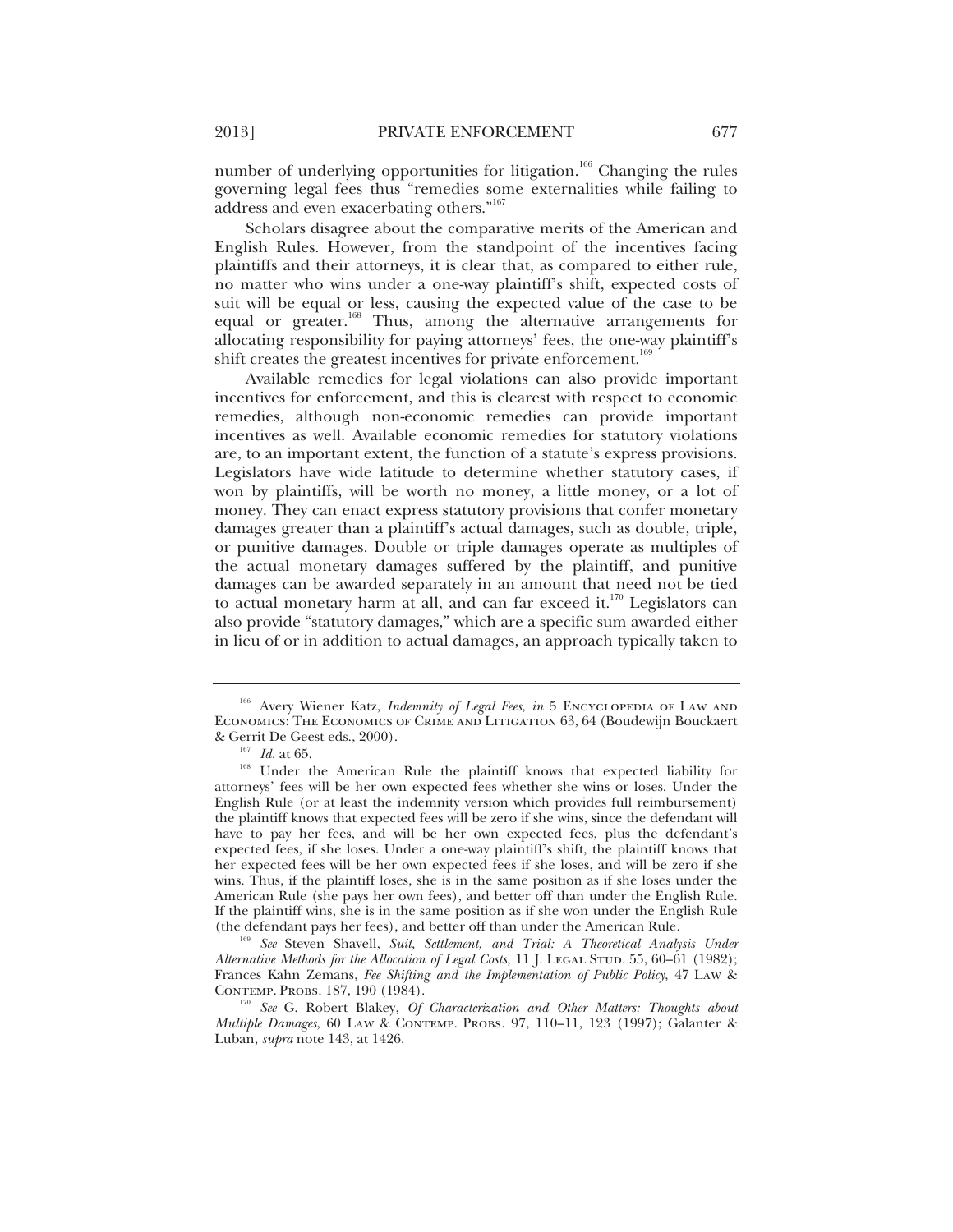number of underlying opportunities for litigation.[166] Changing the rules governing legal fees thus "remedies some externalities while failing to address and even exacerbating others."[167]

Scholars disagree about the comparative merits of the American and English Rules. However, from the standpoint of the incentives facing plaintiffs and their attorneys, it is clear that, as compared to either rule, no matter who wins under a one-way plaintiff's shift, expected costs of suit will be equal or less, causing the expected value of the case to be equal or greater.[168] Thus, among the alternative arrangements for allocating responsibility for paying attorneys' fees, the one-way plaintiff's shift creates the greatest incentives for private enforcement.[169]

Available remedies for legal violations can also provide important incentives for enforcement, and this is clearest with respect to economic remedies, although non-economic remedies can provide important incentives as well. Available economic remedies for statutory violations are, to an important extent, the function of a statute's express provisions. Legislators have wide latitude to determine whether statutory cases, if won by plaintiffs, will be worth no money, a little money, or a lot of money. They can enact express statutory provisions that confer monetary damages greater than a plaintiff's actual damages, such as double, triple, or punitive damages. Double or triple damages operate as multiples of the actual monetary damages suffered by the plaintiff, and punitive damages can be awarded separately in an amount that need not be tied to actual monetary harm at all, and can far exceed it.[170] Legislators can also provide "statutory damages," which are a specific sum awarded either in lieu of or in addition to actual damages, an approach typically taken to

---

[166] Avery Wiener Katz, *Indemnity of Legal Fees*, *in* 5 ENCYCLOPEDIA OF LAW AND ECONOMICS: THE ECONOMICS OF CRIME AND LITIGATION 63, 64 (Boudewijn Bouckaert & Gerrit De Geest eds., 2000).

[167] *Id.* at 65.

[168] Under the American Rule the plaintiff knows that expected liability for attorneys' fees will be her own expected fees whether she wins or loses. Under the English Rule (or at least the indemnity version which provides full reimbursement) the plaintiff knows that expected fees will be zero if she wins, since the defendant will have to pay her fees, and will be her own expected fees, plus the defendant's expected fees, if she loses. Under a one-way plaintiff's shift, the plaintiff knows that her expected fees will be her own expected fees if she loses, and will be zero if she wins. Thus, if the plaintiff loses, she is in the same position as if she loses under the American Rule (she pays her own fees), and better off than under the English Rule. If the plaintiff wins, she is in the same position as if she won under the English Rule (the defendant pays her fees), and better off than under the American Rule.

[169] *See* Steven Shavell, *Suit, Settlement, and Trial: A Theoretical Analysis Under Alternative Methods for the Allocation of Legal Costs*, 11 J. LEGAL STUD. 55, 60–61 (1982); Frances Kahn Zemans, *Fee Shifting and the Implementation of Public Policy*, 47 LAW & CONTEMP. PROBS. 187, 190 (1984).

[170] *See* G. Robert Blakey, *Of Characterization and Other Matters: Thoughts about Multiple Damages*, 60 LAW & CONTEMP. PROBS. 97, 110–11, 123 (1997); Galanter & Luban, *supra* note 143, at 1426.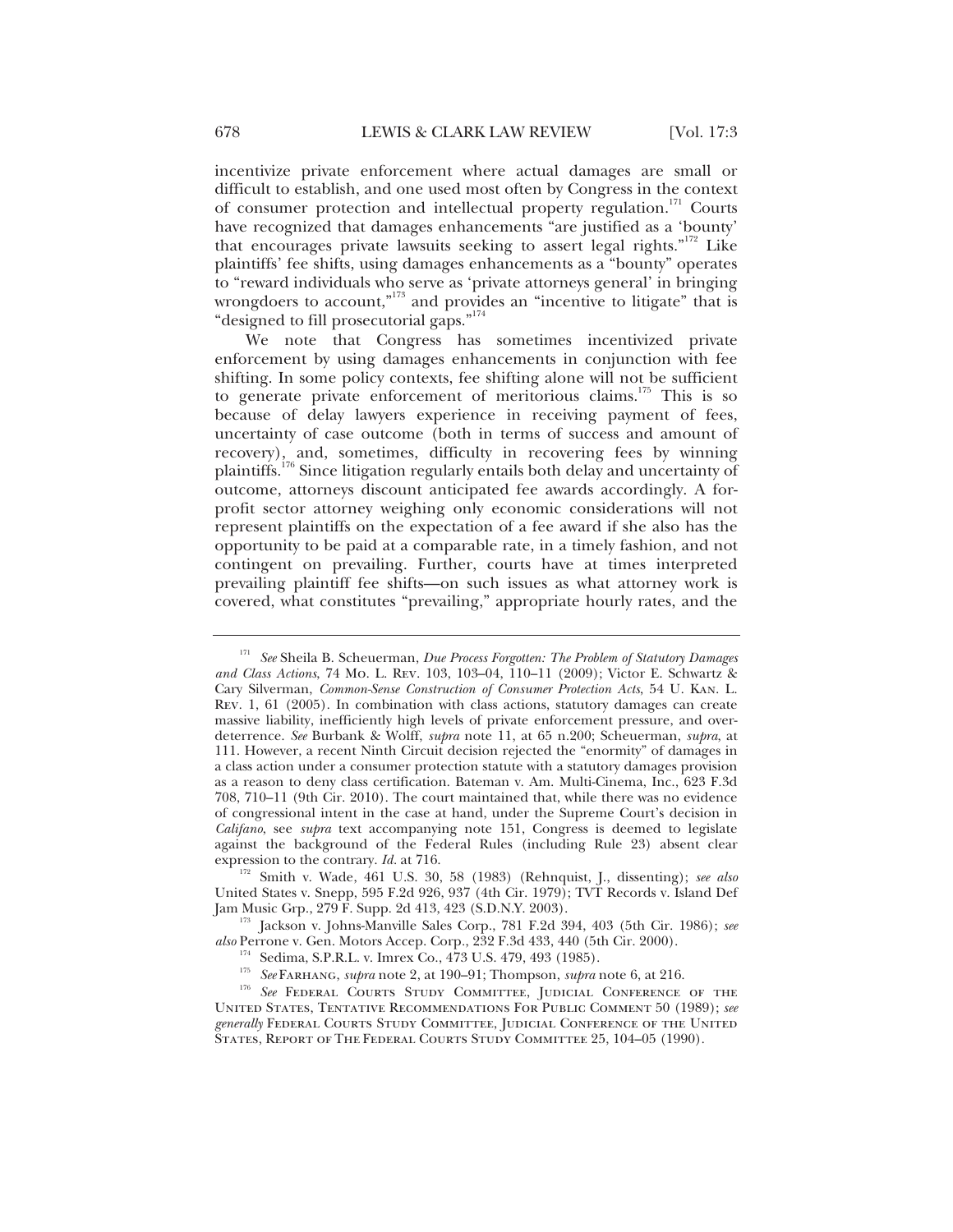incentivize private enforcement where actual damages are small or difficult to establish, and one used most often by Congress in the context of consumer protection and intellectual property regulation.[171] Courts have recognized that damages enhancements "are justified as a 'bounty' that encourages private lawsuits seeking to assert legal rights."[172] Like plaintiffs' fee shifts, using damages enhancements as a "bounty" operates to "reward individuals who serve as 'private attorneys general' in bringing wrongdoers to account,"[173] and provides an "incentive to litigate" that is "designed to fill prosecutorial gaps."[174]

We note that Congress has sometimes incentivized private enforcement by using damages enhancements in conjunction with fee shifting. In some policy contexts, fee shifting alone will not be sufficient to generate private enforcement of meritorious claims.[175] This is so because of delay lawyers experience in receiving payment of fees, uncertainty of case outcome (both in terms of success and amount of recovery), and, sometimes, difficulty in recovering fees by winning plaintiffs.[176] Since litigation regularly entails both delay and uncertainty of outcome, attorneys discount anticipated fee awards accordingly. A for-profit sector attorney weighing only economic considerations will not represent plaintiffs on the expectation of a fee award if she also has the opportunity to be paid at a comparable rate, in a timely fashion, and not contingent on prevailing. Further, courts have at times interpreted prevailing plaintiff fee shifts—on such issues as what attorney work is covered, what constitutes "prevailing," appropriate hourly rates, and the

---

[171] *See* Sheila B. Scheuerman, *Due Process Forgotten: The Problem of Statutory Damages and Class Actions*, 74 Mo. L. Rev. 103, 103–04, 110–11 (2009); Victor E. Schwartz & Cary Silverman, *Common-Sense Construction of Consumer Protection Acts*, 54 U. Kan. L. Rev. 1, 61 (2005). In combination with class actions, statutory damages can create massive liability, inefficiently high levels of private enforcement pressure, and over-deterrence. *See* Burbank & Wolff, *supra* note 11, at 65 n.200; Scheuerman, *supra*, at 111. However, a recent Ninth Circuit decision rejected the "enormity" of damages in a class action under a consumer protection statute with a statutory damages provision as a reason to deny class certification. Bateman v. Am. Multi-Cinema, Inc., 623 F.3d 708, 710–11 (9th Cir. 2010). The court maintained that, while there was no evidence of congressional intent in the case at hand, under the Supreme Court's decision in *Califano*, see *supra* text accompanying note 151, Congress is deemed to legislate against the background of the Federal Rules (including Rule 23) absent clear expression to the contrary. *Id.* at 716.

[172] Smith v. Wade, 461 U.S. 30, 58 (1983) (Rehnquist, J., dissenting); *see also* United States v. Snepp, 595 F.2d 926, 937 (4th Cir. 1979); TVT Records v. Island Def Jam Music Grp., 279 F. Supp. 2d 413, 423 (S.D.N.Y. 2003).

[173] Jackson v. Johns-Manville Sales Corp., 781 F.2d 394, 403 (5th Cir. 1986); *see also* Perrone v. Gen. Motors Accep. Corp., 232 F.3d 433, 440 (5th Cir. 2000).

[174] Sedima, S.P.R.L. v. Imrex Co., 473 U.S. 479, 493 (1985).

[175] *See* Farhang, *supra* note 2, at 190–91; Thompson, *supra* note 6, at 216.

[176] *See* Federal Courts Study Committee, Judicial Conference of the United States, Tentative Recommendations For Public Comment 50 (1989); *see generally* Federal Courts Study Committee, Judicial Conference of the United States, Report of The Federal Courts Study Committee 25, 104–05 (1990).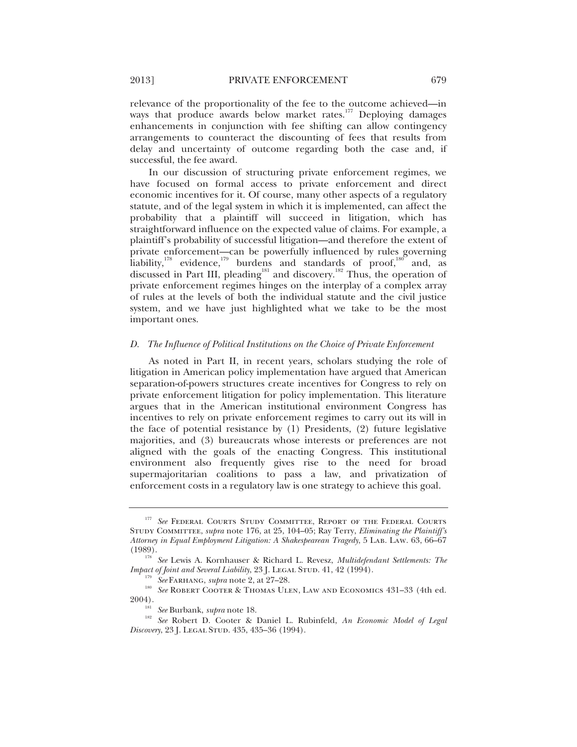relevance of the proportionality of the fee to the outcome achieved—in ways that produce awards below market rates.[177] Deploying damages enhancements in conjunction with fee shifting can allow contingency arrangements to counteract the discounting of fees that results from delay and uncertainty of outcome regarding both the case and, if successful, the fee award.

In our discussion of structuring private enforcement regimes, we have focused on formal access to private enforcement and direct economic incentives for it. Of course, many other aspects of a regulatory statute, and of the legal system in which it is implemented, can affect the probability that a plaintiff will succeed in litigation, which has straightforward influence on the expected value of claims. For example, a plaintiff's probability of successful litigation—and therefore the extent of private enforcement—can be powerfully influenced by rules governing liability,[178] evidence,[179] burdens and standards of proof,[180] and, as discussed in Part III, pleading[181] and discovery.[182] Thus, the operation of private enforcement regimes hinges on the interplay of a complex array of rules at the levels of both the individual statute and the civil justice system, and we have just highlighted what we take to be the most important ones.

### *D. The Influence of Political Institutions on the Choice of Private Enforcement*

As noted in Part II, in recent years, scholars studying the role of litigation in American policy implementation have argued that American separation-of-powers structures create incentives for Congress to rely on private enforcement litigation for policy implementation. This literature argues that in the American institutional environment Congress has incentives to rely on private enforcement regimes to carry out its will in the face of potential resistance by (1) Presidents, (2) future legislative majorities, and (3) bureaucrats whose interests or preferences are not aligned with the goals of the enacting Congress. This institutional environment also frequently gives rise to the need for broad supermajoritarian coalitions to pass a law, and privatization of enforcement costs in a regulatory law is one strategy to achieve this goal.

---

[177] *See* FEDERAL COURTS STUDY COMMITTEE, REPORT OF THE FEDERAL COURTS STUDY COMMITTEE, *supra* note 176, at 25, 104–05; Ray Terry, *Eliminating the Plaintiff's Attorney in Equal Employment Litigation: A Shakespearean Tragedy*, 5 LAB. LAW. 63, 66–67 (1989).

[178] *See* Lewis A. Kornhauser & Richard L. Revesz, *Multidefendant Settlements: The Impact of Joint and Several Liability*, 23 J. LEGAL STUD. 41, 42 (1994).

[179] *See* FARHANG, *supra* note 2, at 27–28.

[180] *See* ROBERT COOTER & THOMAS ULEN, LAW AND ECONOMICS 431–33 (4th ed. 2004).

[181] *See* Burbank, *supra* note 18.

[182] *See* Robert D. Cooter & Daniel L. Rubinfeld, *An Economic Model of Legal Discovery*, 23 J. LEGAL STUD. 435, 435–36 (1994).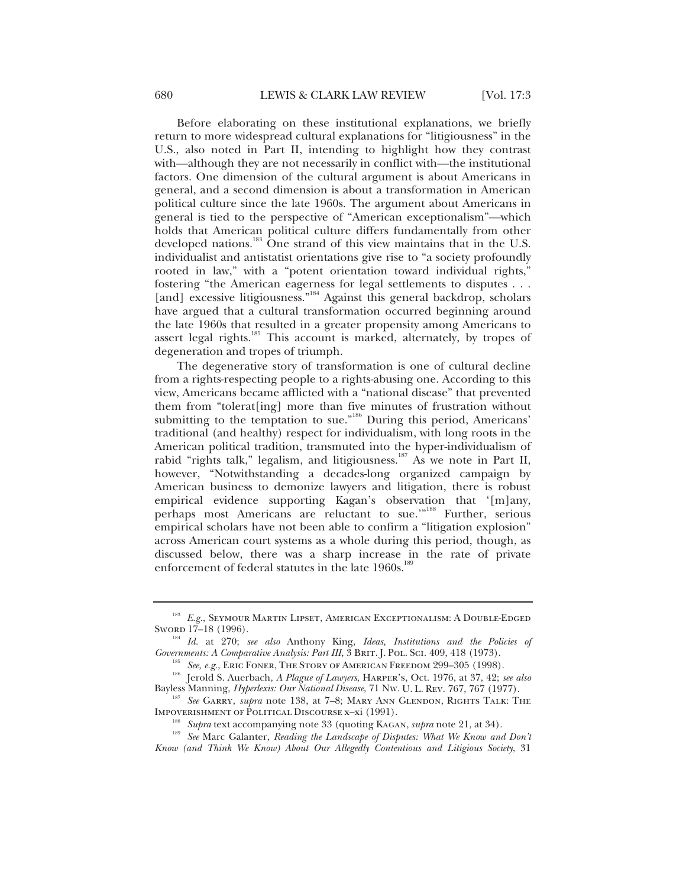Before elaborating on these institutional explanations, we briefly return to more widespread cultural explanations for "litigiousness" in the U.S., also noted in Part II, intending to highlight how they contrast with—although they are not necessarily in conflict with—the institutional factors. One dimension of the cultural argument is about Americans in general, and a second dimension is about a transformation in American political culture since the late 1960s. The argument about Americans in general is tied to the perspective of "American exceptionalism"—which holds that American political culture differs fundamentally from other developed nations.[183] One strand of this view maintains that in the U.S. individualist and antistatist orientations give rise to "a society profoundly rooted in law," with a "potent orientation toward individual rights," fostering "the American eagerness for legal settlements to disputes . . . [and] excessive litigiousness."[184] Against this general backdrop, scholars have argued that a cultural transformation occurred beginning around the late 1960s that resulted in a greater propensity among Americans to assert legal rights.[185] This account is marked, alternately, by tropes of degeneration and tropes of triumph.

The degenerative story of transformation is one of cultural decline from a rights-respecting people to a rights-abusing one. According to this view, Americans became afflicted with a "national disease" that prevented them from "tolerat[ing] more than five minutes of frustration without submitting to the temptation to sue."[186] During this period, Americans' traditional (and healthy) respect for individualism, with long roots in the American political tradition, transmuted into the hyper-individualism of rabid "rights talk," legalism, and litigiousness.[187] As we note in Part II, however, "Notwithstanding a decades-long organized campaign by American business to demonize lawyers and litigation, there is robust empirical evidence supporting Kagan's observation that '[m]any, perhaps most Americans are reluctant to sue.'"[188] Further, serious empirical scholars have not been able to confirm a "litigation explosion" across American court systems as a whole during this period, though, as discussed below, there was a sharp increase in the rate of private enforcement of federal statutes in the late 1960s.[189]

---

[183] *E.g.*, Seymour Martin Lipset, American Exceptionalism: A Double-Edged Sword 17–18 (1996).

[184] *Id.* at 270; *see also* Anthony King, *Ideas, Institutions and the Policies of Governments: A Comparative Analysis: Part III*, 3 Brit. J. Pol. Sci. 409, 418 (1973).

[185] *See, e.g.*, Eric Foner, The Story of American Freedom 299–305 (1998).

[186] Jerold S. Auerbach, *A Plague of Lawyers*, Harper's, Oct. 1976, at 37, 42; *see also* Bayless Manning, *Hyperlexis: Our National Disease*, 71 Nw. U. L. Rev. 767, 767 (1977).

[187] *See* Garry, *supra* note 138, at 7–8; Mary Ann Glendon, Rights Talk: The Impoverishment of Political Discourse x–xi (1991).

[188] *Supra* text accompanying note 33 (quoting Kagan, *supra* note 21, at 34).

[189] *See* Marc Galanter, *Reading the Landscape of Disputes: What We Know and Don't Know (and Think We Know) About Our Allegedly Contentious and Litigious Society*, 31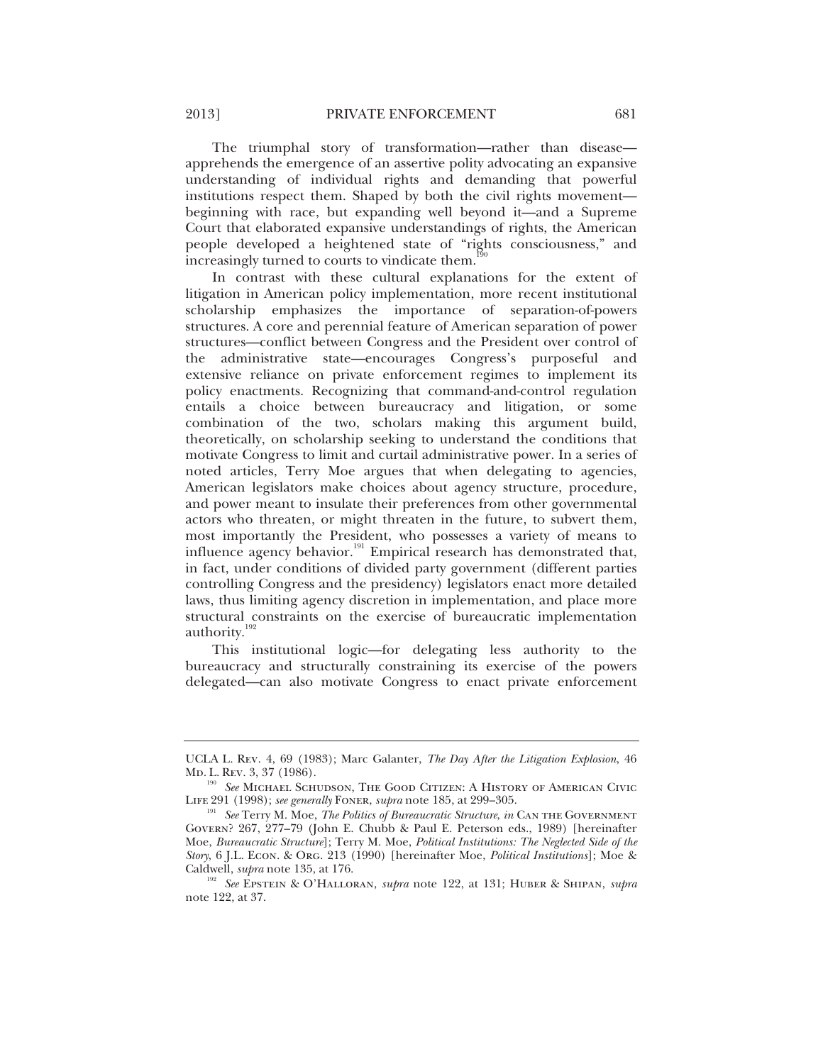The triumphal story of transformation—rather than disease—apprehends the emergence of an assertive polity advocating an expansive understanding of individual rights and demanding that powerful institutions respect them. Shaped by both the civil rights movement—beginning with race, but expanding well beyond it—and a Supreme Court that elaborated expansive understandings of rights, the American people developed a heightened state of "rights consciousness," and increasingly turned to courts to vindicate them.[190]

In contrast with these cultural explanations for the extent of litigation in American policy implementation, more recent institutional scholarship emphasizes the importance of separation-of-powers structures. A core and perennial feature of American separation of power structures—conflict between Congress and the President over control of the administrative state—encourages Congress's purposeful and extensive reliance on private enforcement regimes to implement its policy enactments. Recognizing that command-and-control regulation entails a choice between bureaucracy and litigation, or some combination of the two, scholars making this argument build, theoretically, on scholarship seeking to understand the conditions that motivate Congress to limit and curtail administrative power. In a series of noted articles, Terry Moe argues that when delegating to agencies, American legislators make choices about agency structure, procedure, and power meant to insulate their preferences from other governmental actors who threaten, or might threaten in the future, to subvert them, most importantly the President, who possesses a variety of means to influence agency behavior.[191] Empirical research has demonstrated that, in fact, under conditions of divided party government (different parties controlling Congress and the presidency) legislators enact more detailed laws, thus limiting agency discretion in implementation, and place more structural constraints on the exercise of bureaucratic implementation authority.[192]

This institutional logic—for delegating less authority to the bureaucracy and structurally constraining its exercise of the powers delegated—can also motivate Congress to enact private enforcement

---

UCLA L. Rev. 4, 69 (1983); Marc Galanter, *The Day After the Litigation Explosion*, 46 Md. L. Rev. 3, 37 (1986).

[190] *See* Michael Schudson, The Good Citizen: A History of American Civic Life 291 (1998); *see generally* Foner, *supra* note 185, at 299–305.

[191] *See* Terry M. Moe, *The Politics of Bureaucratic Structure*, *in* Can the Government Govern? 267, 277–79 (John E. Chubb & Paul E. Peterson eds., 1989) [hereinafter Moe, *Bureaucratic Structure*]; Terry M. Moe, *Political Institutions: The Neglected Side of the Story*, 6 J.L. Econ. & Org. 213 (1990) [hereinafter Moe, *Political Institutions*]; Moe & Caldwell, *supra* note 135, at 176.

[192] *See* Epstein & O'Halloran, *supra* note 122, at 131; Huber & Shipan, *supra* note 122, at 37.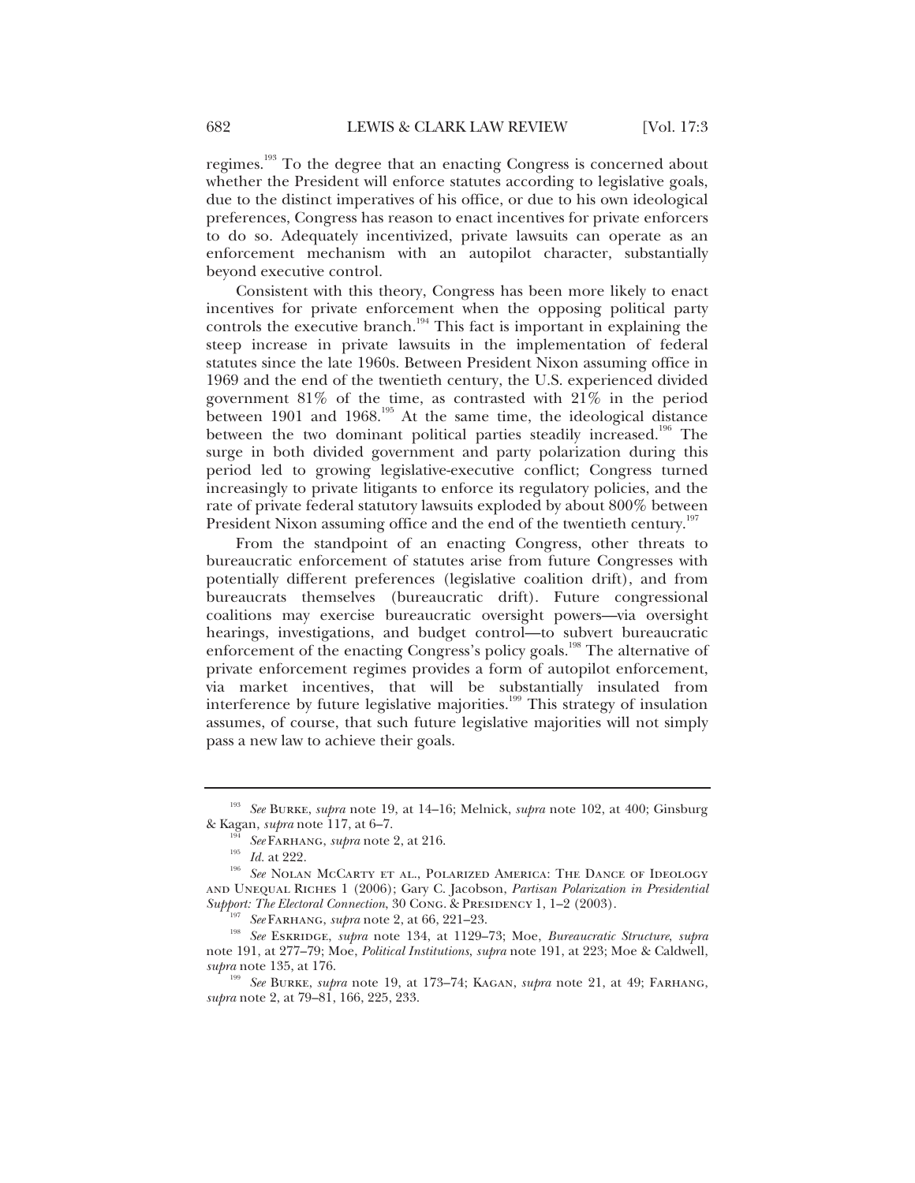regimes.[193] To the degree that an enacting Congress is concerned about whether the President will enforce statutes according to legislative goals, due to the distinct imperatives of his office, or due to his own ideological preferences, Congress has reason to enact incentives for private enforcers to do so. Adequately incentivized, private lawsuits can operate as an enforcement mechanism with an autopilot character, substantially beyond executive control.

Consistent with this theory, Congress has been more likely to enact incentives for private enforcement when the opposing political party controls the executive branch.[194] This fact is important in explaining the steep increase in private lawsuits in the implementation of federal statutes since the late 1960s. Between President Nixon assuming office in 1969 and the end of the twentieth century, the U.S. experienced divided government 81% of the time, as contrasted with 21% in the period between 1901 and 1968.[195] At the same time, the ideological distance between the two dominant political parties steadily increased.[196] The surge in both divided government and party polarization during this period led to growing legislative-executive conflict; Congress turned increasingly to private litigants to enforce its regulatory policies, and the rate of private federal statutory lawsuits exploded by about 800% between President Nixon assuming office and the end of the twentieth century.[197]

From the standpoint of an enacting Congress, other threats to bureaucratic enforcement of statutes arise from future Congresses with potentially different preferences (legislative coalition drift), and from bureaucrats themselves (bureaucratic drift). Future congressional coalitions may exercise bureaucratic oversight powers—via oversight hearings, investigations, and budget control—to subvert bureaucratic enforcement of the enacting Congress's policy goals.[198] The alternative of private enforcement regimes provides a form of autopilot enforcement, via market incentives, that will be substantially insulated from interference by future legislative majorities.[199] This strategy of insulation assumes, of course, that such future legislative majorities will not simply pass a new law to achieve their goals.

---

[193] *See* Burke, *supra* note 19, at 14–16; Melnick, *supra* note 102, at 400; Ginsburg & Kagan, *supra* note 117, at 6–7.

[194] *See* Farhang, *supra* note 2, at 216.

[195] *Id.* at 222.

[196] *See* Nolan McCarty et al., Polarized America: The Dance of Ideology and Unequal Riches 1 (2006); Gary C. Jacobson, *Partisan Polarization in Presidential Support: The Electoral Connection*, 30 Cong. & Presidency 1, 1–2 (2003).

[197] *See* Farhang, *supra* note 2, at 66, 221–23.

[198] *See* Eskridge, *supra* note 134, at 1129–73; Moe, *Bureaucratic Structure*, *supra* note 191, at 277–79; Moe, *Political Institutions*, *supra* note 191, at 223; Moe & Caldwell, *supra* note 135, at 176.

[199] *See* Burke, *supra* note 19, at 173–74; Kagan, *supra* note 21, at 49; Farhang, *supra* note 2, at 79–81, 166, 225, 233.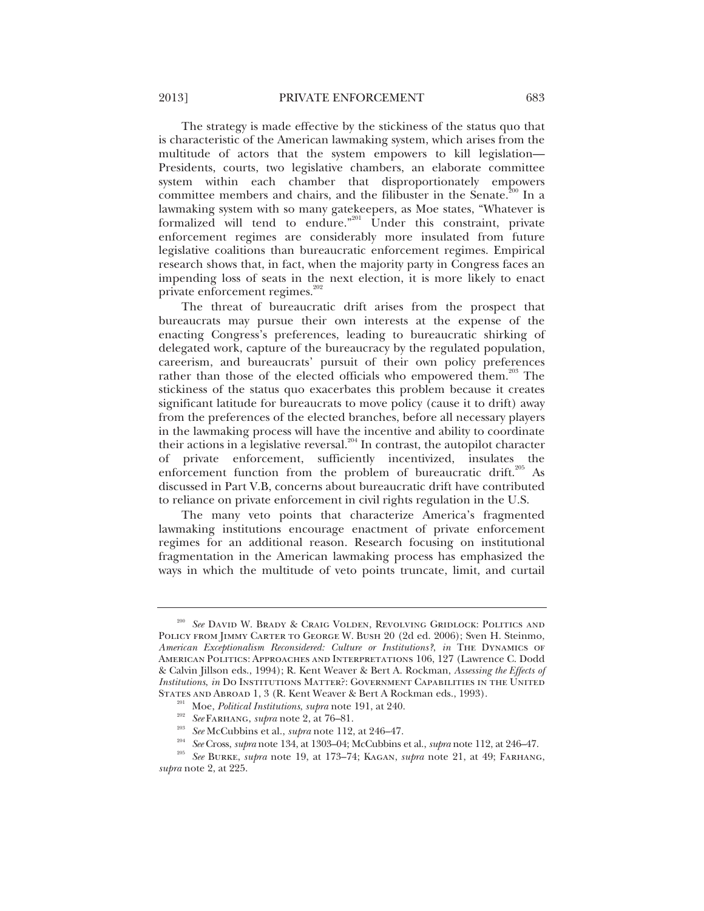The strategy is made effective by the stickiness of the status quo that is characteristic of the American lawmaking system, which arises from the multitude of actors that the system empowers to kill legislation—Presidents, courts, two legislative chambers, an elaborate committee system within each chamber that disproportionately empowers committee members and chairs, and the filibuster in the Senate.[200] In a lawmaking system with so many gatekeepers, as Moe states, "Whatever is formalized will tend to endure."[201] Under this constraint, private enforcement regimes are considerably more insulated from future legislative coalitions than bureaucratic enforcement regimes. Empirical research shows that, in fact, when the majority party in Congress faces an impending loss of seats in the next election, it is more likely to enact private enforcement regimes.[202]

The threat of bureaucratic drift arises from the prospect that bureaucrats may pursue their own interests at the expense of the enacting Congress's preferences, leading to bureaucratic shirking of delegated work, capture of the bureaucracy by the regulated population, careerism, and bureaucrats' pursuit of their own policy preferences rather than those of the elected officials who empowered them.[203] The stickiness of the status quo exacerbates this problem because it creates significant latitude for bureaucrats to move policy (cause it to drift) away from the preferences of the elected branches, before all necessary players in the lawmaking process will have the incentive and ability to coordinate their actions in a legislative reversal.[204] In contrast, the autopilot character of private enforcement, sufficiently incentivized, insulates the enforcement function from the problem of bureaucratic drift.[205] As discussed in Part V.B, concerns about bureaucratic drift have contributed to reliance on private enforcement in civil rights regulation in the U.S.

The many veto points that characterize America's fragmented lawmaking institutions encourage enactment of private enforcement regimes for an additional reason. Research focusing on institutional fragmentation in the American lawmaking process has emphasized the ways in which the multitude of veto points truncate, limit, and curtail

---

[200] *See* David W. Brady & Craig Volden, Revolving Gridlock: Politics and Policy from Jimmy Carter to George W. Bush 20 (2d ed. 2006); Sven H. Steinmo, *American Exceptionalism Reconsidered: Culture or Institutions?*, *in* The Dynamics of American Politics: Approaches and Interpretations 106, 127 (Lawrence C. Dodd & Calvin Jillson eds., 1994); R. Kent Weaver & Bert A. Rockman, *Assessing the Effects of Institutions*, *in* Do Institutions Matter?: Government Capabilities in the United States and Abroad 1, 3 (R. Kent Weaver & Bert A Rockman eds., 1993).

[201] Moe, *Political Institutions*, *supra* note 191, at 240.

[202] *See* Farhang, *supra* note 2, at 76–81.

[203] *See* McCubbins et al., *supra* note 112, at 246–47.

[204] *See* Cross, *supra* note 134, at 1303–04; McCubbins et al., *supra* note 112, at 246–47.

[205] *See* Burke, *supra* note 19, at 173–74; Kagan, *supra* note 21, at 49; Farhang, *supra* note 2, at 225.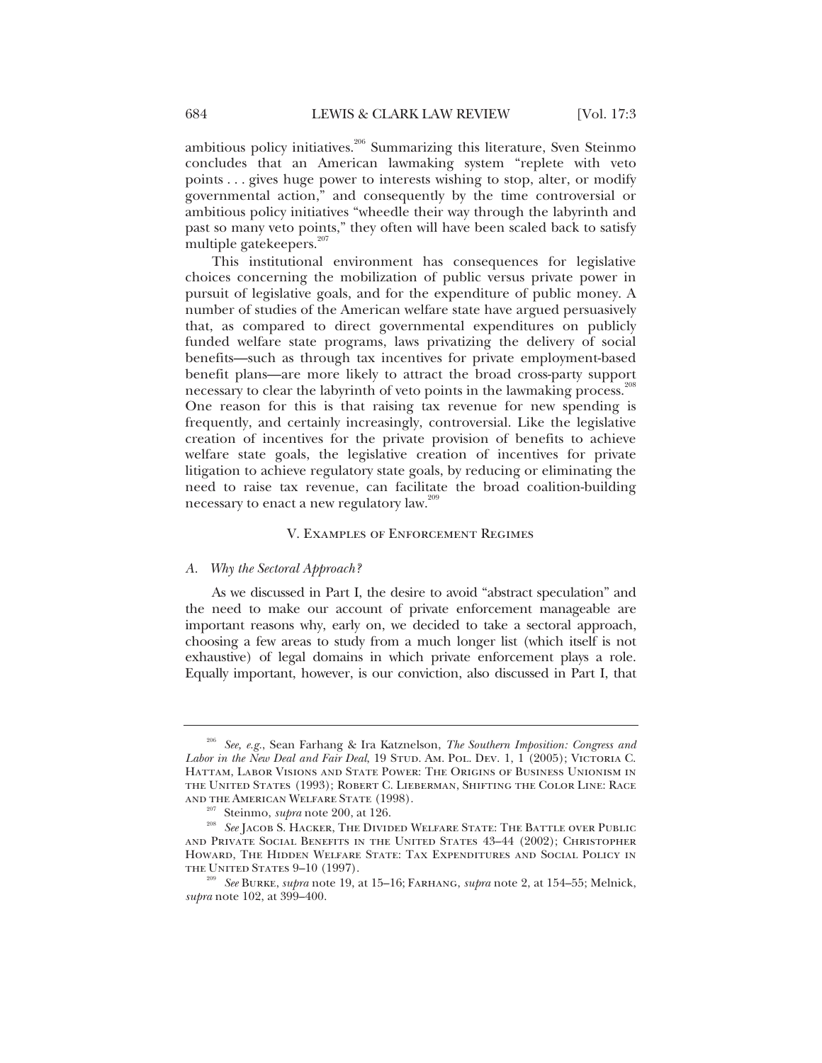ambitious policy initiatives.[206] Summarizing this literature, Sven Steinmo concludes that an American lawmaking system "replete with veto points . . . gives huge power to interests wishing to stop, alter, or modify governmental action," and consequently by the time controversial or ambitious policy initiatives "wheedle their way through the labyrinth and past so many veto points," they often will have been scaled back to satisfy multiple gatekeepers.[207]

This institutional environment has consequences for legislative choices concerning the mobilization of public versus private power in pursuit of legislative goals, and for the expenditure of public money. A number of studies of the American welfare state have argued persuasively that, as compared to direct governmental expenditures on publicly funded welfare state programs, laws privatizing the delivery of social benefits—such as through tax incentives for private employment-based benefit plans—are more likely to attract the broad cross-party support necessary to clear the labyrinth of veto points in the lawmaking process.[208] One reason for this is that raising tax revenue for new spending is frequently, and certainly increasingly, controversial. Like the legislative creation of incentives for the private provision of benefits to achieve welfare state goals, the legislative creation of incentives for private litigation to achieve regulatory state goals, by reducing or eliminating the need to raise tax revenue, can facilitate the broad coalition-building necessary to enact a new regulatory law.[209]

## V. Examples of Enforcement Regimes

### A. *Why the Sectoral Approach?*

As we discussed in Part I, the desire to avoid "abstract speculation" and the need to make our account of private enforcement manageable are important reasons why, early on, we decided to take a sectoral approach, choosing a few areas to study from a much longer list (which itself is not exhaustive) of legal domains in which private enforcement plays a role. Equally important, however, is our conviction, also discussed in Part I, that

---

[206] *See, e.g.*, Sean Farhang & Ira Katznelson, *The Southern Imposition: Congress and Labor in the New Deal and Fair Deal*, 19 Stud. Am. Pol. Dev. 1, 1 (2005); Victoria C. Hattam, Labor Visions and State Power: The Origins of Business Unionism in the United States (1993); Robert C. Lieberman, Shifting the Color Line: Race and the American Welfare State (1998).

[207] Steinmo, *supra* note 200, at 126.

[208] *See* Jacob S. Hacker, The Divided Welfare State: The Battle over Public and Private Social Benefits in the United States 43–44 (2002); Christopher Howard, The Hidden Welfare State: Tax Expenditures and Social Policy in the United States 9–10 (1997).

[209] *See* Burke, *supra* note 19, at 15–16; Farhang, *supra* note 2, at 154–55; Melnick, *supra* note 102, at 399–400.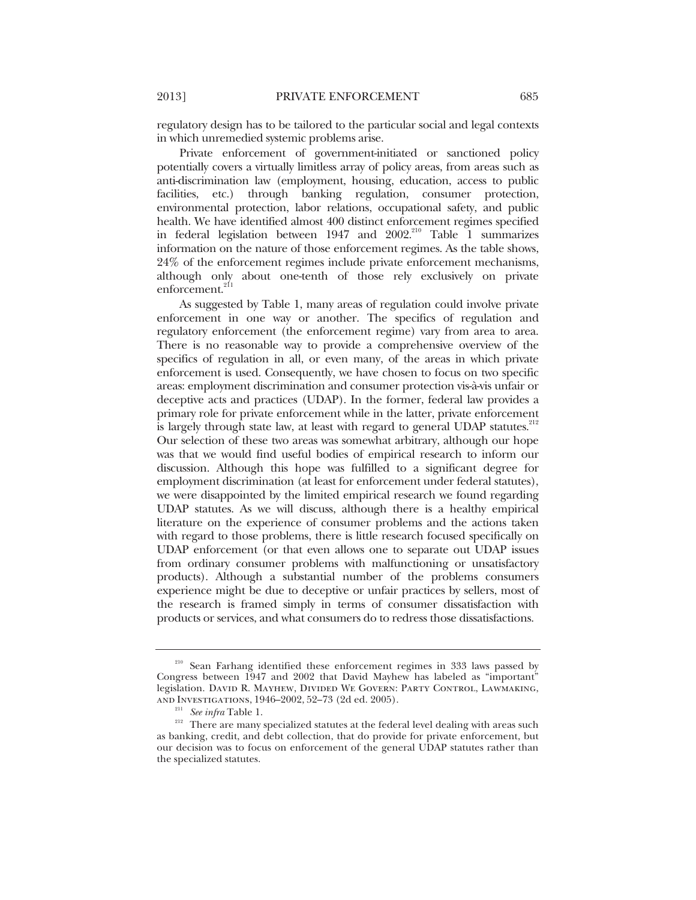regulatory design has to be tailored to the particular social and legal contexts in which unremedied systemic problems arise.

Private enforcement of government-initiated or sanctioned policy potentially covers a virtually limitless array of policy areas, from areas such as anti-discrimination law (employment, housing, education, access to public facilities, etc.) through banking regulation, consumer protection, environmental protection, labor relations, occupational safety, and public health. We have identified almost 400 distinct enforcement regimes specified in federal legislation between 1947 and 2002.[210] Table 1 summarizes information on the nature of those enforcement regimes. As the table shows, 24% of the enforcement regimes include private enforcement mechanisms, although only about one-tenth of those rely exclusively on private enforcement.[211]

As suggested by Table 1, many areas of regulation could involve private enforcement in one way or another. The specifics of regulation and regulatory enforcement (the enforcement regime) vary from area to area. There is no reasonable way to provide a comprehensive overview of the specifics of regulation in all, or even many, of the areas in which private enforcement is used. Consequently, we have chosen to focus on two specific areas: employment discrimination and consumer protection vis-à-vis unfair or deceptive acts and practices (UDAP). In the former, federal law provides a primary role for private enforcement while in the latter, private enforcement is largely through state law, at least with regard to general UDAP statutes.[212] Our selection of these two areas was somewhat arbitrary, although our hope was that we would find useful bodies of empirical research to inform our discussion. Although this hope was fulfilled to a significant degree for employment discrimination (at least for enforcement under federal statutes), we were disappointed by the limited empirical research we found regarding UDAP statutes. As we will discuss, although there is a healthy empirical literature on the experience of consumer problems and the actions taken with regard to those problems, there is little research focused specifically on UDAP enforcement (or that even allows one to separate out UDAP issues from ordinary consumer problems with malfunctioning or unsatisfactory products). Although a substantial number of the problems consumers experience might be due to deceptive or unfair practices by sellers, most of the research is framed simply in terms of consumer dissatisfaction with products or services, and what consumers do to redress those dissatisfactions.

---

[210] Sean Farhang identified these enforcement regimes in 333 laws passed by Congress between 1947 and 2002 that David Mayhew has labeled as "important" legislation. DAVID R. MAYHEW, DIVIDED WE GOVERN: PARTY CONTROL, LAWMAKING, AND INVESTIGATIONS, 1946–2002, 52–73 (2d ed. 2005).

[211] *See infra* Table 1.

[212] There are many specialized statutes at the federal level dealing with areas such as banking, credit, and debt collection, that do provide for private enforcement, but our decision was to focus on enforcement of the general UDAP statutes rather than the specialized statutes.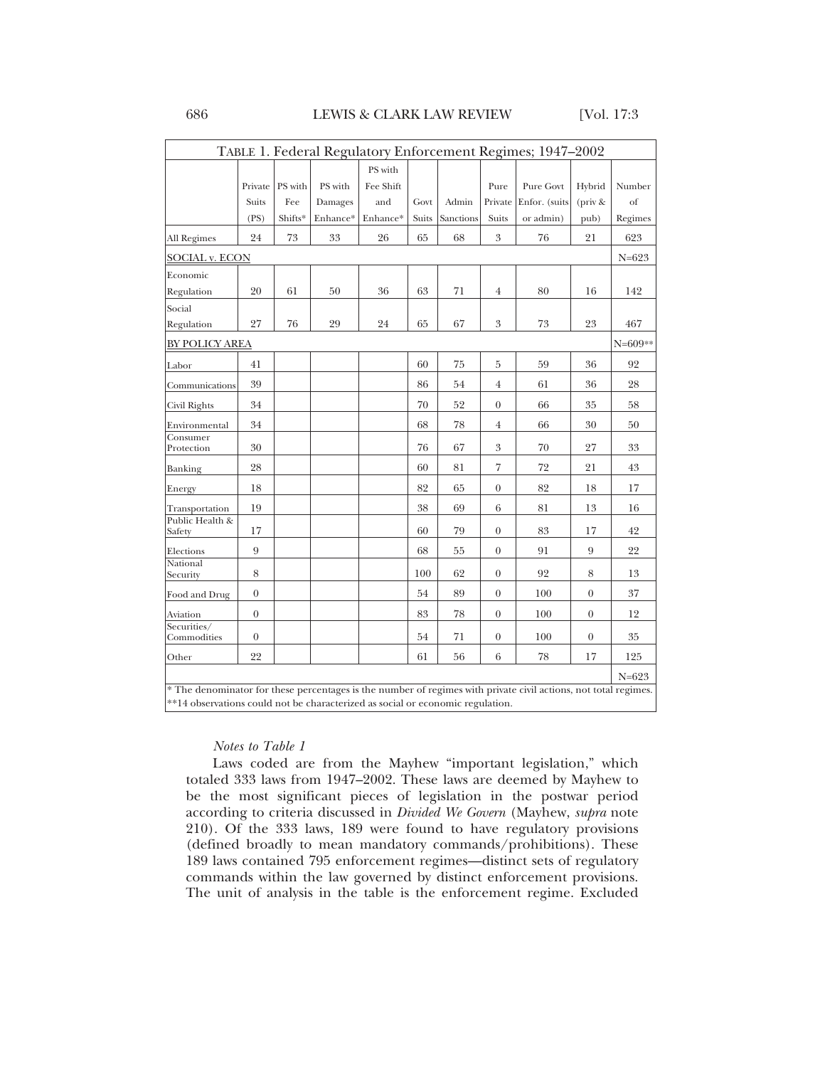| TABLE 1. Federal Regulatory Enforcement Regimes; 1947–2002 | | | | | | | | | | |
|---|---|---|---|---|---|---|---|---|---|---|
| | Private Suits (PS) | PS with Fee Shifts* | PS with Damages Enhance* | PS with Fee Shift and Enhance* | Govt Suits | Admin Sanctions | Pure Private Suits | Pure Govt Enfor. (suits or admin) | Hybrid (priv & pub) | Number of Regimes |
| All Regimes | 24 | 73 | 33 | 26 | 65 | 68 | 3 | 76 | 21 | 623 |
| SOCIAL v. ECON | | | | | | | | | | N=623 |
| Economic Regulation | 20 | 61 | 50 | 36 | 63 | 71 | 4 | 80 | 16 | 142 |
| Social Regulation | 27 | 76 | 29 | 24 | 65 | 67 | 3 | 73 | 23 | 467 |
| BY POLICY AREA | | | | | | | | | | N=609** |
| Labor | 41 | | | | 60 | 75 | 5 | 59 | 36 | 92 |
| Communications | 39 | | | | 86 | 54 | 4 | 61 | 36 | 28 |
| Civil Rights | 34 | | | | 70 | 52 | 0 | 66 | 35 | 58 |
| Environmental | 34 | | | | 68 | 78 | 4 | 66 | 30 | 50 |
| Consumer Protection | 30 | | | | 76 | 67 | 3 | 70 | 27 | 33 |
| Banking | 28 | | | | 60 | 81 | 7 | 72 | 21 | 43 |
| Energy | 18 | | | | 82 | 65 | 0 | 82 | 18 | 17 |
| Transportation | 19 | | | | 38 | 69 | 6 | 81 | 13 | 16 |
| Public Health & Safety | 17 | | | | 60 | 79 | 0 | 83 | 17 | 42 |
| Elections | 9 | | | | 68 | 55 | 0 | 91 | 9 | 22 |
| National Security | 8 | | | | 100 | 62 | 0 | 92 | 8 | 13 |
| Food and Drug | 0 | | | | 54 | 89 | 0 | 100 | 0 | 37 |
| Aviation | 0 | | | | 83 | 78 | 0 | 100 | 0 | 12 |
| Securities/ Commodities | 0 | | | | 54 | 71 | 0 | 100 | 0 | 35 |
| Other | 22 | | | | 61 | 56 | 6 | 78 | 17 | 125 |
| | | | | | | | | | | N=623 |

\* The denominator for these percentages is the number of regimes with private civil actions, not total regimes.
\*\*14 observations could not be characterized as social or economic regulation.

*Notes to Table 1*

Laws coded are from the Mayhew "important legislation," which totaled 333 laws from 1947–2002. These laws are deemed by Mayhew to be the most significant pieces of legislation in the postwar period according to criteria discussed in *Divided We Govern* (Mayhew, *supra* note 210). Of the 333 laws, 189 were found to have regulatory provisions (defined broadly to mean mandatory commands/prohibitions). These 189 laws contained 795 enforcement regimes—distinct sets of regulatory commands within the law governed by distinct enforcement provisions. The unit of analysis in the table is the enforcement regime. Excluded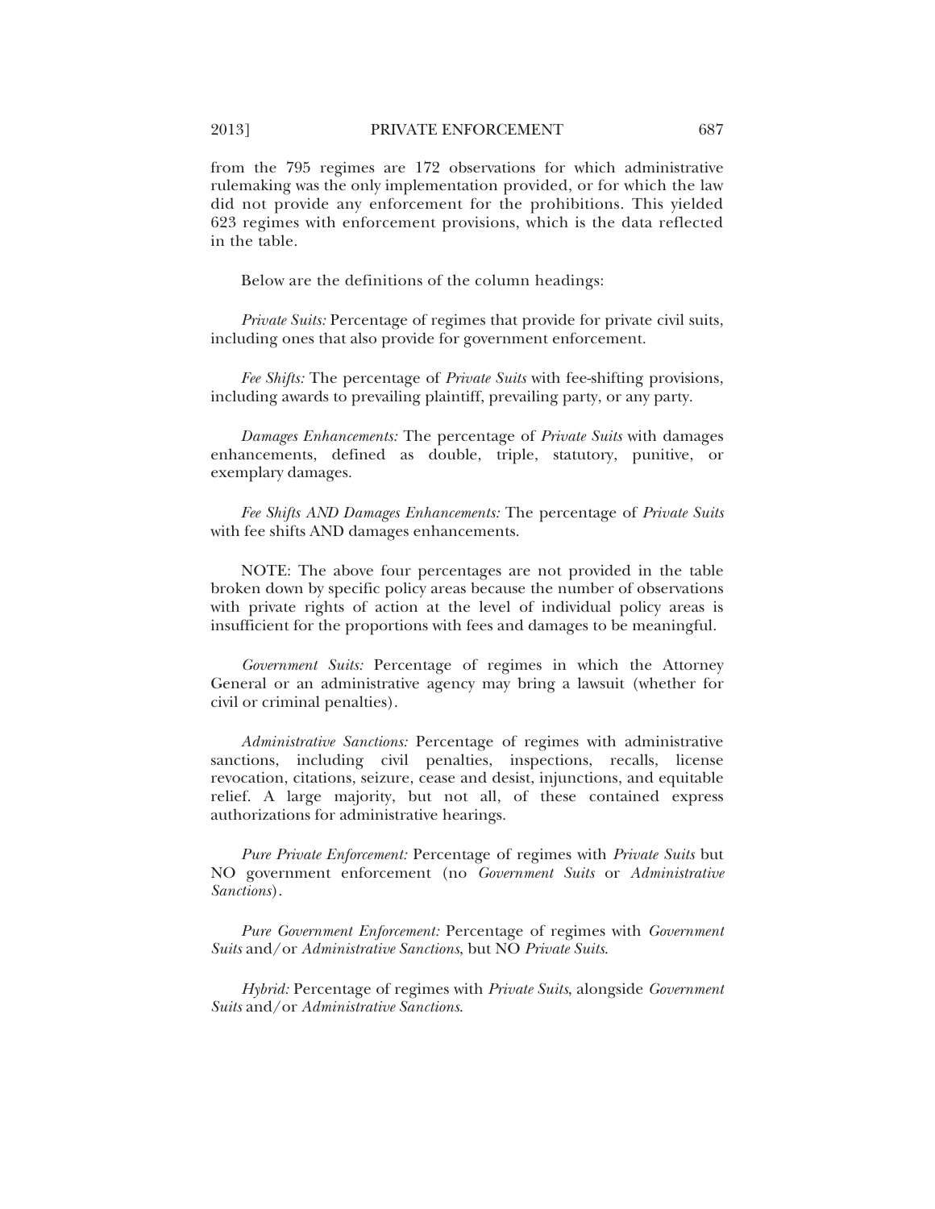from the 795 regimes are 172 observations for which administrative rulemaking was the only implementation provided, or for which the law did not provide any enforcement for the prohibitions. This yielded 623 regimes with enforcement provisions, which is the data reflected in the table.

Below are the definitions of the column headings:

*Private Suits:* Percentage of regimes that provide for private civil suits, including ones that also provide for government enforcement.

*Fee Shifts:* The percentage of *Private Suits* with fee-shifting provisions, including awards to prevailing plaintiff, prevailing party, or any party.

*Damages Enhancements:* The percentage of *Private Suits* with damages enhancements, defined as double, triple, statutory, punitive, or exemplary damages.

*Fee Shifts AND Damages Enhancements:* The percentage of *Private Suits* with fee shifts AND damages enhancements.

NOTE: The above four percentages are not provided in the table broken down by specific policy areas because the number of observations with private rights of action at the level of individual policy areas is insufficient for the proportions with fees and damages to be meaningful.

*Government Suits:* Percentage of regimes in which the Attorney General or an administrative agency may bring a lawsuit (whether for civil or criminal penalties).

*Administrative Sanctions:* Percentage of regimes with administrative sanctions, including civil penalties, inspections, recalls, license revocation, citations, seizure, cease and desist, injunctions, and equitable relief. A large majority, but not all, of these contained express authorizations for administrative hearings.

*Pure Private Enforcement:* Percentage of regimes with *Private Suits* but NO government enforcement (no *Government Suits* or *Administrative Sanctions*).

*Pure Government Enforcement:* Percentage of regimes with *Government Suits* and/or *Administrative Sanctions*, but NO *Private Suits*.

*Hybrid:* Percentage of regimes with *Private Suits*, alongside *Government Suits* and/or *Administrative Sanctions*.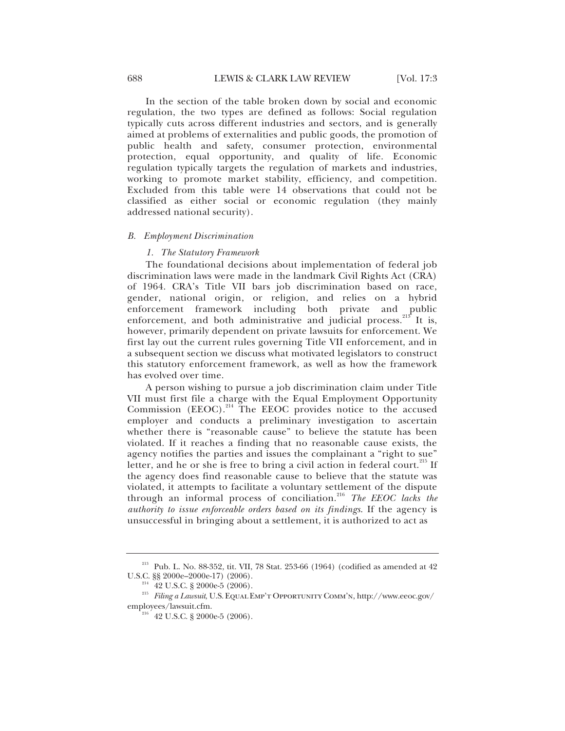In the section of the table broken down by social and economic regulation, the two types are defined as follows: Social regulation typically cuts across different industries and sectors, and is generally aimed at problems of externalities and public goods, the promotion of public health and safety, consumer protection, environmental protection, equal opportunity, and quality of life. Economic regulation typically targets the regulation of markets and industries, working to promote market stability, efficiency, and competition. Excluded from this table were 14 observations that could not be classified as either social or economic regulation (they mainly addressed national security).

### *B. Employment Discrimination*

#### *1. The Statutory Framework*

The foundational decisions about implementation of federal job discrimination laws were made in the landmark Civil Rights Act (CRA) of 1964. CRA's Title VII bars job discrimination based on race, gender, national origin, or religion, and relies on a hybrid enforcement framework including both private and public enforcement, and both administrative and judicial process.[213] It is, however, primarily dependent on private lawsuits for enforcement. We first lay out the current rules governing Title VII enforcement, and in a subsequent section we discuss what motivated legislators to construct this statutory enforcement framework, as well as how the framework has evolved over time.

A person wishing to pursue a job discrimination claim under Title VII must first file a charge with the Equal Employment Opportunity Commission (EEOC).[214] The EEOC provides notice to the accused employer and conducts a preliminary investigation to ascertain whether there is "reasonable cause" to believe the statute has been violated. If it reaches a finding that no reasonable cause exists, the agency notifies the parties and issues the complainant a "right to sue" letter, and he or she is free to bring a civil action in federal court.[215] If the agency does find reasonable cause to believe that the statute was violated, it attempts to facilitate a voluntary settlement of the dispute through an informal process of conciliation.[216] *The EEOC lacks the authority to issue enforceable orders based on its findings*. If the agency is unsuccessful in bringing about a settlement, it is authorized to act as

---

[213] Pub. L. No. 88-352, tit. VII, 78 Stat. 253-66 (1964) (codified as amended at 42 U.S.C. §§ 2000e–2000e-17) (2006).

[214] 42 U.S.C. § 2000e-5 (2006).

[215] *Filing a Lawsuit*, U.S. EQUAL EMP'T OPPORTUNITY COMM'N, http://www.eeoc.gov/employees/lawsuit.cfm.

[216] 42 U.S.C. § 2000e-5 (2006).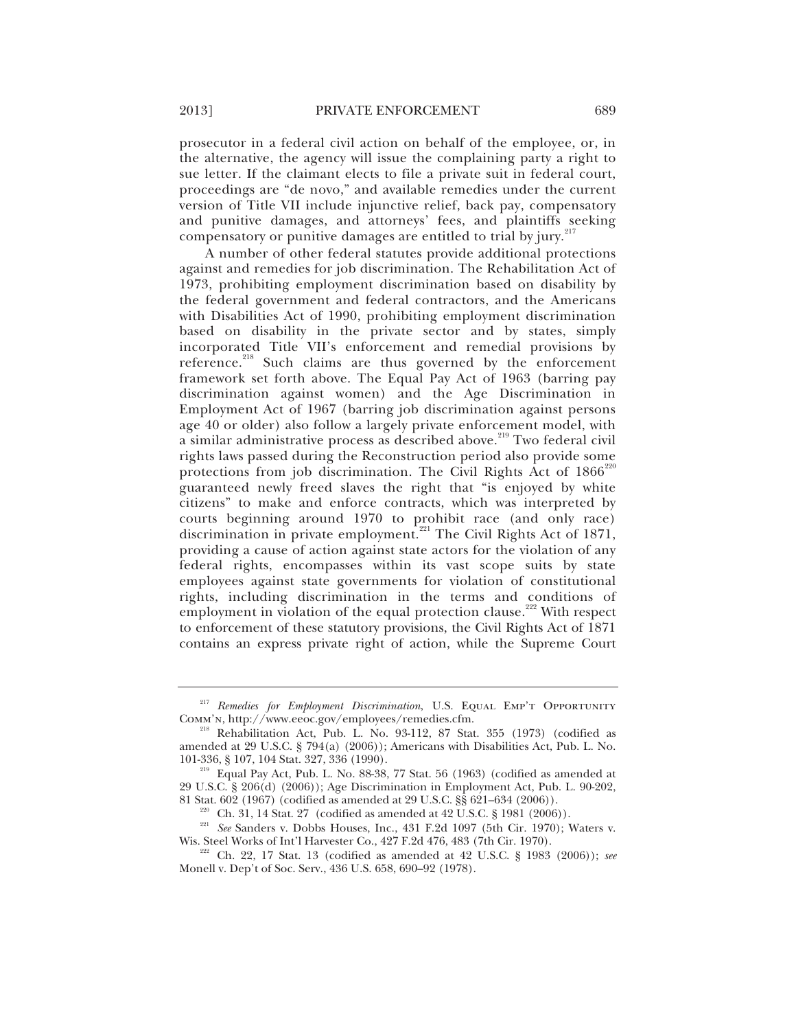prosecutor in a federal civil action on behalf of the employee, or, in the alternative, the agency will issue the complaining party a right to sue letter. If the claimant elects to file a private suit in federal court, proceedings are "de novo," and available remedies under the current version of Title VII include injunctive relief, back pay, compensatory and punitive damages, and attorneys' fees, and plaintiffs seeking compensatory or punitive damages are entitled to trial by jury.[217]

A number of other federal statutes provide additional protections against and remedies for job discrimination. The Rehabilitation Act of 1973, prohibiting employment discrimination based on disability by the federal government and federal contractors, and the Americans with Disabilities Act of 1990, prohibiting employment discrimination based on disability in the private sector and by states, simply incorporated Title VII's enforcement and remedial provisions by reference.[218] Such claims are thus governed by the enforcement framework set forth above. The Equal Pay Act of 1963 (barring pay discrimination against women) and the Age Discrimination in Employment Act of 1967 (barring job discrimination against persons age 40 or older) also follow a largely private enforcement model, with a similar administrative process as described above.[219] Two federal civil rights laws passed during the Reconstruction period also provide some protections from job discrimination. The Civil Rights Act of 1866[220] guaranteed newly freed slaves the right that "is enjoyed by white citizens" to make and enforce contracts, which was interpreted by courts beginning around 1970 to prohibit race (and only race) discrimination in private employment.[221] The Civil Rights Act of 1871, providing a cause of action against state actors for the violation of any federal rights, encompasses within its vast scope suits by state employees against state governments for violation of constitutional rights, including discrimination in the terms and conditions of employment in violation of the equal protection clause.[222] With respect to enforcement of these statutory provisions, the Civil Rights Act of 1871 contains an express private right of action, while the Supreme Court

---

[217] *Remedies for Employment Discrimination*, U.S. Equal Emp't Opportunity Comm'n, http://www.eeoc.gov/employees/remedies.cfm.

[218] Rehabilitation Act, Pub. L. No. 93-112, 87 Stat. 355 (1973) (codified as amended at 29 U.S.C. § 794(a) (2006)); Americans with Disabilities Act, Pub. L. No. 101-336, § 107, 104 Stat. 327, 336 (1990).

[219] Equal Pay Act, Pub. L. No. 88-38, 77 Stat. 56 (1963) (codified as amended at 29 U.S.C. § 206(d) (2006)); Age Discrimination in Employment Act, Pub. L. 90-202, 81 Stat. 602 (1967) (codified as amended at 29 U.S.C. §§ 621–634 (2006)).

[220] Ch. 31, 14 Stat. 27 (codified as amended at 42 U.S.C. § 1981 (2006)).

[221] *See* Sanders v. Dobbs Houses, Inc., 431 F.2d 1097 (5th Cir. 1970); Waters v. Wis. Steel Works of Int'l Harvester Co., 427 F.2d 476, 483 (7th Cir. 1970).

[222] Ch. 22, 17 Stat. 13 (codified as amended at 42 U.S.C. § 1983 (2006)); *see* Monell v. Dep't of Soc. Serv., 436 U.S. 658, 690–92 (1978).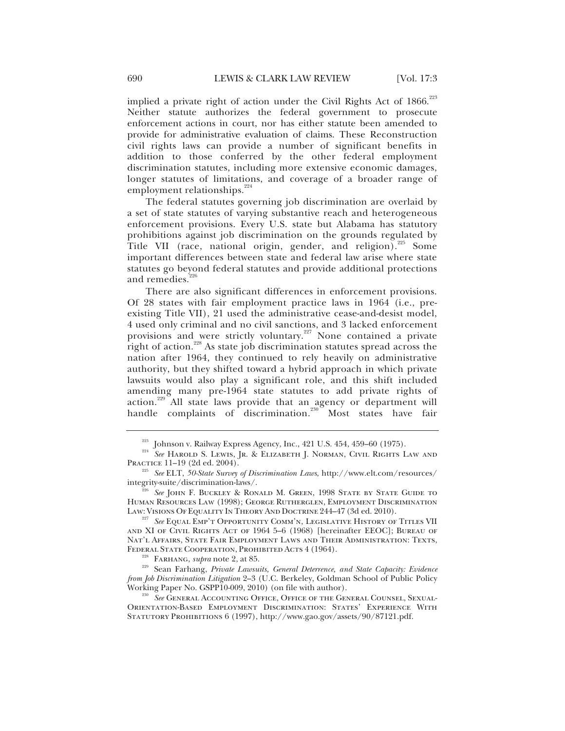implied a private right of action under the Civil Rights Act of 1866.[223] Neither statute authorizes the federal government to prosecute enforcement actions in court, nor has either statute been amended to provide for administrative evaluation of claims. These Reconstruction civil rights laws can provide a number of significant benefits in addition to those conferred by the other federal employment discrimination statutes, including more extensive economic damages, longer statutes of limitations, and coverage of a broader range of employment relationships.[224]

The federal statutes governing job discrimination are overlaid by a set of state statutes of varying substantive reach and heterogeneous enforcement provisions. Every U.S. state but Alabama has statutory prohibitions against job discrimination on the grounds regulated by Title VII (race, national origin, gender, and religion).[225] Some important differences between state and federal law arise where state statutes go beyond federal statutes and provide additional protections and remedies.[226]

There are also significant differences in enforcement provisions. Of 28 states with fair employment practice laws in 1964 (i.e., pre-existing Title VII), 21 used the administrative cease-and-desist model, 4 used only criminal and no civil sanctions, and 3 lacked enforcement provisions and were strictly voluntary.[227] None contained a private right of action.[228] As state job discrimination statutes spread across the nation after 1964, they continued to rely heavily on administrative authority, but they shifted toward a hybrid approach in which private lawsuits would also play a significant role, and this shift included amending many pre-1964 state statutes to add private rights of action.[229] All state laws provide that an agency or department will handle complaints of discrimination.[230] Most states have fair

---

[223] Johnson v. Railway Express Agency, Inc., 421 U.S. 454, 459–60 (1975).

[224] *See* Harold S. Lewis, Jr. & Elizabeth J. Norman, Civil Rights Law and Practice 11–19 (2d ed. 2004).

[225] *See* ELT, *50-State Survey of Discrimination Laws*, http://www.elt.com/resources/integrity-suite/discrimination-laws/.

[226] *See* John F. Buckley & Ronald M. Green, 1998 State by State Guide to Human Resources Law (1998); George Rutherglen, Employment Discrimination Law: Visions Of Equality In Theory And Doctrine 244–47 (3d ed. 2010).

[227] *See* Equal Emp't Opportunity Comm'n, Legislative History of Titles VII and XI of Civil Rights Act of 1964 5–6 (1968) [hereinafter EEOC]; Bureau of Nat'l Affairs, State Fair Employment Laws and Their Administration: Texts, Federal State Cooperation, Prohibited Acts 4 (1964).

[228] Farhang, *supra* note 2, at 85.

[229] Sean Farhang, *Private Lawsuits, General Deterrence, and State Capacity: Evidence from Job Discrimination Litigation* 2–3 (U.C. Berkeley, Goldman School of Public Policy Working Paper No. GSPP10-009, 2010) (on file with author).

[230] *See* General Accounting Office, Office of the General Counsel, Sexual-Orientation-Based Employment Discrimination: States' Experience With Statutory Prohibitions 6 (1997), http://www.gao.gov/assets/90/87121.pdf.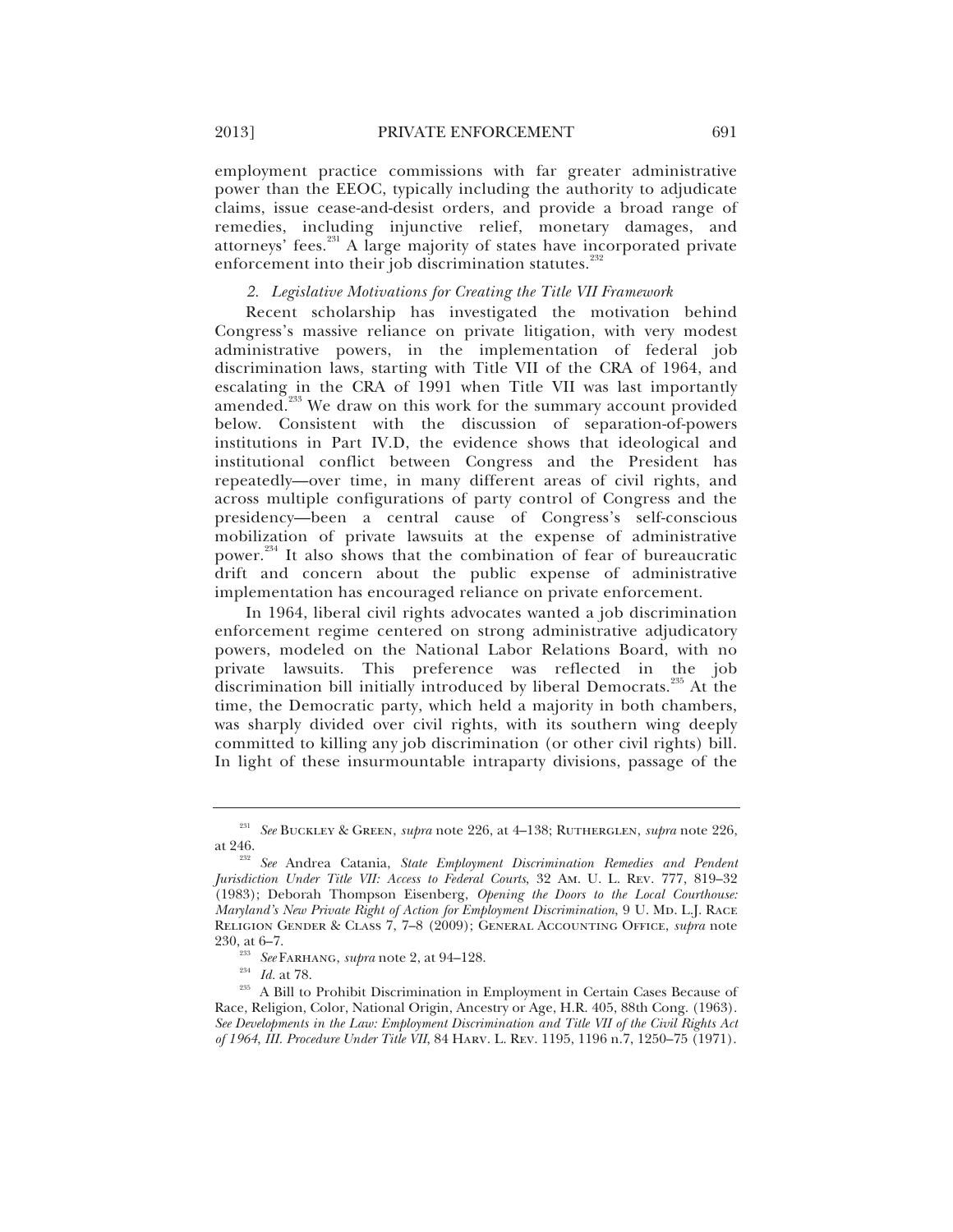employment practice commissions with far greater administrative power than the EEOC, typically including the authority to adjudicate claims, issue cease-and-desist orders, and provide a broad range of remedies, including injunctive relief, monetary damages, and attorneys' fees.[231] A large majority of states have incorporated private enforcement into their job discrimination statutes.[232]

*2. Legislative Motivations for Creating the Title VII Framework*

Recent scholarship has investigated the motivation behind Congress's massive reliance on private litigation, with very modest administrative powers, in the implementation of federal job discrimination laws, starting with Title VII of the CRA of 1964, and escalating in the CRA of 1991 when Title VII was last importantly amended.[233] We draw on this work for the summary account provided below. Consistent with the discussion of separation-of-powers institutions in Part IV.D, the evidence shows that ideological and institutional conflict between Congress and the President has repeatedly—over time, in many different areas of civil rights, and across multiple configurations of party control of Congress and the presidency—been a central cause of Congress's self-conscious mobilization of private lawsuits at the expense of administrative power.[234] It also shows that the combination of fear of bureaucratic drift and concern about the public expense of administrative implementation has encouraged reliance on private enforcement.

In 1964, liberal civil rights advocates wanted a job discrimination enforcement regime centered on strong administrative adjudicatory powers, modeled on the National Labor Relations Board, with no private lawsuits. This preference was reflected in the job discrimination bill initially introduced by liberal Democrats.[235] At the time, the Democratic party, which held a majority in both chambers, was sharply divided over civil rights, with its southern wing deeply committed to killing any job discrimination (or other civil rights) bill. In light of these insurmountable intraparty divisions, passage of the

---

[231] *See* Buckley & Green, *supra* note 226, at 4–138; Rutherglen, *supra* note 226, at 246.

[232] *See* Andrea Catania, *State Employment Discrimination Remedies and Pendent Jurisdiction Under Title VII: Access to Federal Courts*, 32 Am. U. L. Rev. 777, 819–32 (1983); Deborah Thompson Eisenberg, *Opening the Doors to the Local Courthouse: Maryland's New Private Right of Action for Employment Discrimination*, 9 U. Md. L.J. Race Religion Gender & Class 7, 7–8 (2009); General Accounting Office, *supra* note 230, at 6–7.

[233] *See* Farhang, *supra* note 2, at 94–128.

[234] *Id.* at 78.

[235] A Bill to Prohibit Discrimination in Employment in Certain Cases Because of Race, Religion, Color, National Origin, Ancestry or Age, H.R. 405, 88th Cong. (1963). *See Developments in the Law: Employment Discrimination and Title VII of the Civil Rights Act of 1964, III. Procedure Under Title VII*, 84 Harv. L. Rev. 1195, 1196 n.7, 1250–75 (1971).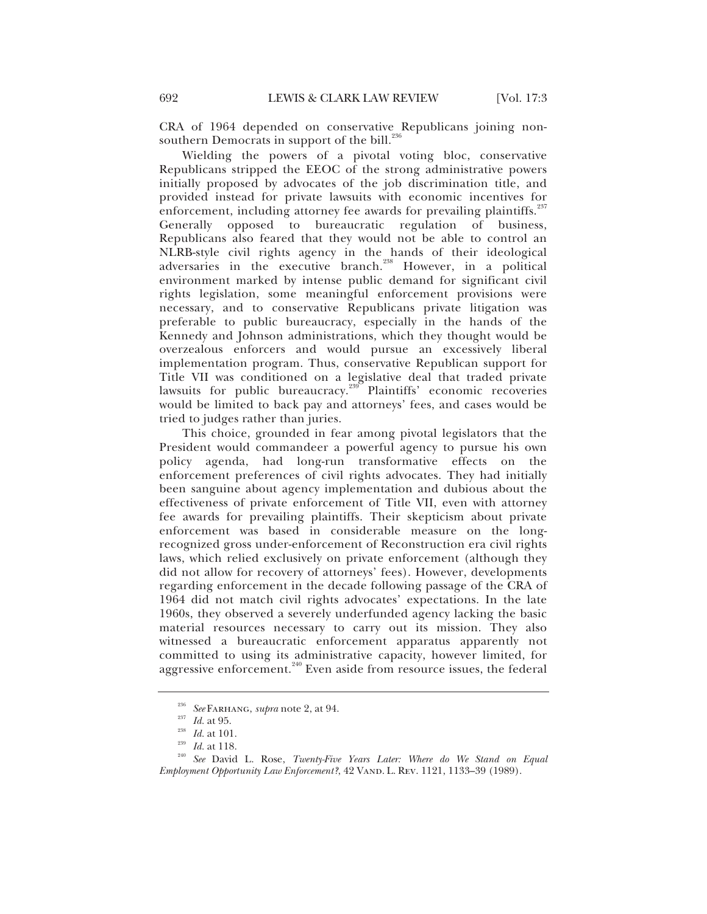CRA of 1964 depended on conservative Republicans joining non-southern Democrats in support of the bill.[236]

Wielding the powers of a pivotal voting bloc, conservative Republicans stripped the EEOC of the strong administrative powers initially proposed by advocates of the job discrimination title, and provided instead for private lawsuits with economic incentives for enforcement, including attorney fee awards for prevailing plaintiffs.[237] Generally opposed to bureaucratic regulation of business, Republicans also feared that they would not be able to control an NLRB-style civil rights agency in the hands of their ideological adversaries in the executive branch.[238] However, in a political environment marked by intense public demand for significant civil rights legislation, some meaningful enforcement provisions were necessary, and to conservative Republicans private litigation was preferable to public bureaucracy, especially in the hands of the Kennedy and Johnson administrations, which they thought would be overzealous enforcers and would pursue an excessively liberal implementation program. Thus, conservative Republican support for Title VII was conditioned on a legislative deal that traded private lawsuits for public bureaucracy.[239] Plaintiffs' economic recoveries would be limited to back pay and attorneys' fees, and cases would be tried to judges rather than juries.

This choice, grounded in fear among pivotal legislators that the President would commandeer a powerful agency to pursue his own policy agenda, had long-run transformative effects on the enforcement preferences of civil rights advocates. They had initially been sanguine about agency implementation and dubious about the effectiveness of private enforcement of Title VII, even with attorney fee awards for prevailing plaintiffs. Their skepticism about private enforcement was based in considerable measure on the long-recognized gross under-enforcement of Reconstruction era civil rights laws, which relied exclusively on private enforcement (although they did not allow for recovery of attorneys' fees). However, developments regarding enforcement in the decade following passage of the CRA of 1964 did not match civil rights advocates' expectations. In the late 1960s, they observed a severely underfunded agency lacking the basic material resources necessary to carry out its mission. They also witnessed a bureaucratic enforcement apparatus apparently not committed to using its administrative capacity, however limited, for aggressive enforcement.[240] Even aside from resource issues, the federal

---

[236] *See* FARHANG, *supra* note 2, at 94.

[237] *Id.* at 95.

[238] *Id.* at 101.

[239] *Id.* at 118.

[240] *See* David L. Rose, *Twenty-Five Years Later: Where do We Stand on Equal Employment Opportunity Law Enforcement?*, 42 VAND. L. REV. 1121, 1133–39 (1989).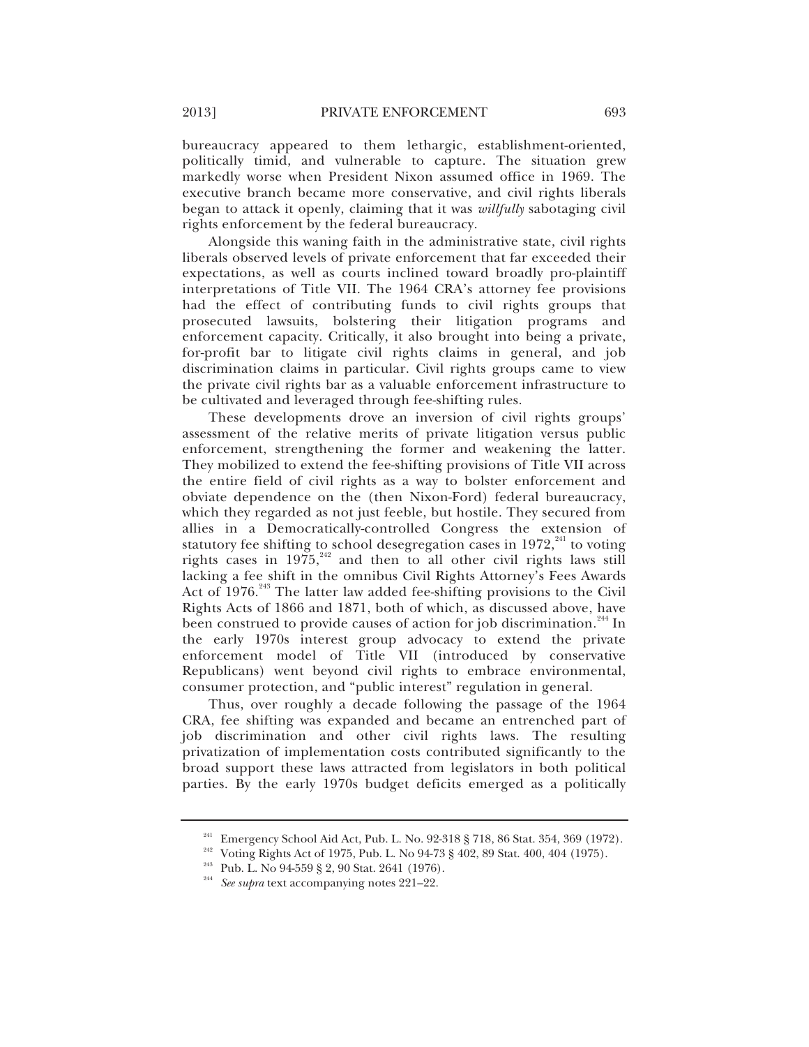bureaucracy appeared to them lethargic, establishment-oriented, politically timid, and vulnerable to capture. The situation grew markedly worse when President Nixon assumed office in 1969. The executive branch became more conservative, and civil rights liberals began to attack it openly, claiming that it was *willfully* sabotaging civil rights enforcement by the federal bureaucracy.

Alongside this waning faith in the administrative state, civil rights liberals observed levels of private enforcement that far exceeded their expectations, as well as courts inclined toward broadly pro-plaintiff interpretations of Title VII. The 1964 CRA's attorney fee provisions had the effect of contributing funds to civil rights groups that prosecuted lawsuits, bolstering their litigation programs and enforcement capacity. Critically, it also brought into being a private, for-profit bar to litigate civil rights claims in general, and job discrimination claims in particular. Civil rights groups came to view the private civil rights bar as a valuable enforcement infrastructure to be cultivated and leveraged through fee-shifting rules.

These developments drove an inversion of civil rights groups' assessment of the relative merits of private litigation versus public enforcement, strengthening the former and weakening the latter. They mobilized to extend the fee-shifting provisions of Title VII across the entire field of civil rights as a way to bolster enforcement and obviate dependence on the (then Nixon-Ford) federal bureaucracy, which they regarded as not just feeble, but hostile. They secured from allies in a Democratically-controlled Congress the extension of statutory fee shifting to school desegregation cases in 1972,[241] to voting rights cases in 1975,[242] and then to all other civil rights laws still lacking a fee shift in the omnibus Civil Rights Attorney's Fees Awards Act of 1976.[243] The latter law added fee-shifting provisions to the Civil Rights Acts of 1866 and 1871, both of which, as discussed above, have been construed to provide causes of action for job discrimination.[244] In the early 1970s interest group advocacy to extend the private enforcement model of Title VII (introduced by conservative Republicans) went beyond civil rights to embrace environmental, consumer protection, and "public interest" regulation in general.

Thus, over roughly a decade following the passage of the 1964 CRA, fee shifting was expanded and became an entrenched part of job discrimination and other civil rights laws. The resulting privatization of implementation costs contributed significantly to the broad support these laws attracted from legislators in both political parties. By the early 1970s budget deficits emerged as a politically

---

[241] Emergency School Aid Act, Pub. L. No. 92-318 § 718, 86 Stat. 354, 369 (1972).

[242] Voting Rights Act of 1975, Pub. L. No 94-73 § 402, 89 Stat. 400, 404 (1975).

[243] Pub. L. No 94-559 § 2, 90 Stat. 2641 (1976).

[244] *See supra* text accompanying notes 221–22.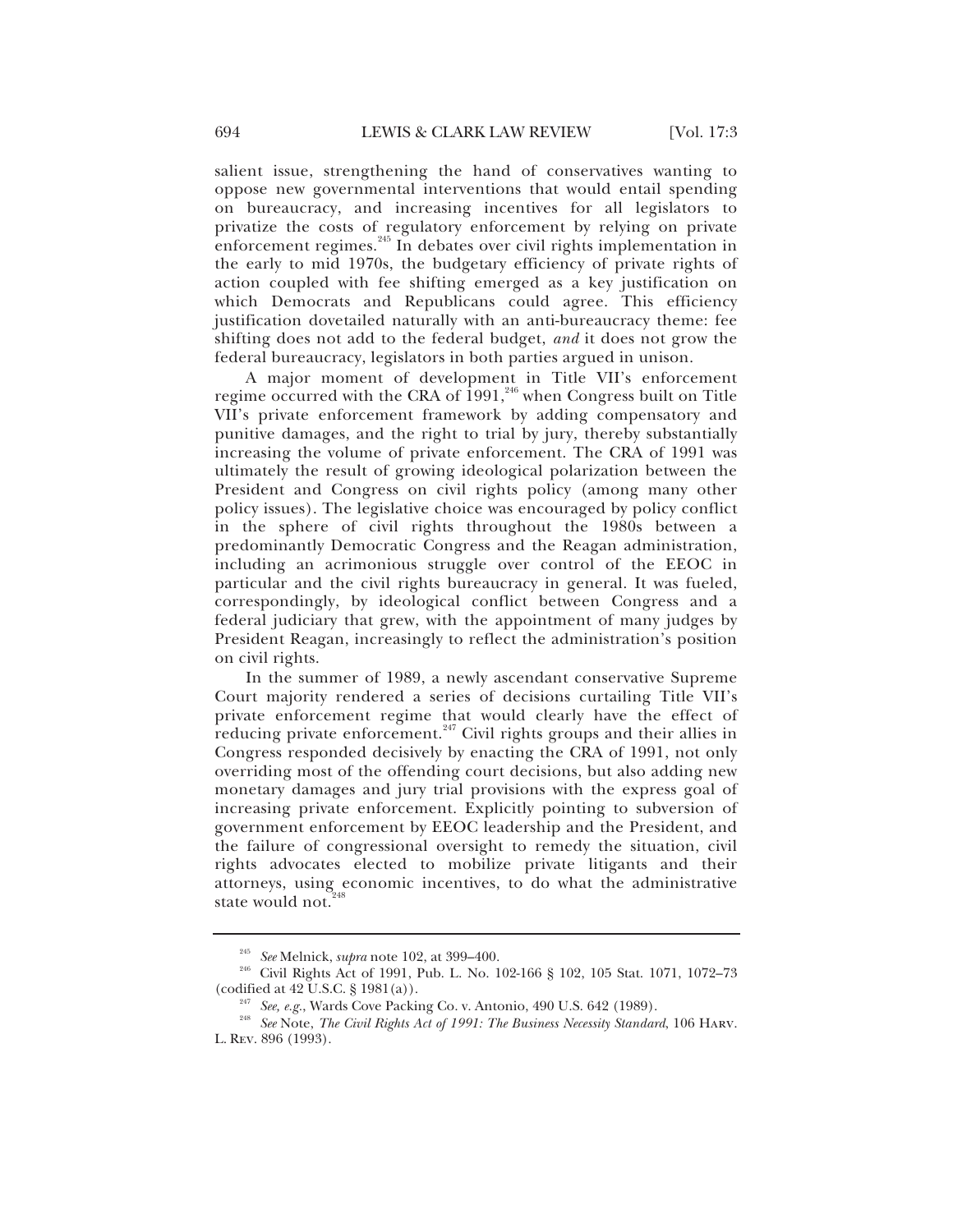salient issue, strengthening the hand of conservatives wanting to oppose new governmental interventions that would entail spending on bureaucracy, and increasing incentives for all legislators to privatize the costs of regulatory enforcement by relying on private enforcement regimes.[245] In debates over civil rights implementation in the early to mid 1970s, the budgetary efficiency of private rights of action coupled with fee shifting emerged as a key justification on which Democrats and Republicans could agree. This efficiency justification dovetailed naturally with an anti-bureaucracy theme: fee shifting does not add to the federal budget, *and* it does not grow the federal bureaucracy, legislators in both parties argued in unison.

A major moment of development in Title VII's enforcement regime occurred with the CRA of 1991,[246] when Congress built on Title VII's private enforcement framework by adding compensatory and punitive damages, and the right to trial by jury, thereby substantially increasing the volume of private enforcement. The CRA of 1991 was ultimately the result of growing ideological polarization between the President and Congress on civil rights policy (among many other policy issues). The legislative choice was encouraged by policy conflict in the sphere of civil rights throughout the 1980s between a predominantly Democratic Congress and the Reagan administration, including an acrimonious struggle over control of the EEOC in particular and the civil rights bureaucracy in general. It was fueled, correspondingly, by ideological conflict between Congress and a federal judiciary that grew, with the appointment of many judges by President Reagan, increasingly to reflect the administration's position on civil rights.

In the summer of 1989, a newly ascendant conservative Supreme Court majority rendered a series of decisions curtailing Title VII's private enforcement regime that would clearly have the effect of reducing private enforcement.[247] Civil rights groups and their allies in Congress responded decisively by enacting the CRA of 1991, not only overriding most of the offending court decisions, but also adding new monetary damages and jury trial provisions with the express goal of increasing private enforcement. Explicitly pointing to subversion of government enforcement by EEOC leadership and the President, and the failure of congressional oversight to remedy the situation, civil rights advocates elected to mobilize private litigants and their attorneys, using economic incentives, to do what the administrative state would not.[248]

---

[245] *See* Melnick, *supra* note 102, at 399–400.

[246] Civil Rights Act of 1991, Pub. L. No. 102-166 § 102, 105 Stat. 1071, 1072–73 (codified at 42 U.S.C. § 1981(a)).

[247] *See, e.g.*, Wards Cove Packing Co. v. Antonio, 490 U.S. 642 (1989).

[248] *See* Note, *The Civil Rights Act of 1991: The Business Necessity Standard*, 106 HARV. L. REV. 896 (1993).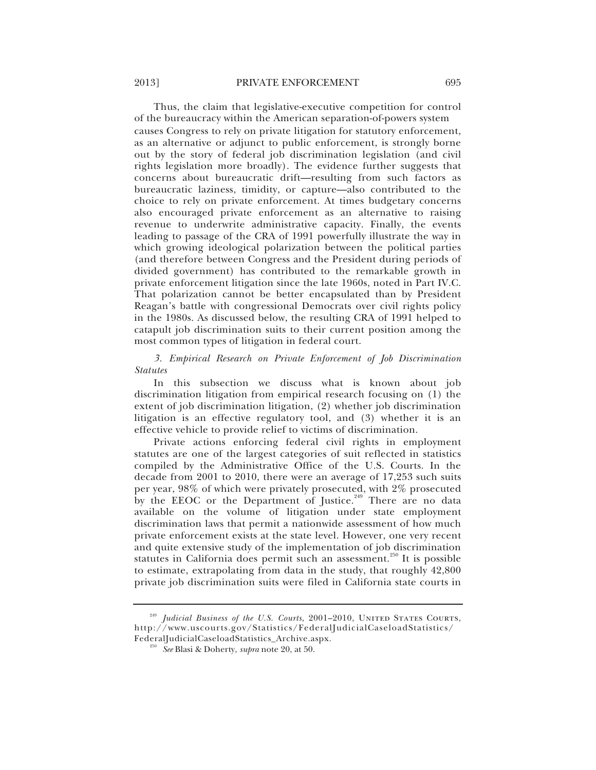Thus, the claim that legislative-executive competition for control of the bureaucracy within the American separation-of-powers system causes Congress to rely on private litigation for statutory enforcement, as an alternative or adjunct to public enforcement, is strongly borne out by the story of federal job discrimination legislation (and civil rights legislation more broadly). The evidence further suggests that concerns about bureaucratic drift—resulting from such factors as bureaucratic laziness, timidity, or capture—also contributed to the choice to rely on private enforcement. At times budgetary concerns also encouraged private enforcement as an alternative to raising revenue to underwrite administrative capacity. Finally, the events leading to passage of the CRA of 1991 powerfully illustrate the way in which growing ideological polarization between the political parties (and therefore between Congress and the President during periods of divided government) has contributed to the remarkable growth in private enforcement litigation since the late 1960s, noted in Part IV.C. That polarization cannot be better encapsulated than by President Reagan's battle with congressional Democrats over civil rights policy in the 1980s. As discussed below, the resulting CRA of 1991 helped to catapult job discrimination suits to their current position among the most common types of litigation in federal court.

*3. Empirical Research on Private Enforcement of Job Discrimination Statutes*

In this subsection we discuss what is known about job discrimination litigation from empirical research focusing on (1) the extent of job discrimination litigation, (2) whether job discrimination litigation is an effective regulatory tool, and (3) whether it is an effective vehicle to provide relief to victims of discrimination.

Private actions enforcing federal civil rights in employment statutes are one of the largest categories of suit reflected in statistics compiled by the Administrative Office of the U.S. Courts. In the decade from 2001 to 2010, there were an average of 17,253 such suits per year, 98% of which were privately prosecuted, with 2% prosecuted by the EEOC or the Department of Justice.[249] There are no data available on the volume of litigation under state employment discrimination laws that permit a nationwide assessment of how much private enforcement exists at the state level. However, one very recent and quite extensive study of the implementation of job discrimination statutes in California does permit such an assessment.[250] It is possible to estimate, extrapolating from data in the study, that roughly 42,800 private job discrimination suits were filed in California state courts in

---

[249] *Judicial Business of the U.S. Courts*, 2001–2010, UNITED STATES COURTS, http://www.uscourts.gov/Statistics/FederalJudicialCaseloadStatistics/FederalJudicialCaseloadStatistics_Archive.aspx.

[250] *See* Blasi & Doherty, *supra* note 20, at 50.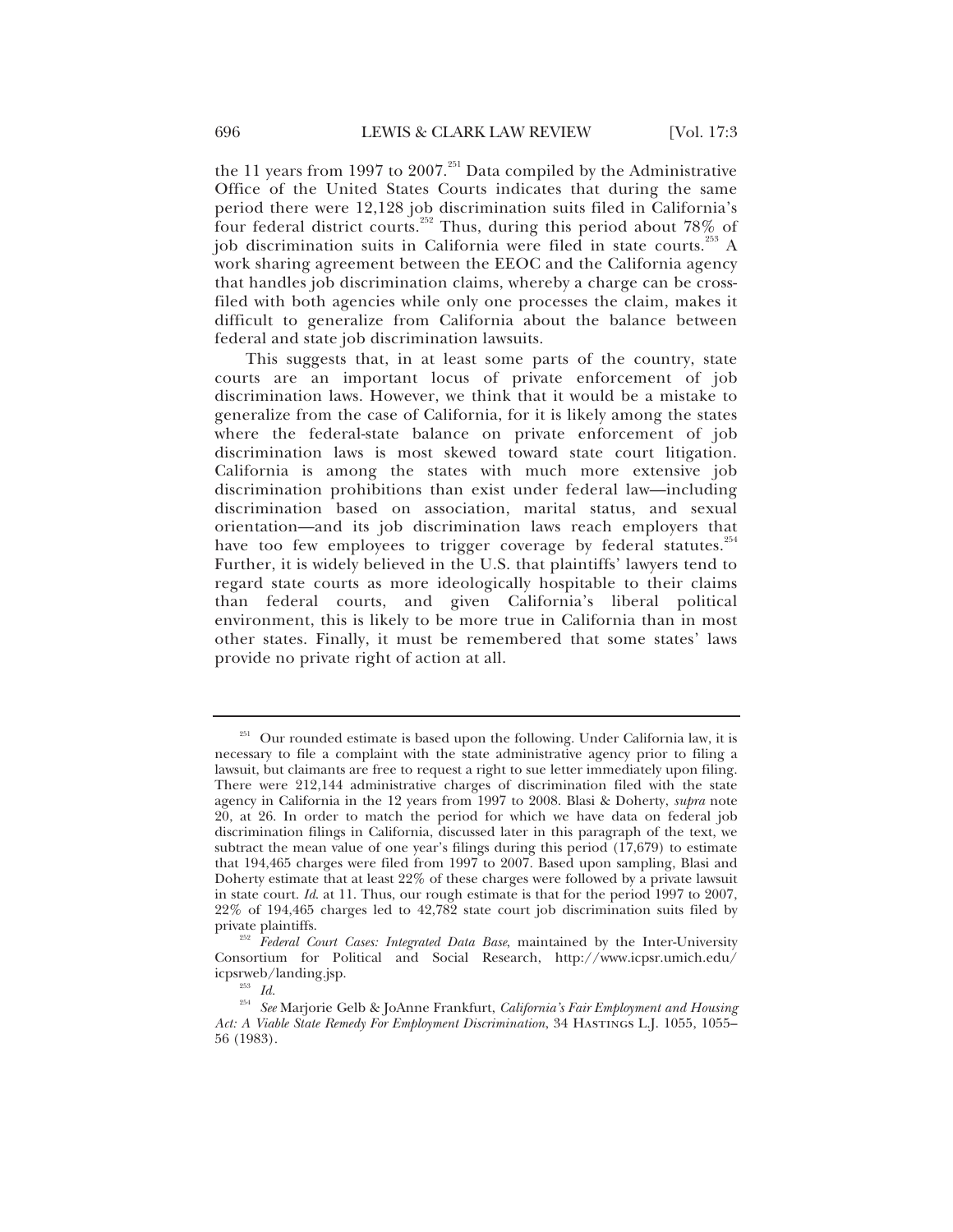the 11 years from 1997 to 2007.[251] Data compiled by the Administrative Office of the United States Courts indicates that during the same period there were 12,128 job discrimination suits filed in California's four federal district courts.[252] Thus, during this period about 78% of job discrimination suits in California were filed in state courts.[253] A work sharing agreement between the EEOC and the California agency that handles job discrimination claims, whereby a charge can be cross-filed with both agencies while only one processes the claim, makes it difficult to generalize from California about the balance between federal and state job discrimination lawsuits.

This suggests that, in at least some parts of the country, state courts are an important locus of private enforcement of job discrimination laws. However, we think that it would be a mistake to generalize from the case of California, for it is likely among the states where the federal-state balance on private enforcement of job discrimination laws is most skewed toward state court litigation. California is among the states with much more extensive job discrimination prohibitions than exist under federal law—including discrimination based on association, marital status, and sexual orientation—and its job discrimination laws reach employers that have too few employees to trigger coverage by federal statutes.[254] Further, it is widely believed in the U.S. that plaintiffs' lawyers tend to regard state courts as more ideologically hospitable to their claims than federal courts, and given California's liberal political environment, this is likely to be more true in California than in most other states. Finally, it must be remembered that some states' laws provide no private right of action at all.

---

[251] Our rounded estimate is based upon the following. Under California law, it is necessary to file a complaint with the state administrative agency prior to filing a lawsuit, but claimants are free to request a right to sue letter immediately upon filing. There were 212,144 administrative charges of discrimination filed with the state agency in California in the 12 years from 1997 to 2008. Blasi & Doherty, *supra* note 20, at 26. In order to match the period for which we have data on federal job discrimination filings in California, discussed later in this paragraph of the text, we subtract the mean value of one year's filings during this period (17,679) to estimate that 194,465 charges were filed from 1997 to 2007. Based upon sampling, Blasi and Doherty estimate that at least 22% of these charges were followed by a private lawsuit in state court. *Id.* at 11. Thus, our rough estimate is that for the period 1997 to 2007, 22% of 194,465 charges led to 42,782 state court job discrimination suits filed by private plaintiffs.

[252] *Federal Court Cases: Integrated Data Base*, maintained by the Inter-University Consortium for Political and Social Research, http://www.icpsr.umich.edu/icpsrweb/landing.jsp.

[253] *Id.*

[254] *See* Marjorie Gelb & JoAnne Frankfurt, *California's Fair Employment and Housing Act: A Viable State Remedy For Employment Discrimination*, 34 HASTINGS L.J. 1055, 1055–56 (1983).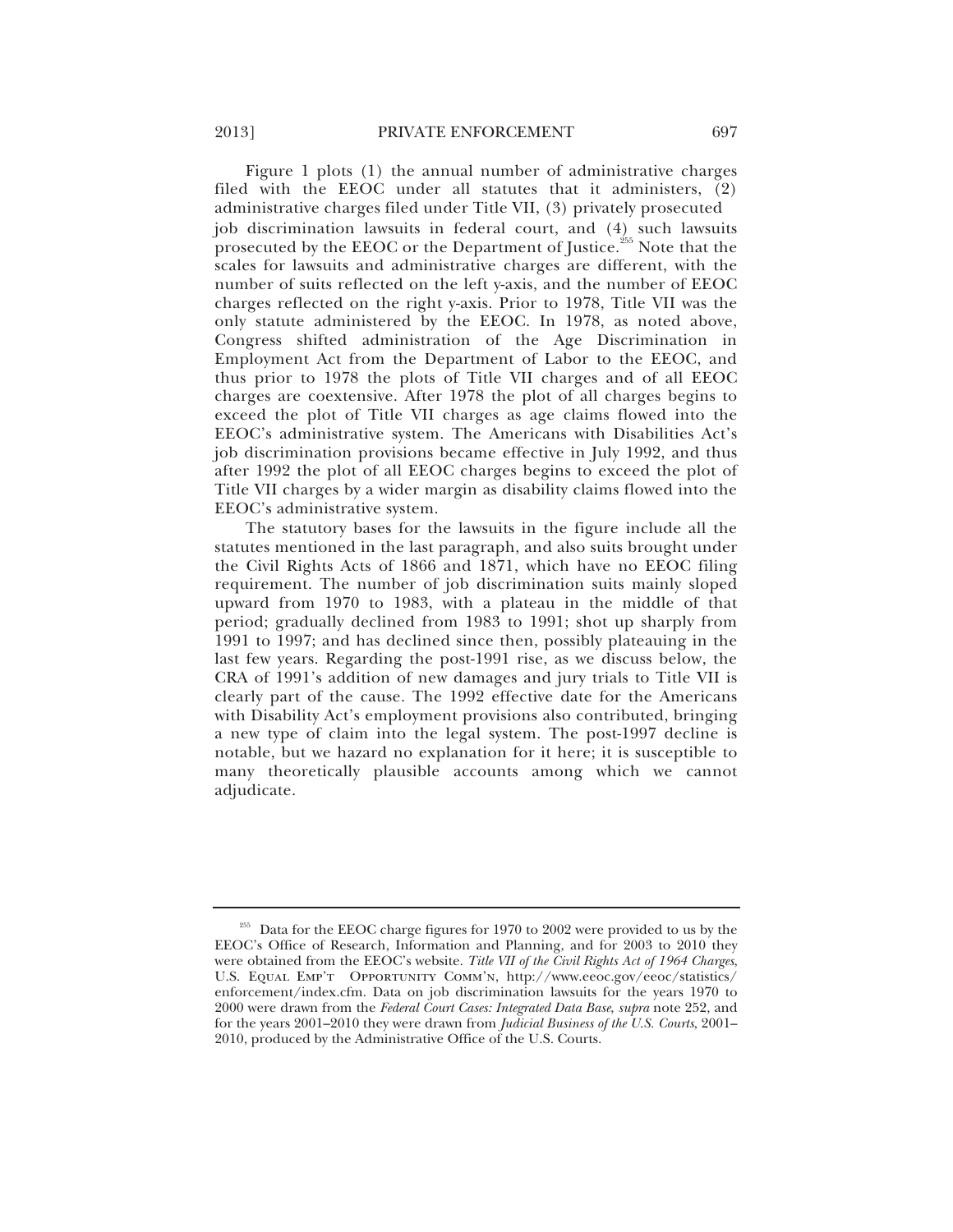Figure 1 plots (1) the annual number of administrative charges filed with the EEOC under all statutes that it administers, (2) administrative charges filed under Title VII, (3) privately prosecuted job discrimination lawsuits in federal court, and (4) such lawsuits prosecuted by the EEOC or the Department of Justice.[255] Note that the scales for lawsuits and administrative charges are different, with the number of suits reflected on the left y-axis, and the number of EEOC charges reflected on the right y-axis. Prior to 1978, Title VII was the only statute administered by the EEOC. In 1978, as noted above, Congress shifted administration of the Age Discrimination in Employment Act from the Department of Labor to the EEOC, and thus prior to 1978 the plots of Title VII charges and of all EEOC charges are coextensive. After 1978 the plot of all charges begins to exceed the plot of Title VII charges as age claims flowed into the EEOC's administrative system. The Americans with Disabilities Act's job discrimination provisions became effective in July 1992, and thus after 1992 the plot of all EEOC charges begins to exceed the plot of Title VII charges by a wider margin as disability claims flowed into the EEOC's administrative system.

The statutory bases for the lawsuits in the figure include all the statutes mentioned in the last paragraph, and also suits brought under the Civil Rights Acts of 1866 and 1871, which have no EEOC filing requirement. The number of job discrimination suits mainly sloped upward from 1970 to 1983, with a plateau in the middle of that period; gradually declined from 1983 to 1991; shot up sharply from 1991 to 1997; and has declined since then, possibly plateauing in the last few years. Regarding the post-1991 rise, as we discuss below, the CRA of 1991's addition of new damages and jury trials to Title VII is clearly part of the cause. The 1992 effective date for the Americans with Disability Act's employment provisions also contributed, bringing a new type of claim into the legal system. The post-1997 decline is notable, but we hazard no explanation for it here; it is susceptible to many theoretically plausible accounts among which we cannot adjudicate.

---

[255] Data for the EEOC charge figures for 1970 to 2002 were provided to us by the EEOC's Office of Research, Information and Planning, and for 2003 to 2010 they were obtained from the EEOC's website. *Title VII of the Civil Rights Act of 1964 Charges*, U.S. EQUAL EMP'T OPPORTUNITY COMM'N, http://www.eeoc.gov/eeoc/statistics/enforcement/index.cfm. Data on job discrimination lawsuits for the years 1970 to 2000 were drawn from the *Federal Court Cases: Integrated Data Base*, *supra* note 252, and for the years 2001–2010 they were drawn from *Judicial Business of the U.S. Courts*, 2001–2010, produced by the Administrative Office of the U.S. Courts.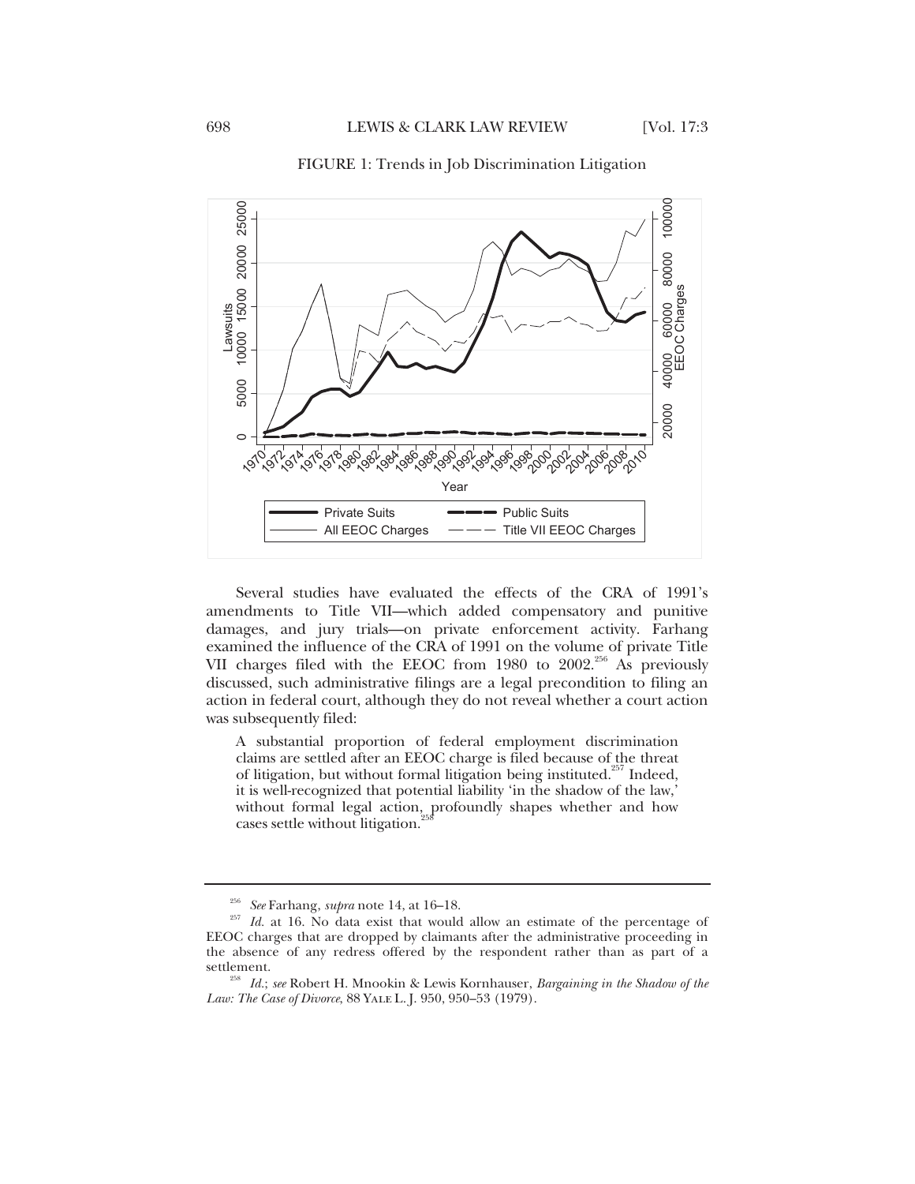FIGURE 1: Trends in Job Discrimination Litigation

Several studies have evaluated the effects of the CRA of 1991's amendments to Title VII—which added compensatory and punitive damages, and jury trials—on private enforcement activity. Farhang examined the influence of the CRA of 1991 on the volume of private Title VII charges filed with the EEOC from 1980 to 2002.[256] As previously discussed, such administrative filings are a legal precondition to filing an action in federal court, although they do not reveal whether a court action was subsequently filed:

> A substantial proportion of federal employment discrimination claims are settled after an EEOC charge is filed because of the threat of litigation, but without formal litigation being instituted.[257] Indeed, it is well-recognized that potential liability 'in the shadow of the law,' without formal legal action, profoundly shapes whether and how cases settle without litigation.[258]

---

[256] *See* Farhang, *supra* note 14, at 16–18.

[257] *Id.* at 16. No data exist that would allow an estimate of the percentage of EEOC charges that are dropped by claimants after the administrative proceeding in the absence of any redress offered by the respondent rather than as part of a settlement.

[258] *Id.*; *see* Robert H. Mnookin & Lewis Kornhauser, *Bargaining in the Shadow of the Law: The Case of Divorce*, 88 YALE L. J. 950, 950–53 (1979).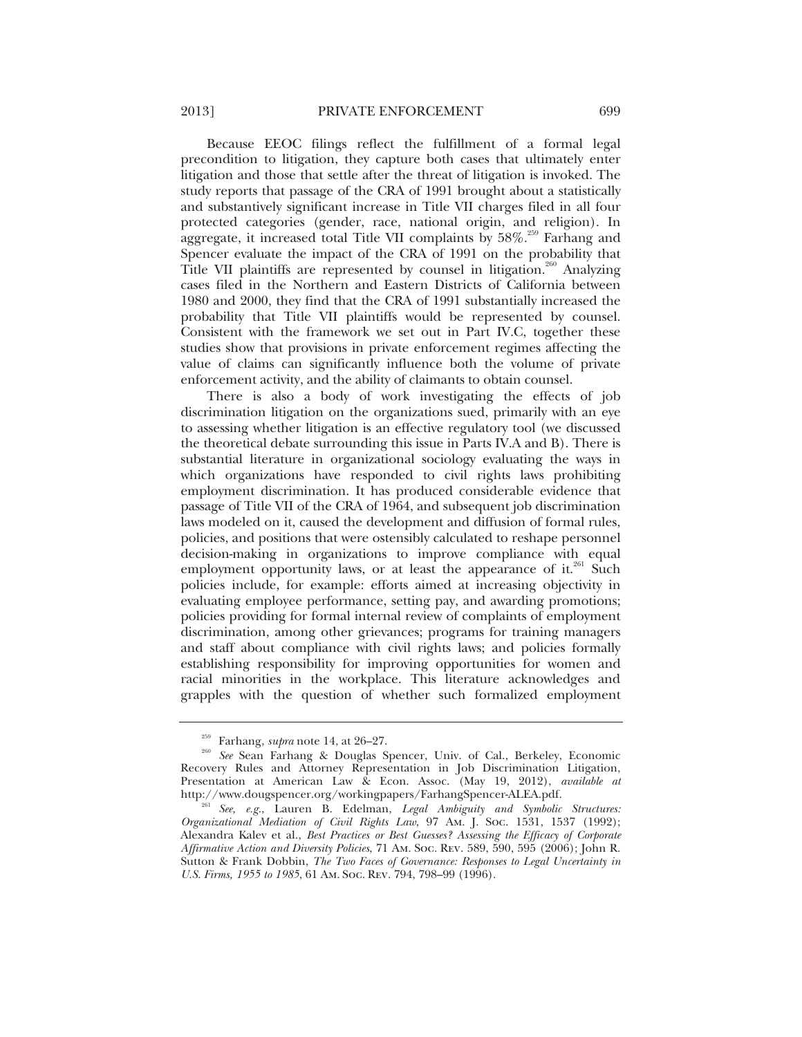Because EEOC filings reflect the fulfillment of a formal legal precondition to litigation, they capture both cases that ultimately enter litigation and those that settle after the threat of litigation is invoked. The study reports that passage of the CRA of 1991 brought about a statistically and substantively significant increase in Title VII charges filed in all four protected categories (gender, race, national origin, and religion). In aggregate, it increased total Title VII complaints by 58%.[259] Farhang and Spencer evaluate the impact of the CRA of 1991 on the probability that Title VII plaintiffs are represented by counsel in litigation.[260] Analyzing cases filed in the Northern and Eastern Districts of California between 1980 and 2000, they find that the CRA of 1991 substantially increased the probability that Title VII plaintiffs would be represented by counsel. Consistent with the framework we set out in Part IV.C, together these studies show that provisions in private enforcement regimes affecting the value of claims can significantly influence both the volume of private enforcement activity, and the ability of claimants to obtain counsel.

There is also a body of work investigating the effects of job discrimination litigation on the organizations sued, primarily with an eye to assessing whether litigation is an effective regulatory tool (we discussed the theoretical debate surrounding this issue in Parts IV.A and B). There is substantial literature in organizational sociology evaluating the ways in which organizations have responded to civil rights laws prohibiting employment discrimination. It has produced considerable evidence that passage of Title VII of the CRA of 1964, and subsequent job discrimination laws modeled on it, caused the development and diffusion of formal rules, policies, and positions that were ostensibly calculated to reshape personnel decision-making in organizations to improve compliance with equal employment opportunity laws, or at least the appearance of it.[261] Such policies include, for example: efforts aimed at increasing objectivity in evaluating employee performance, setting pay, and awarding promotions; policies providing for formal internal review of complaints of employment discrimination, among other grievances; programs for training managers and staff about compliance with civil rights laws; and policies formally establishing responsibility for improving opportunities for women and racial minorities in the workplace. This literature acknowledges and grapples with the question of whether such formalized employment

---

[259] Farhang, *supra* note 14, at 26–27.

[260] *See* Sean Farhang & Douglas Spencer, Univ. of Cal., Berkeley, Economic Recovery Rules and Attorney Representation in Job Discrimination Litigation, Presentation at American Law & Econ. Assoc. (May 19, 2012), *available at* http://www.dougspencer.org/workingpapers/FarhangSpencer-ALEA.pdf.

[261] *See, e.g.*, Lauren B. Edelman, *Legal Ambiguity and Symbolic Structures: Organizational Mediation of Civil Rights Law*, 97 AM. J. SOC. 1531, 1537 (1992); Alexandra Kalev et al., *Best Practices or Best Guesses? Assessing the Efficacy of Corporate Affirmative Action and Diversity Policies*, 71 AM. SOC. REV. 589, 590, 595 (2006); John R. Sutton & Frank Dobbin, *The Two Faces of Governance: Responses to Legal Uncertainty in U.S. Firms, 1955 to 1985*, 61 AM. SOC. REV. 794, 798–99 (1996).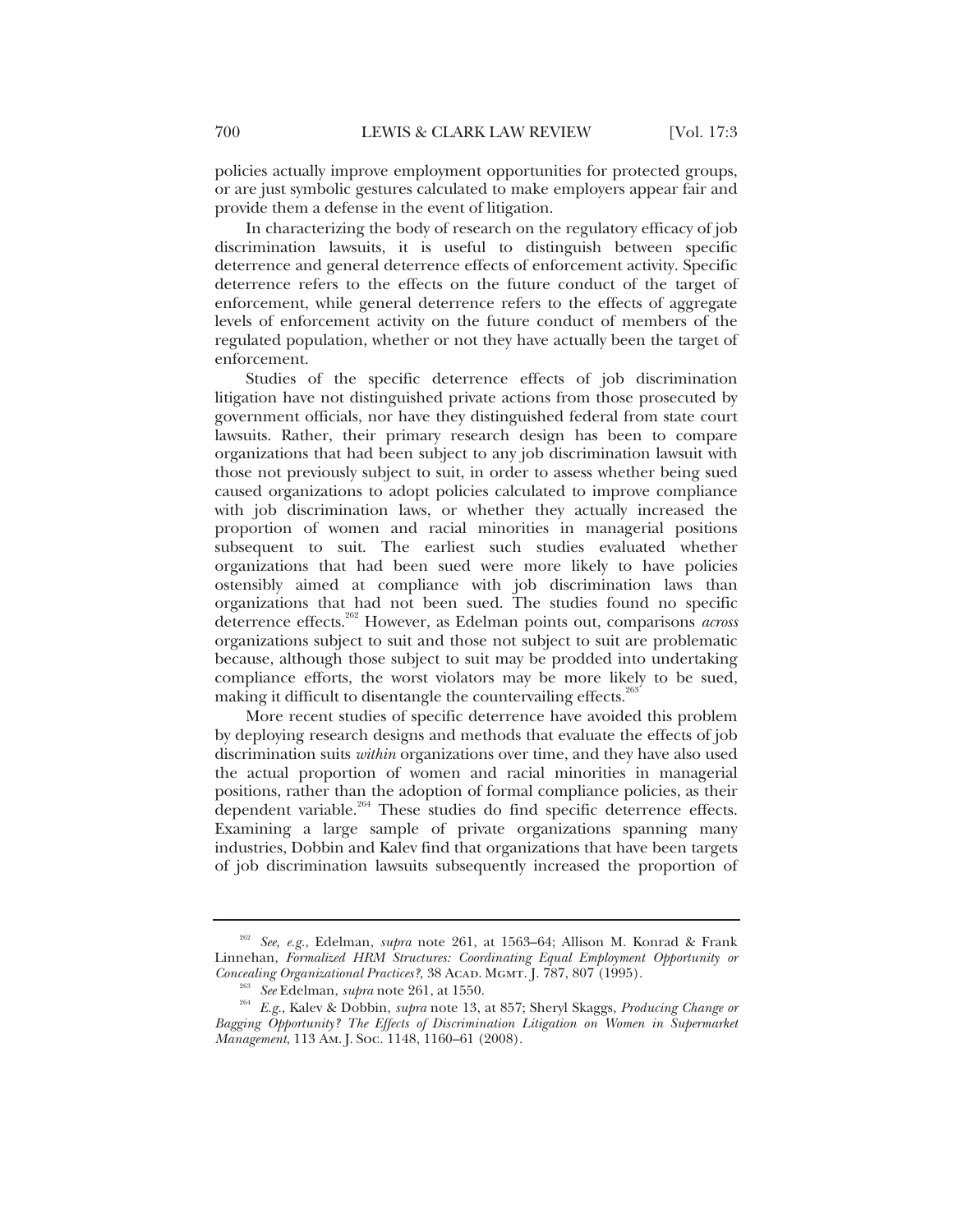policies actually improve employment opportunities for protected groups, or are just symbolic gestures calculated to make employers appear fair and provide them a defense in the event of litigation.

In characterizing the body of research on the regulatory efficacy of job discrimination lawsuits, it is useful to distinguish between specific deterrence and general deterrence effects of enforcement activity. Specific deterrence refers to the effects on the future conduct of the target of enforcement, while general deterrence refers to the effects of aggregate levels of enforcement activity on the future conduct of members of the regulated population, whether or not they have actually been the target of enforcement.

Studies of the specific deterrence effects of job discrimination litigation have not distinguished private actions from those prosecuted by government officials, nor have they distinguished federal from state court lawsuits. Rather, their primary research design has been to compare organizations that had been subject to any job discrimination lawsuit with those not previously subject to suit, in order to assess whether being sued caused organizations to adopt policies calculated to improve compliance with job discrimination laws, or whether they actually increased the proportion of women and racial minorities in managerial positions subsequent to suit. The earliest such studies evaluated whether organizations that had been sued were more likely to have policies ostensibly aimed at compliance with job discrimination laws than organizations that had not been sued. The studies found no specific deterrence effects.[262] However, as Edelman points out, comparisons *across* organizations subject to suit and those not subject to suit are problematic because, although those subject to suit may be prodded into undertaking compliance efforts, the worst violators may be more likely to be sued, making it difficult to disentangle the countervailing effects.[263]

More recent studies of specific deterrence have avoided this problem by deploying research designs and methods that evaluate the effects of job discrimination suits *within* organizations over time, and they have also used the actual proportion of women and racial minorities in managerial positions, rather than the adoption of formal compliance policies, as their dependent variable.[264] These studies do find specific deterrence effects. Examining a large sample of private organizations spanning many industries, Dobbin and Kalev find that organizations that have been targets of job discrimination lawsuits subsequently increased the proportion of

---

[262] *See, e.g.*, Edelman, *supra* note 261, at 1563–64; Allison M. Konrad & Frank Linnehan, *Formalized HRM Structures: Coordinating Equal Employment Opportunity or Concealing Organizational Practices?*, 38 ACAD. MGMT. J. 787, 807 (1995).

[263] *See* Edelman, *supra* note 261, at 1550.

[264] *E.g.*, Kalev & Dobbin, *supra* note 13, at 857; Sheryl Skaggs, *Producing Change or Bagging Opportunity? The Effects of Discrimination Litigation on Women in Supermarket Management*, 113 AM. J. SOC. 1148, 1160–61 (2008).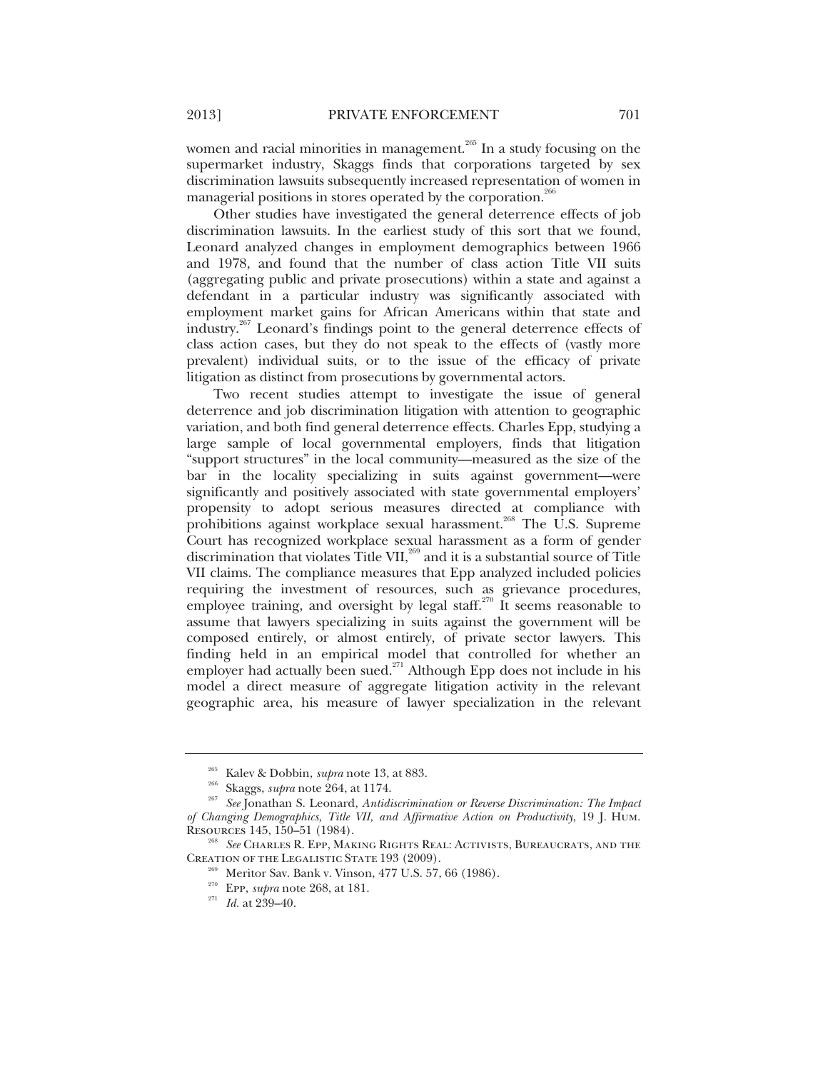women and racial minorities in management.[265] In a study focusing on the supermarket industry, Skaggs finds that corporations targeted by sex discrimination lawsuits subsequently increased representation of women in managerial positions in stores operated by the corporation.[266]

Other studies have investigated the general deterrence effects of job discrimination lawsuits. In the earliest study of this sort that we found, Leonard analyzed changes in employment demographics between 1966 and 1978, and found that the number of class action Title VII suits (aggregating public and private prosecutions) within a state and against a defendant in a particular industry was significantly associated with employment market gains for African Americans within that state and industry.[267] Leonard's findings point to the general deterrence effects of class action cases, but they do not speak to the effects of (vastly more prevalent) individual suits, or to the issue of the efficacy of private litigation as distinct from prosecutions by governmental actors.

Two recent studies attempt to investigate the issue of general deterrence and job discrimination litigation with attention to geographic variation, and both find general deterrence effects. Charles Epp, studying a large sample of local governmental employers, finds that litigation "support structures" in the local community—measured as the size of the bar in the locality specializing in suits against government—were significantly and positively associated with state governmental employers' propensity to adopt serious measures directed at compliance with prohibitions against workplace sexual harassment.[268] The U.S. Supreme Court has recognized workplace sexual harassment as a form of gender discrimination that violates Title VII,[269] and it is a substantial source of Title VII claims. The compliance measures that Epp analyzed included policies requiring the investment of resources, such as grievance procedures, employee training, and oversight by legal staff.[270] It seems reasonable to assume that lawyers specializing in suits against the government will be composed entirely, or almost entirely, of private sector lawyers. This finding held in an empirical model that controlled for whether an employer had actually been sued.[271] Although Epp does not include in his model a direct measure of aggregate litigation activity in the relevant geographic area, his measure of lawyer specialization in the relevant

---

[265] Kalev & Dobbin, *supra* note 13, at 883.

[266] Skaggs, *supra* note 264, at 1174.

[267] *See* Jonathan S. Leonard, *Antidiscrimination or Reverse Discrimination: The Impact of Changing Demographics, Title VII, and Affirmative Action on Productivity*, 19 J. HUM. RESOURCES 145, 150–51 (1984).

[268] *See* CHARLES R. EPP, MAKING RIGHTS REAL: ACTIVISTS, BUREAUCRATS, AND THE CREATION OF THE LEGALISTIC STATE 193 (2009).

[269] Meritor Sav. Bank v. Vinson, 477 U.S. 57, 66 (1986).

[270] EPP, *supra* note 268, at 181.

[271] *Id.* at 239–40.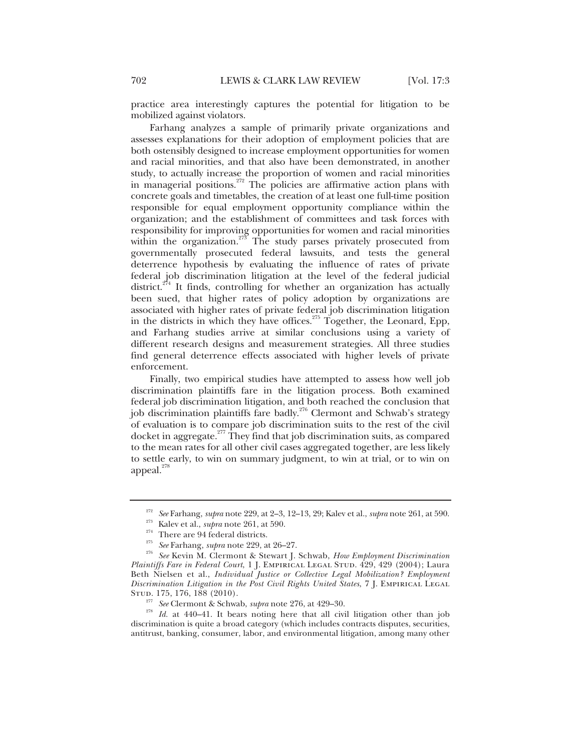practice area interestingly captures the potential for litigation to be mobilized against violators.

Farhang analyzes a sample of primarily private organizations and assesses explanations for their adoption of employment policies that are both ostensibly designed to increase employment opportunities for women and racial minorities, and that also have been demonstrated, in another study, to actually increase the proportion of women and racial minorities in managerial positions.[272] The policies are affirmative action plans with concrete goals and timetables, the creation of at least one full-time position responsible for equal employment opportunity compliance within the organization; and the establishment of committees and task forces with responsibility for improving opportunities for women and racial minorities within the organization.[273] The study parses privately prosecuted from governmentally prosecuted federal lawsuits, and tests the general deterrence hypothesis by evaluating the influence of rates of private federal job discrimination litigation at the level of the federal judicial district.[274] It finds, controlling for whether an organization has actually been sued, that higher rates of policy adoption by organizations are associated with higher rates of private federal job discrimination litigation in the districts in which they have offices.[275] Together, the Leonard, Epp, and Farhang studies arrive at similar conclusions using a variety of different research designs and measurement strategies. All three studies find general deterrence effects associated with higher levels of private enforcement.

Finally, two empirical studies have attempted to assess how well job discrimination plaintiffs fare in the litigation process. Both examined federal job discrimination litigation, and both reached the conclusion that job discrimination plaintiffs fare badly.[276] Clermont and Schwab's strategy of evaluation is to compare job discrimination suits to the rest of the civil docket in aggregate.[277] They find that job discrimination suits, as compared to the mean rates for all other civil cases aggregated together, are less likely to settle early, to win on summary judgment, to win at trial, or to win on appeal.[278]

---

[272] *See* Farhang, *supra* note 229, at 2–3, 12–13, 29; Kalev et al., *supra* note 261, at 590.

[273] Kalev et al., *supra* note 261, at 590.

[274] There are 94 federal districts.

[275] *See* Farhang, *supra* note 229, at 26–27.

[276] *See* Kevin M. Clermont & Stewart J. Schwab, *How Employment Discrimination Plaintiffs Fare in Federal Court*, 1 J. EMPIRICAL LEGAL STUD. 429, 429 (2004); Laura Beth Nielsen et al., *Individual Justice or Collective Legal Mobilization? Employment Discrimination Litigation in the Post Civil Rights United States*, 7 J. EMPIRICAL LEGAL STUD. 175, 176, 188 (2010).

[277] *See* Clermont & Schwab, *supra* note 276, at 429–30.

[278] *Id.* at 440–41. It bears noting here that all civil litigation other than job discrimination is quite a broad category (which includes contracts disputes, securities, antitrust, banking, consumer, labor, and environmental litigation, among many other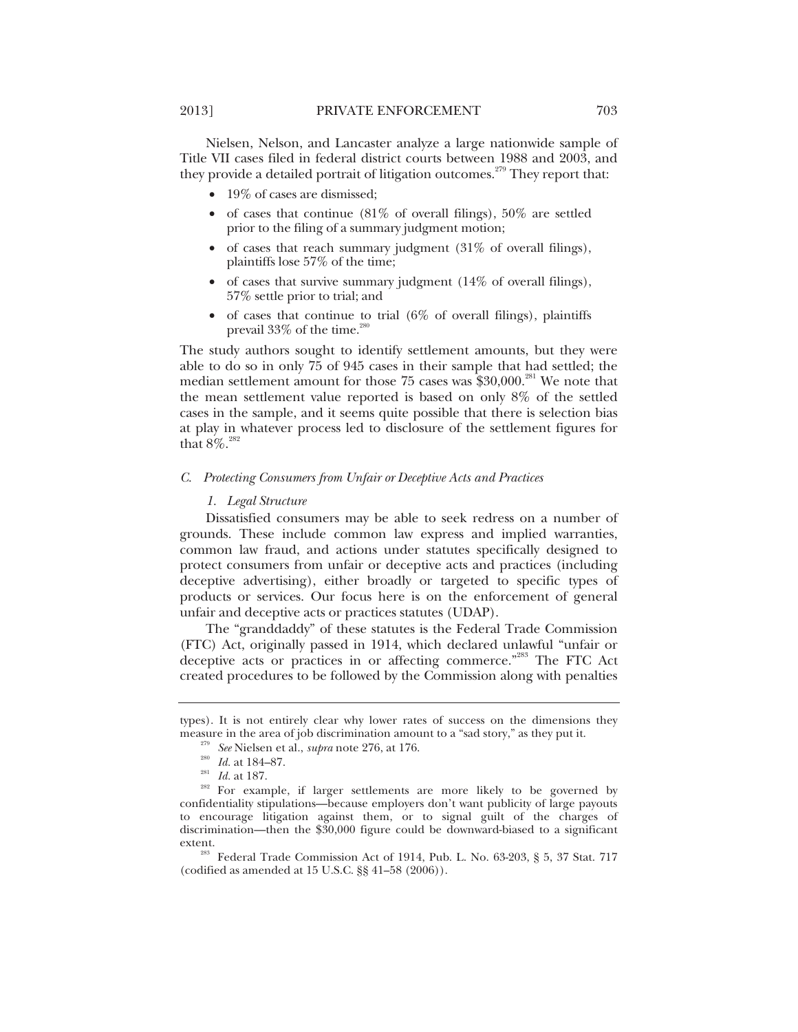Nielsen, Nelson, and Lancaster analyze a large nationwide sample of Title VII cases filed in federal district courts between 1988 and 2003, and they provide a detailed portrait of litigation outcomes.[279] They report that:

- 19% of cases are dismissed;
- of cases that continue (81% of overall filings), 50% are settled prior to the filing of a summary judgment motion;
- of cases that reach summary judgment (31% of overall filings), plaintiffs lose 57% of the time;
- of cases that survive summary judgment (14% of overall filings), 57% settle prior to trial; and
- of cases that continue to trial (6% of overall filings), plaintiffs prevail 33% of the time.[280]

The study authors sought to identify settlement amounts, but they were able to do so in only 75 of 945 cases in their sample that had settled; the median settlement amount for those 75 cases was $30,000.[281] We note that the mean settlement value reported is based on only 8% of the settled cases in the sample, and it seems quite possible that there is selection bias at play in whatever process led to disclosure of the settlement figures for that 8%.[282]

### C. *Protecting Consumers from Unfair or Deceptive Acts and Practices*

#### 1. *Legal Structure*

Dissatisfied consumers may be able to seek redress on a number of grounds. These include common law express and implied warranties, common law fraud, and actions under statutes specifically designed to protect consumers from unfair or deceptive acts and practices (including deceptive advertising), either broadly or targeted to specific types of products or services. Our focus here is on the enforcement of general unfair and deceptive acts or practices statutes (UDAP).

The "granddaddy" of these statutes is the Federal Trade Commission (FTC) Act, originally passed in 1914, which declared unlawful "unfair or deceptive acts or practices in or affecting commerce."[283] The FTC Act created procedures to be followed by the Commission along with penalties

---

types). It is not entirely clear why lower rates of success on the dimensions they measure in the area of job discrimination amount to a "sad story," as they put it.

[279] *See* Nielsen et al., *supra* note 276, at 176.

[280] *Id.* at 184–87.

[281] *Id.* at 187.

[282] For example, if larger settlements are more likely to be governed by confidentiality stipulations—because employers don't want publicity of large payouts to encourage litigation against them, or to signal guilt of the charges of discrimination—then the $30,000 figure could be downward-biased to a significant extent.

[283] Federal Trade Commission Act of 1914, Pub. L. No. 63-203, § 5, 37 Stat. 717 (codified as amended at 15 U.S.C. §§ 41–58 (2006)).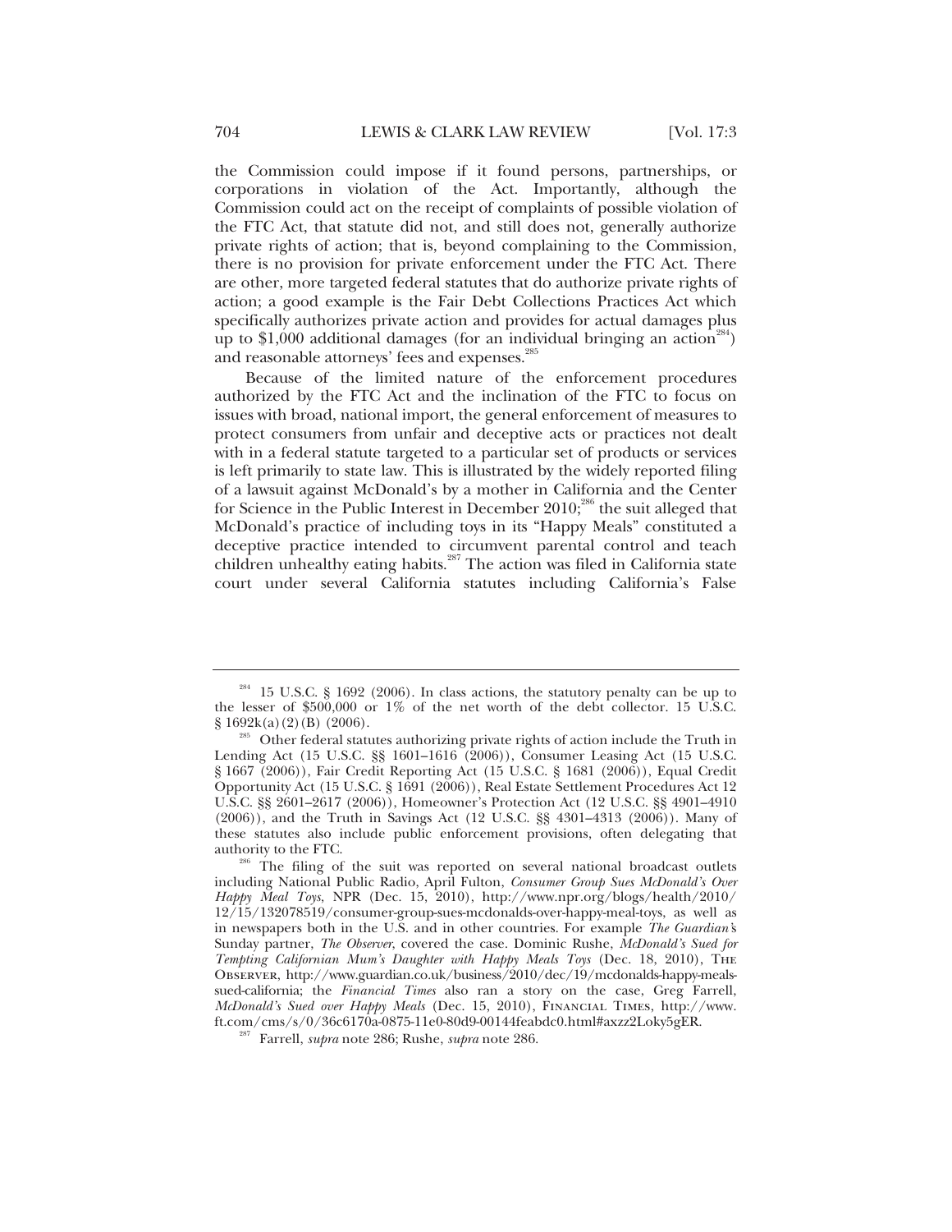the Commission could impose if it found persons, partnerships, or corporations in violation of the Act. Importantly, although the Commission could act on the receipt of complaints of possible violation of the FTC Act, that statute did not, and still does not, generally authorize private rights of action; that is, beyond complaining to the Commission, there is no provision for private enforcement under the FTC Act. There are other, more targeted federal statutes that do authorize private rights of action; a good example is the Fair Debt Collections Practices Act which specifically authorizes private action and provides for actual damages plus up to $1,000 additional damages (for an individual bringing an action[284]) and reasonable attorneys' fees and expenses.[285]

Because of the limited nature of the enforcement procedures authorized by the FTC Act and the inclination of the FTC to focus on issues with broad, national import, the general enforcement of measures to protect consumers from unfair and deceptive acts or practices not dealt with in a federal statute targeted to a particular set of products or services is left primarily to state law. This is illustrated by the widely reported filing of a lawsuit against McDonald's by a mother in California and the Center for Science in the Public Interest in December 2010;[286] the suit alleged that McDonald's practice of including toys in its "Happy Meals" constituted a deceptive practice intended to circumvent parental control and teach children unhealthy eating habits.[287] The action was filed in California state court under several California statutes including California's False

---

[284] 15 U.S.C. § 1692 (2006). In class actions, the statutory penalty can be up to the lesser of $500,000 or 1% of the net worth of the debt collector. 15 U.S.C. § 1692k(a)(2)(B) (2006).

[285] Other federal statutes authorizing private rights of action include the Truth in Lending Act (15 U.S.C. §§ 1601–1616 (2006)), Consumer Leasing Act (15 U.S.C. § 1667 (2006)), Fair Credit Reporting Act (15 U.S.C. § 1681 (2006)), Equal Credit Opportunity Act (15 U.S.C. § 1691 (2006)), Real Estate Settlement Procedures Act 12 U.S.C. §§ 2601–2617 (2006)), Homeowner's Protection Act (12 U.S.C. §§ 4901–4910 (2006)), and the Truth in Savings Act (12 U.S.C. §§ 4301–4313 (2006)). Many of these statutes also include public enforcement provisions, often delegating that authority to the FTC.

[286] The filing of the suit was reported on several national broadcast outlets including National Public Radio, April Fulton, *Consumer Group Sues McDonald's Over Happy Meal Toys*, NPR (Dec. 15, 2010), http://www.npr.org/blogs/health/2010/12/15/132078519/consumer-group-sues-mcdonalds-over-happy-meal-toys, as well as in newspapers both in the U.S. and in other countries. For example *The Guardian's* Sunday partner, *The Observer*, covered the case. Dominic Rushe, *McDonald's Sued for Tempting Californian Mum's Daughter with Happy Meals Toys* (Dec. 18, 2010), The Observer, http://www.guardian.co.uk/business/2010/dec/19/mcdonalds-happy-meals-sued-california; the *Financial Times* also ran a story on the case, Greg Farrell, *McDonald's Sued over Happy Meals* (Dec. 15, 2010), Financial Times, http://www.ft.com/cms/s/0/36c6170a-0875-11e0-80d9-00144feabdc0.html#axzz2Loky5gER.

[287] Farrell, *supra* note 286; Rushe, *supra* note 286.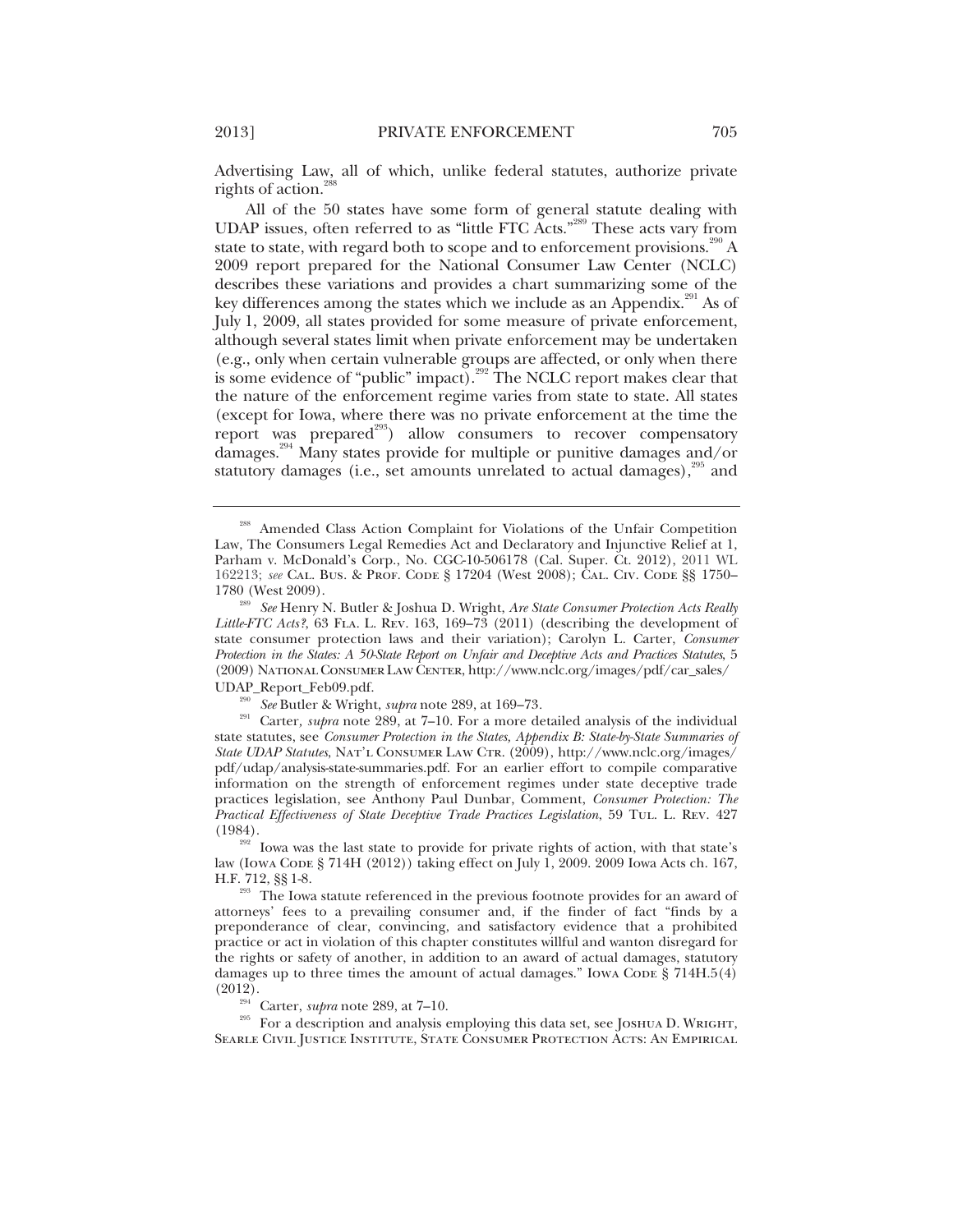Advertising Law, all of which, unlike federal statutes, authorize private rights of action.[288]

All of the 50 states have some form of general statute dealing with UDAP issues, often referred to as "little FTC Acts."[289] These acts vary from state to state, with regard both to scope and to enforcement provisions.[290] A 2009 report prepared for the National Consumer Law Center (NCLC) describes these variations and provides a chart summarizing some of the key differences among the states which we include as an Appendix.[291] As of July 1, 2009, all states provided for some measure of private enforcement, although several states limit when private enforcement may be undertaken (e.g., only when certain vulnerable groups are affected, or only when there is some evidence of "public" impact).[292] The NCLC report makes clear that the nature of the enforcement regime varies from state to state. All states (except for Iowa, where there was no private enforcement at the time the report was prepared[293]) allow consumers to recover compensatory damages.[294] Many states provide for multiple or punitive damages and/or statutory damages (i.e., set amounts unrelated to actual damages),[295] and

---

[288] Amended Class Action Complaint for Violations of the Unfair Competition Law, The Consumers Legal Remedies Act and Declaratory and Injunctive Relief at 1, Parham v. McDonald's Corp., No. CGC-10-506178 (Cal. Super. Ct. 2012), 2011 WL 162213; *see* Cal. Bus. & Prof. Code § 17204 (West 2008); Cal. Civ. Code §§ 1750–1780 (West 2009).

[289] *See* Henry N. Butler & Joshua D. Wright, *Are State Consumer Protection Acts Really Little-FTC Acts?*, 63 Fla. L. Rev. 163, 169–73 (2011) (describing the development of state consumer protection laws and their variation); Carolyn L. Carter, *Consumer Protection in the States: A 50-State Report on Unfair and Deceptive Acts and Practices Statutes*, 5 (2009) National Consumer Law Center, http://www.nclc.org/images/pdf/car_sales/UDAP_Report_Feb09.pdf.

[290] *See* Butler & Wright, *supra* note 289, at 169–73.

[291] Carter, *supra* note 289, at 7–10. For a more detailed analysis of the individual state statutes, see *Consumer Protection in the States, Appendix B: State-by-State Summaries of State UDAP Statutes*, Nat'l Consumer Law Ctr. (2009), http://www.nclc.org/images/pdf/udap/analysis-state-summaries.pdf. For an earlier effort to compile comparative information on the strength of enforcement regimes under state deceptive trade practices legislation, see Anthony Paul Dunbar, Comment, *Consumer Protection: The Practical Effectiveness of State Deceptive Trade Practices Legislation*, 59 Tul. L. Rev. 427 (1984).

[292] Iowa was the last state to provide for private rights of action, with that state's law (Iowa Code § 714H (2012)) taking effect on July 1, 2009. 2009 Iowa Acts ch. 167, H.F. 712, §§ 1-8.

[293] The Iowa statute referenced in the previous footnote provides for an award of attorneys' fees to a prevailing consumer and, if the finder of fact "finds by a preponderance of clear, convincing, and satisfactory evidence that a prohibited practice or act in violation of this chapter constitutes willful and wanton disregard for the rights or safety of another, in addition to an award of actual damages, statutory damages up to three times the amount of actual damages." Iowa Code § 714H.5(4) (2012).

[294] Carter, *supra* note 289, at 7–10.

[295] For a description and analysis employing this data set, see Joshua D. Wright, Searle Civil Justice Institute, State Consumer Protection Acts: An Empirical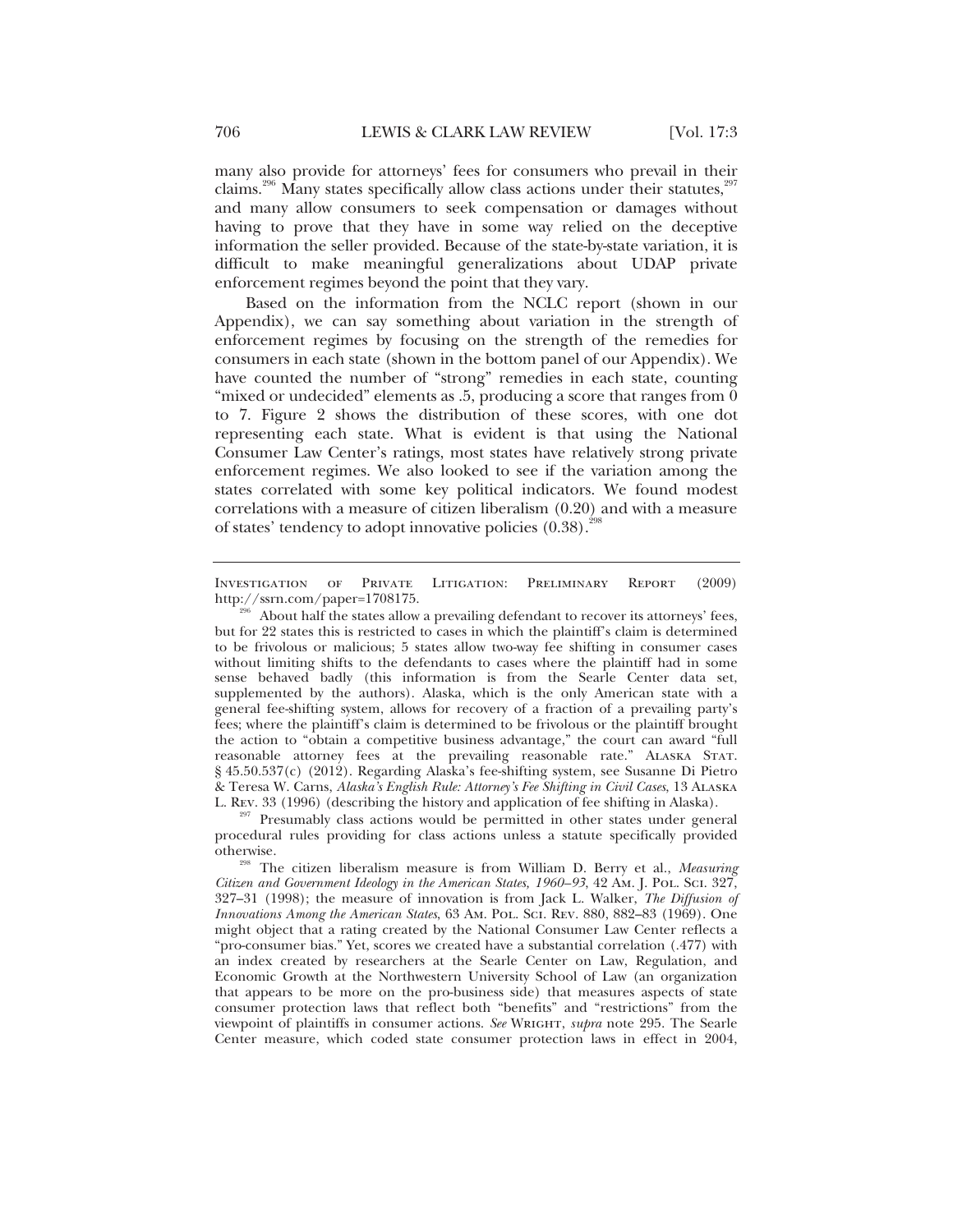many also provide for attorneys' fees for consumers who prevail in their claims.[296] Many states specifically allow class actions under their statutes,[297] and many allow consumers to seek compensation or damages without having to prove that they have in some way relied on the deceptive information the seller provided. Because of the state-by-state variation, it is difficult to make meaningful generalizations about UDAP private enforcement regimes beyond the point that they vary.

Based on the information from the NCLC report (shown in our Appendix), we can say something about variation in the strength of enforcement regimes by focusing on the strength of the remedies for consumers in each state (shown in the bottom panel of our Appendix). We have counted the number of "strong" remedies in each state, counting "mixed or undecided" elements as .5, producing a score that ranges from 0 to 7. Figure 2 shows the distribution of these scores, with one dot representing each state. What is evident is that using the National Consumer Law Center's ratings, most states have relatively strong private enforcement regimes. We also looked to see if the variation among the states correlated with some key political indicators. We found modest correlations with a measure of citizen liberalism (0.20) and with a measure of states' tendency to adopt innovative policies (0.38).[298]

---

INVESTIGATION OF PRIVATE LITIGATION: PRELIMINARY REPORT (2009) http://ssrn.com/paper=1708175.

[296] About half the states allow a prevailing defendant to recover its attorneys' fees, but for 22 states this is restricted to cases in which the plaintiff's claim is determined to be frivolous or malicious; 5 states allow two-way fee shifting in consumer cases without limiting shifts to the defendants to cases where the plaintiff had in some sense behaved badly (this information is from the Searle Center data set, supplemented by the authors). Alaska, which is the only American state with a general fee-shifting system, allows for recovery of a fraction of a prevailing party's fees; where the plaintiff's claim is determined to be frivolous or the plaintiff brought the action to "obtain a competitive business advantage," the court can award "full reasonable attorney fees at the prevailing reasonable rate." ALASKA STAT. § 45.50.537(c) (2012). Regarding Alaska's fee-shifting system, see Susanne Di Pietro & Teresa W. Carns, *Alaska's English Rule: Attorney's Fee Shifting in Civil Cases*, 13 ALASKA L. REV. 33 (1996) (describing the history and application of fee shifting in Alaska).

[297] Presumably class actions would be permitted in other states under general procedural rules providing for class actions unless a statute specifically provided otherwise.

[298] The citizen liberalism measure is from William D. Berry et al., *Measuring Citizen and Government Ideology in the American States, 1960–93*, 42 AM. J. POL. SCI. 327, 327–31 (1998); the measure of innovation is from Jack L. Walker, *The Diffusion of Innovations Among the American States*, 63 AM. POL. SCI. REV. 880, 882–83 (1969). One might object that a rating created by the National Consumer Law Center reflects a "pro-consumer bias." Yet, scores we created have a substantial correlation (.477) with an index created by researchers at the Searle Center on Law, Regulation, and Economic Growth at the Northwestern University School of Law (an organization that appears to be more on the pro-business side) that measures aspects of state consumer protection laws that reflect both "benefits" and "restrictions" from the viewpoint of plaintiffs in consumer actions. *See* WRIGHT, *supra* note 295. The Searle Center measure, which coded state consumer protection laws in effect in 2004,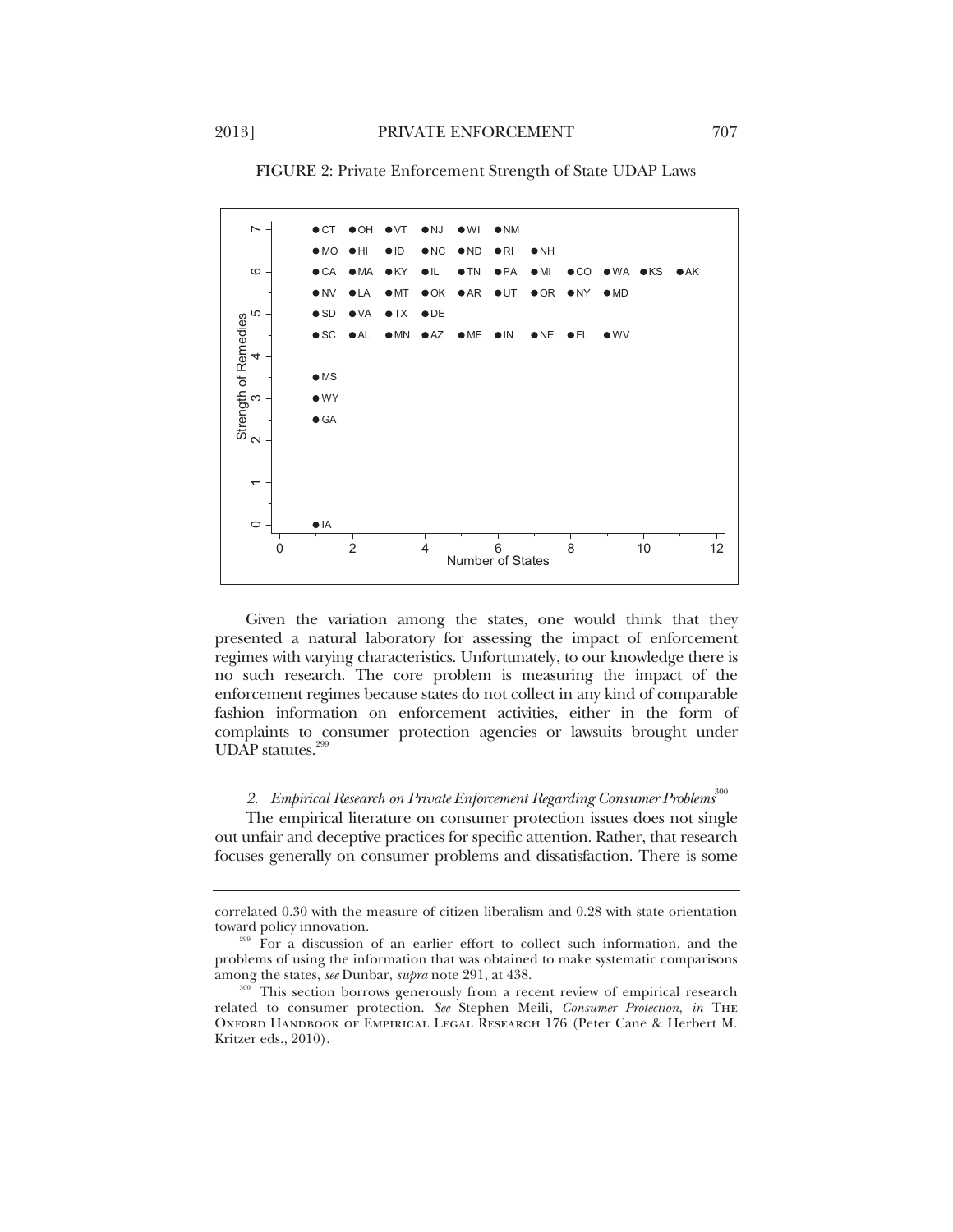FIGURE 2: Private Enforcement Strength of State UDAP Laws

| Strength of Remedies | States |
|---|---|
| 7 | CT, OH, VT, NJ, WI, NM |
| 6.5 | MO, HI, ID, NC, ND, RI, NH |
| 6 | CA, MA, KY, IL, TN, PA, MI, CO, WA, KS, AK |
| 5.5 | NV, LA, MT, OK, AR, UT, OR, NY, MD |
| 5 | SD, VA, TX, DE |
| 4.5 | SC, AL, MN, AZ, ME, IN, NE, FL, WV |
| 3.5 | MS |
| 3 | WY |
| 2.5 | GA |
| 0 | IA |

Y-axis: Strength of Remedies; X-axis: Number of States

Given the variation among the states, one would think that they presented a natural laboratory for assessing the impact of enforcement regimes with varying characteristics. Unfortunately, to our knowledge there is no such research. The core problem is measuring the impact of the enforcement regimes because states do not collect in any kind of comparable fashion information on enforcement activities, either in the form of complaints to consumer protection agencies or lawsuits brought under UDAP statutes.[299]

### 2. *Empirical Research on Private Enforcement Regarding Consumer Problems*[300]

The empirical literature on consumer protection issues does not single out unfair and deceptive practices for specific attention. Rather, that research focuses generally on consumer problems and dissatisfaction. There is some

---

correlated 0.30 with the measure of citizen liberalism and 0.28 with state orientation toward policy innovation.

[299] For a discussion of an earlier effort to collect such information, and the problems of using the information that was obtained to make systematic comparisons among the states, *see* Dunbar, *supra* note 291, at 438.

[300] This section borrows generously from a recent review of empirical research related to consumer protection. *See* Stephen Meili, *Consumer Protection*, *in* THE OXFORD HANDBOOK OF EMPIRICAL LEGAL RESEARCH 176 (Peter Cane & Herbert M. Kritzer eds., 2010).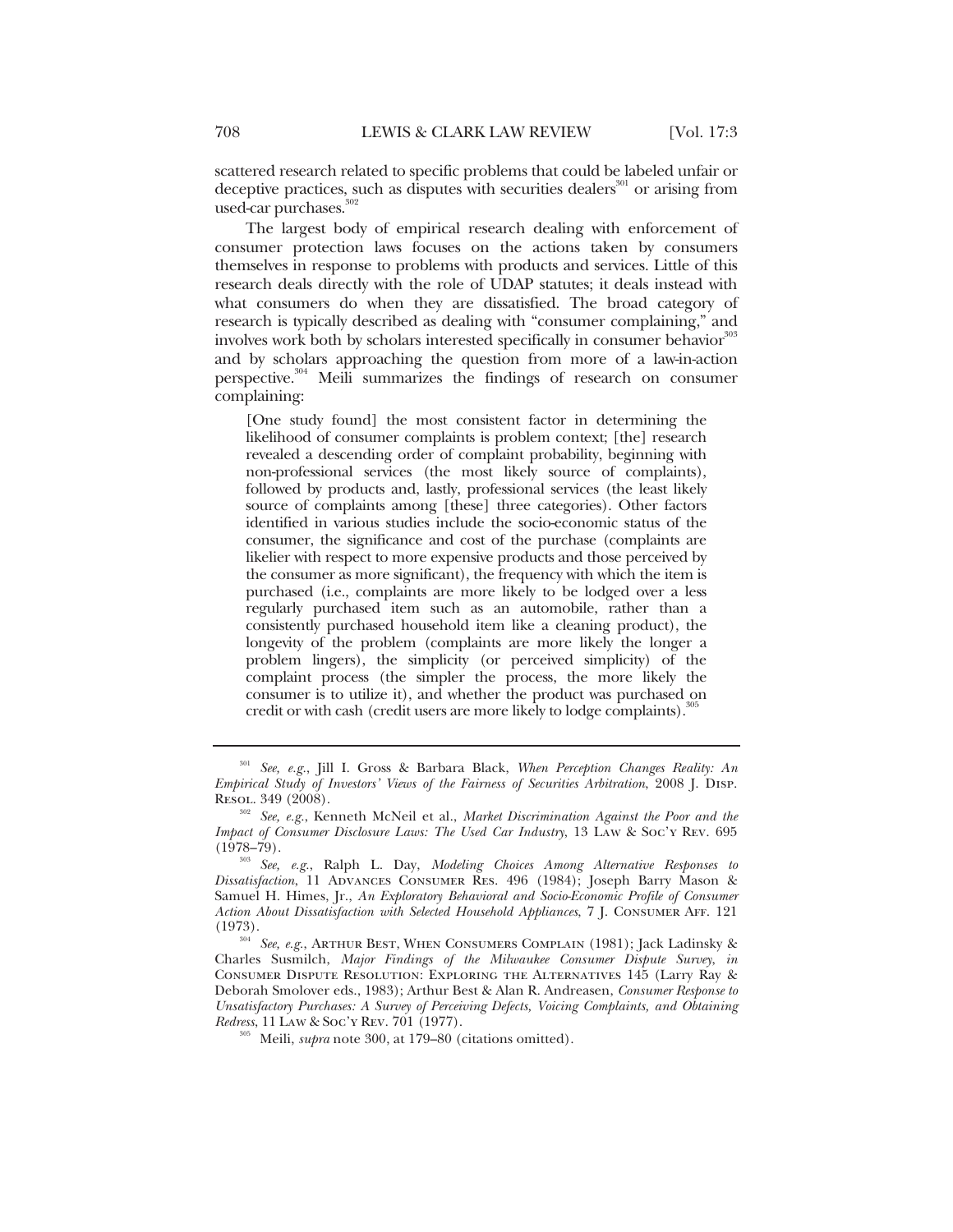scattered research related to specific problems that could be labeled unfair or deceptive practices, such as disputes with securities dealers[301] or arising from used-car purchases.[302]

The largest body of empirical research dealing with enforcement of consumer protection laws focuses on the actions taken by consumers themselves in response to problems with products and services. Little of this research deals directly with the role of UDAP statutes; it deals instead with what consumers do when they are dissatisfied. The broad category of research is typically described as dealing with "consumer complaining," and involves work both by scholars interested specifically in consumer behavior[303] and by scholars approaching the question from more of a law-in-action perspective.[304] Meili summarizes the findings of research on consumer complaining:

> [One study found] the most consistent factor in determining the likelihood of consumer complaints is problem context; [the] research revealed a descending order of complaint probability, beginning with non-professional services (the most likely source of complaints), followed by products and, lastly, professional services (the least likely source of complaints among [these] three categories). Other factors identified in various studies include the socio-economic status of the consumer, the significance and cost of the purchase (complaints are likelier with respect to more expensive products and those perceived by the consumer as more significant), the frequency with which the item is purchased (i.e., complaints are more likely to be lodged over a less regularly purchased item such as an automobile, rather than a consistently purchased household item like a cleaning product), the longevity of the problem (complaints are more likely the longer a problem lingers), the simplicity (or perceived simplicity) of the complaint process (the simpler the process, the more likely the consumer is to utilize it), and whether the product was purchased on credit or with cash (credit users are more likely to lodge complaints).[305]

---

[301] *See, e.g.*, Jill I. Gross & Barbara Black, *When Perception Changes Reality: An Empirical Study of Investors' Views of the Fairness of Securities Arbitration*, 2008 J. Disp. Resol. 349 (2008).

[302] *See, e.g.*, Kenneth McNeil et al., *Market Discrimination Against the Poor and the Impact of Consumer Disclosure Laws: The Used Car Industry*, 13 Law & Soc'y Rev. 695 (1978–79).

[303] *See, e.g.*, Ralph L. Day, *Modeling Choices Among Alternative Responses to Dissatisfaction*, 11 Advances Consumer Res. 496 (1984); Joseph Barry Mason & Samuel H. Himes, Jr., *An Exploratory Behavioral and Socio-Economic Profile of Consumer Action About Dissatisfaction with Selected Household Appliances*, 7 J. Consumer Aff. 121 (1973).

[304] *See, e.g.*, Arthur Best, When Consumers Complain (1981); Jack Ladinsky & Charles Susmilch, *Major Findings of the Milwaukee Consumer Dispute Survey*, *in* Consumer Dispute Resolution: Exploring the Alternatives 145 (Larry Ray & Deborah Smolover eds., 1983); Arthur Best & Alan R. Andreasen, *Consumer Response to Unsatisfactory Purchases: A Survey of Perceiving Defects, Voicing Complaints, and Obtaining Redress*, 11 Law & Soc'y Rev. 701 (1977).

[305] Meili, *supra* note 300, at 179–80 (citations omitted).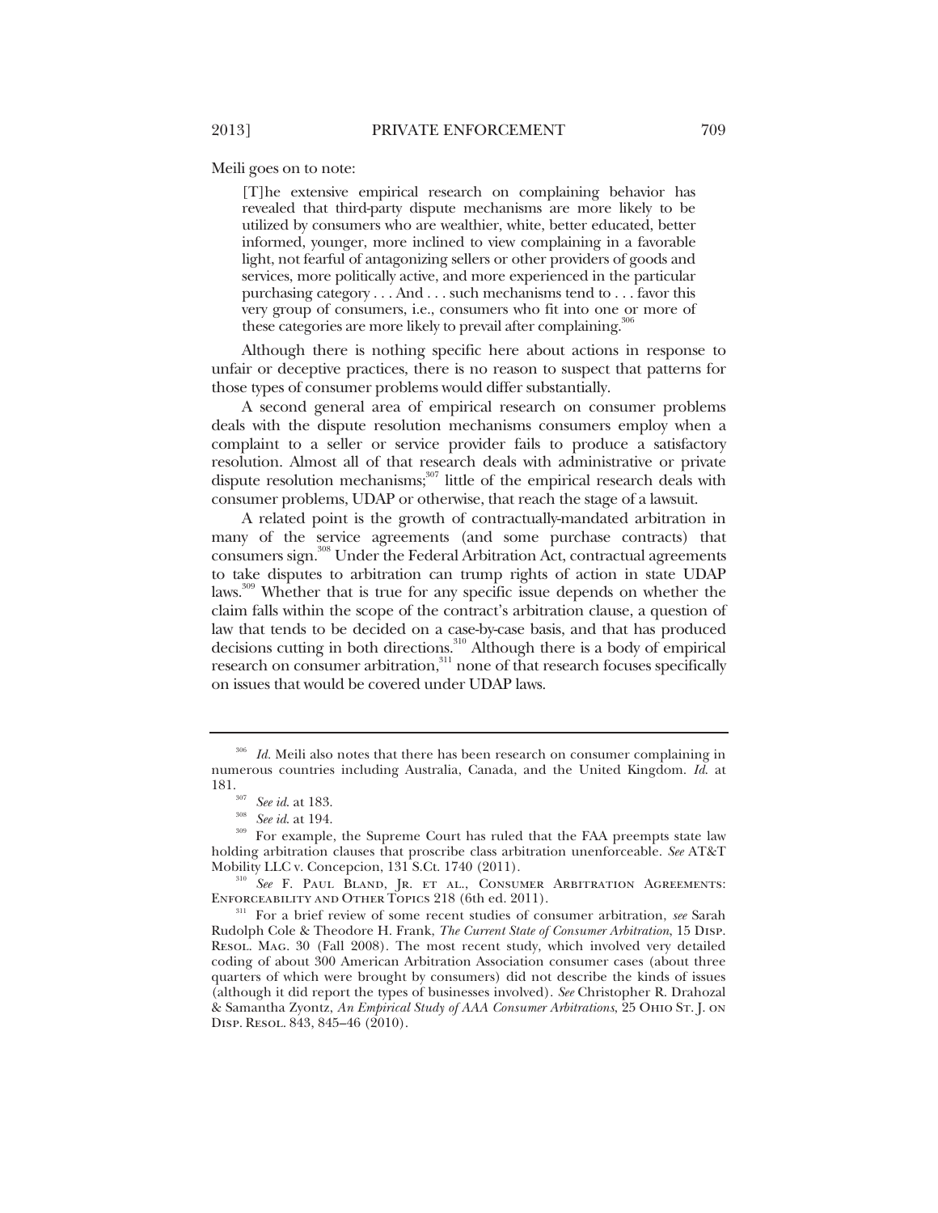Meili goes on to note:

> [T]he extensive empirical research on complaining behavior has revealed that third-party dispute mechanisms are more likely to be utilized by consumers who are wealthier, white, better educated, better informed, younger, more inclined to view complaining in a favorable light, not fearful of antagonizing sellers or other providers of goods and services, more politically active, and more experienced in the particular purchasing category . . . And . . . such mechanisms tend to . . . favor this very group of consumers, i.e., consumers who fit into one or more of these categories are more likely to prevail after complaining.[306]

Although there is nothing specific here about actions in response to unfair or deceptive practices, there is no reason to suspect that patterns for those types of consumer problems would differ substantially.

A second general area of empirical research on consumer problems deals with the dispute resolution mechanisms consumers employ when a complaint to a seller or service provider fails to produce a satisfactory resolution. Almost all of that research deals with administrative or private dispute resolution mechanisms;[307] little of the empirical research deals with consumer problems, UDAP or otherwise, that reach the stage of a lawsuit.

A related point is the growth of contractually-mandated arbitration in many of the service agreements (and some purchase contracts) that consumers sign.[308] Under the Federal Arbitration Act, contractual agreements to take disputes to arbitration can trump rights of action in state UDAP laws.[309] Whether that is true for any specific issue depends on whether the claim falls within the scope of the contract's arbitration clause, a question of law that tends to be decided on a case-by-case basis, and that has produced decisions cutting in both directions.[310] Although there is a body of empirical research on consumer arbitration,[311] none of that research focuses specifically on issues that would be covered under UDAP laws.

---

[306] *Id.* Meili also notes that there has been research on consumer complaining in numerous countries including Australia, Canada, and the United Kingdom. *Id.* at 181.

[307] *See id.* at 183.

[308] *See id.* at 194.

[309] For example, the Supreme Court has ruled that the FAA preempts state law holding arbitration clauses that proscribe class arbitration unenforceable. *See* AT&T Mobility LLC v. Concepcion, 131 S.Ct. 1740 (2011).

[310] *See* F. Paul Bland, Jr. et al., Consumer Arbitration Agreements: Enforceability and Other Topics 218 (6th ed. 2011).

[311] For a brief review of some recent studies of consumer arbitration, *see* Sarah Rudolph Cole & Theodore H. Frank, *The Current State of Consumer Arbitration*, 15 Disp. Resol. Mag. 30 (Fall 2008). The most recent study, which involved very detailed coding of about 300 American Arbitration Association consumer cases (about three quarters of which were brought by consumers) did not describe the kinds of issues (although it did report the types of businesses involved). *See* Christopher R. Drahozal & Samantha Zyontz, *An Empirical Study of AAA Consumer Arbitrations*, 25 Ohio St. J. on Disp. Resol. 843, 845–46 (2010).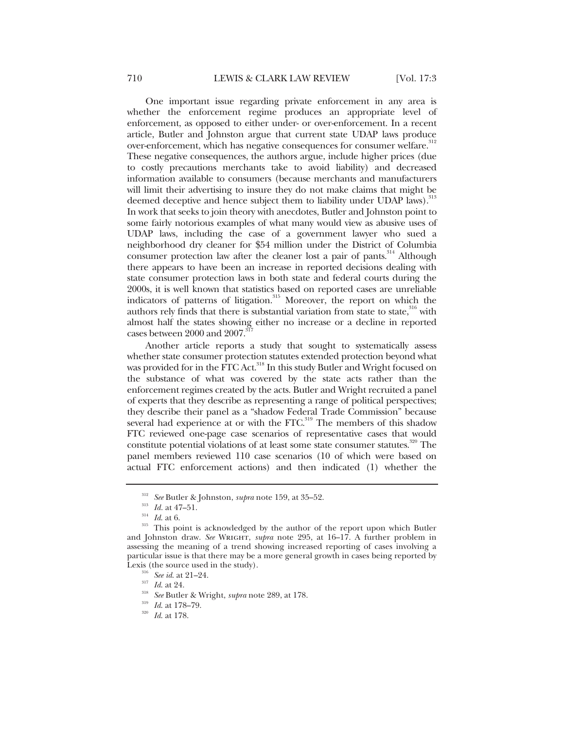One important issue regarding private enforcement in any area is whether the enforcement regime produces an appropriate level of enforcement, as opposed to either under- or over-enforcement. In a recent article, Butler and Johnston argue that current state UDAP laws produce over-enforcement, which has negative consequences for consumer welfare.[312] These negative consequences, the authors argue, include higher prices (due to costly precautions merchants take to avoid liability) and decreased information available to consumers (because merchants and manufacturers will limit their advertising to insure they do not make claims that might be deemed deceptive and hence subject them to liability under UDAP laws).[313] In work that seeks to join theory with anecdotes, Butler and Johnston point to some fairly notorious examples of what many would view as abusive uses of UDAP laws, including the case of a government lawyer who sued a neighborhood dry cleaner for $54 million under the District of Columbia consumer protection law after the cleaner lost a pair of pants.[314] Although there appears to have been an increase in reported decisions dealing with state consumer protection laws in both state and federal courts during the 2000s, it is well known that statistics based on reported cases are unreliable indicators of patterns of litigation.[315] Moreover, the report on which the authors rely finds that there is substantial variation from state to state,[316] with almost half the states showing either no increase or a decline in reported cases between 2000 and 2007.[317]

Another article reports a study that sought to systematically assess whether state consumer protection statutes extended protection beyond what was provided for in the FTC Act.[318] In this study Butler and Wright focused on the substance of what was covered by the state acts rather than the enforcement regimes created by the acts. Butler and Wright recruited a panel of experts that they describe as representing a range of political perspectives; they describe their panel as a "shadow Federal Trade Commission" because several had experience at or with the FTC.[319] The members of this shadow FTC reviewed one-page case scenarios of representative cases that would constitute potential violations of at least some state consumer statutes.[320] The panel members reviewed 110 case scenarios (10 of which were based on actual FTC enforcement actions) and then indicated (1) whether the

---

[312] *See* Butler & Johnston, *supra* note 159, at 35–52.

[313] *Id.* at 47–51.

[314] *Id.* at 6.

[315] This point is acknowledged by the author of the report upon which Butler and Johnston draw. *See* WRIGHT, *supra* note 295, at 16–17. A further problem in assessing the meaning of a trend showing increased reporting of cases involving a particular issue is that there may be a more general growth in cases being reported by Lexis (the source used in the study).

[316] *See id.* at 21–24.

[317] *Id.* at 24.

[318] *See* Butler & Wright, *supra* note 289, at 178.

[319] *Id.* at 178–79.

[320] *Id.* at 178.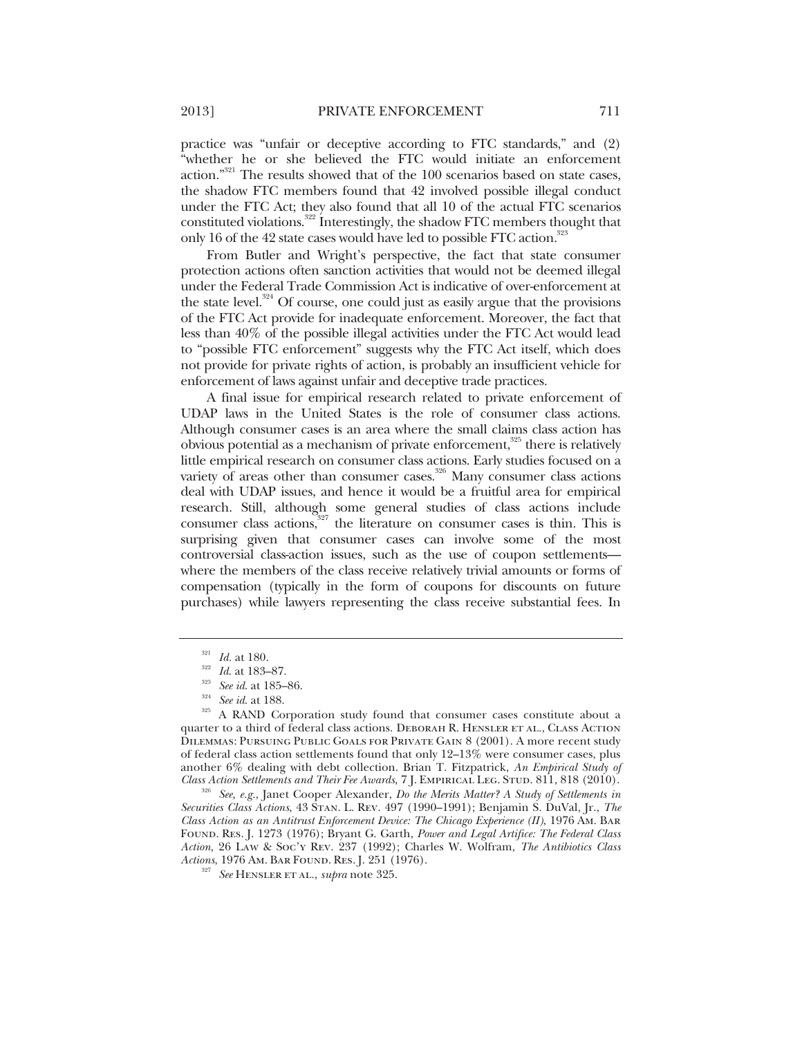practice was "unfair or deceptive according to FTC standards," and (2) "whether he or she believed the FTC would initiate an enforcement action."[321] The results showed that of the 100 scenarios based on state cases, the shadow FTC members found that 42 involved possible illegal conduct under the FTC Act; they also found that all 10 of the actual FTC scenarios constituted violations.[322] Interestingly, the shadow FTC members thought that only 16 of the 42 state cases would have led to possible FTC action.[323]

From Butler and Wright's perspective, the fact that state consumer protection actions often sanction activities that would not be deemed illegal under the Federal Trade Commission Act is indicative of over-enforcement at the state level.[324] Of course, one could just as easily argue that the provisions of the FTC Act provide for inadequate enforcement. Moreover, the fact that less than 40% of the possible illegal activities under the FTC Act would lead to "possible FTC enforcement" suggests why the FTC Act itself, which does not provide for private rights of action, is probably an insufficient vehicle for enforcement of laws against unfair and deceptive trade practices.

A final issue for empirical research related to private enforcement of UDAP laws in the United States is the role of consumer class actions. Although consumer cases is an area where the small claims class action has obvious potential as a mechanism of private enforcement,[325] there is relatively little empirical research on consumer class actions. Early studies focused on a variety of areas other than consumer cases.[326] Many consumer class actions deal with UDAP issues, and hence it would be a fruitful area for empirical research. Still, although some general studies of class actions include consumer class actions,[327] the literature on consumer cases is thin. This is surprising given that consumer cases can involve some of the most controversial class-action issues, such as the use of coupon settlements—where the members of the class receive relatively trivial amounts or forms of compensation (typically in the form of coupons for discounts on future purchases) while lawyers representing the class receive substantial fees. In

---

[321] *Id.* at 180.

[322] *Id.* at 183–87.

[323] *See id.* at 185–86.

[324] *See id.* at 188.

[325] A RAND Corporation study found that consumer cases constitute about a quarter to a third of federal class actions. DEBORAH R. HENSLER ET AL., CLASS ACTION DILEMMAS: PURSUING PUBLIC GOALS FOR PRIVATE GAIN 8 (2001). A more recent study of federal class action settlements found that only 12–13% were consumer cases, plus another 6% dealing with debt collection. Brian T. Fitzpatrick, *An Empirical Study of Class Action Settlements and Their Fee Awards*, 7 J. EMPIRICAL LEG. STUD. 811, 818 (2010).

[326] *See, e.g.*, Janet Cooper Alexander, *Do the Merits Matter? A Study of Settlements in Securities Class Actions*, 43 STAN. L. REV. 497 (1990–1991); Benjamin S. DuVal, Jr., *The Class Action as an Antitrust Enforcement Device: The Chicago Experience (II)*, 1976 AM. BAR FOUND. RES. J. 1273 (1976); Bryant G. Garth, *Power and Legal Artifice: The Federal Class Action*, 26 LAW & SOC'Y REV. 237 (1992); Charles W. Wolfram, *The Antibiotics Class Actions*, 1976 AM. BAR FOUND. RES. J. 251 (1976).

[327] *See* HENSLER ET AL., *supra* note 325.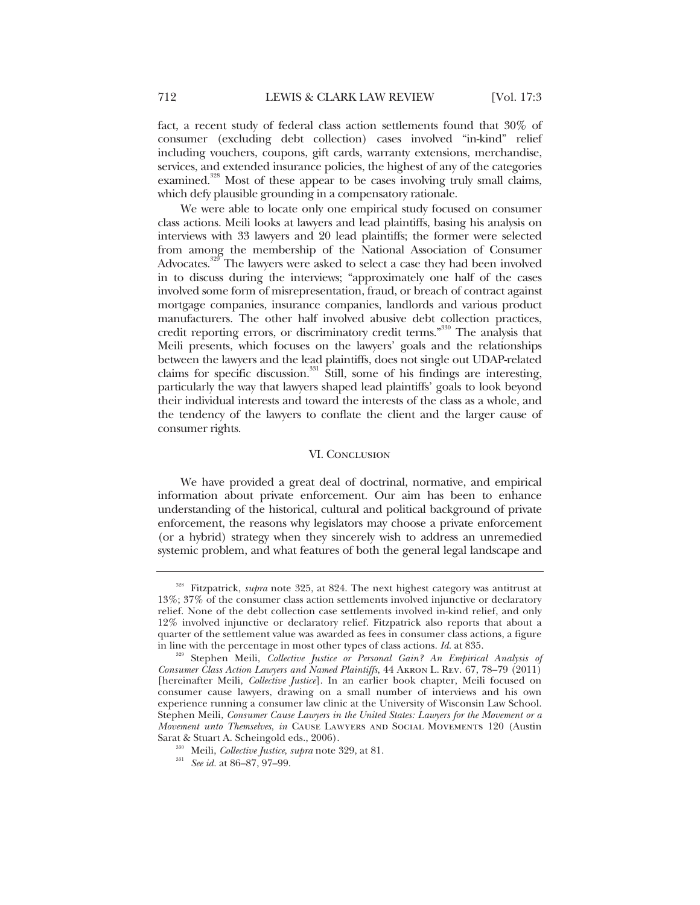fact, a recent study of federal class action settlements found that 30% of consumer (excluding debt collection) cases involved "in-kind" relief including vouchers, coupons, gift cards, warranty extensions, merchandise, services, and extended insurance policies, the highest of any of the categories examined.[328] Most of these appear to be cases involving truly small claims, which defy plausible grounding in a compensatory rationale.

We were able to locate only one empirical study focused on consumer class actions. Meili looks at lawyers and lead plaintiffs, basing his analysis on interviews with 33 lawyers and 20 lead plaintiffs; the former were selected from among the membership of the National Association of Consumer Advocates.[329] The lawyers were asked to select a case they had been involved in to discuss during the interviews; "approximately one half of the cases involved some form of misrepresentation, fraud, or breach of contract against mortgage companies, insurance companies, landlords and various product manufacturers. The other half involved abusive debt collection practices, credit reporting errors, or discriminatory credit terms."[330] The analysis that Meili presents, which focuses on the lawyers' goals and the relationships between the lawyers and the lead plaintiffs, does not single out UDAP-related claims for specific discussion.[331] Still, some of his findings are interesting, particularly the way that lawyers shaped lead plaintiffs' goals to look beyond their individual interests and toward the interests of the class as a whole, and the tendency of the lawyers to conflate the client and the larger cause of consumer rights.

## VI. Conclusion

We have provided a great deal of doctrinal, normative, and empirical information about private enforcement. Our aim has been to enhance understanding of the historical, cultural and political background of private enforcement, the reasons why legislators may choose a private enforcement (or a hybrid) strategy when they sincerely wish to address an unremedied systemic problem, and what features of both the general legal landscape and

---

[328] Fitzpatrick, *supra* note 325, at 824. The next highest category was antitrust at 13%; 37% of the consumer class action settlements involved injunctive or declaratory relief. None of the debt collection case settlements involved in-kind relief, and only 12% involved injunctive or declaratory relief. Fitzpatrick also reports that about a quarter of the settlement value was awarded as fees in consumer class actions, a figure in line with the percentage in most other types of class actions. *Id.* at 835.

[329] Stephen Meili, *Collective Justice or Personal Gain? An Empirical Analysis of Consumer Class Action Lawyers and Named Plaintiffs*, 44 Akron L. Rev. 67, 78–79 (2011) [hereinafter Meili, *Collective Justice*]. In an earlier book chapter, Meili focused on consumer cause lawyers, drawing on a small number of interviews and his own experience running a consumer law clinic at the University of Wisconsin Law School. Stephen Meili, *Consumer Cause Lawyers in the United States: Lawyers for the Movement or a Movement unto Themselves*, *in* Cause Lawyers and Social Movements 120 (Austin Sarat & Stuart A. Scheingold eds., 2006).

[330] Meili, *Collective Justice*, *supra* note 329, at 81.

[331] *See id.* at 86–87, 97–99.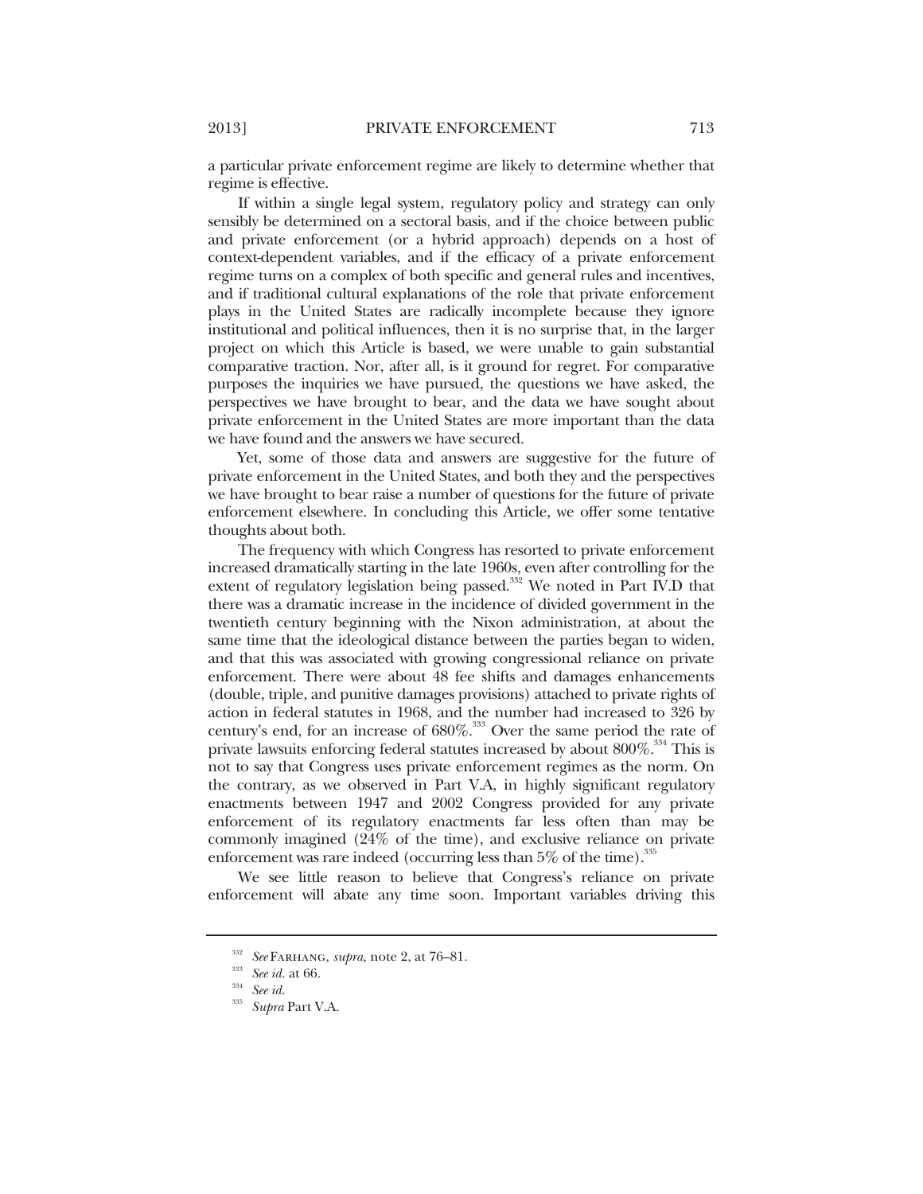a particular private enforcement regime are likely to determine whether that regime is effective.

If within a single legal system, regulatory policy and strategy can only sensibly be determined on a sectoral basis, and if the choice between public and private enforcement (or a hybrid approach) depends on a host of context-dependent variables, and if the efficacy of a private enforcement regime turns on a complex of both specific and general rules and incentives, and if traditional cultural explanations of the role that private enforcement plays in the United States are radically incomplete because they ignore institutional and political influences, then it is no surprise that, in the larger project on which this Article is based, we were unable to gain substantial comparative traction. Nor, after all, is it ground for regret. For comparative purposes the inquiries we have pursued, the questions we have asked, the perspectives we have brought to bear, and the data we have sought about private enforcement in the United States are more important than the data we have found and the answers we have secured.

Yet, some of those data and answers are suggestive for the future of private enforcement in the United States, and both they and the perspectives we have brought to bear raise a number of questions for the future of private enforcement elsewhere. In concluding this Article, we offer some tentative thoughts about both.

The frequency with which Congress has resorted to private enforcement increased dramatically starting in the late 1960s, even after controlling for the extent of regulatory legislation being passed.[332] We noted in Part IV.D that there was a dramatic increase in the incidence of divided government in the twentieth century beginning with the Nixon administration, at about the same time that the ideological distance between the parties began to widen, and that this was associated with growing congressional reliance on private enforcement. There were about 48 fee shifts and damages enhancements (double, triple, and punitive damages provisions) attached to private rights of action in federal statutes in 1968, and the number had increased to 326 by century's end, for an increase of 680%.[333] Over the same period the rate of private lawsuits enforcing federal statutes increased by about 800%.[334] This is not to say that Congress uses private enforcement regimes as the norm. On the contrary, as we observed in Part V.A, in highly significant regulatory enactments between 1947 and 2002 Congress provided for any private enforcement of its regulatory enactments far less often than may be commonly imagined (24% of the time), and exclusive reliance on private enforcement was rare indeed (occurring less than 5% of the time).[335]

We see little reason to believe that Congress's reliance on private enforcement will abate any time soon. Important variables driving this

---

[332] *See* FARHANG, *supra,* note 2, at 76–81.

[333] *See id.* at 66.

[334] *See id.*

[335] *Supra* Part V.A.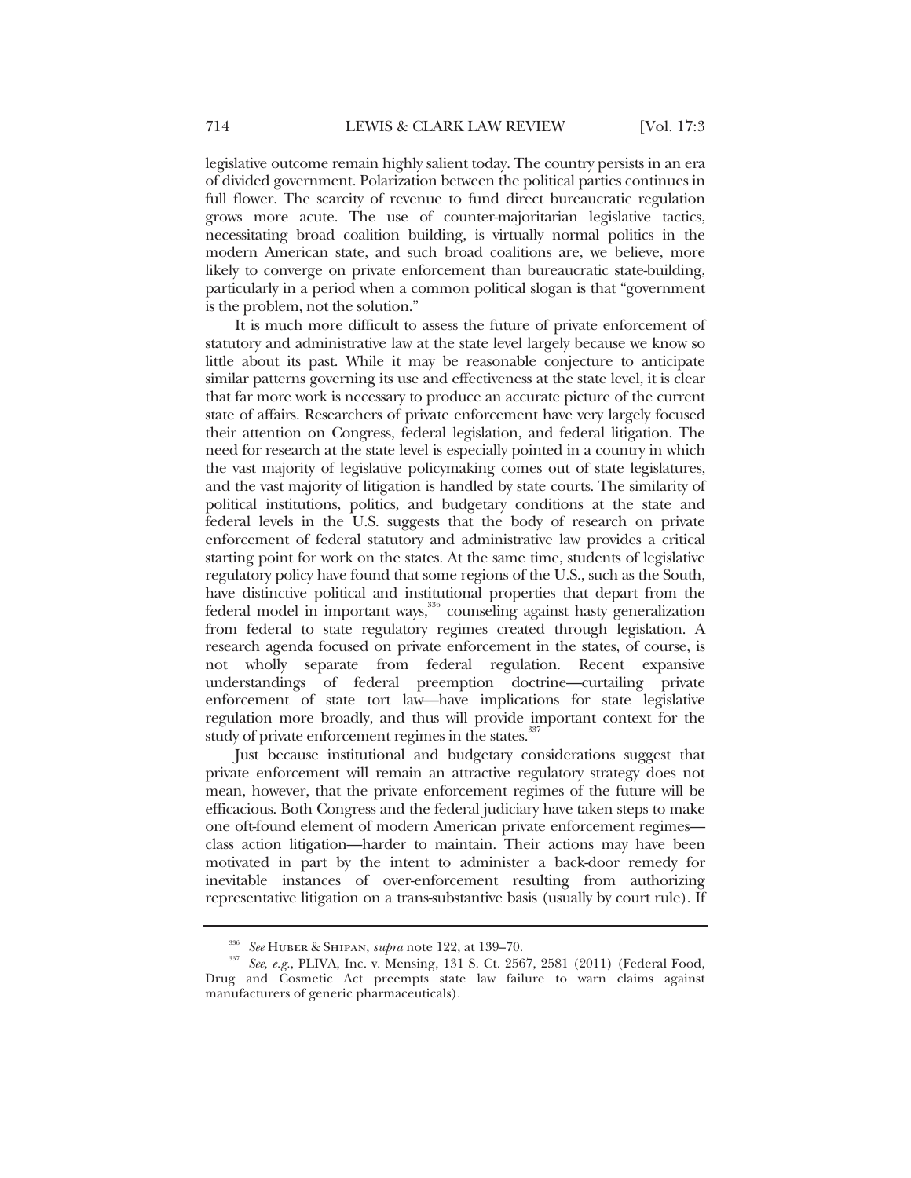legislative outcome remain highly salient today. The country persists in an era of divided government. Polarization between the political parties continues in full flower. The scarcity of revenue to fund direct bureaucratic regulation grows more acute. The use of counter-majoritarian legislative tactics, necessitating broad coalition building, is virtually normal politics in the modern American state, and such broad coalitions are, we believe, more likely to converge on private enforcement than bureaucratic state-building, particularly in a period when a common political slogan is that "government is the problem, not the solution."

It is much more difficult to assess the future of private enforcement of statutory and administrative law at the state level largely because we know so little about its past. While it may be reasonable conjecture to anticipate similar patterns governing its use and effectiveness at the state level, it is clear that far more work is necessary to produce an accurate picture of the current state of affairs. Researchers of private enforcement have very largely focused their attention on Congress, federal legislation, and federal litigation. The need for research at the state level is especially pointed in a country in which the vast majority of legislative policymaking comes out of state legislatures, and the vast majority of litigation is handled by state courts. The similarity of political institutions, politics, and budgetary conditions at the state and federal levels in the U.S. suggests that the body of research on private enforcement of federal statutory and administrative law provides a critical starting point for work on the states. At the same time, students of legislative regulatory policy have found that some regions of the U.S., such as the South, have distinctive political and institutional properties that depart from the federal model in important ways,[336] counseling against hasty generalization from federal to state regulatory regimes created through legislation. A research agenda focused on private enforcement in the states, of course, is not wholly separate from federal regulation. Recent expansive understandings of federal preemption doctrine—curtailing private enforcement of state tort law—have implications for state legislative regulation more broadly, and thus will provide important context for the study of private enforcement regimes in the states.[337]

Just because institutional and budgetary considerations suggest that private enforcement will remain an attractive regulatory strategy does not mean, however, that the private enforcement regimes of the future will be efficacious. Both Congress and the federal judiciary have taken steps to make one oft-found element of modern American private enforcement regimes—class action litigation—harder to maintain. Their actions may have been motivated in part by the intent to administer a back-door remedy for inevitable instances of over-enforcement resulting from authorizing representative litigation on a trans-substantive basis (usually by court rule). If

---

[336] *See* Huber & Shipan, *supra* note 122, at 139–70.

[337] *See, e.g.*, PLIVA, Inc. v. Mensing, 131 S. Ct. 2567, 2581 (2011) (Federal Food, Drug and Cosmetic Act preempts state law failure to warn claims against manufacturers of generic pharmaceuticals).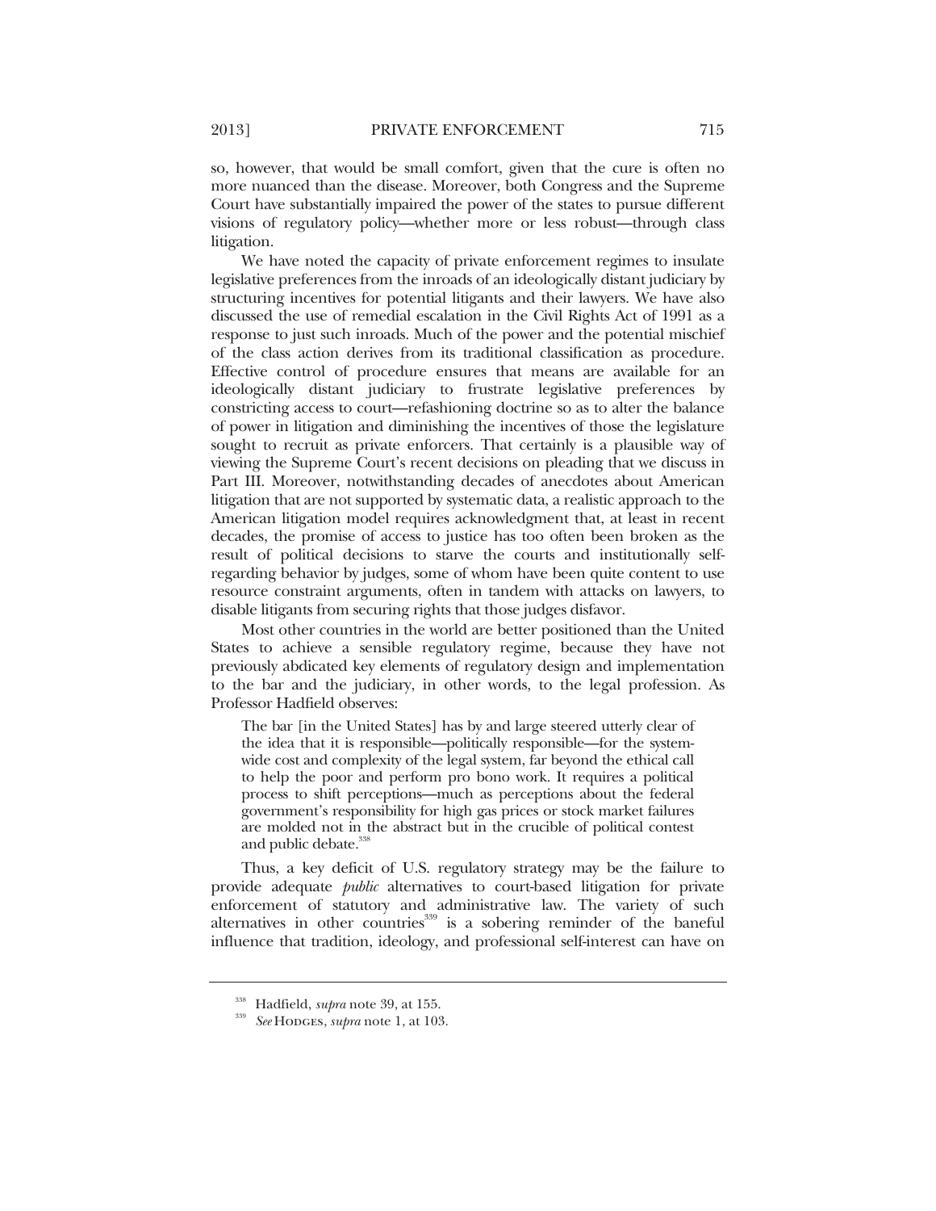so, however, that would be small comfort, given that the cure is often no more nuanced than the disease. Moreover, both Congress and the Supreme Court have substantially impaired the power of the states to pursue different visions of regulatory policy—whether more or less robust—through class litigation.

We have noted the capacity of private enforcement regimes to insulate legislative preferences from the inroads of an ideologically distant judiciary by structuring incentives for potential litigants and their lawyers. We have also discussed the use of remedial escalation in the Civil Rights Act of 1991 as a response to just such inroads. Much of the power and the potential mischief of the class action derives from its traditional classification as procedure. Effective control of procedure ensures that means are available for an ideologically distant judiciary to frustrate legislative preferences by constricting access to court—refashioning doctrine so as to alter the balance of power in litigation and diminishing the incentives of those the legislature sought to recruit as private enforcers. That certainly is a plausible way of viewing the Supreme Court's recent decisions on pleading that we discuss in Part III. Moreover, notwithstanding decades of anecdotes about American litigation that are not supported by systematic data, a realistic approach to the American litigation model requires acknowledgment that, at least in recent decades, the promise of access to justice has too often been broken as the result of political decisions to starve the courts and institutionally self-regarding behavior by judges, some of whom have been quite content to use resource constraint arguments, often in tandem with attacks on lawyers, to disable litigants from securing rights that those judges disfavor.

Most other countries in the world are better positioned than the United States to achieve a sensible regulatory regime, because they have not previously abdicated key elements of regulatory design and implementation to the bar and the judiciary, in other words, to the legal profession. As Professor Hadfield observes:

> The bar [in the United States] has by and large steered utterly clear of the idea that it is responsible—politically responsible—for the system-wide cost and complexity of the legal system, far beyond the ethical call to help the poor and perform pro bono work. It requires a political process to shift perceptions—much as perceptions about the federal government's responsibility for high gas prices or stock market failures are molded not in the abstract but in the crucible of political contest and public debate.[338]

Thus, a key deficit of U.S. regulatory strategy may be the failure to provide adequate *public* alternatives to court-based litigation for private enforcement of statutory and administrative law. The variety of such alternatives in other countries[339] is a sobering reminder of the baneful influence that tradition, ideology, and professional self-interest can have on

---

[338] Hadfield, *supra* note 39, at 155.

[339] *See* Hodges, *supra* note 1, at 103.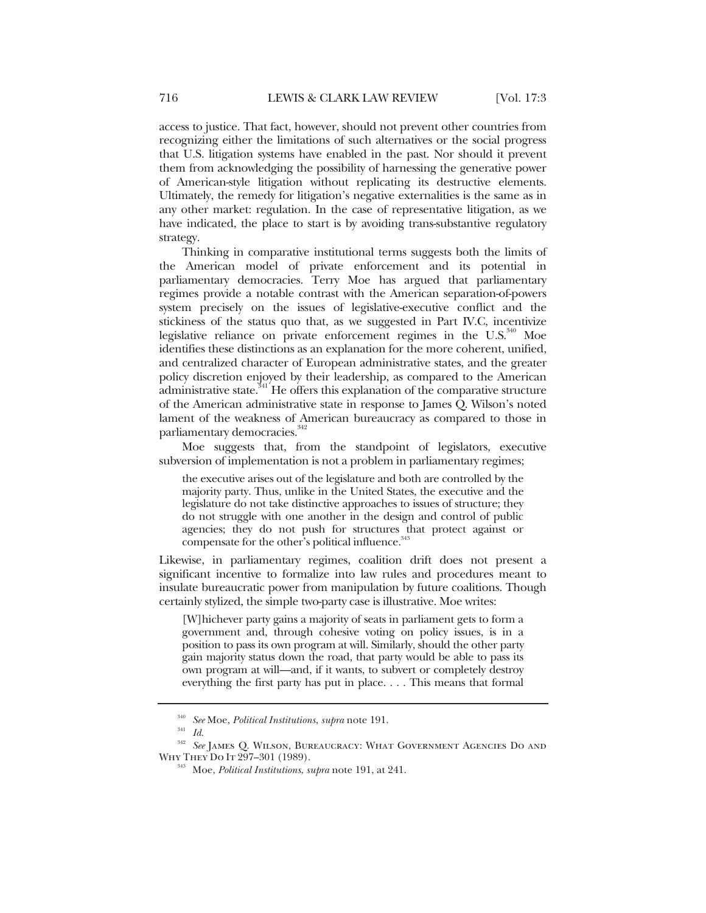access to justice. That fact, however, should not prevent other countries from recognizing either the limitations of such alternatives or the social progress that U.S. litigation systems have enabled in the past. Nor should it prevent them from acknowledging the possibility of harnessing the generative power of American-style litigation without replicating its destructive elements. Ultimately, the remedy for litigation's negative externalities is the same as in any other market: regulation. In the case of representative litigation, as we have indicated, the place to start is by avoiding trans-substantive regulatory strategy.

Thinking in comparative institutional terms suggests both the limits of the American model of private enforcement and its potential in parliamentary democracies. Terry Moe has argued that parliamentary regimes provide a notable contrast with the American separation-of-powers system precisely on the issues of legislative-executive conflict and the stickiness of the status quo that, as we suggested in Part IV.C, incentivize legislative reliance on private enforcement regimes in the U.S.[340] Moe identifies these distinctions as an explanation for the more coherent, unified, and centralized character of European administrative states, and the greater policy discretion enjoyed by their leadership, as compared to the American administrative state.[341] He offers this explanation of the comparative structure of the American administrative state in response to James Q. Wilson's noted lament of the weakness of American bureaucracy as compared to those in parliamentary democracies.[342]

Moe suggests that, from the standpoint of legislators, executive subversion of implementation is not a problem in parliamentary regimes;

> the executive arises out of the legislature and both are controlled by the majority party. Thus, unlike in the United States, the executive and the legislature do not take distinctive approaches to issues of structure; they do not struggle with one another in the design and control of public agencies; they do not push for structures that protect against or compensate for the other's political influence.[343]

Likewise, in parliamentary regimes, coalition drift does not present a significant incentive to formalize into law rules and procedures meant to insulate bureaucratic power from manipulation by future coalitions. Though certainly stylized, the simple two-party case is illustrative. Moe writes:

> [W]hichever party gains a majority of seats in parliament gets to form a government and, through cohesive voting on policy issues, is in a position to pass its own program at will. Similarly, should the other party gain majority status down the road, that party would be able to pass its own program at will—and, if it wants, to subvert or completely destroy everything the first party has put in place. . . . This means that formal

---

[340] *See* Moe, *Political Institutions*, *supra* note 191.

[341] *Id.*

[342] *See* James Q. Wilson, Bureaucracy: What Government Agencies Do and Why They Do It 297–301 (1989).

[343] Moe, *Political Institutions*, *supra* note 191, at 241.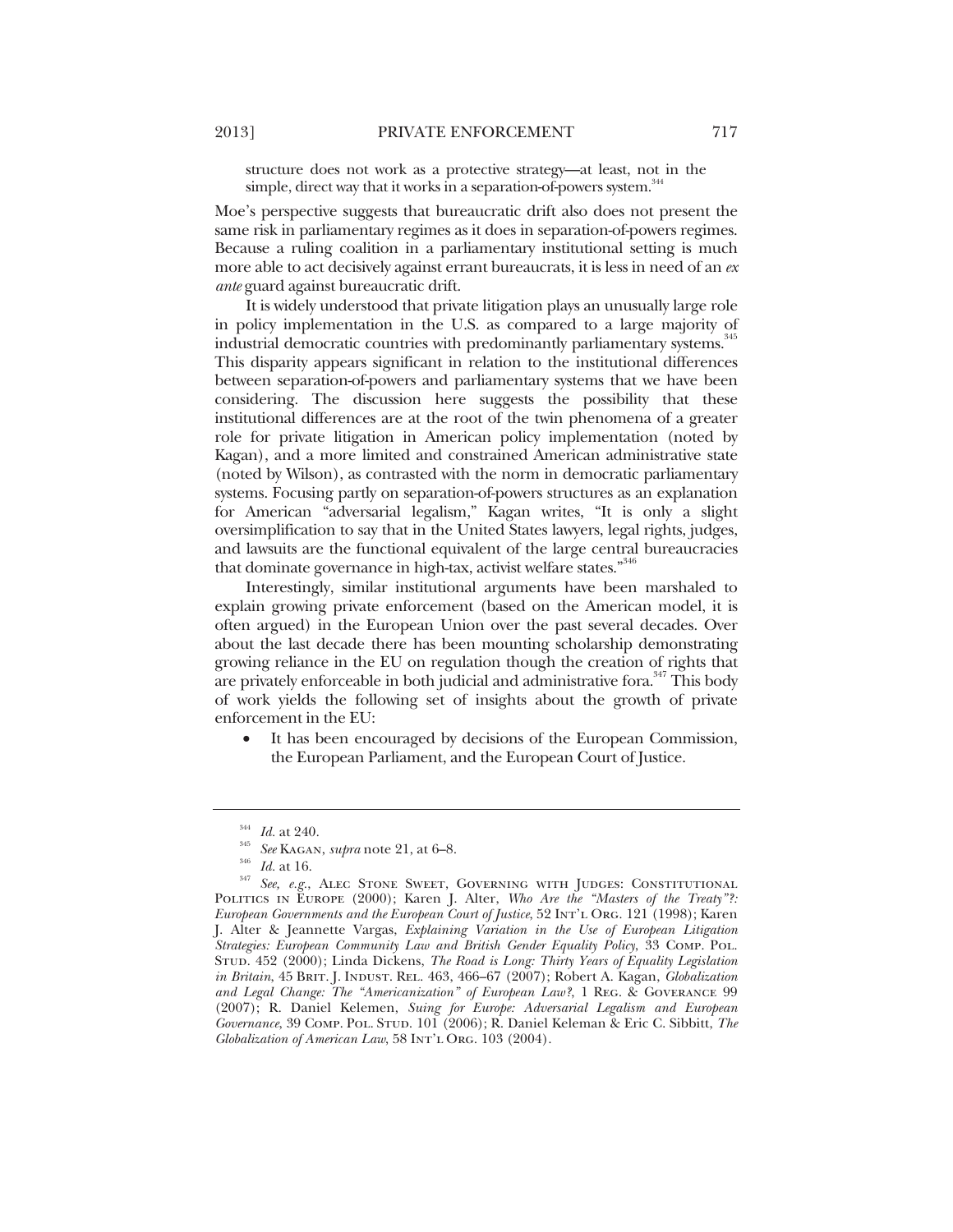structure does not work as a protective strategy—at least, not in the simple, direct way that it works in a separation-of-powers system.[344]

Moe's perspective suggests that bureaucratic drift also does not present the same risk in parliamentary regimes as it does in separation-of-powers regimes. Because a ruling coalition in a parliamentary institutional setting is much more able to act decisively against errant bureaucrats, it is less in need of an *ex ante* guard against bureaucratic drift.

It is widely understood that private litigation plays an unusually large role in policy implementation in the U.S. as compared to a large majority of industrial democratic countries with predominantly parliamentary systems.[345] This disparity appears significant in relation to the institutional differences between separation-of-powers and parliamentary systems that we have been considering. The discussion here suggests the possibility that these institutional differences are at the root of the twin phenomena of a greater role for private litigation in American policy implementation (noted by Kagan), and a more limited and constrained American administrative state (noted by Wilson), as contrasted with the norm in democratic parliamentary systems. Focusing partly on separation-of-powers structures as an explanation for American "adversarial legalism," Kagan writes, "It is only a slight oversimplification to say that in the United States lawyers, legal rights, judges, and lawsuits are the functional equivalent of the large central bureaucracies that dominate governance in high-tax, activist welfare states."[346]

Interestingly, similar institutional arguments have been marshaled to explain growing private enforcement (based on the American model, it is often argued) in the European Union over the past several decades. Over about the last decade there has been mounting scholarship demonstrating growing reliance in the EU on regulation though the creation of rights that are privately enforceable in both judicial and administrative fora.[347] This body of work yields the following set of insights about the growth of private enforcement in the EU:

- It has been encouraged by decisions of the European Commission, the European Parliament, and the European Court of Justice.

---

[344] *Id.* at 240.

[345] *See* KAGAN, *supra* note 21, at 6–8.

[346] *Id.* at 16.

[347] *See, e.g.*, ALEC STONE SWEET, GOVERNING WITH JUDGES: CONSTITUTIONAL POLITICS IN EUROPE (2000); Karen J. Alter, *Who Are the "Masters of the Treaty"?: European Governments and the European Court of Justice*, 52 INT'L ORG. 121 (1998); Karen J. Alter & Jeannette Vargas, *Explaining Variation in the Use of European Litigation Strategies: European Community Law and British Gender Equality Policy*, 33 COMP. POL. STUD. 452 (2000); Linda Dickens, *The Road is Long: Thirty Years of Equality Legislation in Britain*, 45 BRIT. J. INDUST. REL. 463, 466–67 (2007); Robert A. Kagan, *Globalization and Legal Change: The "Americanization" of European Law?*, 1 REG. & GOVERANCE 99 (2007); R. Daniel Kelemen, *Suing for Europe: Adversarial Legalism and European Governance*, 39 COMP. POL. STUD. 101 (2006); R. Daniel Keleman & Eric C. Sibbitt, *The Globalization of American Law*, 58 INT'L ORG. 103 (2004).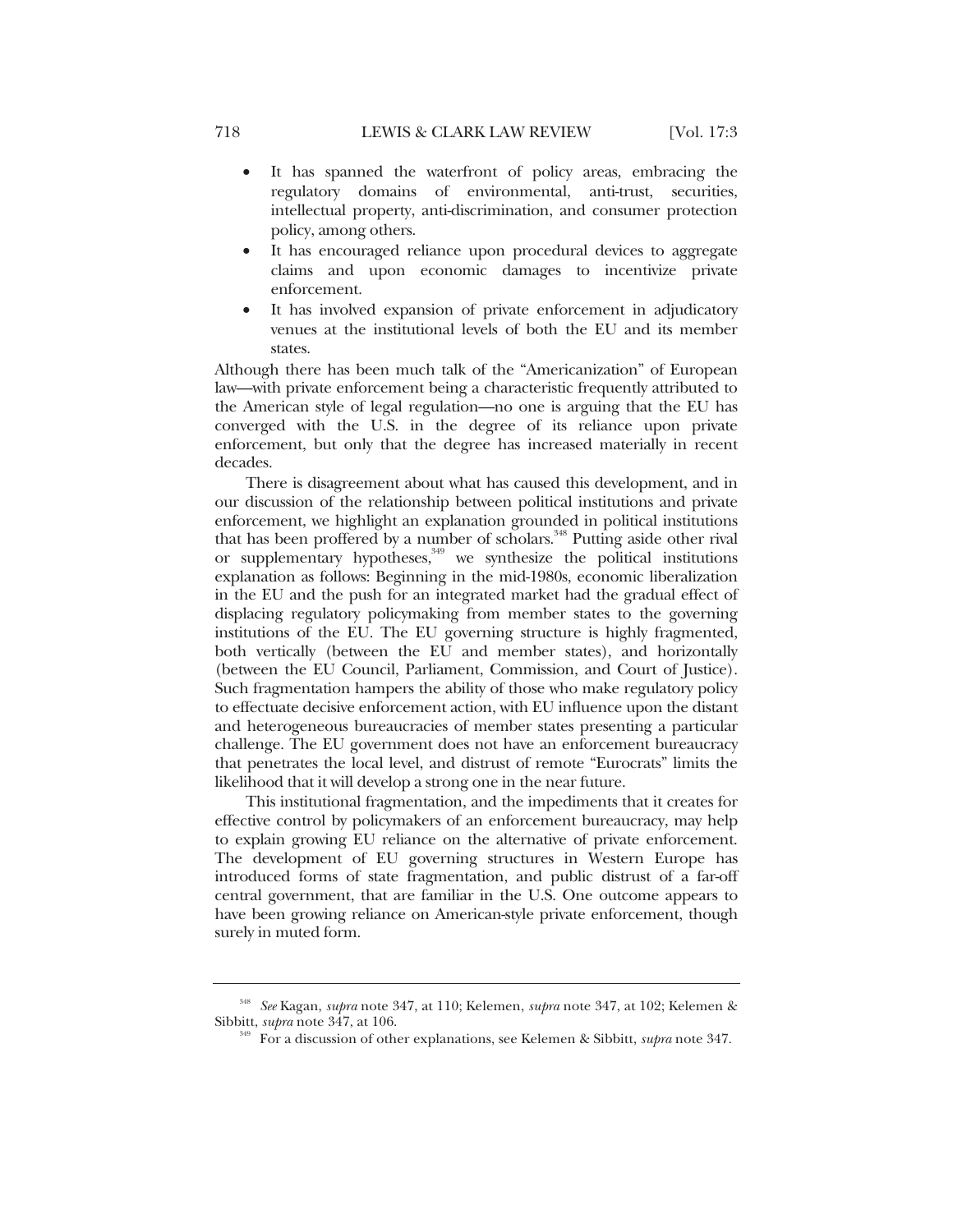- It has spanned the waterfront of policy areas, embracing the regulatory domains of environmental, anti-trust, securities, intellectual property, anti-discrimination, and consumer protection policy, among others.
- It has encouraged reliance upon procedural devices to aggregate claims and upon economic damages to incentivize private enforcement.
- It has involved expansion of private enforcement in adjudicatory venues at the institutional levels of both the EU and its member states.

Although there has been much talk of the "Americanization" of European law—with private enforcement being a characteristic frequently attributed to the American style of legal regulation—no one is arguing that the EU has converged with the U.S. in the degree of its reliance upon private enforcement, but only that the degree has increased materially in recent decades.

There is disagreement about what has caused this development, and in our discussion of the relationship between political institutions and private enforcement, we highlight an explanation grounded in political institutions that has been proffered by a number of scholars.[348] Putting aside other rival or supplementary hypotheses,[349] we synthesize the political institutions explanation as follows: Beginning in the mid-1980s, economic liberalization in the EU and the push for an integrated market had the gradual effect of displacing regulatory policymaking from member states to the governing institutions of the EU. The EU governing structure is highly fragmented, both vertically (between the EU and member states), and horizontally (between the EU Council, Parliament, Commission, and Court of Justice). Such fragmentation hampers the ability of those who make regulatory policy to effectuate decisive enforcement action, with EU influence upon the distant and heterogeneous bureaucracies of member states presenting a particular challenge. The EU government does not have an enforcement bureaucracy that penetrates the local level, and distrust of remote "Eurocrats" limits the likelihood that it will develop a strong one in the near future.

This institutional fragmentation, and the impediments that it creates for effective control by policymakers of an enforcement bureaucracy, may help to explain growing EU reliance on the alternative of private enforcement. The development of EU governing structures in Western Europe has introduced forms of state fragmentation, and public distrust of a far-off central government, that are familiar in the U.S. One outcome appears to have been growing reliance on American-style private enforcement, though surely in muted form.

---

[348] *See* Kagan, *supra* note 347, at 110; Kelemen, *supra* note 347, at 102; Kelemen & Sibbitt, *supra* note 347, at 106.

[349] For a discussion of other explanations, see Kelemen & Sibbitt, *supra* note 347.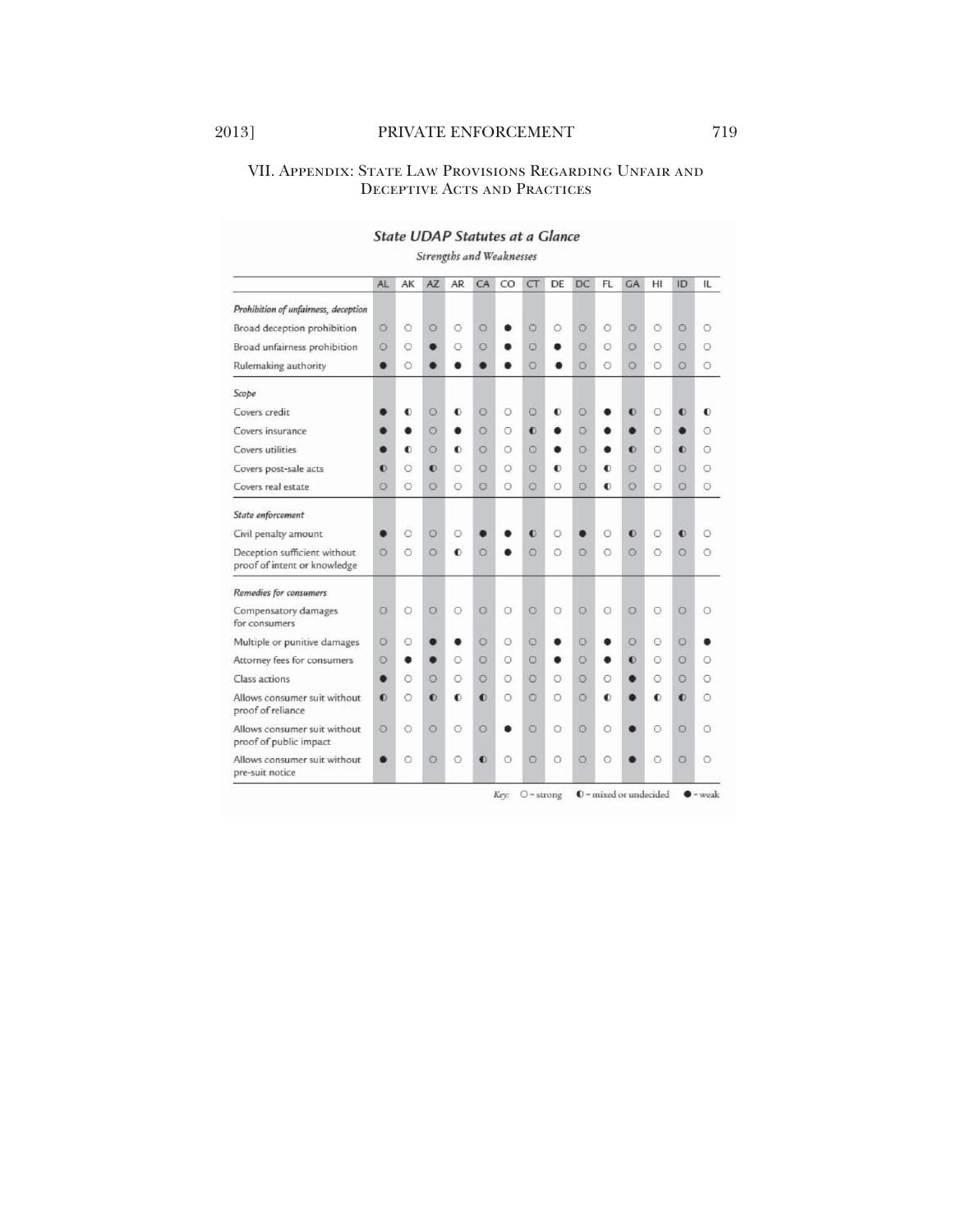## VII. Appendix: State Law Provisions Regarding Unfair and Deceptive Acts and Practices

### *State UDAP Statutes at a Glance*

*Strengths and Weaknesses*

| | AL | AK | AZ | AR | CA | CO | CT | DE | DC | FL | GA | HI | ID | IL |
|---|---|---|---|---|---|---|---|---|---|---|---|---|---|---|
| *Prohibition of unfairness, deception* | | | | | | | | | | | | | | |
| Broad deception prohibition | ○ | ○ | ○ | ○ | ○ | ● | ○ | ○ | ○ | ○ | ○ | ○ | ○ | ○ |
| Broad unfairness prohibition | ○ | ○ | ● | ○ | ○ | ● | ○ | ● | ○ | ○ | ○ | ○ | ○ | ○ |
| Rulemaking authority | ● | ○ | ● | ● | ● | ● | ○ | ● | ○ | ○ | ○ | ○ | ○ | ○ |
| *Scope* | | | | | | | | | | | | | | |
| Covers credit | ● | ◐ | ○ | ◐ | ○ | ○ | ○ | ◐ | ○ | ● | ◐ | ○ | ◐ | ◐ |
| Covers insurance | ● | ● | ○ | ● | ○ | ○ | ◐ | ● | ○ | ● | ● | ○ | ● | ○ |
| Covers utilities | ● | ◐ | ○ | ◐ | ○ | ○ | ○ | ● | ○ | ● | ◐ | ○ | ◐ | ○ |
| Covers post-sale acts | ◐ | ○ | ◐ | ○ | ○ | ○ | ○ | ◐ | ○ | ◐ | ○ | ○ | ○ | ○ |
| Covers real estate | ○ | ○ | ○ | ○ | ○ | ○ | ○ | ○ | ○ | ◐ | ○ | ○ | ○ | ○ |
| *State enforcement* | | | | | | | | | | | | | | |
| Civil penalty amount | ● | ○ | ○ | ○ | ● | ● | ◐ | ○ | ● | ○ | ◐ | ○ | ◐ | ○ |
| Deception sufficient without proof of intent or knowledge | ○ | ○ | ○ | ◐ | ○ | ● | ○ | ○ | ○ | ○ | ○ | ○ | ○ | ○ |
| *Remedies for consumers* | | | | | | | | | | | | | | |
| Compensatory damages for consumers | ○ | ○ | ○ | ○ | ○ | ○ | ○ | ○ | ○ | ○ | ○ | ○ | ○ | ○ |
| Multiple or punitive damages | ○ | ○ | ● | ● | ○ | ○ | ○ | ● | ○ | ● | ○ | ○ | ○ | ● |
| Attorney fees for consumers | ○ | ● | ● | ○ | ○ | ○ | ○ | ● | ○ | ● | ◐ | ○ | ○ | ○ |
| Class actions | ● | ○ | ○ | ○ | ○ | ○ | ○ | ○ | ○ | ○ | ● | ○ | ○ | ○ |
| Allows consumer suit without proof of reliance | ◐ | ○ | ◐ | ◐ | ◐ | ○ | ○ | ○ | ○ | ◐ | ● | ◐ | ◐ | ○ |
| Allows consumer suit without proof of public impact | ○ | ○ | ○ | ○ | ○ | ● | ○ | ○ | ○ | ○ | ● | ○ | ○ | ○ |
| Allows consumer suit without pre-suit notice | ● | ○ | ○ | ○ | ◐ | ○ | ○ | ○ | ○ | ○ | ● | ○ | ○ | ○ |

*Key:* ○ = strong ◐ = mixed or undecided ● = weak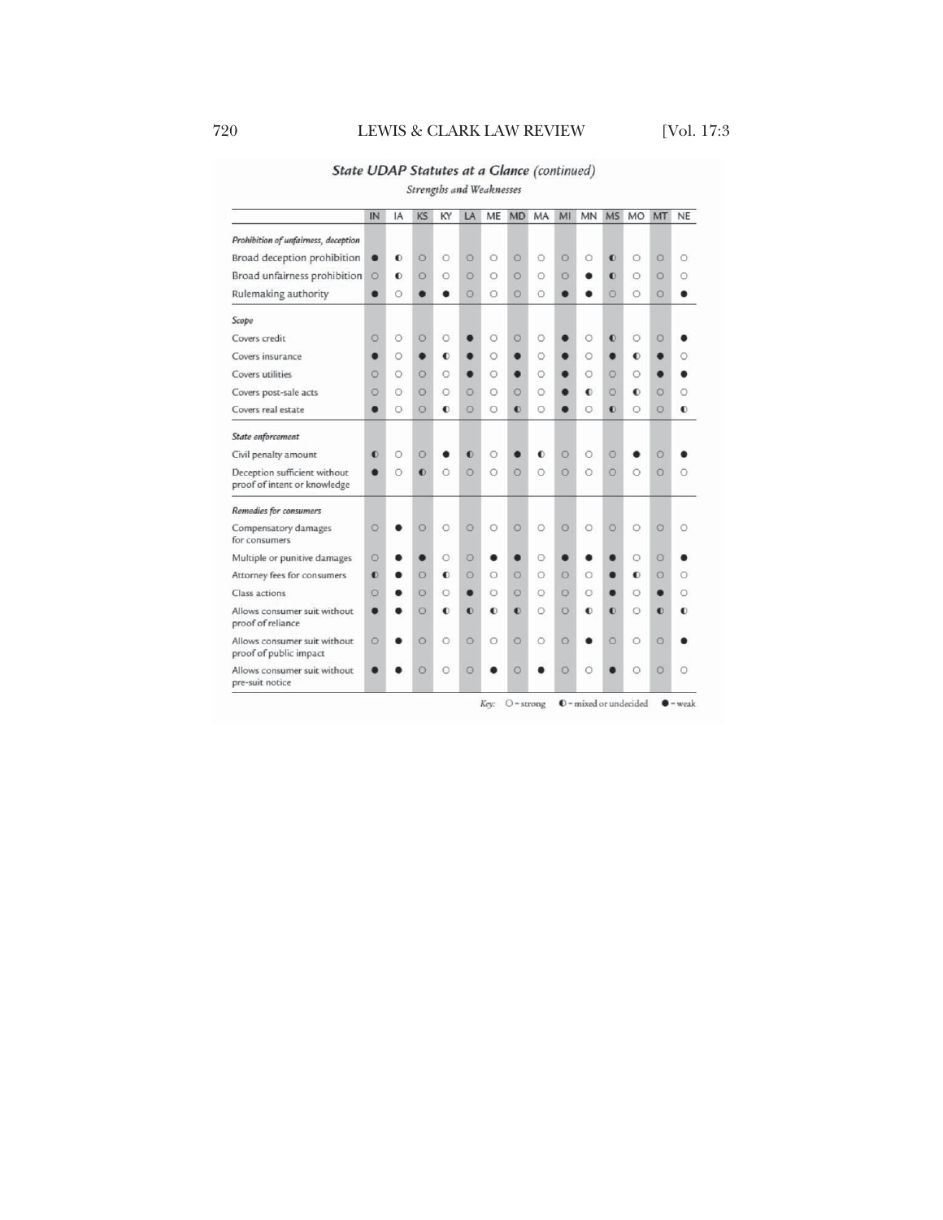## State UDAP Statutes at a Glance *(continued)*

*Strengths and Weaknesses*

| | IN | IA | KS | KY | LA | ME | MD | MA | MI | MN | MS | MO | MT | NE |
|---|---|---|---|---|---|---|---|---|---|---|---|---|---|---|
| ***Prohibition of unfairness, deception*** | | | | | | | | | | | | | | |
| Broad deception prohibition | ● | ◐ | ○ | ○ | ○ | ○ | ○ | ○ | ○ | ○ | ◐ | ○ | ○ | ○ |
| Broad unfairness prohibition | ○ | ◐ | ○ | ○ | ○ | ○ | ○ | ○ | ○ | ● | ◐ | ○ | ○ | ○ |
| Rulemaking authority | ● | ○ | ● | ● | ○ | ○ | ○ | ○ | ● | ● | ○ | ○ | ○ | ● |
| ***Scope*** | | | | | | | | | | | | | | |
| Covers credit | ○ | ○ | ○ | ○ | ● | ○ | ○ | ○ | ● | ○ | ◐ | ○ | ○ | ● |
| Covers insurance | ● | ○ | ● | ◐ | ● | ○ | ● | ○ | ● | ○ | ● | ◐ | ● | ○ |
| Covers utilities | ○ | ○ | ○ | ○ | ● | ○ | ● | ○ | ● | ○ | ○ | ○ | ● | ● |
| Covers post-sale acts | ○ | ○ | ○ | ○ | ○ | ○ | ○ | ○ | ● | ◐ | ○ | ◐ | ○ | ○ |
| Covers real estate | ● | ○ | ○ | ◐ | ○ | ○ | ◐ | ○ | ● | ○ | ◐ | ○ | ○ | ◐ |
| ***State enforcement*** | | | | | | | | | | | | | | |
| Civil penalty amount | ◐ | ○ | ○ | ● | ◐ | ○ | ● | ◐ | ○ | ○ | ○ | ● | ○ | ● |
| Deception sufficient without proof of intent or knowledge | ● | ○ | ◐ | ○ | ○ | ○ | ○ | ○ | ○ | ○ | ○ | ○ | ○ | ○ |
| ***Remedies for consumers*** | | | | | | | | | | | | | | |
| Compensatory damages for consumers | ○ | ● | ○ | ○ | ○ | ○ | ○ | ○ | ○ | ○ | ○ | ○ | ○ | ○ |
| Multiple or punitive damages | ○ | ● | ● | ○ | ○ | ● | ● | ○ | ● | ● | ● | ○ | ○ | ● |
| Attorney fees for consumers | ◐ | ● | ○ | ◐ | ○ | ○ | ○ | ○ | ○ | ○ | ● | ◐ | ○ | ○ |
| Class actions | ○ | ● | ○ | ○ | ● | ○ | ○ | ○ | ○ | ○ | ● | ○ | ● | ○ |
| Allows consumer suit without proof of reliance | ● | ● | ○ | ◐ | ◐ | ◐ | ◐ | ○ | ○ | ◐ | ◐ | ○ | ◐ | ◐ |
| Allows consumer suit without proof of public impact | ○ | ● | ○ | ○ | ○ | ○ | ○ | ○ | ○ | ● | ○ | ○ | ○ | ● |
| Allows consumer suit without pre-suit notice | ● | ● | ○ | ○ | ○ | ● | ○ | ● | ○ | ○ | ● | ○ | ○ | ○ |

*Key:* ○ = strong ◐ = mixed or undecided ● = weak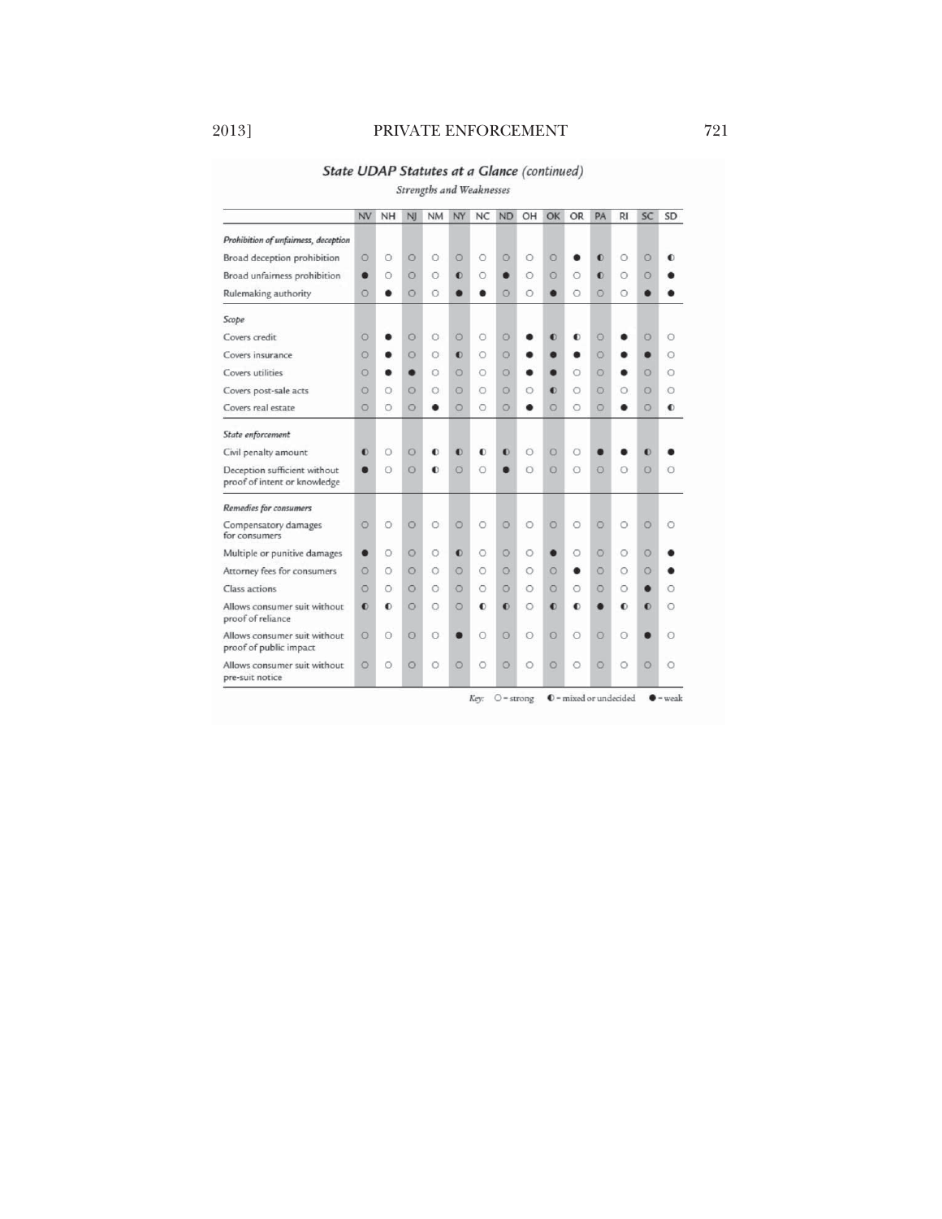## State UDAP Statutes at a Glance (continued)

*Strengths and Weaknesses*

| | NV | NH | NJ | NM | NY | NC | ND | OH | OK | OR | PA | RI | SC | SD |
|---|---|---|---|---|---|---|---|---|---|---|---|---|---|---|
| ***Prohibition of unfairness, deception*** | | | | | | | | | | | | | | |
| Broad deception prohibition | ○ | ○ | ○ | ○ | ○ | ○ | ○ | ○ | ○ | ● | ◐ | ○ | ○ | ◐ |
| Broad unfairness prohibition | ● | ○ | ○ | ○ | ◐ | ○ | ● | ○ | ○ | ○ | ◐ | ○ | ○ | ● |
| Rulemaking authority | ○ | ● | ○ | ○ | ● | ● | ○ | ○ | ● | ○ | ○ | ○ | ● | ● |
| ***Scope*** | | | | | | | | | | | | | | |
| Covers credit | ○ | ● | ○ | ○ | ○ | ○ | ○ | ● | ◐ | ◐ | ○ | ● | ○ | ○ |
| Covers insurance | ○ | ● | ○ | ○ | ◐ | ○ | ○ | ● | ● | ● | ○ | ● | ● | ○ |
| Covers utilities | ○ | ● | ● | ○ | ○ | ○ | ○ | ● | ● | ○ | ○ | ● | ○ | ○ |
| Covers post-sale acts | ○ | ○ | ○ | ○ | ○ | ○ | ○ | ○ | ◐ | ○ | ○ | ○ | ○ | ○ |
| Covers real estate | ○ | ○ | ○ | ● | ○ | ○ | ○ | ● | ○ | ○ | ○ | ● | ○ | ◐ |
| ***State enforcement*** | | | | | | | | | | | | | | |
| Civil penalty amount | ◐ | ○ | ○ | ◐ | ◐ | ◐ | ◐ | ○ | ○ | ○ | ● | ● | ◐ | ● |
| Deception sufficient without proof of intent or knowledge | ● | ○ | ○ | ◐ | ○ | ○ | ● | ○ | ○ | ○ | ○ | ○ | ○ | ○ |
| ***Remedies for consumers*** | | | | | | | | | | | | | | |
| Compensatory damages for consumers | ○ | ○ | ○ | ○ | ○ | ○ | ○ | ○ | ○ | ○ | ○ | ○ | ○ | ○ |
| Multiple or punitive damages | ● | ○ | ○ | ○ | ◐ | ○ | ○ | ○ | ● | ○ | ○ | ○ | ○ | ● |
| Attorney fees for consumers | ○ | ○ | ○ | ○ | ○ | ○ | ○ | ○ | ○ | ● | ○ | ○ | ○ | ● |
| Class actions | ○ | ○ | ○ | ○ | ○ | ○ | ○ | ○ | ○ | ○ | ○ | ○ | ● | ○ |
| Allows consumer suit without proof of reliance | ◐ | ◐ | ○ | ○ | ○ | ◐ | ◐ | ○ | ◐ | ◐ | ● | ◐ | ◐ | ○ |
| Allows consumer suit without proof of public impact | ○ | ○ | ○ | ○ | ● | ○ | ○ | ○ | ○ | ○ | ○ | ○ | ● | ○ |
| Allows consumer suit without pre-suit notice | ○ | ○ | ○ | ○ | ○ | ○ | ○ | ○ | ○ | ○ | ○ | ○ | ○ | ○ |

*Key:* ○ = strong ◐ = mixed or undecided ● = weak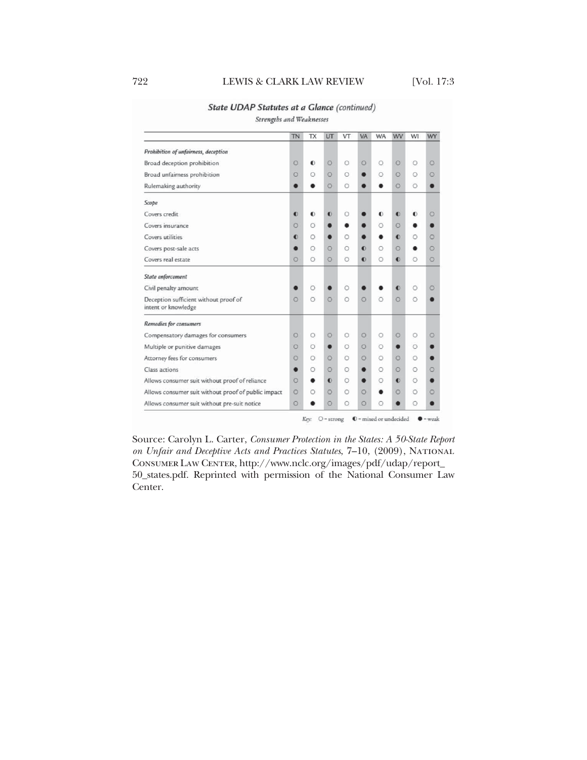**State UDAP Statutes at a Glance** *(continued)*

*Strengths and Weaknesses*

| | TN | TX | UT | VT | VA | WA | WV | WI | WY |
|---|---|---|---|---|---|---|---|---|---|
| ***Prohibition of unfairness, deception*** | | | | | | | | | |
| Broad deception prohibition | ○ | ◐ | ○ | ○ | ○ | ○ | ○ | ○ | ○ |
| Broad unfairness prohibition | ○ | ○ | ○ | ○ | ● | ○ | ○ | ○ | ○ |
| Rulemaking authority | ● | ● | ○ | ○ | ● | ● | ○ | ○ | ● |
| ***Scope*** | | | | | | | | | |
| Covers credit | ◐ | ◐ | ◐ | ○ | ● | ◐ | ◐ | ◐ | ○ |
| Covers insurance | ○ | ○ | ● | ● | ● | ○ | ○ | ● | ● |
| Covers utilities | ◐ | ○ | ● | ○ | ● | ● | ◐ | ○ | ○ |
| Covers post-sale acts | ● | ○ | ○ | ○ | ◐ | ○ | ○ | ● | ○ |
| Covers real estate | ○ | ○ | ○ | ○ | ◐ | ○ | ◐ | ○ | ○ |
| ***State enforcement*** | | | | | | | | | |
| Civil penalty amount | ● | ○ | ● | ○ | ● | ● | ◐ | ○ | ○ |
| Deception sufficient without proof of intent or knowledge | ○ | ○ | ○ | ○ | ○ | ○ | ○ | ○ | ● |
| ***Remedies for consumers*** | | | | | | | | | |
| Compensatory damages for consumers | ○ | ○ | ○ | ○ | ○ | ○ | ○ | ○ | ○ |
| Multiple or punitive damages | ○ | ○ | ● | ○ | ○ | ○ | ● | ○ | ● |
| Attorney fees for consumers | ○ | ○ | ○ | ○ | ○ | ○ | ○ | ○ | ● |
| Class actions | ● | ○ | ○ | ○ | ● | ○ | ○ | ○ | ○ |
| Allows consumer suit without proof of reliance | ○ | ● | ◐ | ○ | ● | ○ | ◐ | ○ | ● |
| Allows consumer suit without proof of public impact | ○ | ○ | ○ | ○ | ○ | ● | ○ | ○ | ○ |
| Allows consumer suit without pre-suit notice | ○ | ● | ○ | ○ | ○ | ○ | ● | ○ | ● |

*Key:* ○ = strong ◐ = mixed or undecided ● = weak

Source: Carolyn L. Carter, *Consumer Protection in the States: A 50-State Report on Unfair and Deceptive Acts and Practices Statutes*, 7–10, (2009), NATIONAL CONSUMER LAW CENTER, http://www.nclc.org/images/pdf/udap/report_50_states.pdf. Reprinted with permission of the National Consumer Law Center.